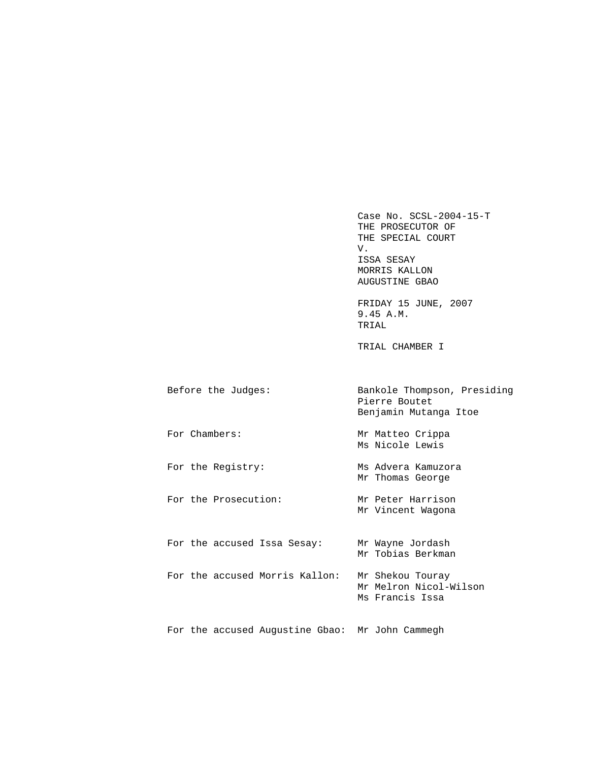Case No. SCSL-2004-15-T
THE PROSECUTOR OF
THE SPECIAL COURT
V.
ISSA SESAY
MORRIS KALLON
AUGUSTINE GBAO

FRIDAY 15 JUNE, 2007
9.45 A.M.
TRIAL

TRIAL CHAMBER I

| | |
|---|---|
| Before the Judges: | Bankole Thompson, Presiding<br>Pierre Boutet<br>Benjamin Mutanga Itoe |
| For Chambers: | Mr Matteo Crippa<br>Ms Nicole Lewis |
| For the Registry: | Ms Advera Kamuzora<br>Mr Thomas George |
| For the Prosecution: | Mr Peter Harrison<br>Mr Vincent Wagona |
| For the accused Issa Sesay: | Mr Wayne Jordash<br>Mr Tobias Berkman |
| For the accused Morris Kallon: | Mr Shekou Touray<br>Mr Melron Nicol-Wilson<br>Ms Francis Issa |
| For the accused Augustine Gbao: | Mr John Cammegh |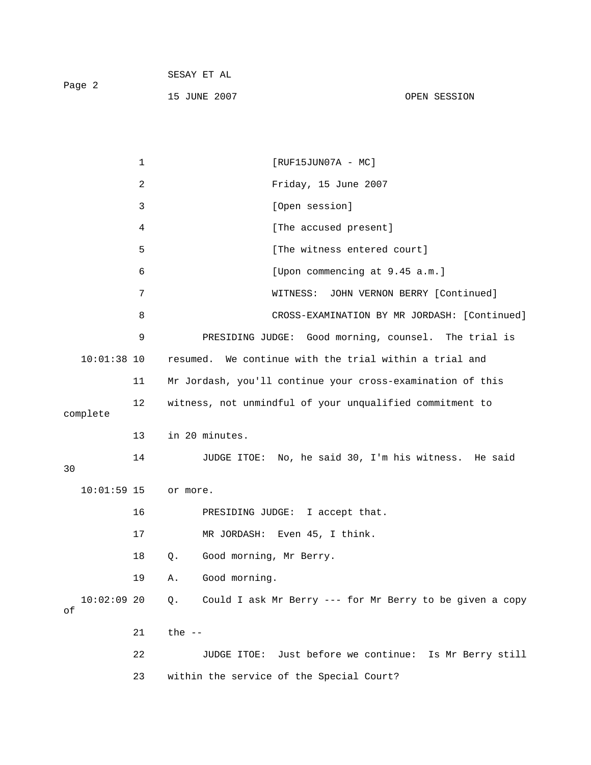[RUF15JUN07A - MC]

Friday, 15 June 2007

[Open session]

[The accused present]

[The witness entered court]

[Upon commencing at 9.45 a.m.]

WITNESS: JOHN VERNON BERRY [Continued]

CROSS-EXAMINATION BY MR JORDASH: [Continued]

PRESIDING JUDGE: Good morning, counsel. The trial is resumed. We continue with the trial within a trial and Mr Jordash, you'll continue your cross-examination of this witness, not unmindful of your unqualified commitment to complete in 20 minutes.

JUDGE ITOE: No, he said 30, I'm his witness. He said 30 or more.

PRESIDING JUDGE: I accept that.

MR JORDASH: Even 45, I think.

Q. Good morning, Mr Berry.

A. Good morning.

Q. Could I ask Mr Berry --- for Mr Berry to be given a copy of the --

JUDGE ITOE: Just before we continue: Is Mr Berry still within the service of the Special Court?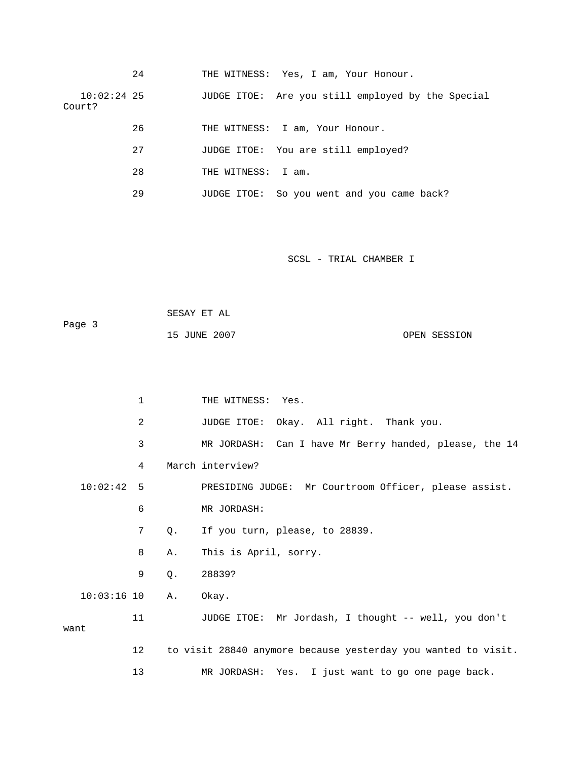24 THE WITNESS: Yes, I am, Your Honour.

10:02:24 25 JUDGE ITOE: Are you still employed by the Special Court?

26 THE WITNESS: I am, Your Honour.

27 JUDGE ITOE: You are still employed?

28 THE WITNESS: I am.

29 JUDGE ITOE: So you went and you came back?

1 THE WITNESS: Yes.

2 JUDGE ITOE: Okay. All right. Thank you.

3 MR JORDASH: Can I have Mr Berry handed, please, the 14

4 March interview?

10:02:42 5 PRESIDING JUDGE: Mr Courtroom Officer, please assist.

6 MR JORDASH:

7 Q. If you turn, please, to 28839.

8 A. This is April, sorry.

9 Q. 28839?

10:03:16 10 A. Okay.

11 JUDGE ITOE: Mr Jordash, I thought -- well, you don't want

12 to visit 28840 anymore because yesterday you wanted to visit.

13 MR JORDASH: Yes. I just want to go one page back.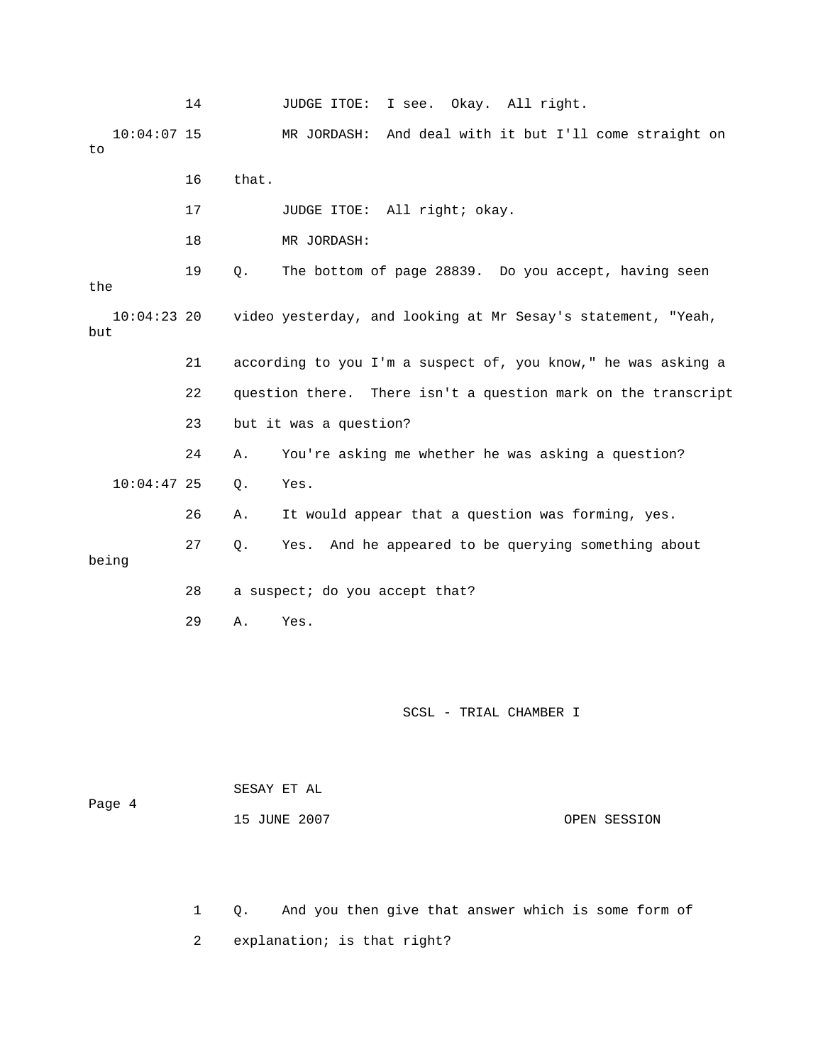14 JUDGE ITOE: I see. Okay. All right.

10:04:07 15 MR JORDASH: And deal with it but I'll come straight on to

16 that.

17 JUDGE ITOE: All right; okay.

18 MR JORDASH:

19 Q. The bottom of page 28839. Do you accept, having seen the

10:04:23 20 video yesterday, and looking at Mr Sesay's statement, "Yeah, but

21 according to you I'm a suspect of, you know," he was asking a

22 question there. There isn't a question mark on the transcript

23 but it was a question?

24 A. You're asking me whether he was asking a question?

10:04:47 25 Q. Yes.

26 A. It would appear that a question was forming, yes.

27 Q. Yes. And he appeared to be querying something about being

28 a suspect; do you accept that?

29 A. Yes.

1 Q. And you then give that answer which is some form of

2 explanation; is that right?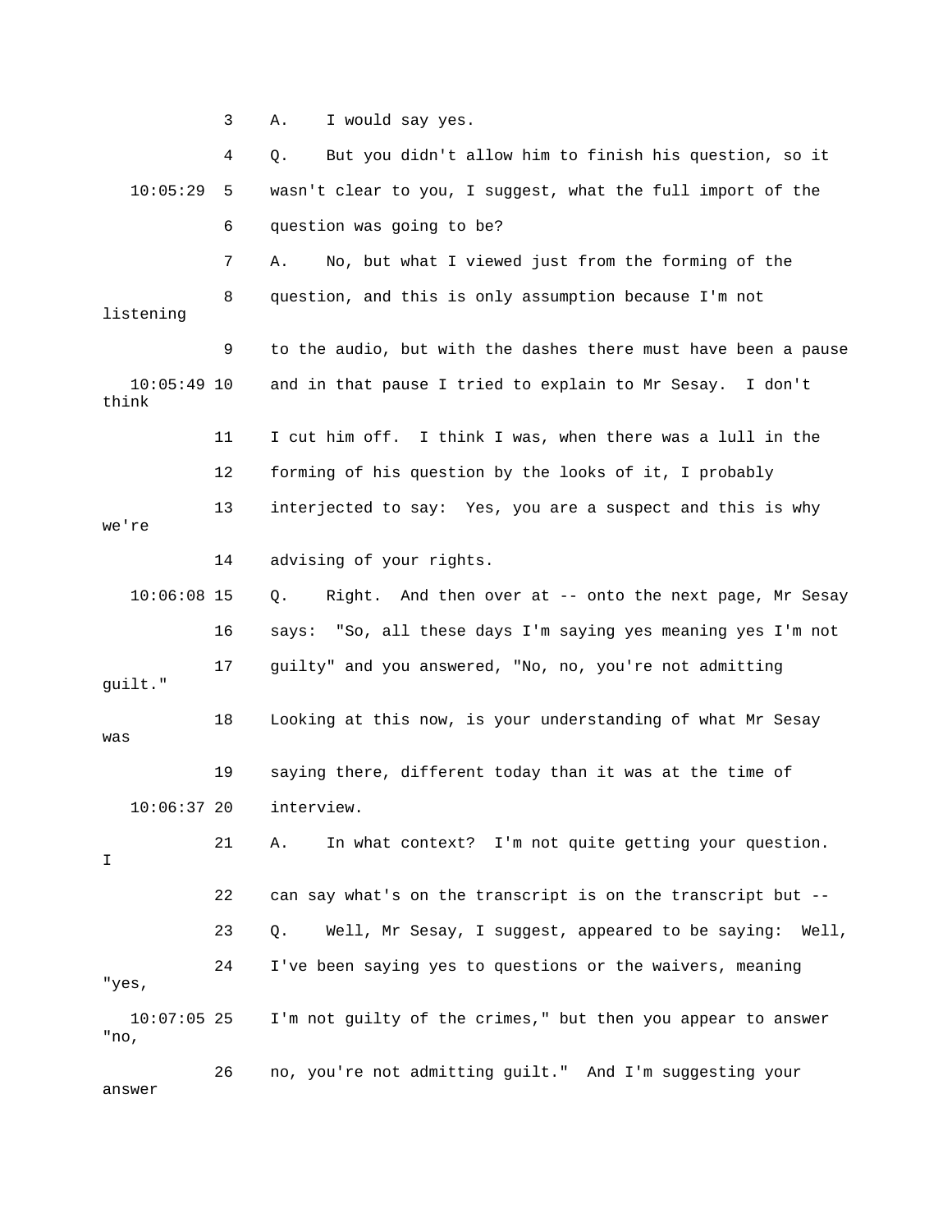3 A. I would say yes.

4 Q. But you didn't allow him to finish his question, so it

10:05:29 5 wasn't clear to you, I suggest, what the full import of the

6 question was going to be?

7 A. No, but what I viewed just from the forming of the

8 question, and this is only assumption because I'm not listening

9 to the audio, but with the dashes there must have been a pause

10:05:49 10 and in that pause I tried to explain to Mr Sesay. I don't think

11 I cut him off. I think I was, when there was a lull in the

12 forming of his question by the looks of it, I probably

13 interjected to say: Yes, you are a suspect and this is why we're

14 advising of your rights.

10:06:08 15 Q. Right. And then over at -- onto the next page, Mr Sesay

16 says: "So, all these days I'm saying yes meaning yes I'm not

17 guilty" and you answered, "No, no, you're not admitting guilt."

18 Looking at this now, is your understanding of what Mr Sesay was

19 saying there, different today than it was at the time of

10:06:37 20 interview.

21 A. In what context? I'm not quite getting your question. I

22 can say what's on the transcript is on the transcript but --

23 Q. Well, Mr Sesay, I suggest, appeared to be saying: Well,

24 I've been saying yes to questions or the waivers, meaning "yes,

10:07:05 25 I'm not guilty of the crimes," but then you appear to answer "no,

26 no, you're not admitting guilt." And I'm suggesting your answer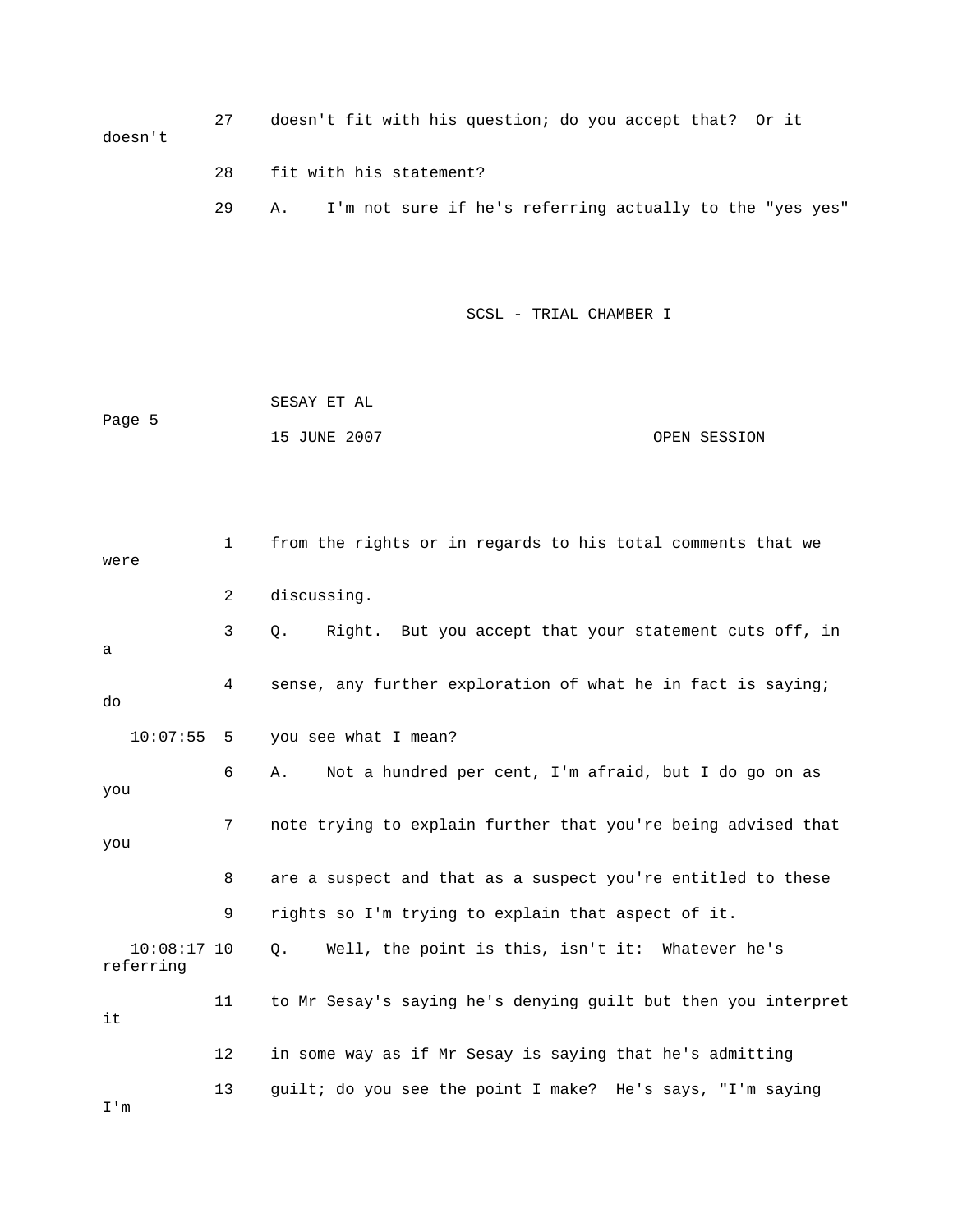27 doesn't fit with his question; do you accept that? Or it doesn't

28 fit with his statement?

29 A. I'm not sure if he's referring actually to the "yes yes"

1 from the rights or in regards to his total comments that we were

2 discussing.

3 Q. Right. But you accept that your statement cuts off, in a

4 sense, any further exploration of what he in fact is saying; do

10:07:55 5 you see what I mean?

6 A. Not a hundred per cent, I'm afraid, but I do go on as you

7 note trying to explain further that you're being advised that you

8 are a suspect and that as a suspect you're entitled to these

9 rights so I'm trying to explain that aspect of it.

10:08:17 10 Q. Well, the point is this, isn't it: Whatever he's referring

11 to Mr Sesay's saying he's denying guilt but then you interpret it

12 in some way as if Mr Sesay is saying that he's admitting

13 guilt; do you see the point I make? He's says, "I'm saying I'm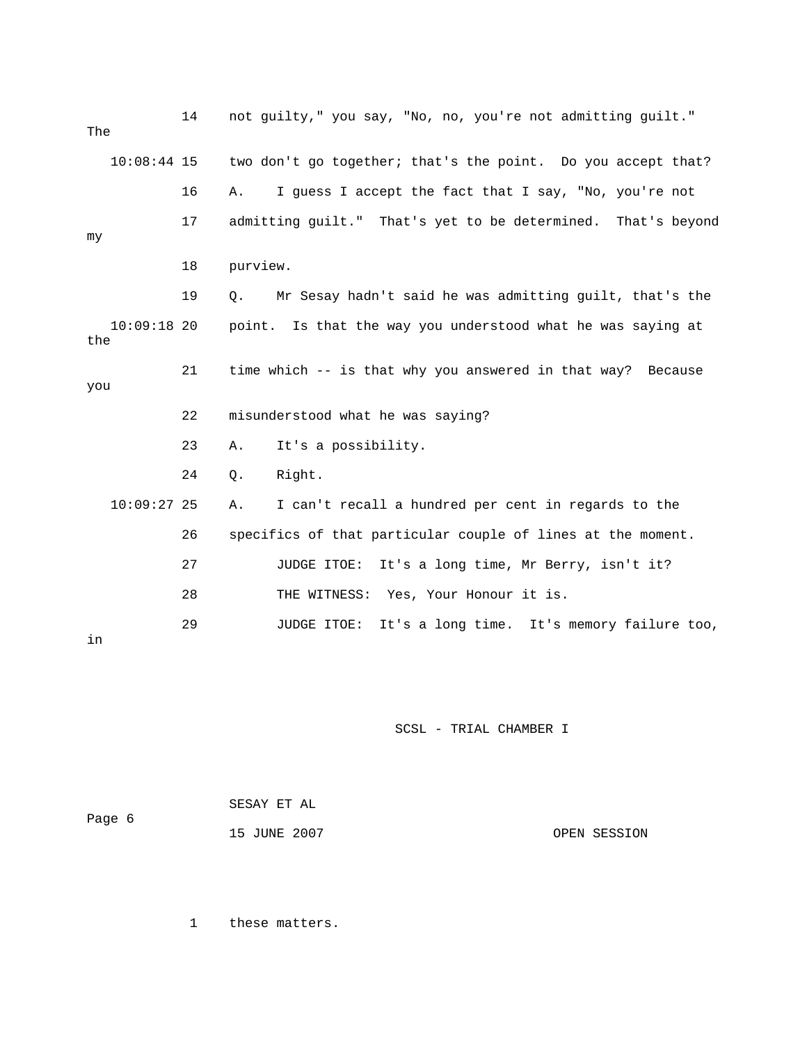14 not guilty," you say, "No, no, you're not admitting guilt." The

10:08:44 15 two don't go together; that's the point. Do you accept that?

16 A. I guess I accept the fact that I say, "No, you're not

17 admitting guilt." That's yet to be determined. That's beyond my

18 purview.

19 Q. Mr Sesay hadn't said he was admitting guilt, that's the

10:09:18 20 point. Is that the way you understood what he was saying at the

21 time which -- is that why you answered in that way? Because you

22 misunderstood what he was saying?

23 A. It's a possibility.

24 Q. Right.

10:09:27 25 A. I can't recall a hundred per cent in regards to the

26 specifics of that particular couple of lines at the moment.

27 JUDGE ITOE: It's a long time, Mr Berry, isn't it?

28 THE WITNESS: Yes, Your Honour it is.

29 JUDGE ITOE: It's a long time. It's memory failure too, in

1 these matters.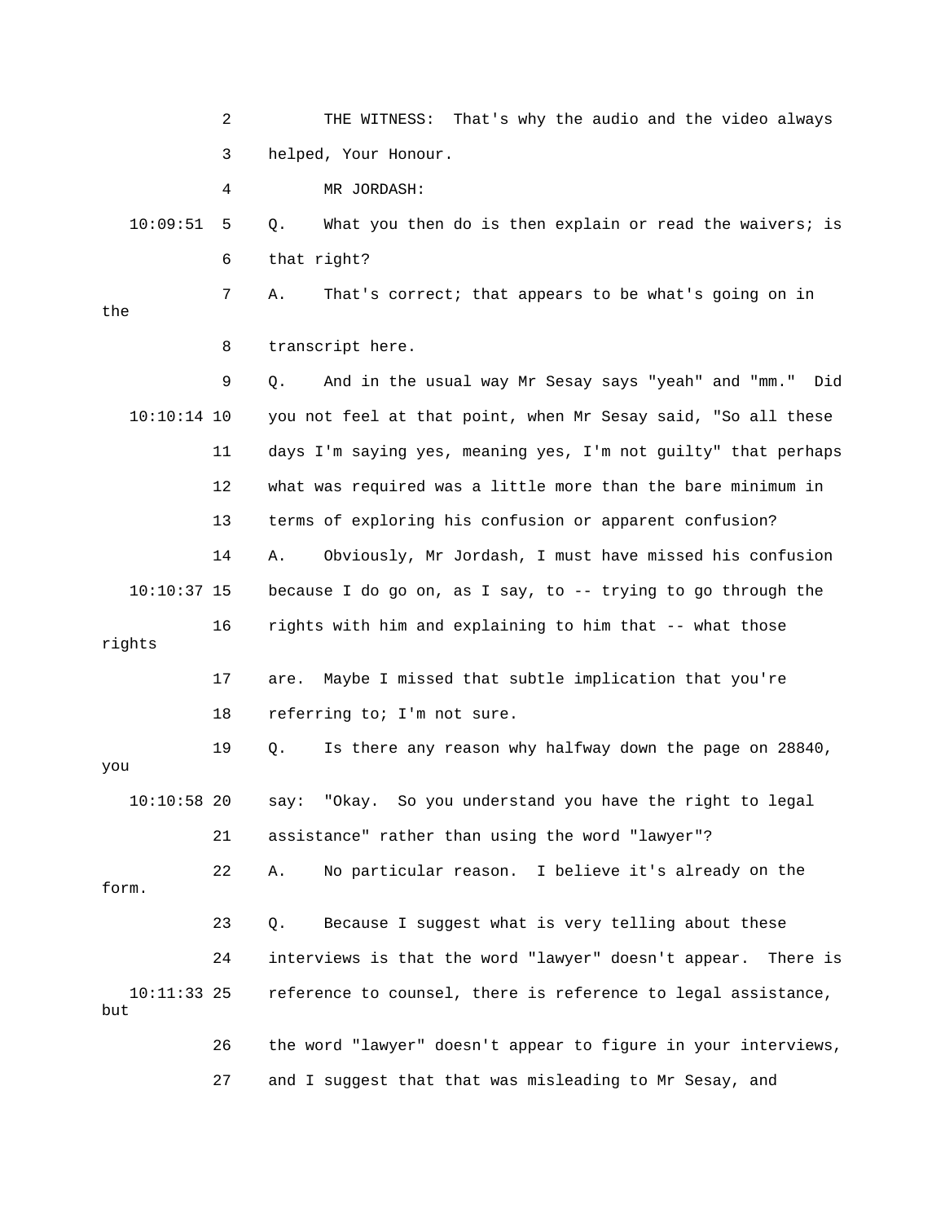2 THE WITNESS: That's why the audio and the video always

3 helped, Your Honour.

4 MR JORDASH:

10:09:51 5 Q. What you then do is then explain or read the waivers; is

6 that right?

7 A. That's correct; that appears to be what's going on in the

8 transcript here.

9 Q. And in the usual way Mr Sesay says "yeah" and "mm." Did

10:10:14 10 you not feel at that point, when Mr Sesay said, "So all these

11 days I'm saying yes, meaning yes, I'm not guilty" that perhaps

12 what was required was a little more than the bare minimum in

13 terms of exploring his confusion or apparent confusion?

14 A. Obviously, Mr Jordash, I must have missed his confusion

10:10:37 15 because I do go on, as I say, to -- trying to go through the

16 rights with him and explaining to him that -- what those rights

17 are. Maybe I missed that subtle implication that you're

18 referring to; I'm not sure.

19 Q. Is there any reason why halfway down the page on 28840, you

10:10:58 20 say: "Okay. So you understand you have the right to legal

21 assistance" rather than using the word "lawyer"?

22 A. No particular reason. I believe it's already on the form.

23 Q. Because I suggest what is very telling about these

24 interviews is that the word "lawyer" doesn't appear. There is

10:11:33 25 reference to counsel, there is reference to legal assistance, but

26 the word "lawyer" doesn't appear to figure in your interviews,

27 and I suggest that that was misleading to Mr Sesay, and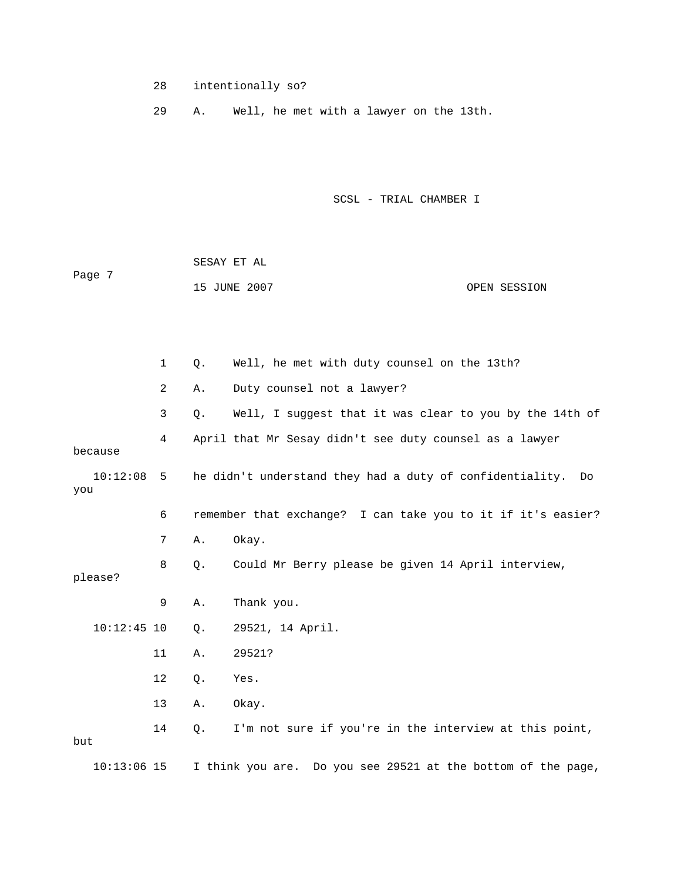28 intentionally so?

29 A. Well, he met with a lawyer on the 13th.

1 Q. Well, he met with duty counsel on the 13th?

2 A. Duty counsel not a lawyer?

3 Q. Well, I suggest that it was clear to you by the 14th of

4 April that Mr Sesay didn't see duty counsel as a lawyer because

10:12:08 5 he didn't understand they had a duty of confidentiality. Do you

6 remember that exchange? I can take you to it if it's easier?

7 A. Okay.

8 Q. Could Mr Berry please be given 14 April interview, please?

9 A. Thank you.

10:12:45 10 Q. 29521, 14 April.

11 A. 29521?

12 Q. Yes.

13 A. Okay.

14 Q. I'm not sure if you're in the interview at this point, but

10:13:06 15 I think you are. Do you see 29521 at the bottom of the page,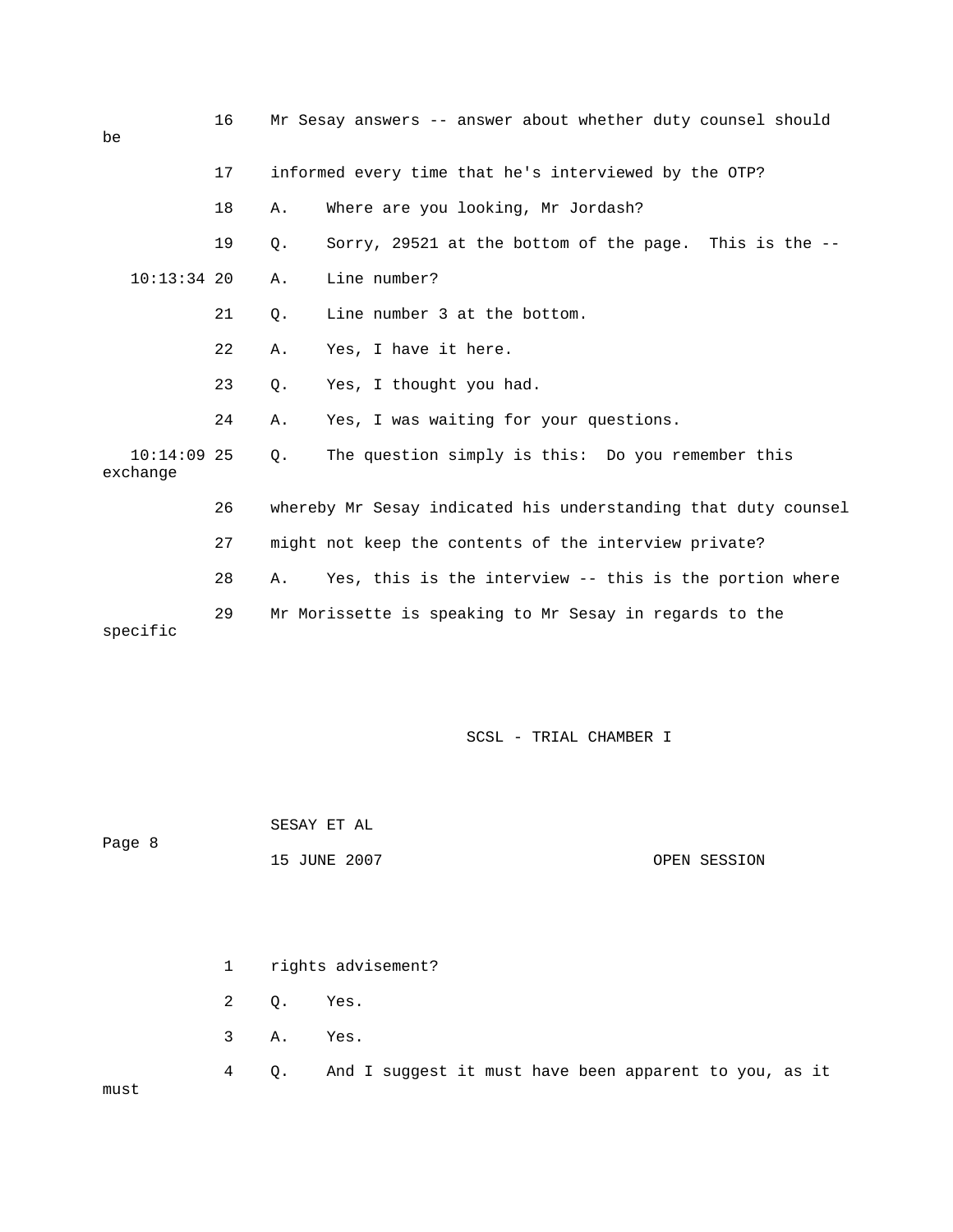16 Mr Sesay answers -- answer about whether duty counsel should be

17 informed every time that he's interviewed by the OTP?

18 A. Where are you looking, Mr Jordash?

19 Q. Sorry, 29521 at the bottom of the page. This is the --

10:13:34 20 A. Line number?

21 Q. Line number 3 at the bottom.

22 A. Yes, I have it here.

23 Q. Yes, I thought you had.

24 A. Yes, I was waiting for your questions.

10:14:09 25 Q. The question simply is this: Do you remember this exchange

26 whereby Mr Sesay indicated his understanding that duty counsel

27 might not keep the contents of the interview private?

28 A. Yes, this is the interview -- this is the portion where

29 Mr Morissette is speaking to Mr Sesay in regards to the specific

1 rights advisement?

2 Q. Yes.

3 A. Yes.

4 Q. And I suggest it must have been apparent to you, as it must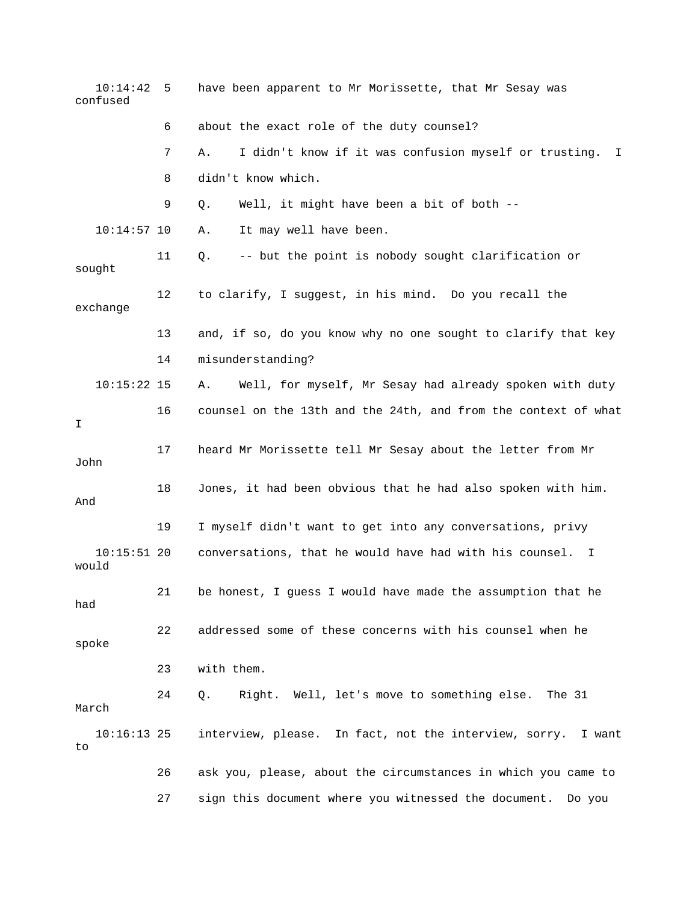10:14:42 5 have been apparent to Mr Morissette, that Mr Sesay was confused

6 about the exact role of the duty counsel?

7 A. I didn't know if it was confusion myself or trusting. I

8 didn't know which.

9 Q. Well, it might have been a bit of both --

10:14:57 10 A. It may well have been.

11 Q. -- but the point is nobody sought clarification or sought

12 to clarify, I suggest, in his mind. Do you recall the exchange

13 and, if so, do you know why no one sought to clarify that key

14 misunderstanding?

10:15:22 15 A. Well, for myself, Mr Sesay had already spoken with duty

16 counsel on the 13th and the 24th, and from the context of what I

17 heard Mr Morissette tell Mr Sesay about the letter from Mr John

18 Jones, it had been obvious that he had also spoken with him. And

19 I myself didn't want to get into any conversations, privy

10:15:51 20 conversations, that he would have had with his counsel. I would

21 be honest, I guess I would have made the assumption that he had

22 addressed some of these concerns with his counsel when he spoke

23 with them.

24 Q. Right. Well, let's move to something else. The 31 March

10:16:13 25 interview, please. In fact, not the interview, sorry. I want to

26 ask you, please, about the circumstances in which you came to

27 sign this document where you witnessed the document. Do you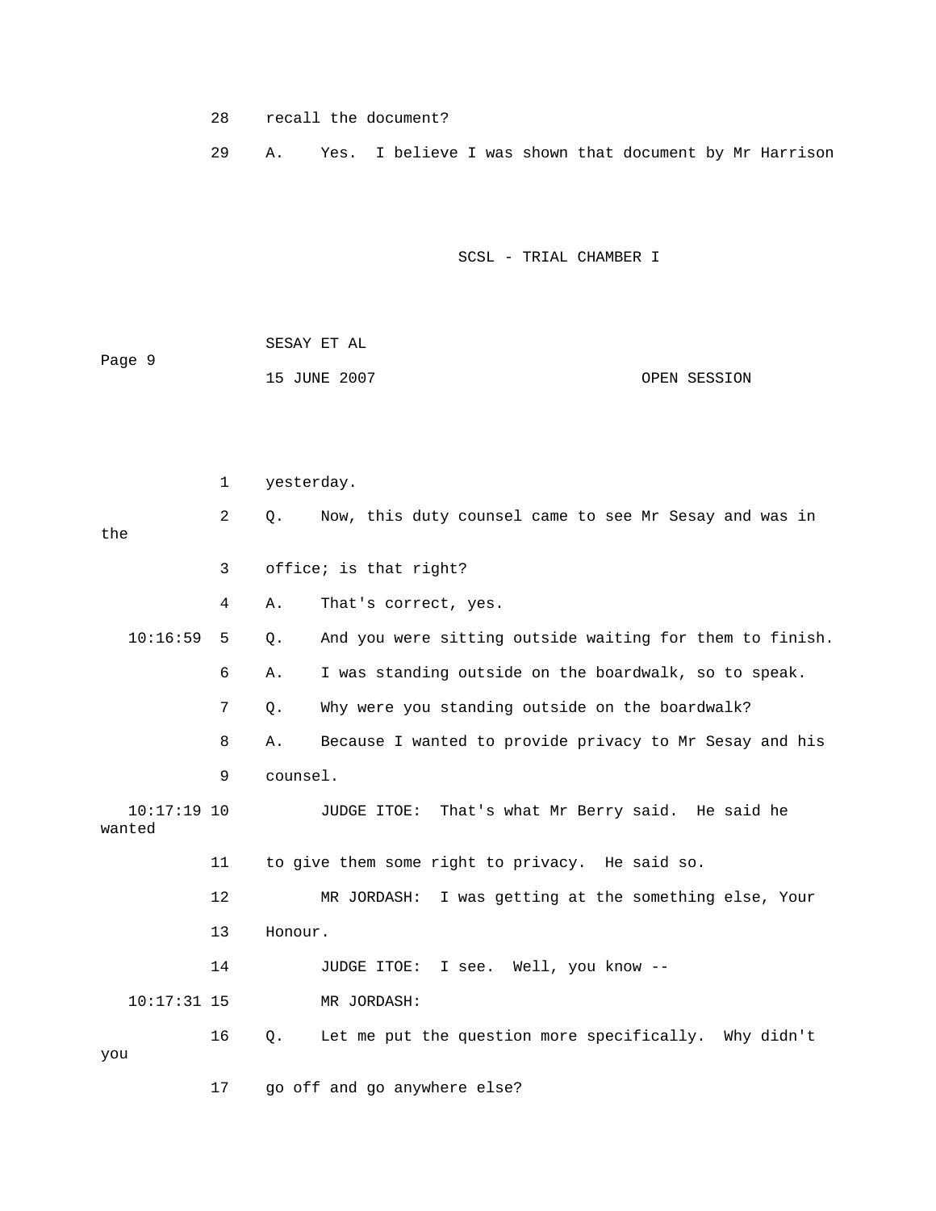28 recall the document?

29 A. Yes. I believe I was shown that document by Mr Harrison

1 yesterday.

2 Q. Now, this duty counsel came to see Mr Sesay and was in the

3 office; is that right?

4 A. That's correct, yes.

10:16:59 5 Q. And you were sitting outside waiting for them to finish.

6 A. I was standing outside on the boardwalk, so to speak.

7 Q. Why were you standing outside on the boardwalk?

8 A. Because I wanted to provide privacy to Mr Sesay and his

9 counsel.

10:17:19 10 JUDGE ITOE: That's what Mr Berry said. He said he wanted

11 to give them some right to privacy. He said so.

12 MR JORDASH: I was getting at the something else, Your

13 Honour.

14 JUDGE ITOE: I see. Well, you know --

10:17:31 15 MR JORDASH:

16 Q. Let me put the question more specifically. Why didn't you

17 go off and go anywhere else?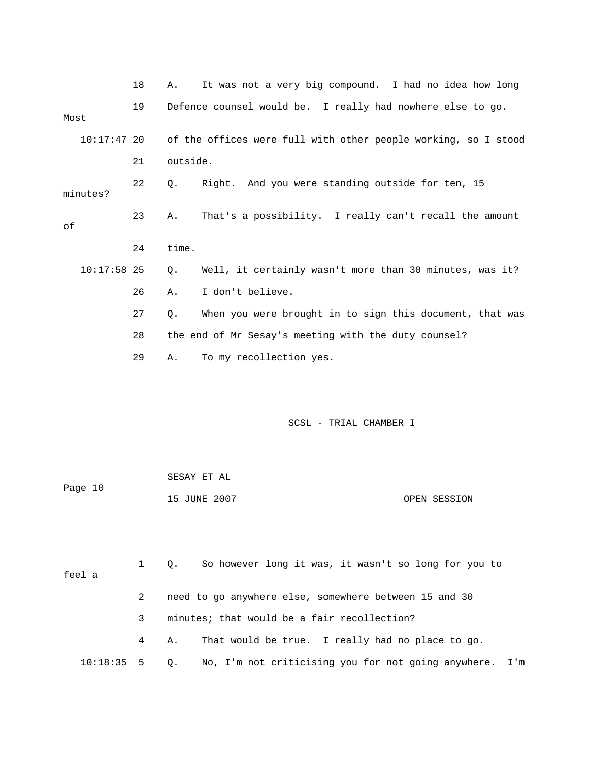18 A. It was not a very big compound. I had no idea how long

19 Defence counsel would be. I really had nowhere else to go. Most

10:17:47 20 of the offices were full with other people working, so I stood

21 outside.

22 Q. Right. And you were standing outside for ten, 15 minutes?

23 A. That's a possibility. I really can't recall the amount of

24 time.

10:17:58 25 Q. Well, it certainly wasn't more than 30 minutes, was it?

26 A. I don't believe.

27 Q. When you were brought in to sign this document, that was

28 the end of Mr Sesay's meeting with the duty counsel?

29 A. To my recollection yes.

SCSL - TRIAL CHAMBER I

SESAY ET AL

Page 10

15 JUNE 2007 OPEN SESSION

1 Q. So however long it was, it wasn't so long for you to feel a

2 need to go anywhere else, somewhere between 15 and 30

3 minutes; that would be a fair recollection?

4 A. That would be true. I really had no place to go.

10:18:35 5 Q. No, I'm not criticising you for not going anywhere. I'm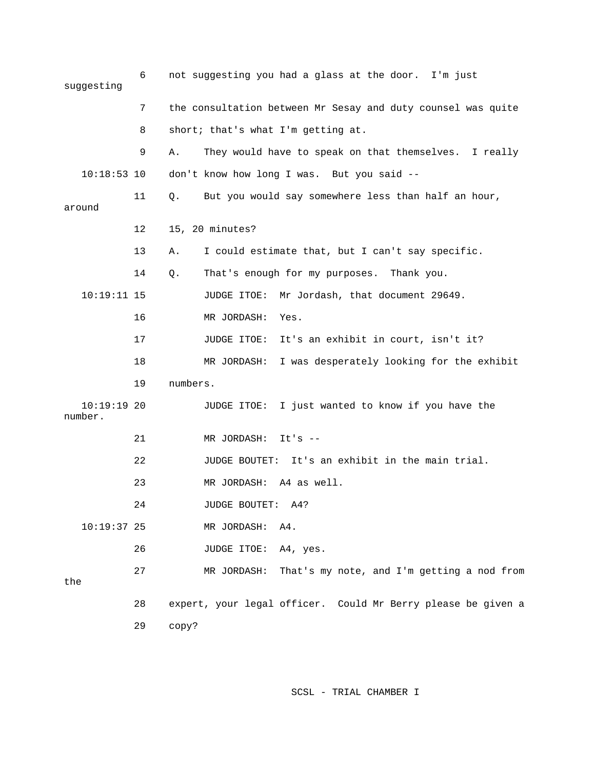6 not suggesting you had a glass at the door. I'm just suggesting

7 the consultation between Mr Sesay and duty counsel was quite

8 short; that's what I'm getting at.

9 A. They would have to speak on that themselves. I really

10:18:53 10 don't know how long I was. But you said --

11 Q. But you would say somewhere less than half an hour, around

12 15, 20 minutes?

13 A. I could estimate that, but I can't say specific.

14 Q. That's enough for my purposes. Thank you.

10:19:11 15 JUDGE ITOE: Mr Jordash, that document 29649.

16 MR JORDASH: Yes.

17 JUDGE ITOE: It's an exhibit in court, isn't it?

18 MR JORDASH: I was desperately looking for the exhibit

19 numbers.

10:19:19 20 JUDGE ITOE: I just wanted to know if you have the number.

21 MR JORDASH: It's --

22 JUDGE BOUTET: It's an exhibit in the main trial.

23 MR JORDASH: A4 as well.

24 JUDGE BOUTET: A4?

10:19:37 25 MR JORDASH: A4.

26 JUDGE ITOE: A4, yes.

27 MR JORDASH: That's my note, and I'm getting a nod from the

28 expert, your legal officer. Could Mr Berry please be given a

29 copy?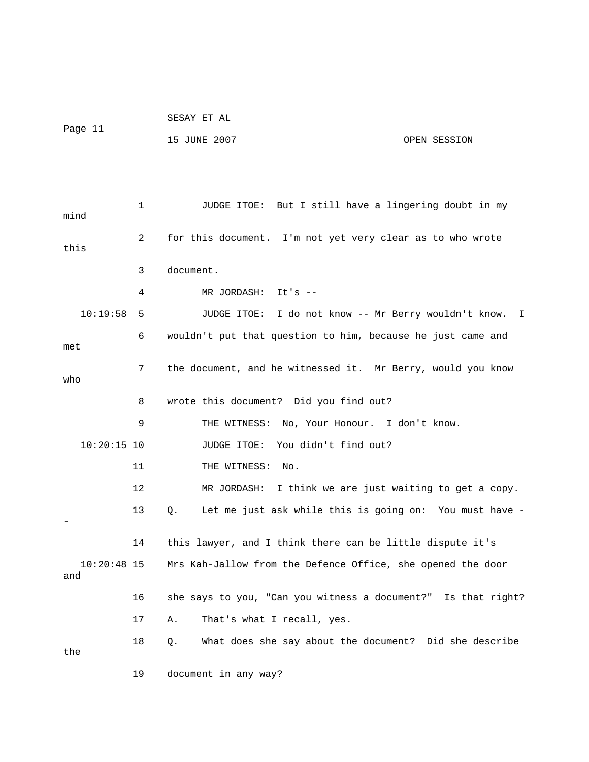1 JUDGE ITOE: But I still have a lingering doubt in my mind

2 for this document. I'm not yet very clear as to who wrote this

3 document.

4 MR JORDASH: It's --

10:19:58 5 JUDGE ITOE: I do not know -- Mr Berry wouldn't know. I

6 wouldn't put that question to him, because he just came and met

7 the document, and he witnessed it. Mr Berry, would you know who

8 wrote this document? Did you find out?

9 THE WITNESS: No, Your Honour. I don't know.

10:20:15 10 JUDGE ITOE: You didn't find out?

11 THE WITNESS: No.

12 MR JORDASH: I think we are just waiting to get a copy.

13 Q. Let me just ask while this is going on: You must have --

14 this lawyer, and I think there can be little dispute it's

10:20:48 15 Mrs Kah-Jallow from the Defence Office, she opened the door and

16 she says to you, "Can you witness a document?" Is that right?

17 A. That's what I recall, yes.

18 Q. What does she say about the document? Did she describe the

19 document in any way?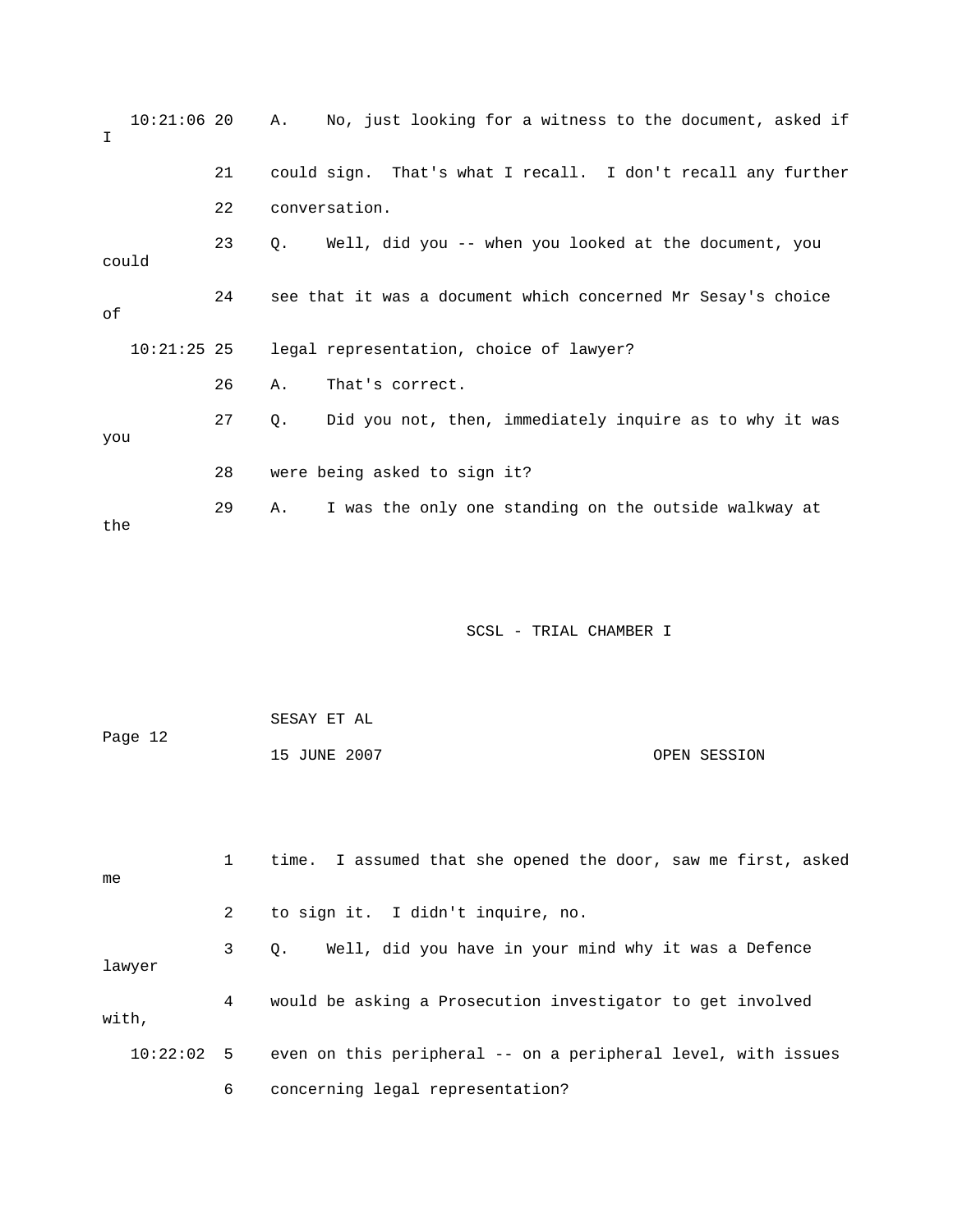10:21:06 20 A. No, just looking for a witness to the document, asked if I

21 could sign. That's what I recall. I don't recall any further

22 conversation.

23 Q. Well, did you -- when you looked at the document, you could

24 see that it was a document which concerned Mr Sesay's choice of

10:21:25 25 legal representation, choice of lawyer?

26 A. That's correct.

27 Q. Did you not, then, immediately inquire as to why it was you

28 were being asked to sign it?

29 A. I was the only one standing on the outside walkway at the

1 time. I assumed that she opened the door, saw me first, asked me

2 to sign it. I didn't inquire, no.

3 Q. Well, did you have in your mind why it was a Defence lawyer

4 would be asking a Prosecution investigator to get involved with,

10:22:02 5 even on this peripheral -- on a peripheral level, with issues

6 concerning legal representation?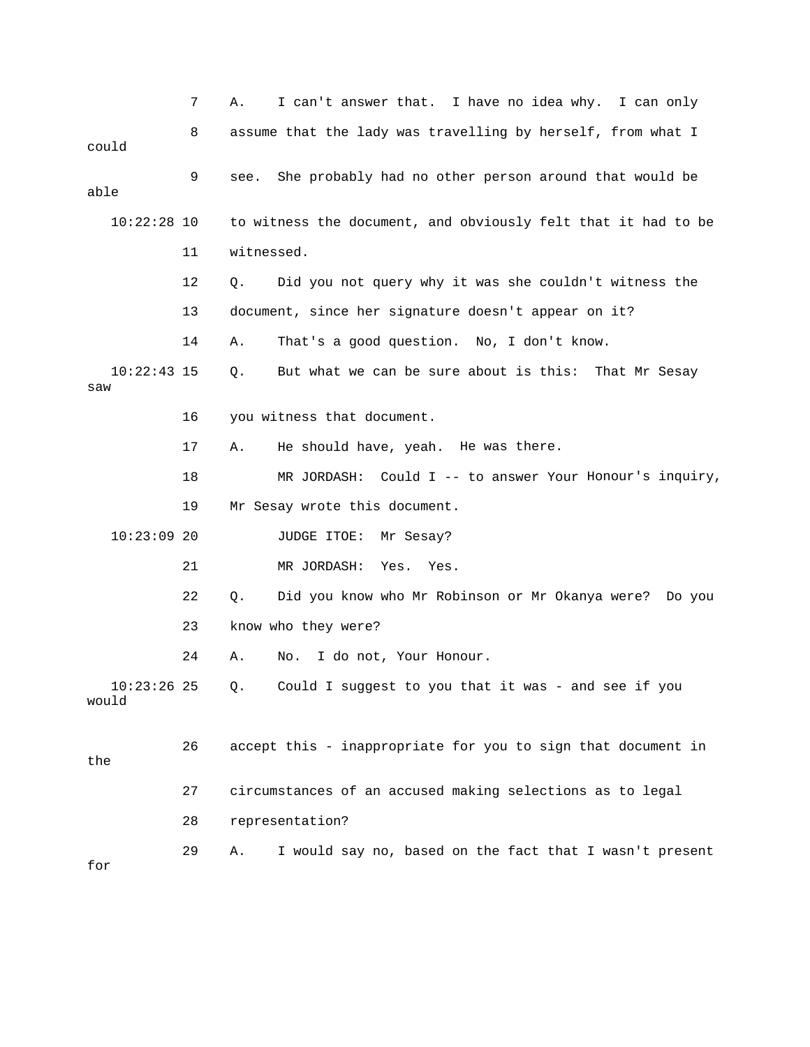7 A. I can't answer that. I have no idea why. I can only

8 assume that the lady was travelling by herself, from what I could

9 see. She probably had no other person around that would be able

10:22:28 10 to witness the document, and obviously felt that it had to be

11 witnessed.

12 Q. Did you not query why it was she couldn't witness the

13 document, since her signature doesn't appear on it?

14 A. That's a good question. No, I don't know.

10:22:43 15 Q. But what we can be sure about is this: That Mr Sesay saw

16 you witness that document.

17 A. He should have, yeah. He was there.

18 MR JORDASH: Could I -- to answer Your Honour's inquiry,

19 Mr Sesay wrote this document.

10:23:09 20 JUDGE ITOE: Mr Sesay?

21 MR JORDASH: Yes. Yes.

22 Q. Did you know who Mr Robinson or Mr Okanya were? Do you

23 know who they were?

24 A. No. I do not, Your Honour.

10:23:26 25 Q. Could I suggest to you that it was - and see if you would

26 accept this - inappropriate for you to sign that document in the

27 circumstances of an accused making selections as to legal

28 representation?

29 A. I would say no, based on the fact that I wasn't present for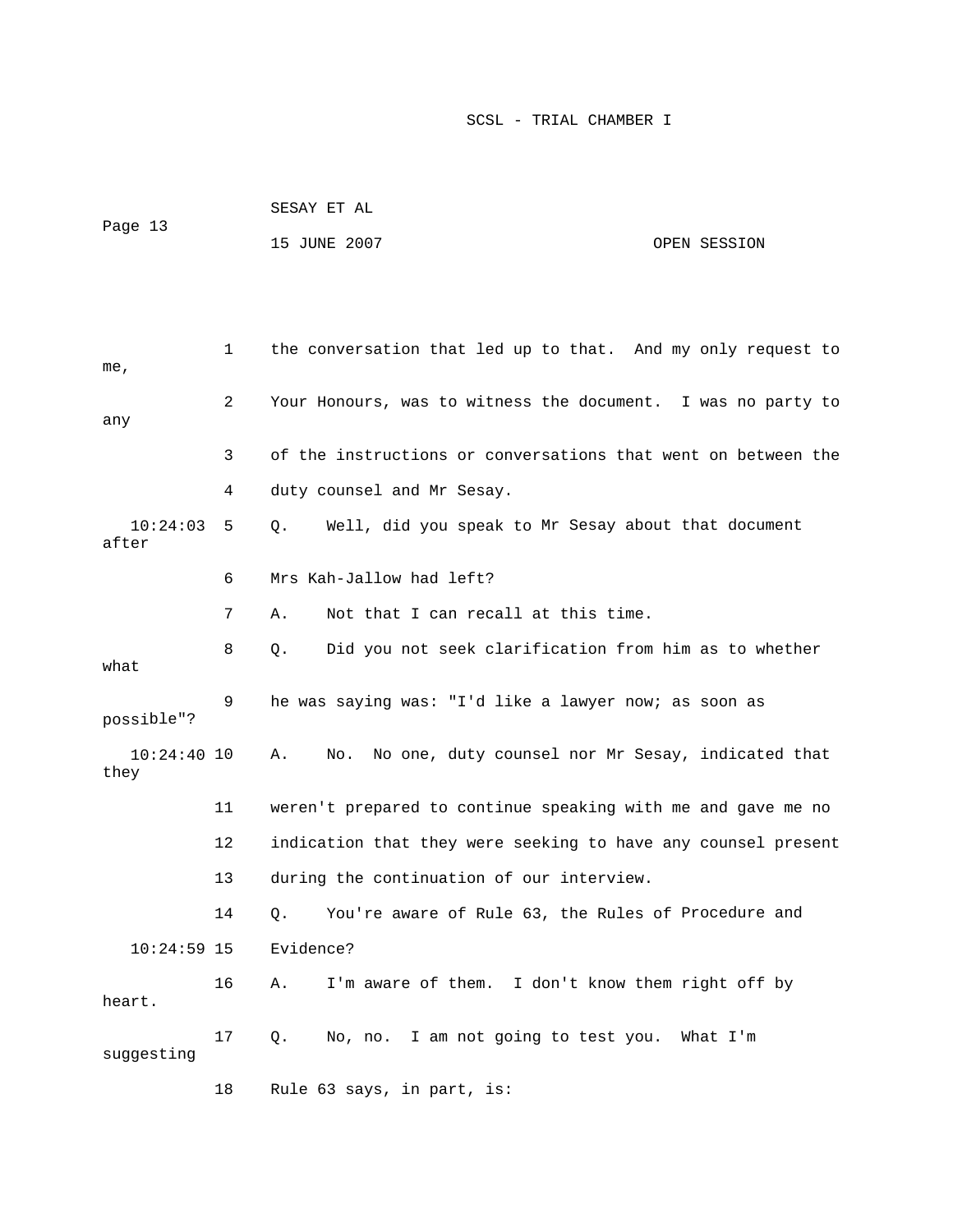1 the conversation that led up to that. And my only request to me,

2 Your Honours, was to witness the document. I was no party to any

3 of the instructions or conversations that went on between the

4 duty counsel and Mr Sesay.

10:24:03 5 Q. Well, did you speak to Mr Sesay about that document after

6 Mrs Kah-Jallow had left?

7 A. Not that I can recall at this time.

8 Q. Did you not seek clarification from him as to whether what

9 he was saying was: "I'd like a lawyer now; as soon as possible"?

10:24:40 10 A. No. No one, duty counsel nor Mr Sesay, indicated that they

11 weren't prepared to continue speaking with me and gave me no

12 indication that they were seeking to have any counsel present

13 during the continuation of our interview.

14 Q. You're aware of Rule 63, the Rules of Procedure and

10:24:59 15 Evidence?

16 A. I'm aware of them. I don't know them right off by heart.

17 Q. No, no. I am not going to test you. What I'm suggesting

18 Rule 63 says, in part, is: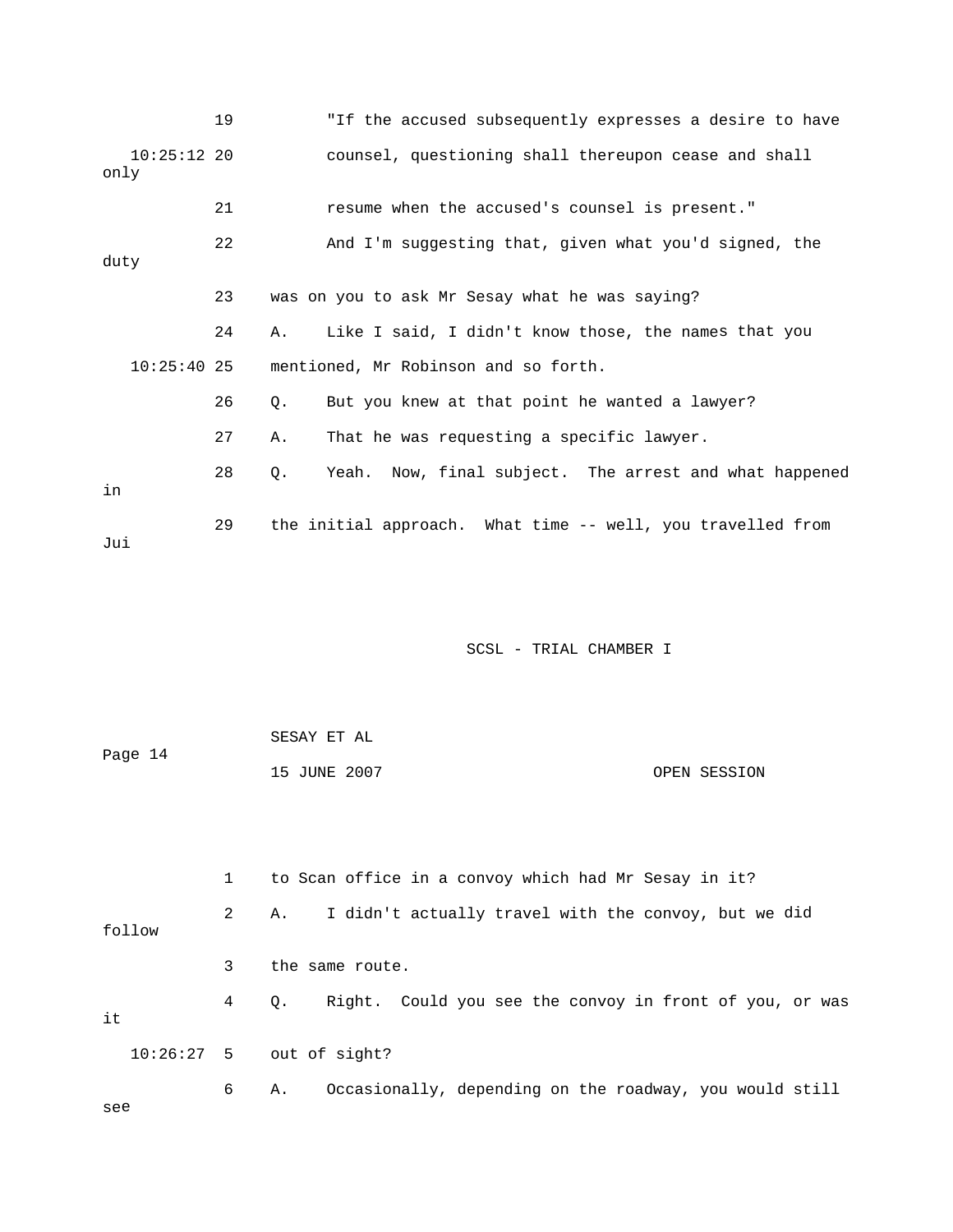19 "If the accused subsequently expresses a desire to have

10:25:12 20 counsel, questioning shall thereupon cease and shall only

21 resume when the accused's counsel is present."

22 And I'm suggesting that, given what you'd signed, the duty

23 was on you to ask Mr Sesay what he was saying?

24 A. Like I said, I didn't know those, the names that you

10:25:40 25 mentioned, Mr Robinson and so forth.

26 Q. But you knew at that point he wanted a lawyer?

27 A. That he was requesting a specific lawyer.

28 Q. Yeah. Now, final subject. The arrest and what happened in

29 the initial approach. What time -- well, you travelled from Jui

SESAY ET AL

Page 14

15 JUNE 2007 OPEN SESSION

1 to Scan office in a convoy which had Mr Sesay in it?

2 A. I didn't actually travel with the convoy, but we did follow

3 the same route.

4 Q. Right. Could you see the convoy in front of you, or was it

10:26:27 5 out of sight?

6 A. Occasionally, depending on the roadway, you would still see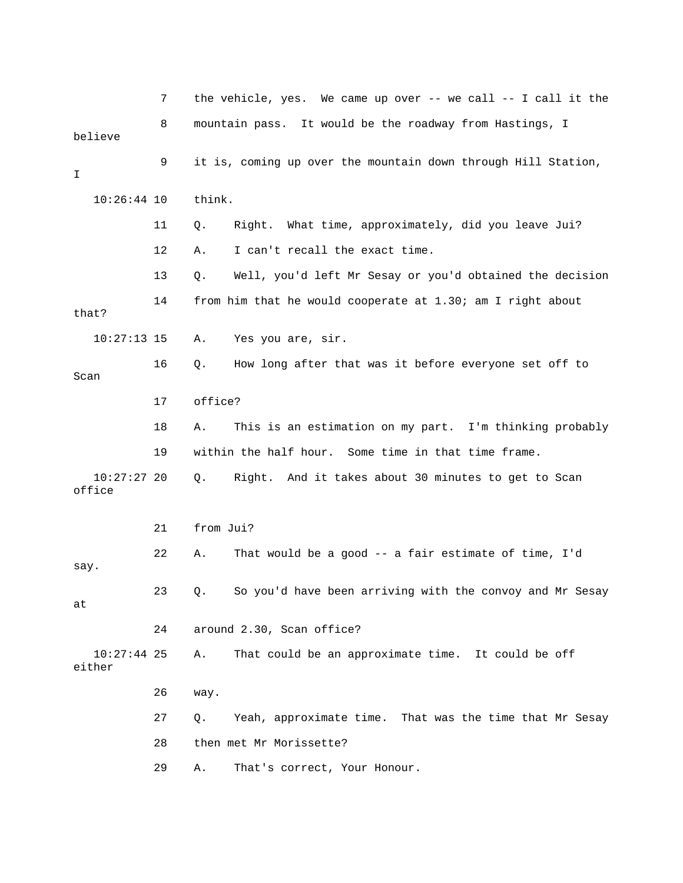7 the vehicle, yes. We came up over -- we call -- I call it the

8 mountain pass. It would be the roadway from Hastings, I believe

9 it is, coming up over the mountain down through Hill Station, I

10:26:44 10 think.

11 Q. Right. What time, approximately, did you leave Jui?

12 A. I can't recall the exact time.

13 Q. Well, you'd left Mr Sesay or you'd obtained the decision

14 from him that he would cooperate at 1.30; am I right about that?

10:27:13 15 A. Yes you are, sir.

16 Q. How long after that was it before everyone set off to Scan

17 office?

18 A. This is an estimation on my part. I'm thinking probably

19 within the half hour. Some time in that time frame.

10:27:27 20 Q. Right. And it takes about 30 minutes to get to Scan office

21 from Jui?

22 A. That would be a good -- a fair estimate of time, I'd say.

23 Q. So you'd have been arriving with the convoy and Mr Sesay at

24 around 2.30, Scan office?

10:27:44 25 A. That could be an approximate time. It could be off either

26 way.

27 Q. Yeah, approximate time. That was the time that Mr Sesay

28 then met Mr Morissette?

29 A. That's correct, Your Honour.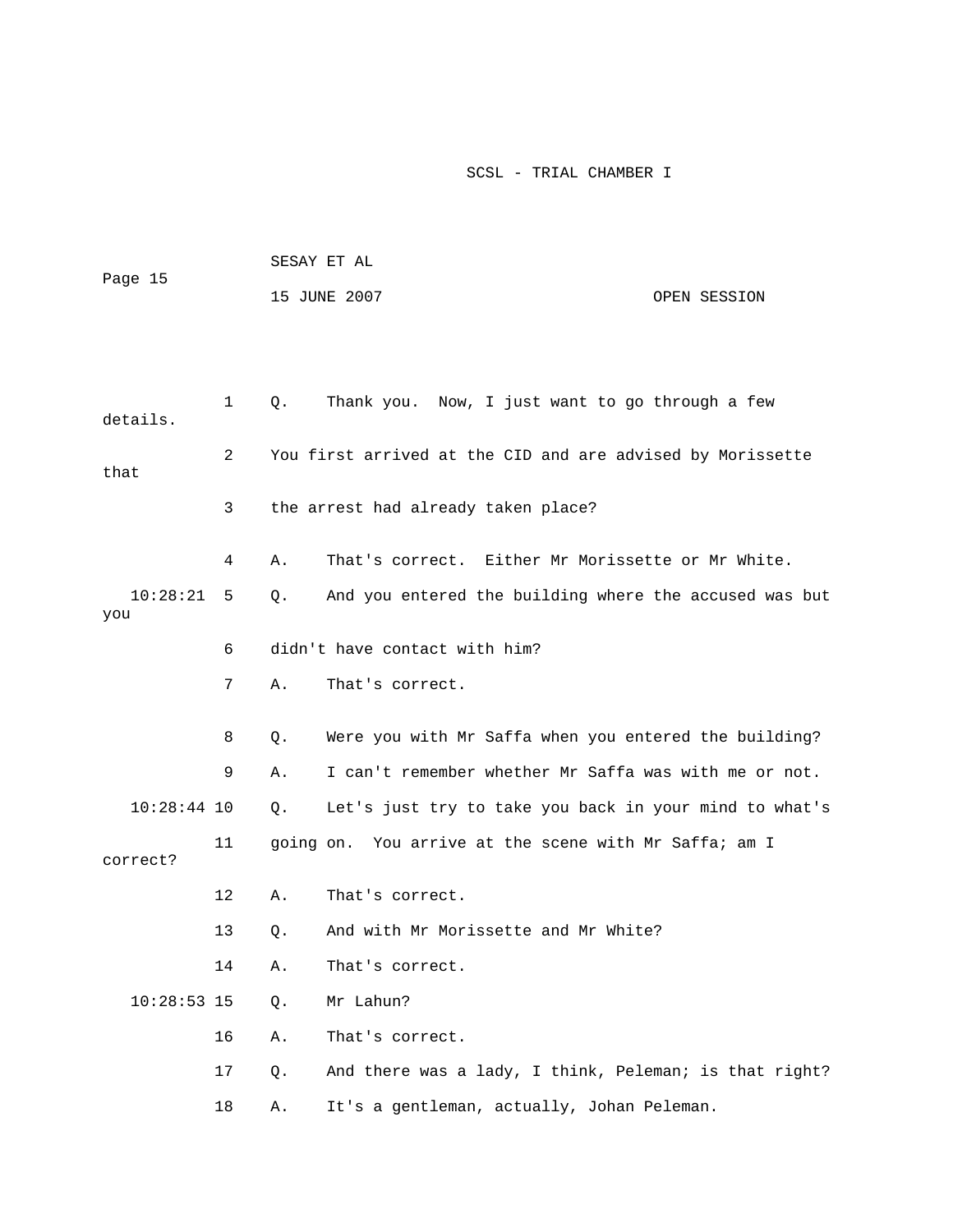1 Q. Thank you. Now, I just want to go through a few details.

2 You first arrived at the CID and are advised by Morissette that

3 the arrest had already taken place?

4 A. That's correct. Either Mr Morissette or Mr White.

10:28:21 5 Q. And you entered the building where the accused was but you

6 didn't have contact with him?

7 A. That's correct.

8 Q. Were you with Mr Saffa when you entered the building?

9 A. I can't remember whether Mr Saffa was with me or not.

10:28:44 10 Q. Let's just try to take you back in your mind to what's

11 going on. You arrive at the scene with Mr Saffa; am I correct?

12 A. That's correct.

13 Q. And with Mr Morissette and Mr White?

14 A. That's correct.

10:28:53 15 Q. Mr Lahun?

16 A. That's correct.

17 Q. And there was a lady, I think, Peleman; is that right?

18 A. It's a gentleman, actually, Johan Peleman.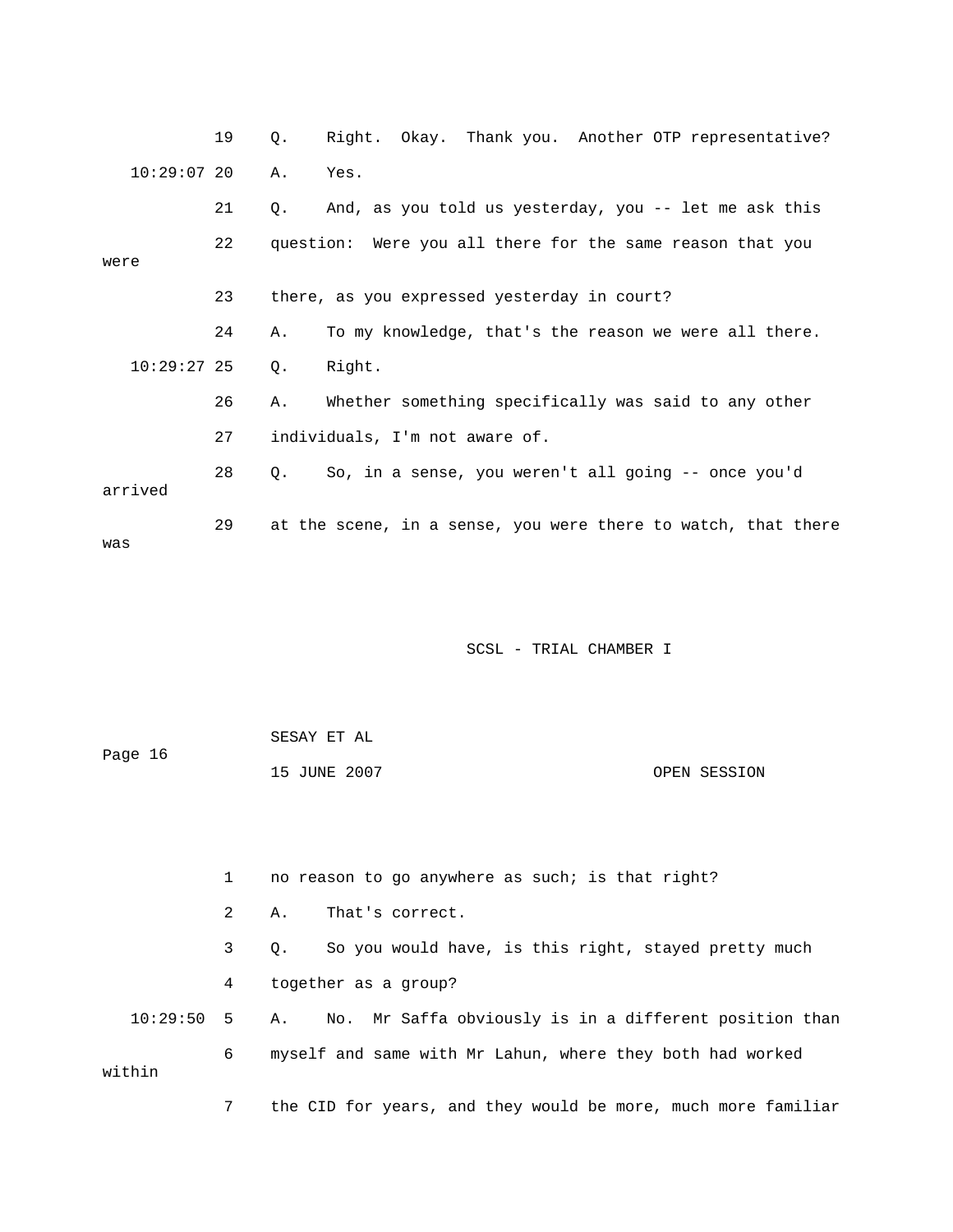19 Q. Right. Okay. Thank you. Another OTP representative?

10:29:07 20 A. Yes.

21 Q. And, as you told us yesterday, you -- let me ask this

22 question: Were you all there for the same reason that you were

23 there, as you expressed yesterday in court?

24 A. To my knowledge, that's the reason we were all there.

10:29:27 25 Q. Right.

26 A. Whether something specifically was said to any other

27 individuals, I'm not aware of.

28 Q. So, in a sense, you weren't all going -- once you'd arrived

29 at the scene, in a sense, you were there to watch, that there was

1 no reason to go anywhere as such; is that right?

2 A. That's correct.

3 Q. So you would have, is this right, stayed pretty much

4 together as a group?

10:29:50 5 A. No. Mr Saffa obviously is in a different position than

6 myself and same with Mr Lahun, where they both had worked within

7 the CID for years, and they would be more, much more familiar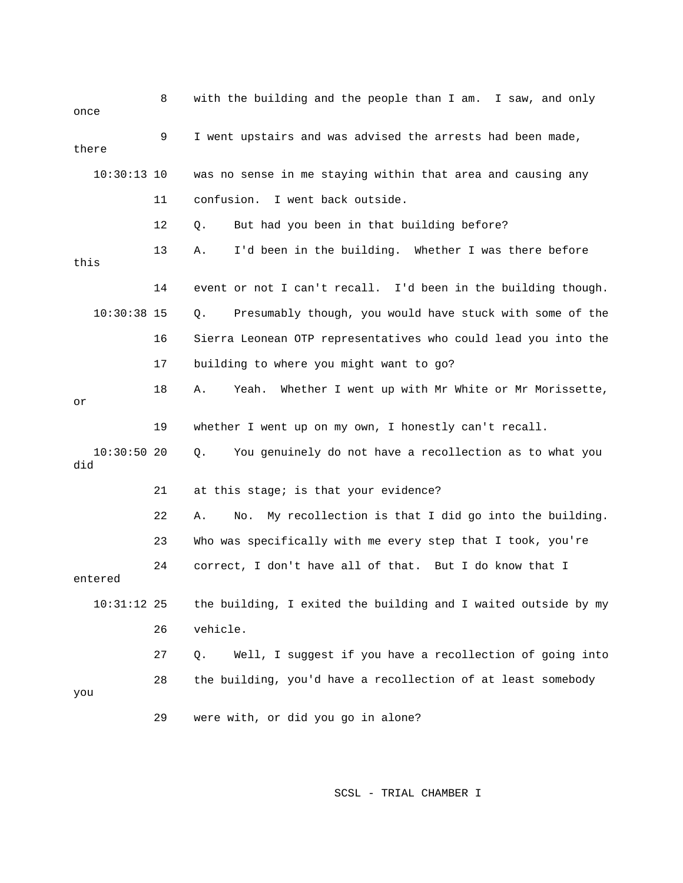8 with the building and the people than I am. I saw, and only once

9 I went upstairs and was advised the arrests had been made, there

10:30:13 10 was no sense in me staying within that area and causing any

11 confusion. I went back outside.

12 Q. But had you been in that building before?

13 A. I'd been in the building. Whether I was there before this

14 event or not I can't recall. I'd been in the building though.

10:30:38 15 Q. Presumably though, you would have stuck with some of the

16 Sierra Leonean OTP representatives who could lead you into the

17 building to where you might want to go?

18 A. Yeah. Whether I went up with Mr White or Mr Morissette, or

19 whether I went up on my own, I honestly can't recall.

10:30:50 20 Q. You genuinely do not have a recollection as to what you did

21 at this stage; is that your evidence?

22 A. No. My recollection is that I did go into the building.

23 Who was specifically with me every step that I took, you're

24 correct, I don't have all of that. But I do know that I entered

10:31:12 25 the building, I exited the building and I waited outside by my

26 vehicle.

27 Q. Well, I suggest if you have a recollection of going into

28 the building, you'd have a recollection of at least somebody you

29 were with, or did you go in alone?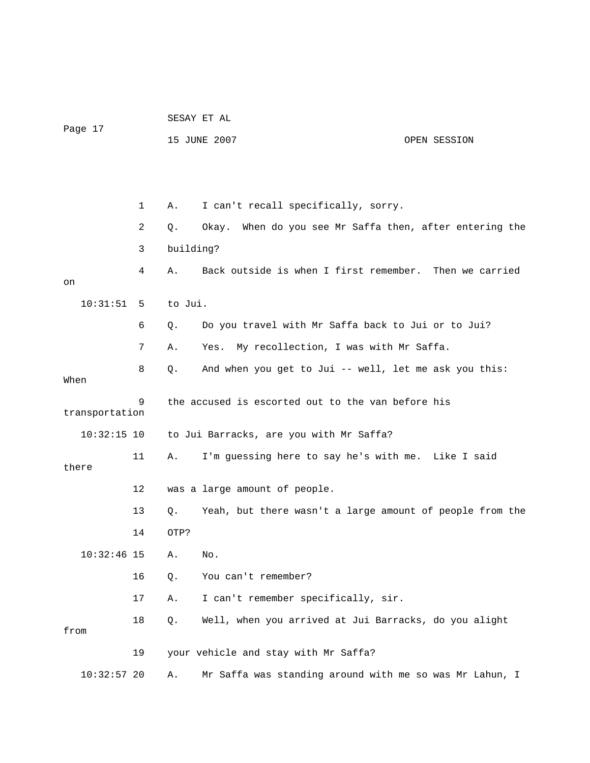1 A. I can't recall specifically, sorry.

2 Q. Okay. When do you see Mr Saffa then, after entering the

3 building?

4 A. Back outside is when I first remember. Then we carried on

10:31:51 5 to Jui.

6 Q. Do you travel with Mr Saffa back to Jui or to Jui?

7 A. Yes. My recollection, I was with Mr Saffa.

8 Q. And when you get to Jui -- well, let me ask you this: When

9 the accused is escorted out to the van before his transportation

10:32:15 10 to Jui Barracks, are you with Mr Saffa?

11 A. I'm guessing here to say he's with me. Like I said there

12 was a large amount of people.

13 Q. Yeah, but there wasn't a large amount of people from the

14 OTP?

10:32:46 15 A. No.

16 Q. You can't remember?

17 A. I can't remember specifically, sir.

18 Q. Well, when you arrived at Jui Barracks, do you alight from

19 your vehicle and stay with Mr Saffa?

10:32:57 20 A. Mr Saffa was standing around with me so was Mr Lahun, I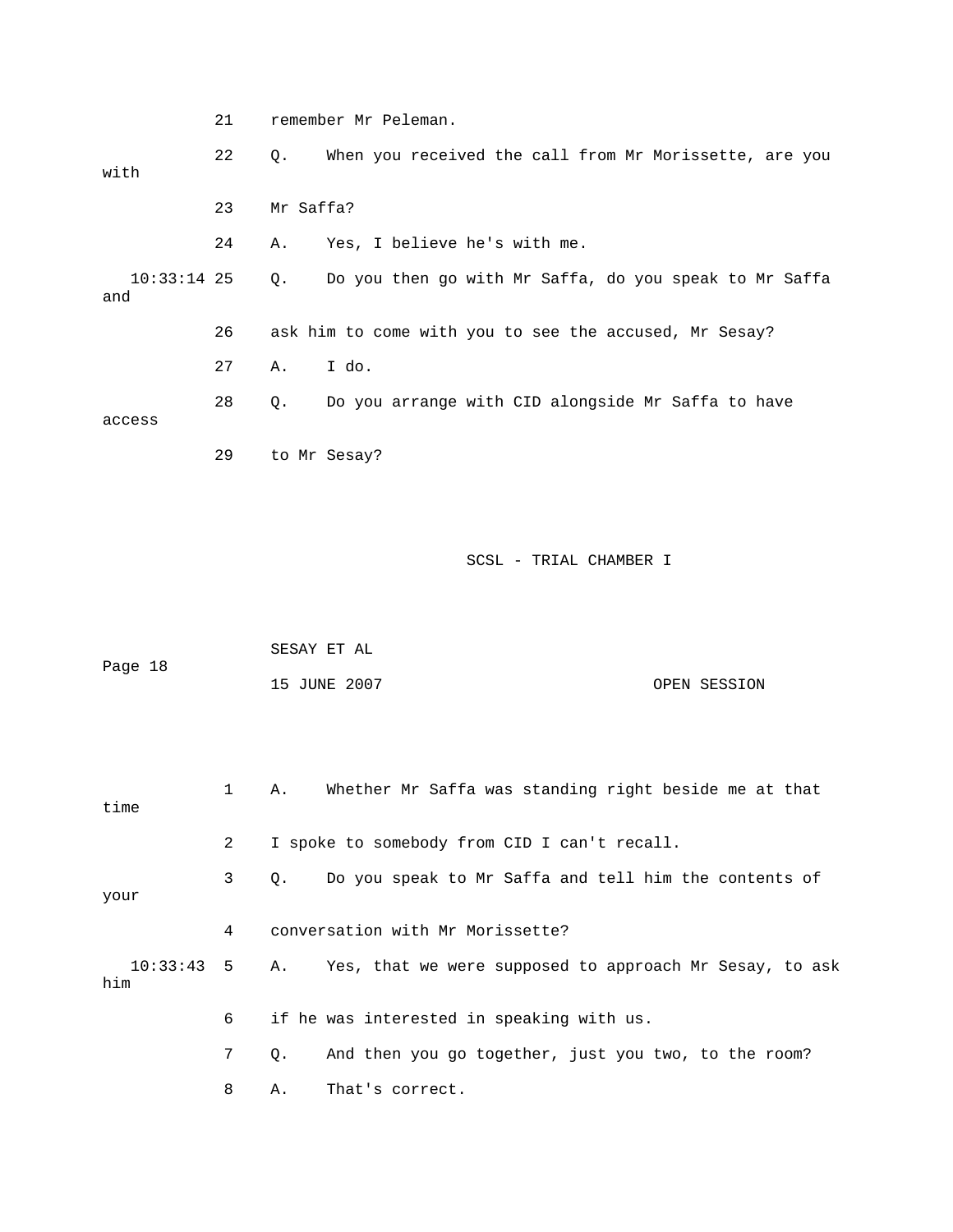21 remember Mr Peleman.

22 Q. When you received the call from Mr Morissette, are you with

23 Mr Saffa?

24 A. Yes, I believe he's with me.

10:33:14 25 Q. Do you then go with Mr Saffa, do you speak to Mr Saffa and

26 ask him to come with you to see the accused, Mr Sesay?

27 A. I do.

28 Q. Do you arrange with CID alongside Mr Saffa to have access

29 to Mr Sesay?

1 A. Whether Mr Saffa was standing right beside me at that time

2 I spoke to somebody from CID I can't recall.

3 Q. Do you speak to Mr Saffa and tell him the contents of your

4 conversation with Mr Morissette?

10:33:43 5 A. Yes, that we were supposed to approach Mr Sesay, to ask him

6 if he was interested in speaking with us.

7 Q. And then you go together, just you two, to the room?

8 A. That's correct.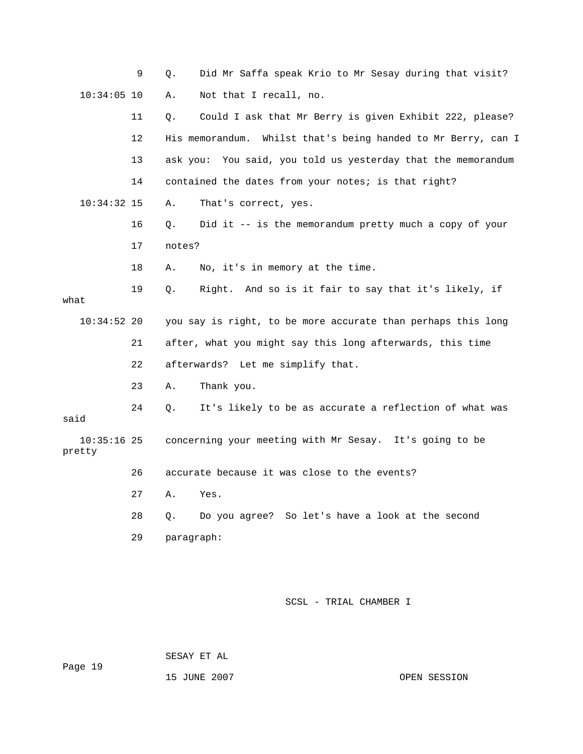9 Q. Did Mr Saffa speak Krio to Mr Sesay during that visit?

10:34:05 10 A. Not that I recall, no.

11 Q. Could I ask that Mr Berry is given Exhibit 222, please?

12 His memorandum. Whilst that's being handed to Mr Berry, can I

13 ask you: You said, you told us yesterday that the memorandum

14 contained the dates from your notes; is that right?

10:34:32 15 A. That's correct, yes.

16 Q. Did it -- is the memorandum pretty much a copy of your

17 notes?

18 A. No, it's in memory at the time.

19 Q. Right. And so is it fair to say that it's likely, if what

10:34:52 20 you say is right, to be more accurate than perhaps this long

21 after, what you might say this long afterwards, this time

22 afterwards? Let me simplify that.

23 A. Thank you.

24 Q. It's likely to be as accurate a reflection of what was said

10:35:16 25 concerning your meeting with Mr Sesay. It's going to be pretty

26 accurate because it was close to the events?

27 A. Yes.

28 Q. Do you agree? So let's have a look at the second

29 paragraph: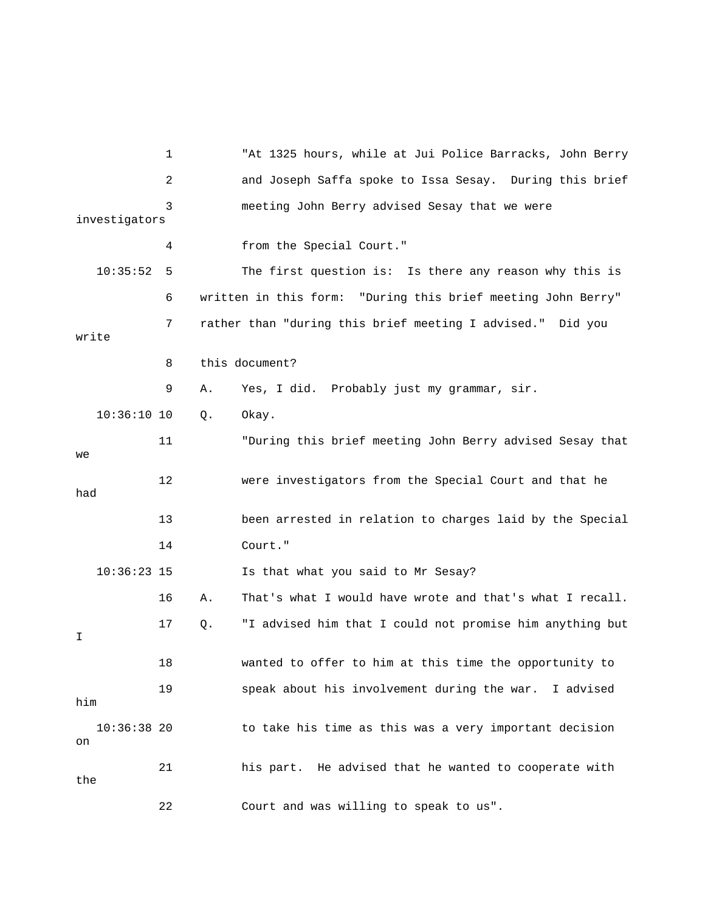1 "At 1325 hours, while at Jui Police Barracks, John Berry

2 and Joseph Saffa spoke to Issa Sesay. During this brief

3 meeting John Berry advised Sesay that we were investigators

4 from the Special Court."

10:35:52 5 The first question is: Is there any reason why this is

6 written in this form: "During this brief meeting John Berry"

7 rather than "during this brief meeting I advised." Did you write

8 this document?

9 A. Yes, I did. Probably just my grammar, sir.

10:36:10 10 Q. Okay.

11 "During this brief meeting John Berry advised Sesay that we

12 were investigators from the Special Court and that he had

13 been arrested in relation to charges laid by the Special

14 Court."

10:36:23 15 Is that what you said to Mr Sesay?

16 A. That's what I would have wrote and that's what I recall.

17 Q. "I advised him that I could not promise him anything but I

18 wanted to offer to him at this time the opportunity to

19 speak about his involvement during the war. I advised him

10:36:38 20 to take his time as this was a very important decision on

21 his part. He advised that he wanted to cooperate with the

22 Court and was willing to speak to us".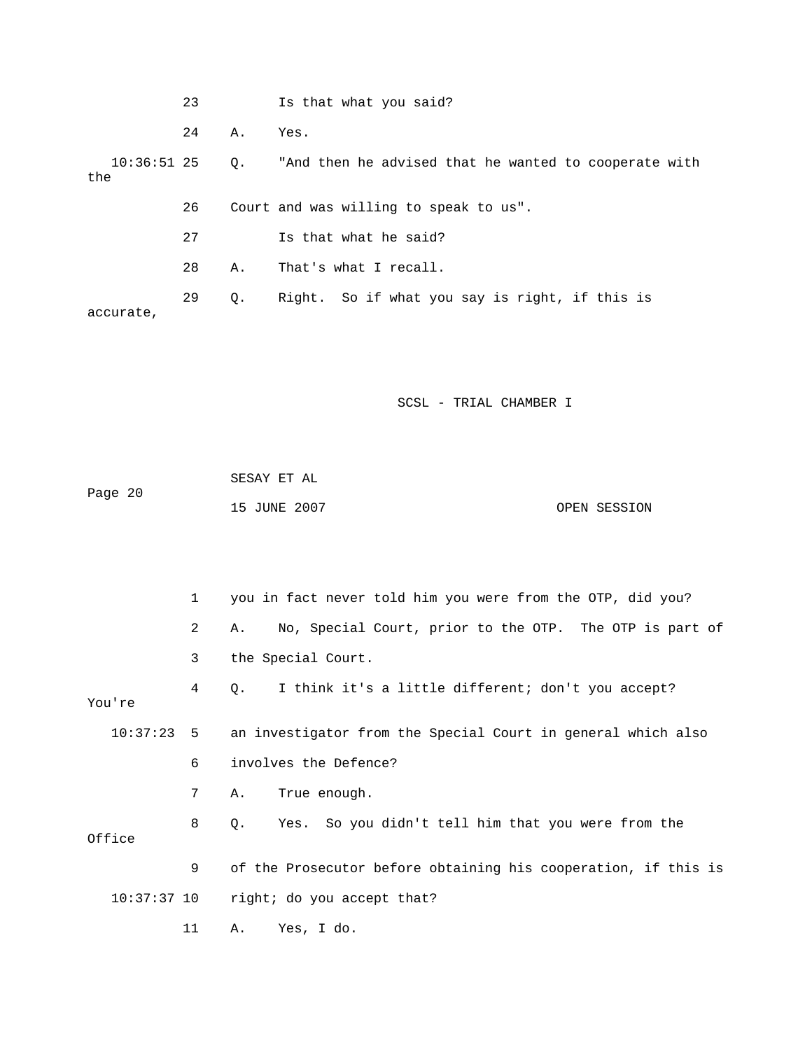23 Is that what you said?

24 A. Yes.

10:36:51 25 Q. "And then he advised that he wanted to cooperate with the

26 Court and was willing to speak to us".

27 Is that what he said?

28 A. That's what I recall.

29 Q. Right. So if what you say is right, if this is accurate,

1 you in fact never told him you were from the OTP, did you?

2 A. No, Special Court, prior to the OTP. The OTP is part of

3 the Special Court.

4 Q. I think it's a little different; don't you accept? You're

10:37:23 5 an investigator from the Special Court in general which also

6 involves the Defence?

7 A. True enough.

8 Q. Yes. So you didn't tell him that you were from the Office

9 of the Prosecutor before obtaining his cooperation, if this is

10:37:37 10 right; do you accept that?

11 A. Yes, I do.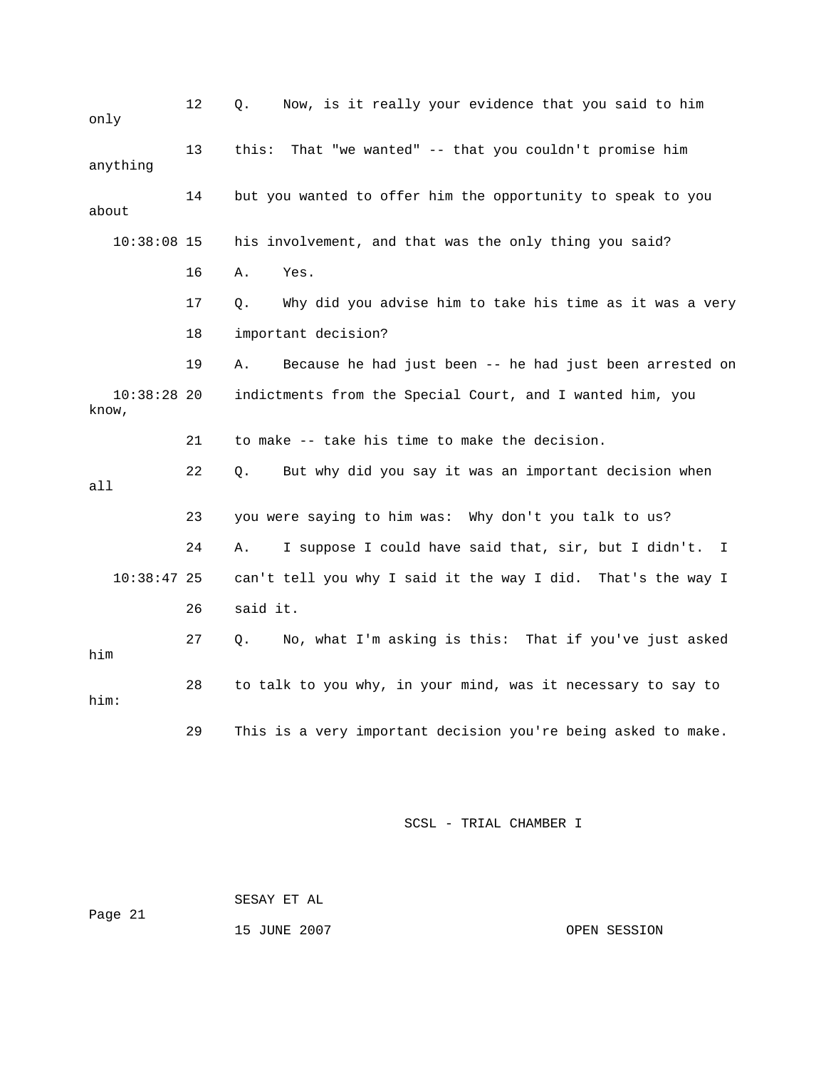12 Q. Now, is it really your evidence that you said to him only

13 this: That "we wanted" -- that you couldn't promise him anything

14 but you wanted to offer him the opportunity to speak to you about

10:38:08 15 his involvement, and that was the only thing you said?

16 A. Yes.

17 Q. Why did you advise him to take his time as it was a very

18 important decision?

19 A. Because he had just been -- he had just been arrested on

10:38:28 20 indictments from the Special Court, and I wanted him, you know,

21 to make -- take his time to make the decision.

22 Q. But why did you say it was an important decision when all

23 you were saying to him was: Why don't you talk to us?

24 A. I suppose I could have said that, sir, but I didn't. I

10:38:47 25 can't tell you why I said it the way I did. That's the way I

26 said it.

27 Q. No, what I'm asking is this: That if you've just asked him

28 to talk to you why, in your mind, was it necessary to say to him:

29 This is a very important decision you're being asked to make.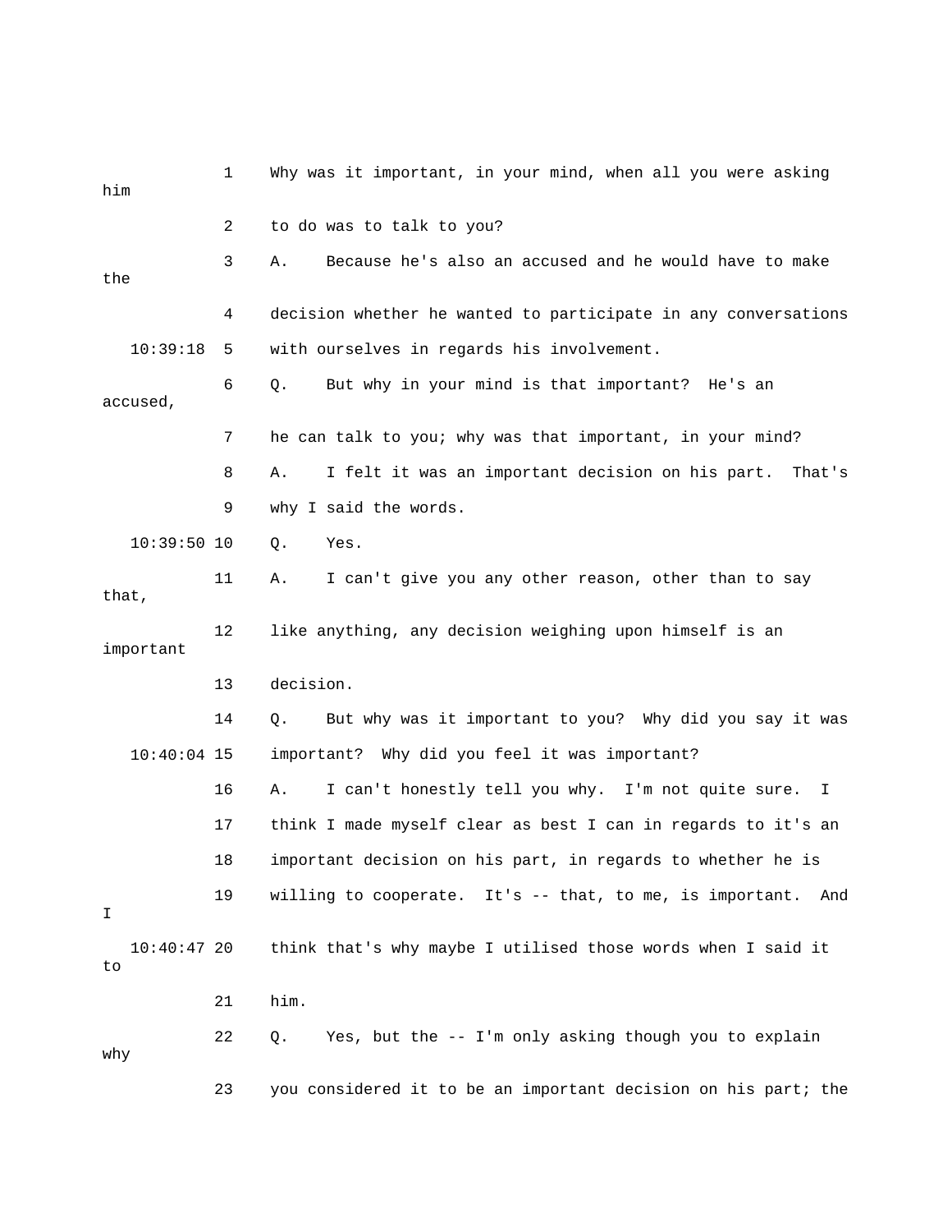1 Why was it important, in your mind, when all you were asking him

2 to do was to talk to you?

3 A. Because he's also an accused and he would have to make the

4 decision whether he wanted to participate in any conversations

10:39:18 5 with ourselves in regards his involvement.

6 Q. But why in your mind is that important? He's an accused,

7 he can talk to you; why was that important, in your mind?

8 A. I felt it was an important decision on his part. That's

9 why I said the words.

10:39:50 10 Q. Yes.

11 A. I can't give you any other reason, other than to say that,

12 like anything, any decision weighing upon himself is an important

13 decision.

14 Q. But why was it important to you? Why did you say it was

10:40:04 15 important? Why did you feel it was important?

16 A. I can't honestly tell you why. I'm not quite sure. I

17 think I made myself clear as best I can in regards to it's an

18 important decision on his part, in regards to whether he is

19 willing to cooperate. It's -- that, to me, is important. And I

10:40:47 20 think that's why maybe I utilised those words when I said it to

21 him.

22 Q. Yes, but the -- I'm only asking though you to explain why

23 you considered it to be an important decision on his part; the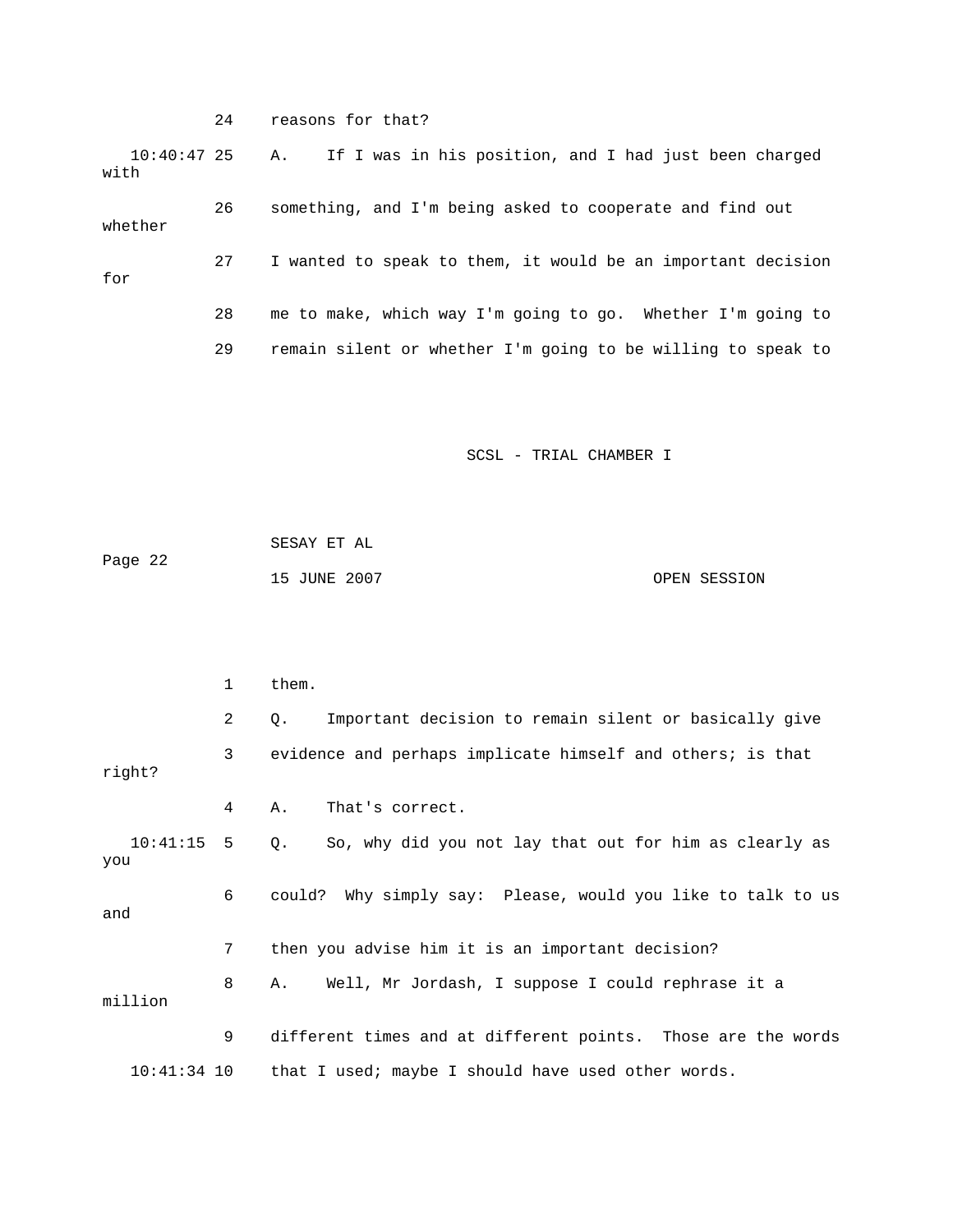24 reasons for that?

10:40:47 25 A. If I was in his position, and I had just been charged with

26 something, and I'm being asked to cooperate and find out whether

27 I wanted to speak to them, it would be an important decision for

28 me to make, which way I'm going to go. Whether I'm going to

29 remain silent or whether I'm going to be willing to speak to

1 them.

2 Q. Important decision to remain silent or basically give

3 evidence and perhaps implicate himself and others; is that right?

4 A. That's correct.

10:41:15 5 Q. So, why did you not lay that out for him as clearly as you

6 could? Why simply say: Please, would you like to talk to us and

7 then you advise him it is an important decision?

8 A. Well, Mr Jordash, I suppose I could rephrase it a million

9 different times and at different points. Those are the words

10:41:34 10 that I used; maybe I should have used other words.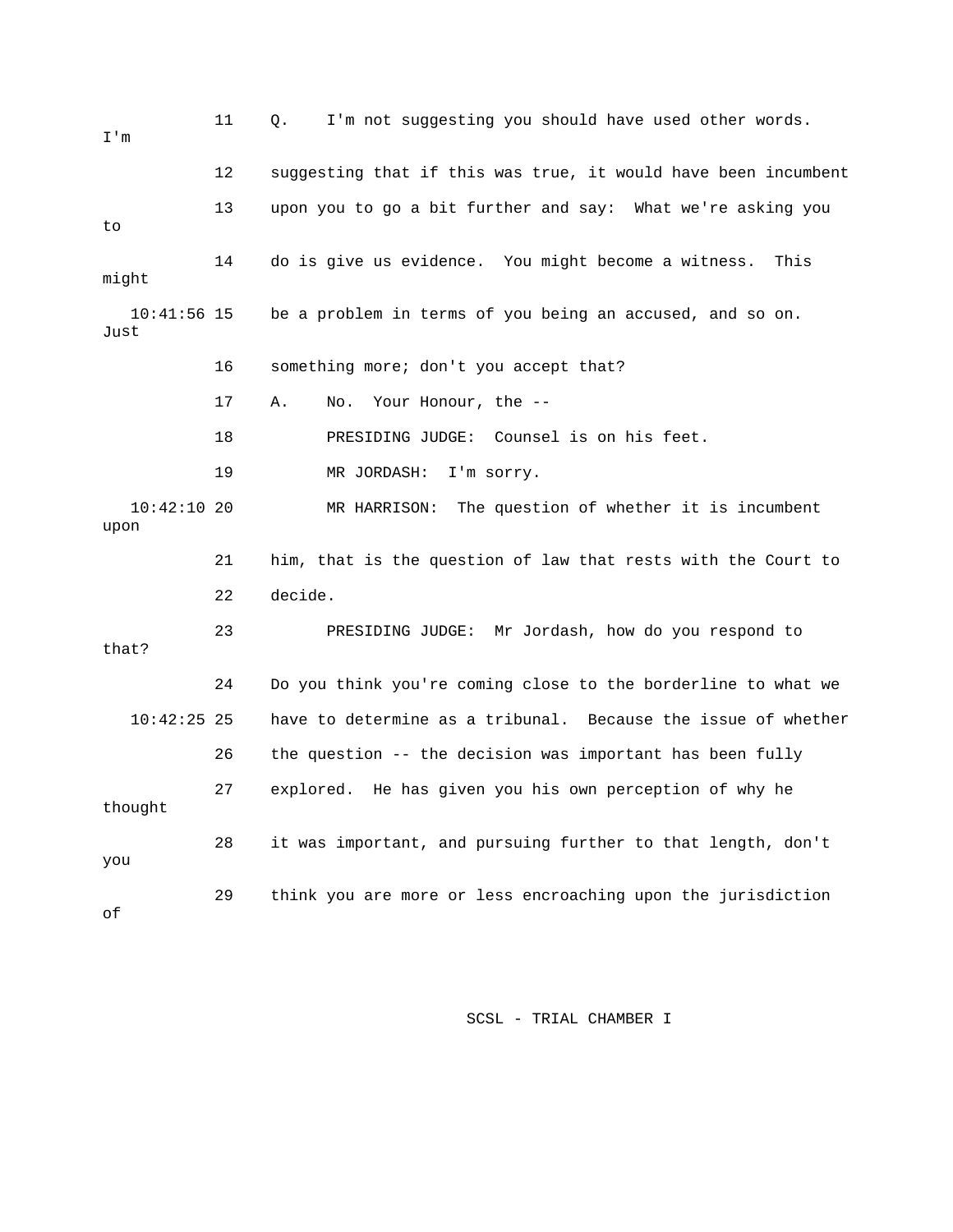11 Q. I'm not suggesting you should have used other words. I'm

12 suggesting that if this was true, it would have been incumbent

13 upon you to go a bit further and say: What we're asking you to

14 do is give us evidence. You might become a witness. This might

10:41:56 15 be a problem in terms of you being an accused, and so on. Just

16 something more; don't you accept that?

17 A. No. Your Honour, the --

18 PRESIDING JUDGE: Counsel is on his feet.

19 MR JORDASH: I'm sorry.

10:42:10 20 MR HARRISON: The question of whether it is incumbent upon

21 him, that is the question of law that rests with the Court to

22 decide.

23 PRESIDING JUDGE: Mr Jordash, how do you respond to that?

24 Do you think you're coming close to the borderline to what we

10:42:25 25 have to determine as a tribunal. Because the issue of whether

26 the question -- the decision was important has been fully

27 explored. He has given you his own perception of why he thought

28 it was important, and pursuing further to that length, don't you

29 think you are more or less encroaching upon the jurisdiction of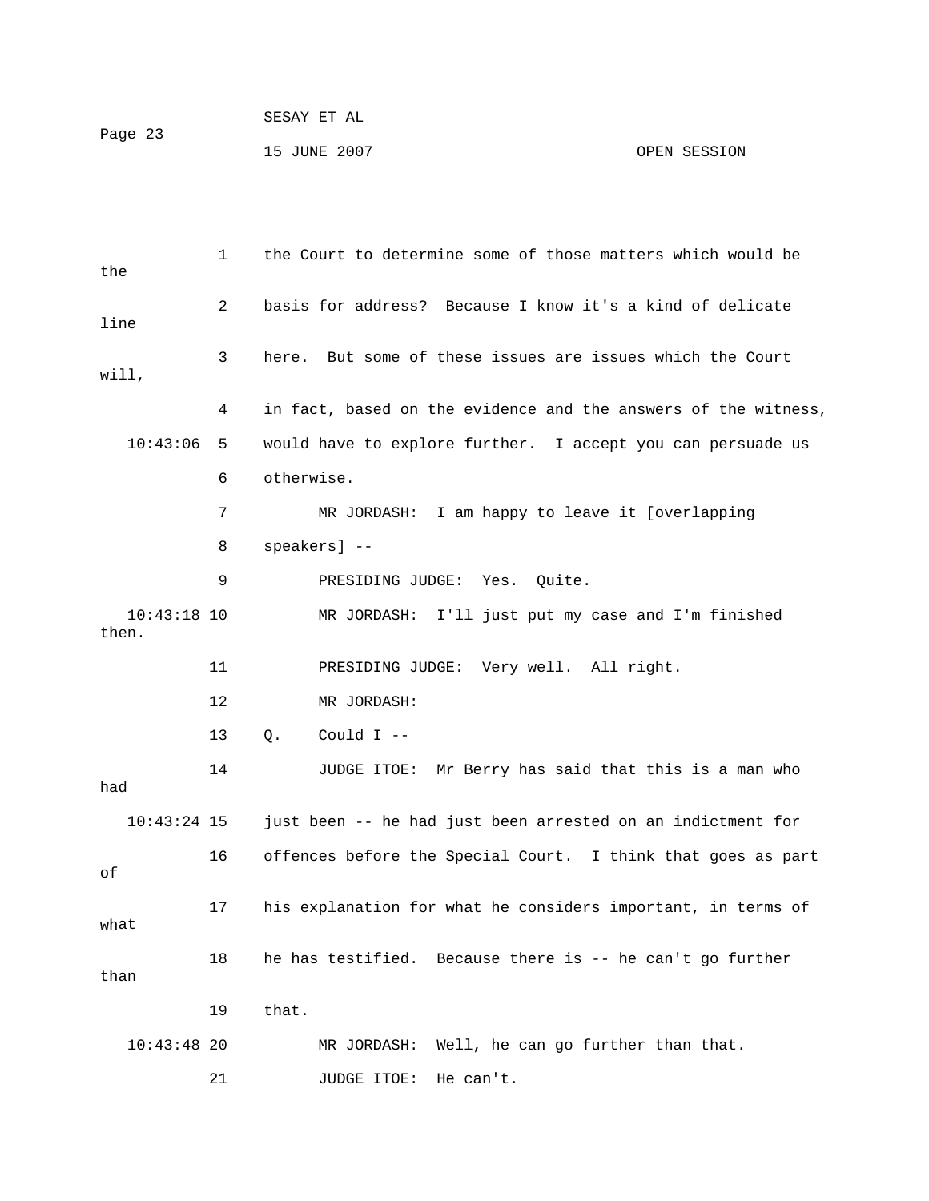1 the Court to determine some of those matters which would be the

2 basis for address? Because I know it's a kind of delicate line

3 here. But some of these issues are issues which the Court will,

4 in fact, based on the evidence and the answers of the witness,

10:43:06 5 would have to explore further. I accept you can persuade us

6 otherwise.

7 MR JORDASH: I am happy to leave it [overlapping

8 speakers] --

9 PRESIDING JUDGE: Yes. Quite.

10:43:18 10 MR JORDASH: I'll just put my case and I'm finished then.

11 PRESIDING JUDGE: Very well. All right.

12 MR JORDASH:

13 Q. Could I --

14 JUDGE ITOE: Mr Berry has said that this is a man who had

10:43:24 15 just been -- he had just been arrested on an indictment for

16 offences before the Special Court. I think that goes as part of

17 his explanation for what he considers important, in terms of what

18 he has testified. Because there is -- he can't go further than

19 that.

10:43:48 20 MR JORDASH: Well, he can go further than that.

21 JUDGE ITOE: He can't.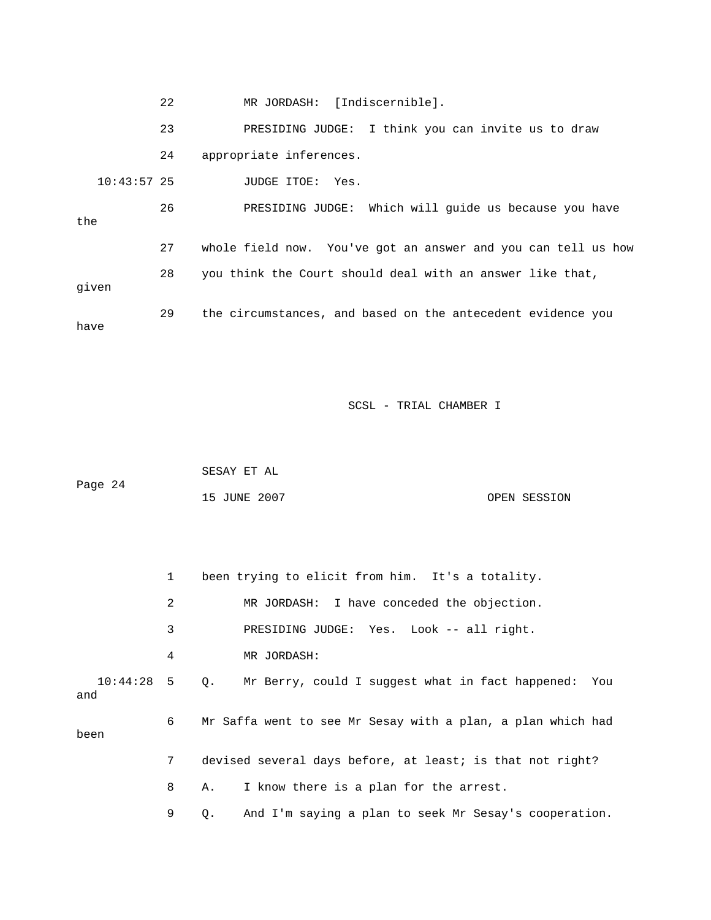22 MR JORDASH: [Indiscernible].

23 PRESIDING JUDGE: I think you can invite us to draw

24 appropriate inferences.

10:43:57 25 JUDGE ITOE: Yes.

26 PRESIDING JUDGE: Which will guide us because you have the

27 whole field now. You've got an answer and you can tell us how

28 you think the Court should deal with an answer like that, given

29 the circumstances, and based on the antecedent evidence you have

1 been trying to elicit from him. It's a totality.

2 MR JORDASH: I have conceded the objection.

3 PRESIDING JUDGE: Yes. Look -- all right.

4 MR JORDASH:

10:44:28 5 Q. Mr Berry, could I suggest what in fact happened: You and

6 Mr Saffa went to see Mr Sesay with a plan, a plan which had been

7 devised several days before, at least; is that not right?

8 A. I know there is a plan for the arrest.

9 Q. And I'm saying a plan to seek Mr Sesay's cooperation.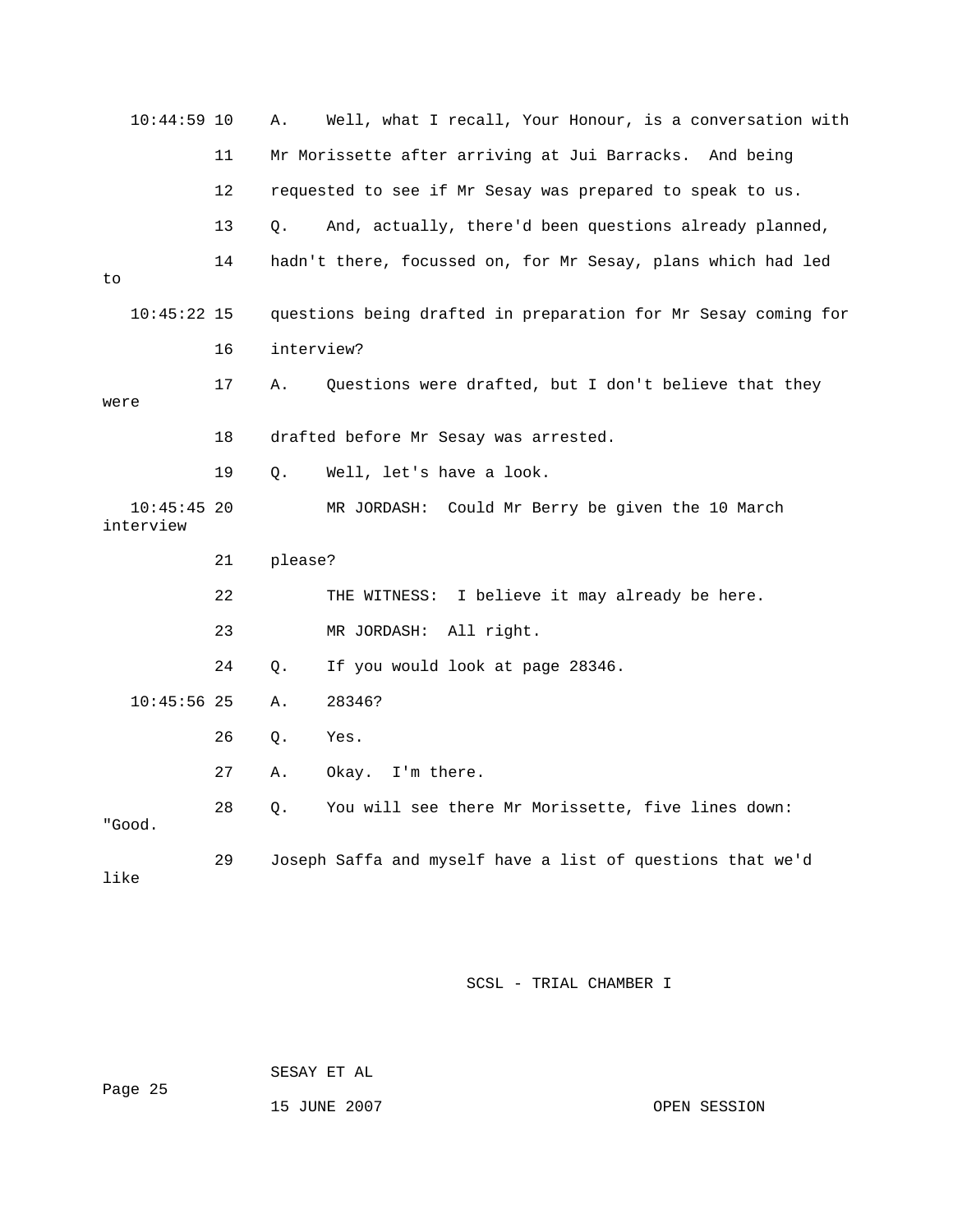10:44:59 10 A. Well, what I recall, Your Honour, is a conversation with

11 Mr Morissette after arriving at Jui Barracks. And being

12 requested to see if Mr Sesay was prepared to speak to us.

13 Q. And, actually, there'd been questions already planned,

14 hadn't there, focussed on, for Mr Sesay, plans which had led to

10:45:22 15 questions being drafted in preparation for Mr Sesay coming for

16 interview?

17 A. Questions were drafted, but I don't believe that they were

18 drafted before Mr Sesay was arrested.

19 Q. Well, let's have a look.

10:45:45 20 MR JORDASH: Could Mr Berry be given the 10 March interview

21 please?

22 THE WITNESS: I believe it may already be here.

23 MR JORDASH: All right.

24 Q. If you would look at page 28346.

10:45:56 25 A. 28346?

26 Q. Yes.

27 A. Okay. I'm there.

28 Q. You will see there Mr Morissette, five lines down: "Good.

29 Joseph Saffa and myself have a list of questions that we'd like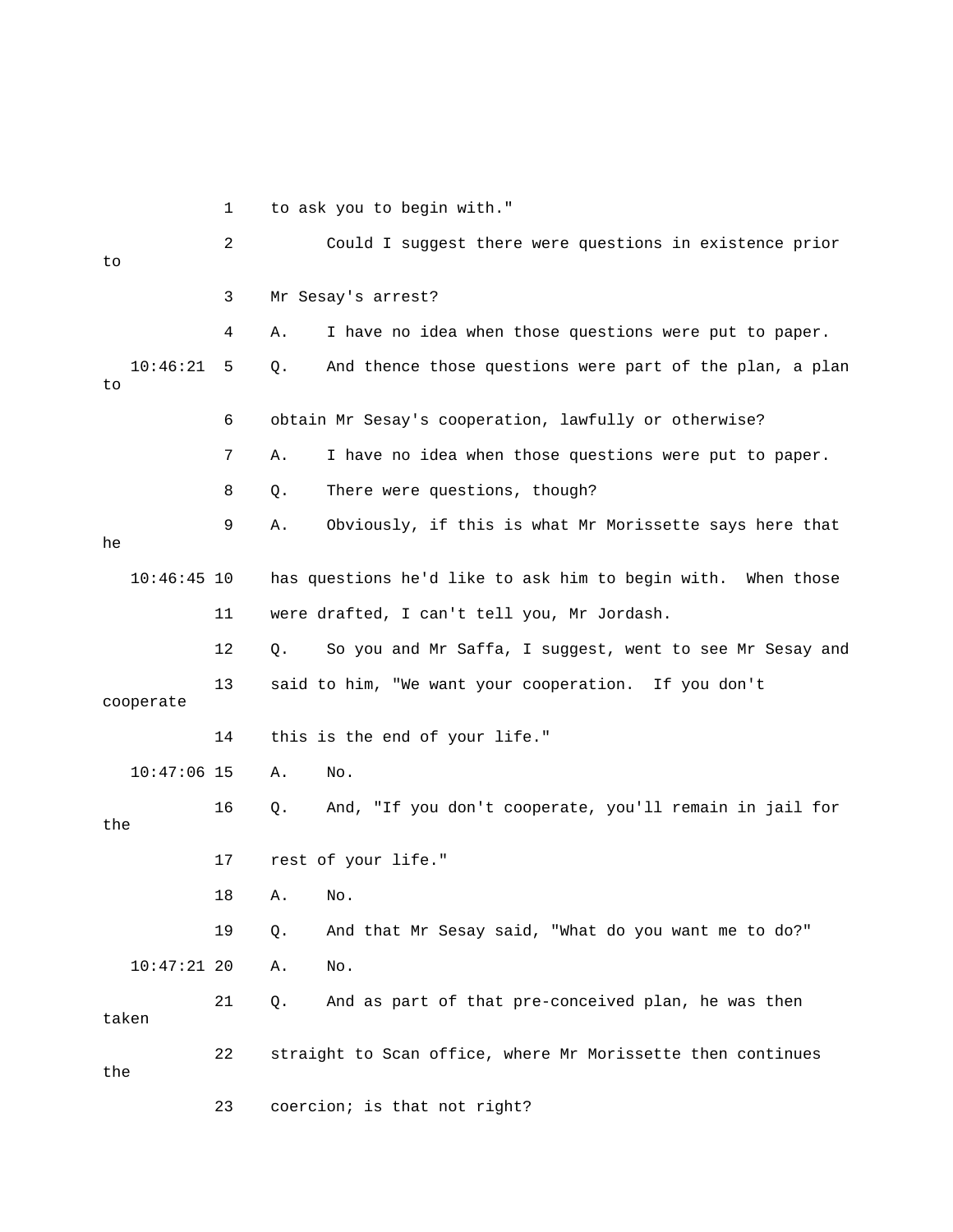1 to ask you to begin with."

2 Could I suggest there were questions in existence prior to

3 Mr Sesay's arrest?

4 A. I have no idea when those questions were put to paper.

10:46:21 5 Q. And thence those questions were part of the plan, a plan to

6 obtain Mr Sesay's cooperation, lawfully or otherwise?

7 A. I have no idea when those questions were put to paper.

8 Q. There were questions, though?

9 A. Obviously, if this is what Mr Morissette says here that he

10:46:45 10 has questions he'd like to ask him to begin with. When those

11 were drafted, I can't tell you, Mr Jordash.

12 Q. So you and Mr Saffa, I suggest, went to see Mr Sesay and

13 said to him, "We want your cooperation. If you don't cooperate

14 this is the end of your life."

10:47:06 15 A. No.

16 Q. And, "If you don't cooperate, you'll remain in jail for the

17 rest of your life."

18 A. No.

19 Q. And that Mr Sesay said, "What do you want me to do?"

10:47:21 20 A. No.

21 Q. And as part of that pre-conceived plan, he was then taken

22 straight to Scan office, where Mr Morissette then continues the

23 coercion; is that not right?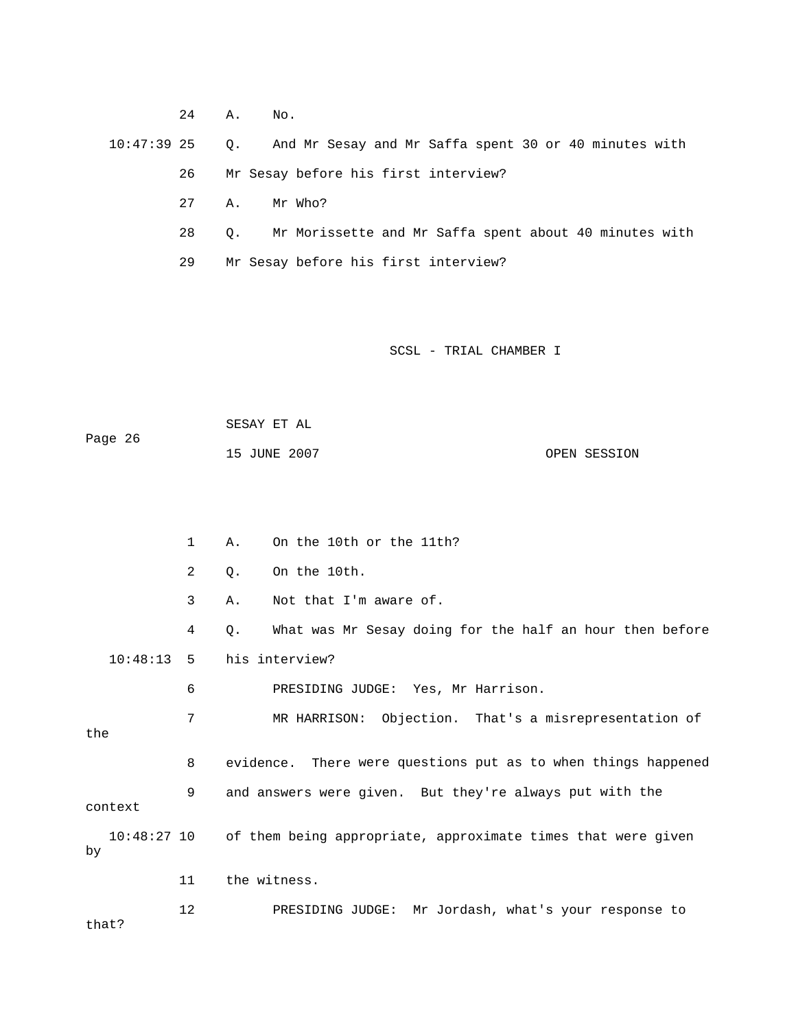24 A. No.

10:47:39 25 Q. And Mr Sesay and Mr Saffa spent 30 or 40 minutes with

26 Mr Sesay before his first interview?

27 A. Mr Who?

28 Q. Mr Morissette and Mr Saffa spent about 40 minutes with

29 Mr Sesay before his first interview?

1 A. On the 10th or the 11th?

2 Q. On the 10th.

3 A. Not that I'm aware of.

4 Q. What was Mr Sesay doing for the half an hour then before

10:48:13 5 his interview?

6 PRESIDING JUDGE: Yes, Mr Harrison.

7 MR HARRISON: Objection. That's a misrepresentation of the

8 evidence. There were questions put as to when things happened

9 and answers were given. But they're always put with the context

10:48:27 10 of them being appropriate, approximate times that were given by

11 the witness.

12 PRESIDING JUDGE: Mr Jordash, what's your response to that?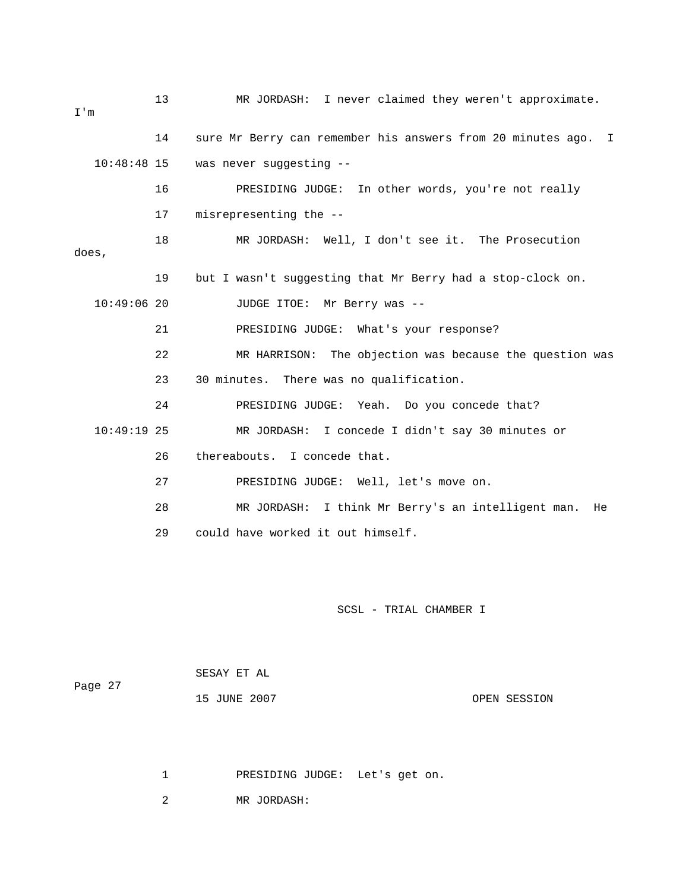13 MR JORDASH: I never claimed they weren't approximate. I'm

14 sure Mr Berry can remember his answers from 20 minutes ago. I

10:48:48 15 was never suggesting --

16 PRESIDING JUDGE: In other words, you're not really

17 misrepresenting the --

18 MR JORDASH: Well, I don't see it. The Prosecution does,

19 but I wasn't suggesting that Mr Berry had a stop-clock on.

10:49:06 20 JUDGE ITOE: Mr Berry was --

21 PRESIDING JUDGE: What's your response?

22 MR HARRISON: The objection was because the question was

23 30 minutes. There was no qualification.

24 PRESIDING JUDGE: Yeah. Do you concede that?

10:49:19 25 MR JORDASH: I concede I didn't say 30 minutes or

26 thereabouts. I concede that.

27 PRESIDING JUDGE: Well, let's move on.

28 MR JORDASH: I think Mr Berry's an intelligent man. He

29 could have worked it out himself.

1 PRESIDING JUDGE: Let's get on.

2 MR JORDASH: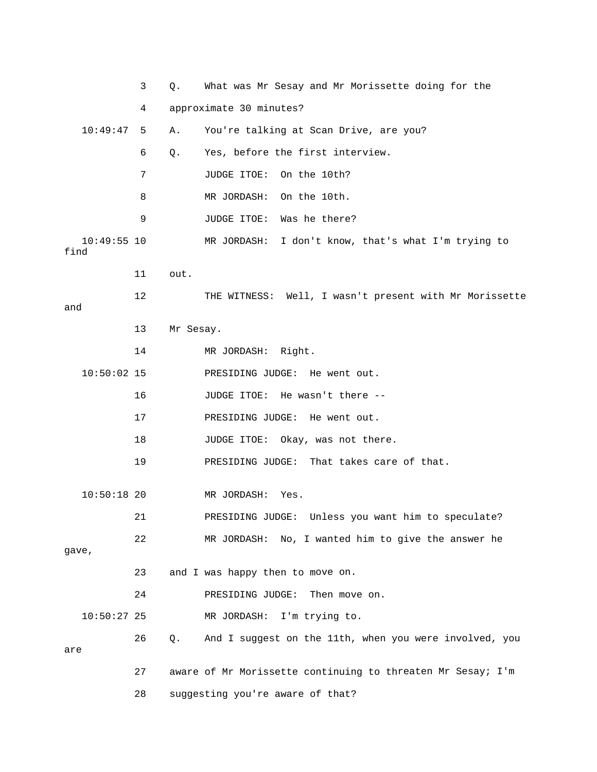3 Q. What was Mr Sesay and Mr Morissette doing for the

4 approximate 30 minutes?

10:49:47 5 A. You're talking at Scan Drive, are you?

6 Q. Yes, before the first interview.

7 JUDGE ITOE: On the 10th?

8 MR JORDASH: On the 10th.

9 JUDGE ITOE: Was he there?

10:49:55 10 MR JORDASH: I don't know, that's what I'm trying to find

11 out.

12 THE WITNESS: Well, I wasn't present with Mr Morissette and

13 Mr Sesay.

14 MR JORDASH: Right.

10:50:02 15 PRESIDING JUDGE: He went out.

16 JUDGE ITOE: He wasn't there --

17 PRESIDING JUDGE: He went out.

18 JUDGE ITOE: Okay, was not there.

19 PRESIDING JUDGE: That takes care of that.

10:50:18 20 MR JORDASH: Yes.

21 PRESIDING JUDGE: Unless you want him to speculate?

22 MR JORDASH: No, I wanted him to give the answer he gave,

23 and I was happy then to move on.

24 PRESIDING JUDGE: Then move on.

10:50:27 25 MR JORDASH: I'm trying to.

26 Q. And I suggest on the 11th, when you were involved, you are

27 aware of Mr Morissette continuing to threaten Mr Sesay; I'm

28 suggesting you're aware of that?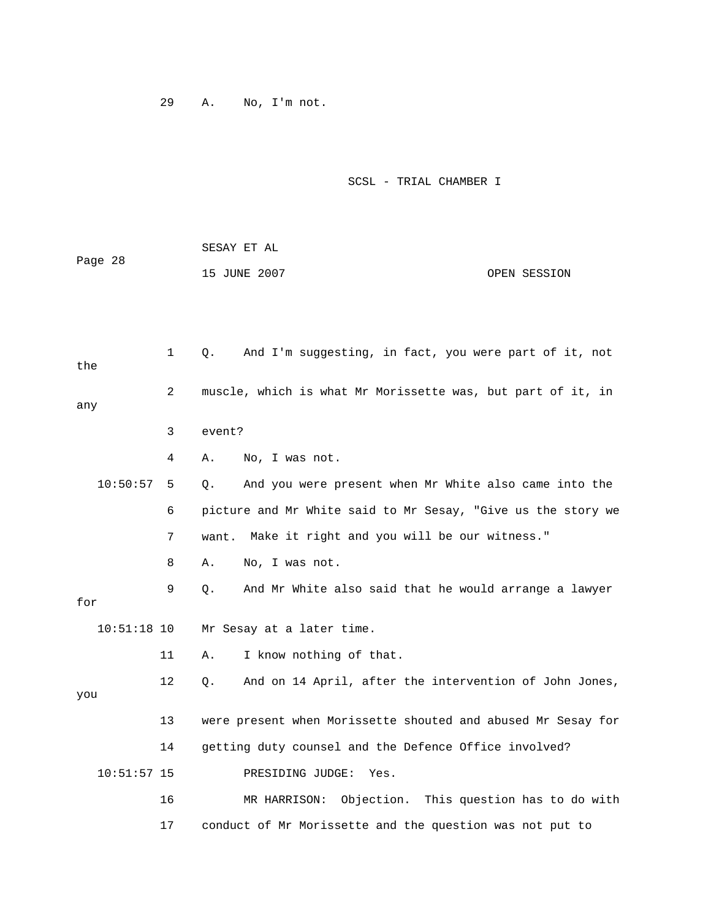29 A. No, I'm not.

1 Q. And I'm suggesting, in fact, you were part of it, not the

2 muscle, which is what Mr Morissette was, but part of it, in any

3 event?

4 A. No, I was not.

10:50:57 5 Q. And you were present when Mr White also came into the

6 picture and Mr White said to Mr Sesay, "Give us the story we

7 want. Make it right and you will be our witness."

8 A. No, I was not.

9 Q. And Mr White also said that he would arrange a lawyer for

10:51:18 10 Mr Sesay at a later time.

11 A. I know nothing of that.

12 Q. And on 14 April, after the intervention of John Jones, you

13 were present when Morissette shouted and abused Mr Sesay for

14 getting duty counsel and the Defence Office involved?

10:51:57 15 PRESIDING JUDGE: Yes.

16 MR HARRISON: Objection. This question has to do with

17 conduct of Mr Morissette and the question was not put to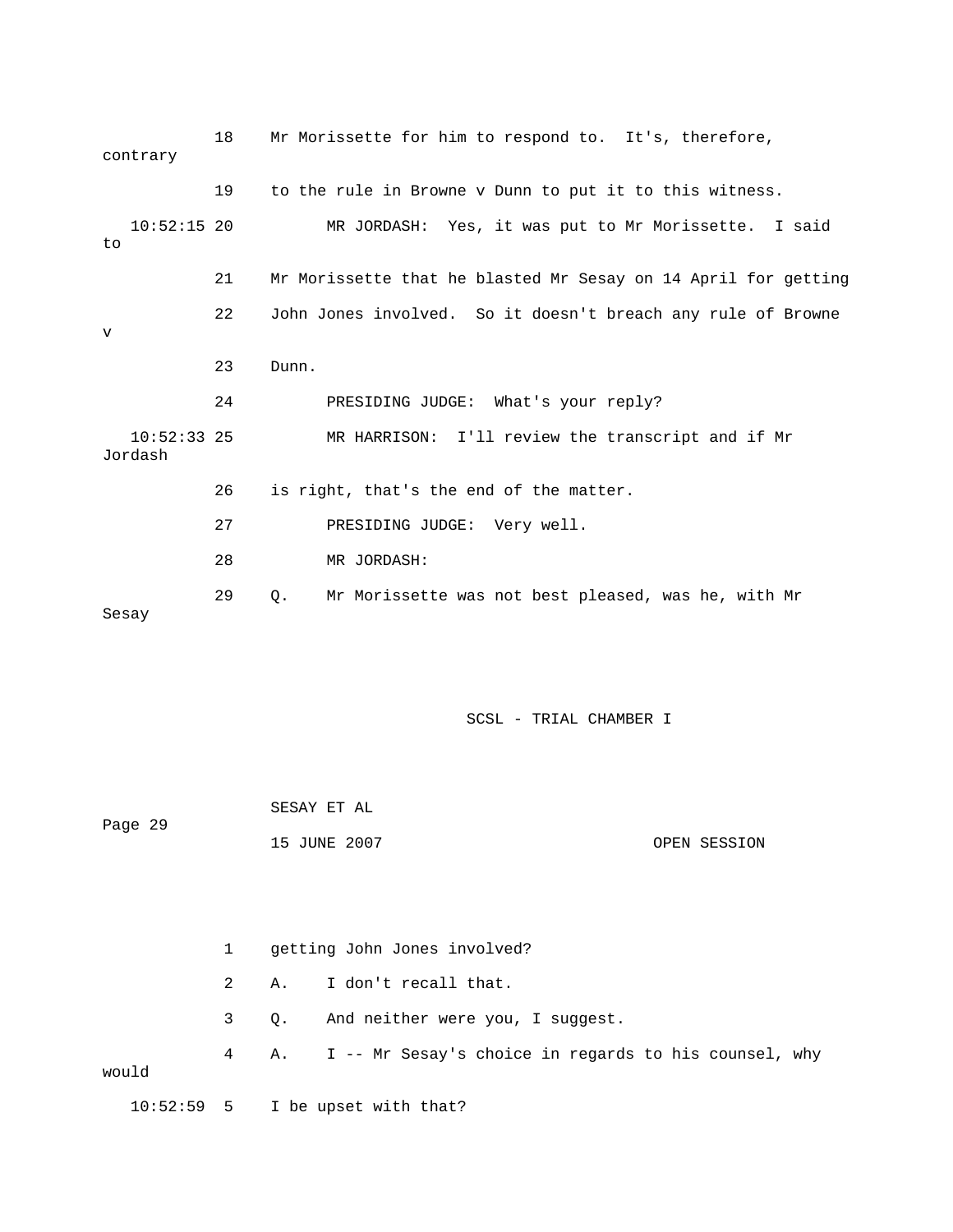18 Mr Morissette for him to respond to. It's, therefore, contrary

19 to the rule in Browne v Dunn to put it to this witness.

10:52:15 20 MR JORDASH: Yes, it was put to Mr Morissette. I said to

21 Mr Morissette that he blasted Mr Sesay on 14 April for getting

22 John Jones involved. So it doesn't breach any rule of Browne v

23 Dunn.

24 PRESIDING JUDGE: What's your reply?

10:52:33 25 MR HARRISON: I'll review the transcript and if Mr Jordash

26 is right, that's the end of the matter.

27 PRESIDING JUDGE: Very well.

28 MR JORDASH:

29 Q. Mr Morissette was not best pleased, was he, with Mr Sesay

1 getting John Jones involved?

2 A. I don't recall that.

3 Q. And neither were you, I suggest.

4 A. I -- Mr Sesay's choice in regards to his counsel, why would

10:52:59 5 I be upset with that?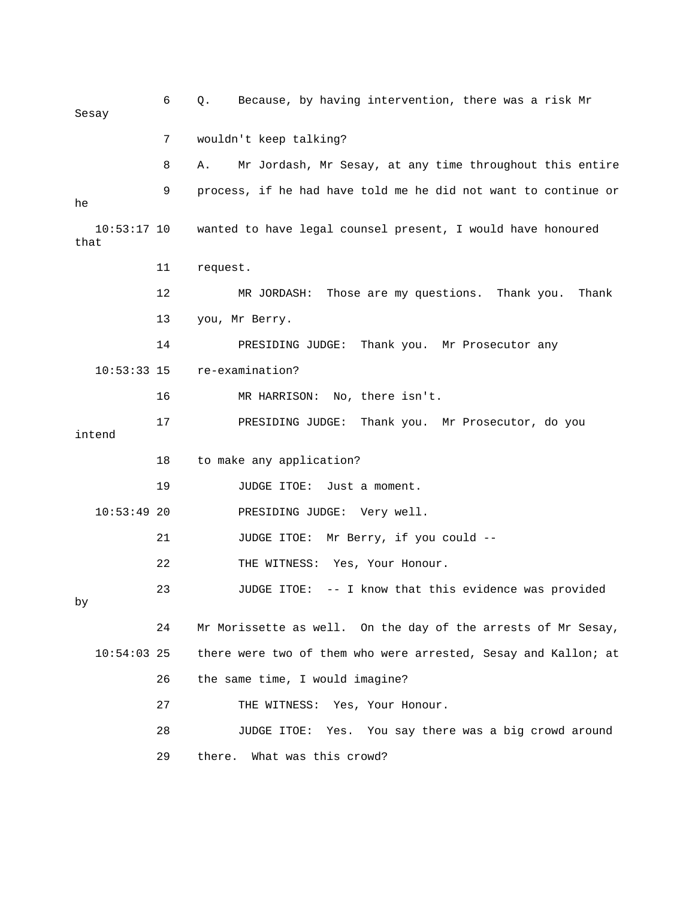6 Q. Because, by having intervention, there was a risk Mr Sesay

7 wouldn't keep talking?

8 A. Mr Jordash, Mr Sesay, at any time throughout this entire

9 process, if he had have told me he did not want to continue or he

10:53:17 10 wanted to have legal counsel present, I would have honoured that

11 request.

12 MR JORDASH: Those are my questions. Thank you. Thank

13 you, Mr Berry.

14 PRESIDING JUDGE: Thank you. Mr Prosecutor any

10:53:33 15 re-examination?

16 MR HARRISON: No, there isn't.

17 PRESIDING JUDGE: Thank you. Mr Prosecutor, do you intend

18 to make any application?

19 JUDGE ITOE: Just a moment.

10:53:49 20 PRESIDING JUDGE: Very well.

21 JUDGE ITOE: Mr Berry, if you could --

22 THE WITNESS: Yes, Your Honour.

23 JUDGE ITOE: -- I know that this evidence was provided by

24 Mr Morissette as well. On the day of the arrests of Mr Sesay,

10:54:03 25 there were two of them who were arrested, Sesay and Kallon; at

26 the same time, I would imagine?

27 THE WITNESS: Yes, Your Honour.

28 JUDGE ITOE: Yes. You say there was a big crowd around

29 there. What was this crowd?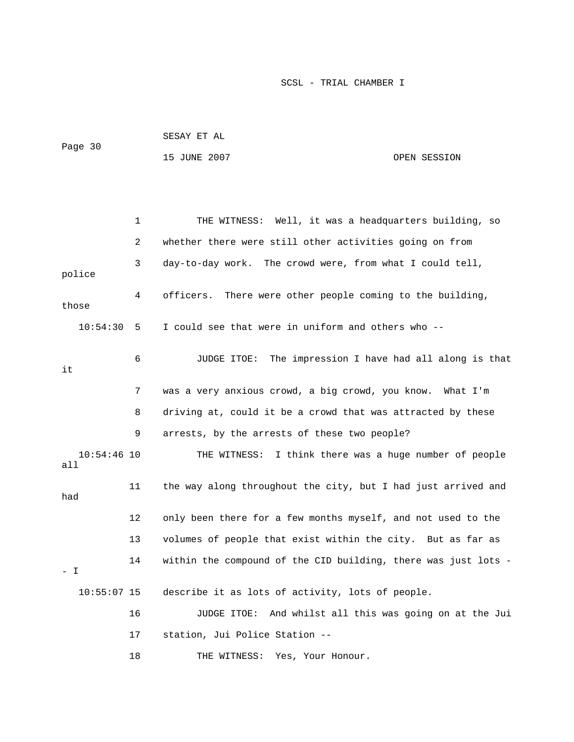THE WITNESS: Well, it was a headquarters building, so whether there were still other activities going on from day-to-day work. The crowd were, from what I could tell, police officers. There were other people coming to the building, those I could see that were in uniform and others who --

JUDGE ITOE: The impression I have had all along is that it was a very anxious crowd, a big crowd, you know. What I'm driving at, could it be a crowd that was attracted by these arrests, by the arrests of these two people?

THE WITNESS: I think there was a huge number of people all the way along throughout the city, but I had just arrived and had only been there for a few months myself, and not used to the volumes of people that exist within the city. But as far as within the compound of the CID building, there was just lots -- I describe it as lots of activity, lots of people.

JUDGE ITOE: And whilst all this was going on at the Jui station, Jui Police Station --

THE WITNESS: Yes, Your Honour.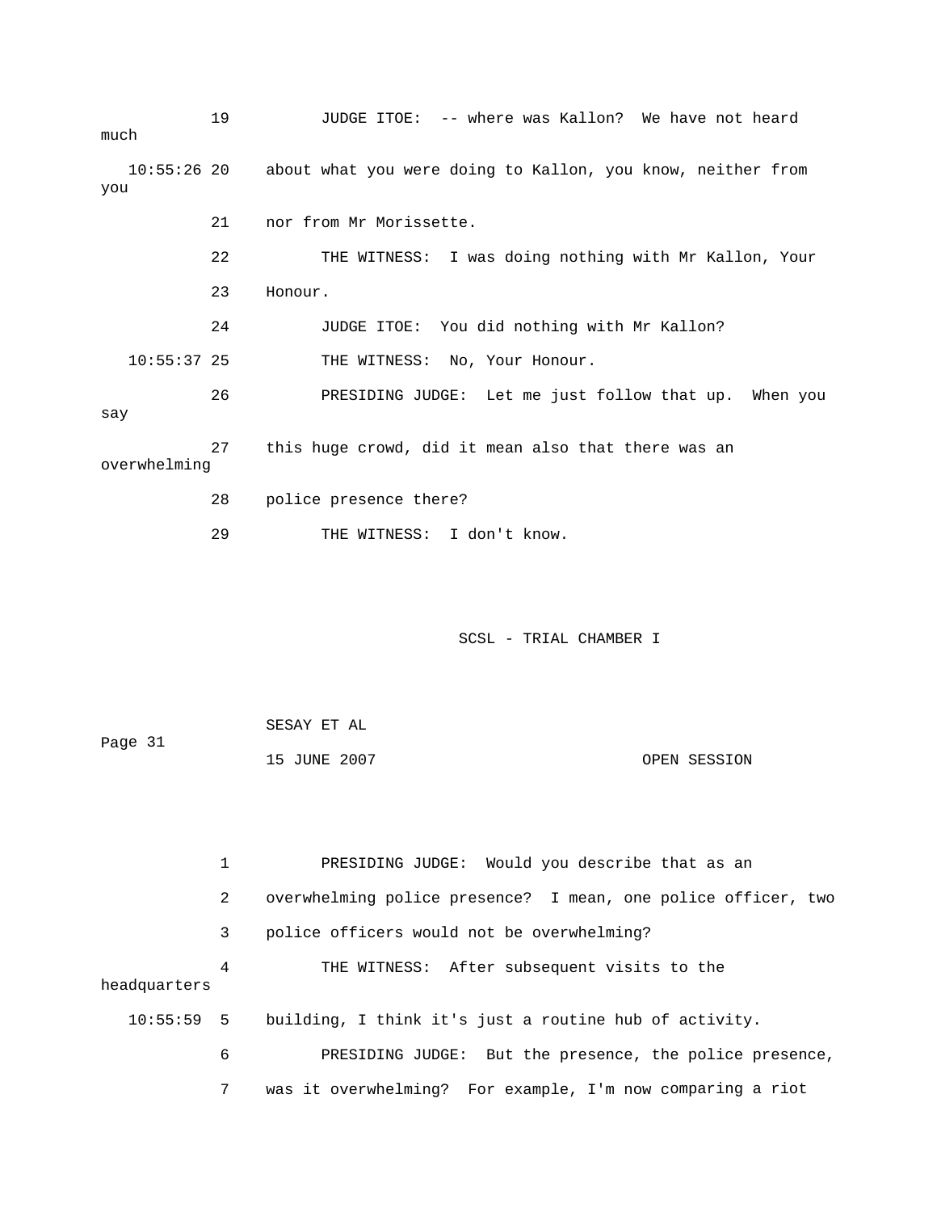JUDGE ITOE: -- where was Kallon? We have not heard much about what you were doing to Kallon, you know, neither from you nor from Mr Morissette.

THE WITNESS: I was doing nothing with Mr Kallon, Your Honour.

JUDGE ITOE: You did nothing with Mr Kallon?

THE WITNESS: No, Your Honour.

PRESIDING JUDGE: Let me just follow that up. When you say this huge crowd, did it mean also that there was an overwhelming police presence there?

THE WITNESS: I don't know.

PRESIDING JUDGE: Would you describe that as an overwhelming police presence? I mean, one police officer, two police officers would not be overwhelming?

THE WITNESS: After subsequent visits to the headquarters building, I think it's just a routine hub of activity.

PRESIDING JUDGE: But the presence, the police presence, was it overwhelming? For example, I'm now comparing a riot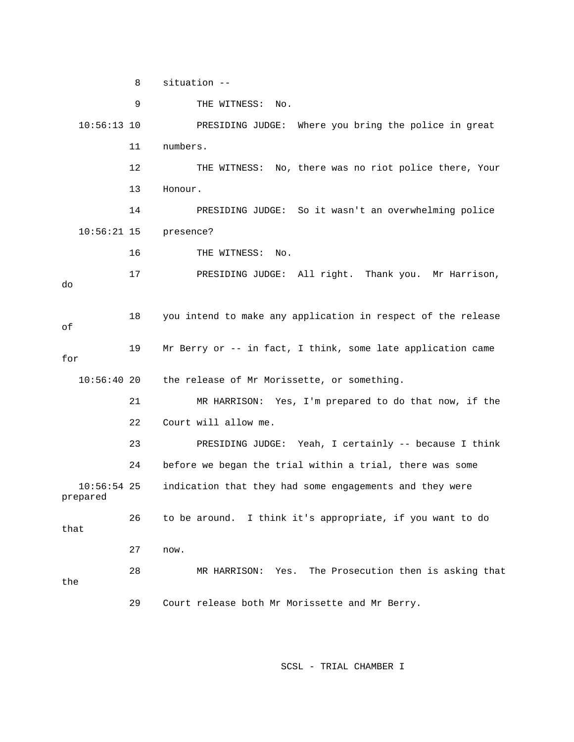8 situation --

9 THE WITNESS: No.

10:56:13 10 PRESIDING JUDGE: Where you bring the police in great

11 numbers.

12 THE WITNESS: No, there was no riot police there, Your

13 Honour.

14 PRESIDING JUDGE: So it wasn't an overwhelming police

10:56:21 15 presence?

16 THE WITNESS: No.

17 PRESIDING JUDGE: All right. Thank you. Mr Harrison, do

18 you intend to make any application in respect of the release of

19 Mr Berry or -- in fact, I think, some late application came for

10:56:40 20 the release of Mr Morissette, or something.

21 MR HARRISON: Yes, I'm prepared to do that now, if the

22 Court will allow me.

23 PRESIDING JUDGE: Yeah, I certainly -- because I think

24 before we began the trial within a trial, there was some

10:56:54 25 indication that they had some engagements and they were prepared

26 to be around. I think it's appropriate, if you want to do that

27 now.

28 MR HARRISON: Yes. The Prosecution then is asking that the

29 Court release both Mr Morissette and Mr Berry.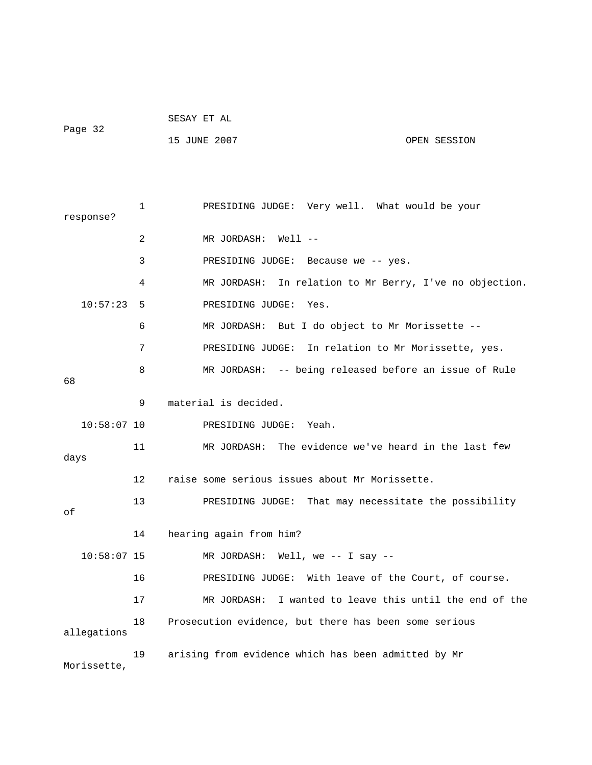1 PRESIDING JUDGE: Very well. What would be your response?

2 MR JORDASH: Well --

3 PRESIDING JUDGE: Because we -- yes.

4 MR JORDASH: In relation to Mr Berry, I've no objection.

10:57:23 5 PRESIDING JUDGE: Yes.

6 MR JORDASH: But I do object to Mr Morissette --

7 PRESIDING JUDGE: In relation to Mr Morissette, yes.

8 MR JORDASH: -- being released before an issue of Rule 68

9 material is decided.

10:58:07 10 PRESIDING JUDGE: Yeah.

11 MR JORDASH: The evidence we've heard in the last few days

12 raise some serious issues about Mr Morissette.

13 PRESIDING JUDGE: That may necessitate the possibility of

14 hearing again from him?

10:58:07 15 MR JORDASH: Well, we -- I say --

16 PRESIDING JUDGE: With leave of the Court, of course.

17 MR JORDASH: I wanted to leave this until the end of the

18 Prosecution evidence, but there has been some serious allegations

19 arising from evidence which has been admitted by Mr Morissette,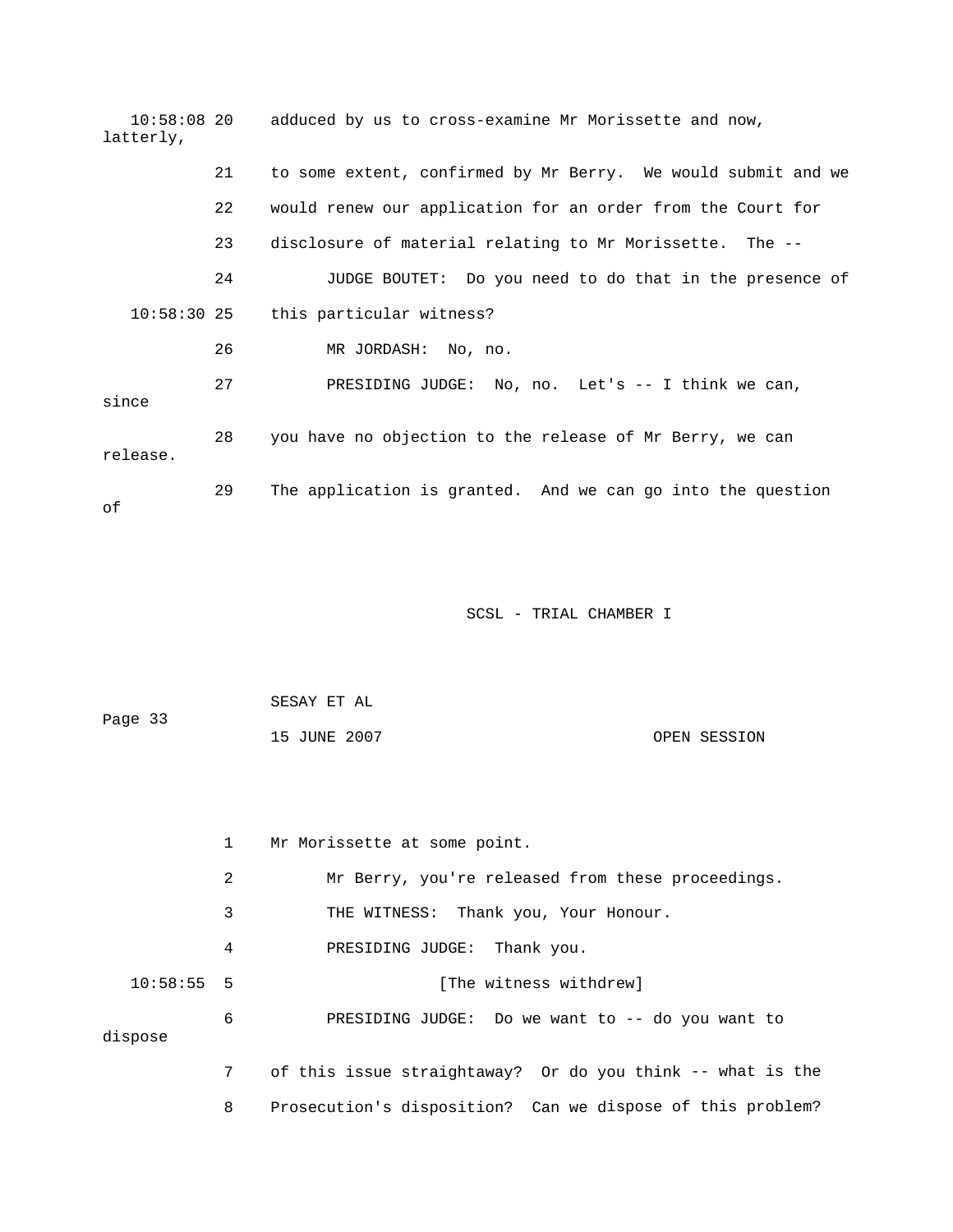10:58:08 20 adduced by us to cross-examine Mr Morissette and now, latterly,

21 to some extent, confirmed by Mr Berry. We would submit and we

22 would renew our application for an order from the Court for

23 disclosure of material relating to Mr Morissette. The --

24 JUDGE BOUTET: Do you need to do that in the presence of

10:58:30 25 this particular witness?

26 MR JORDASH: No, no.

27 PRESIDING JUDGE: No, no. Let's -- I think we can, since

28 you have no objection to the release of Mr Berry, we can release.

29 The application is granted. And we can go into the question of

1 Mr Morissette at some point.

2 Mr Berry, you're released from these proceedings.

3 THE WITNESS: Thank you, Your Honour.

4 PRESIDING JUDGE: Thank you.

10:58:55 5 [The witness withdrew]

6 PRESIDING JUDGE: Do we want to -- do you want to dispose

7 of this issue straightaway? Or do you think -- what is the

8 Prosecution's disposition? Can we dispose of this problem?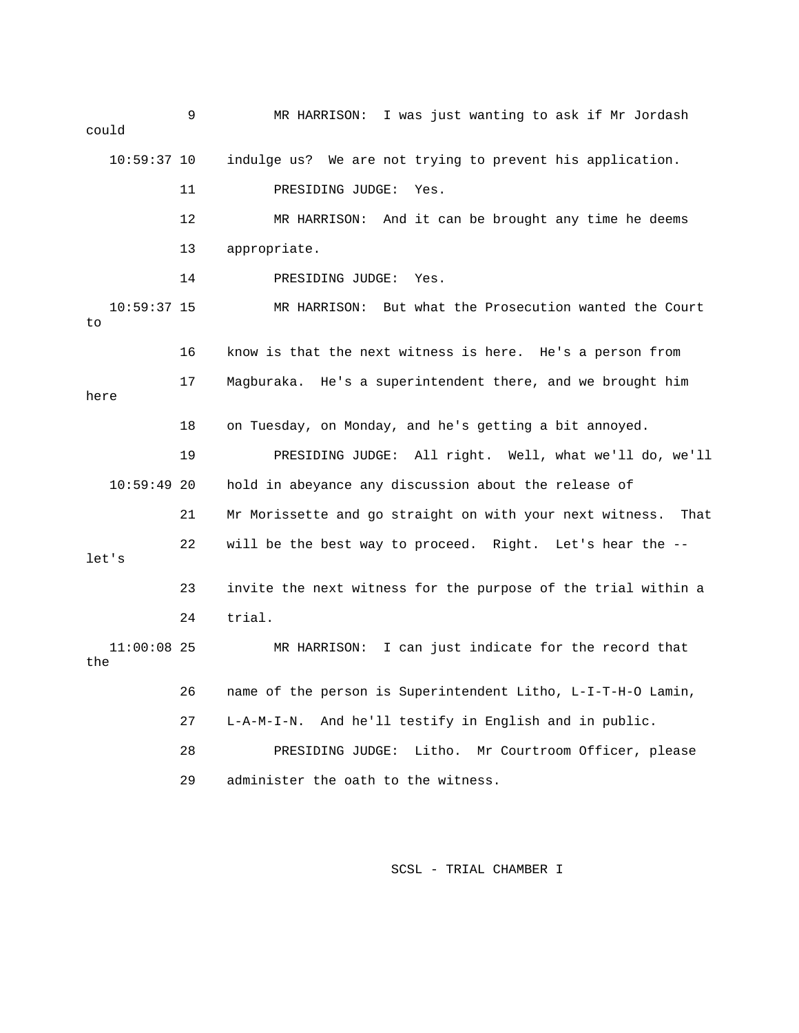9 MR HARRISON: I was just wanting to ask if Mr Jordash could

10:59:37 10 indulge us? We are not trying to prevent his application.

11 PRESIDING JUDGE: Yes.

12 MR HARRISON: And it can be brought any time he deems

13 appropriate.

14 PRESIDING JUDGE: Yes.

10:59:37 15 MR HARRISON: But what the Prosecution wanted the Court to

16 know is that the next witness is here. He's a person from

17 Magburaka. He's a superintendent there, and we brought him here

18 on Tuesday, on Monday, and he's getting a bit annoyed.

19 PRESIDING JUDGE: All right. Well, what we'll do, we'll

10:59:49 20 hold in abeyance any discussion about the release of

21 Mr Morissette and go straight on with your next witness. That

22 will be the best way to proceed. Right. Let's hear the -- let's

23 invite the next witness for the purpose of the trial within a

24 trial.

11:00:08 25 MR HARRISON: I can just indicate for the record that the

26 name of the person is Superintendent Litho, L-I-T-H-O Lamin,

27 L-A-M-I-N. And he'll testify in English and in public.

28 PRESIDING JUDGE: Litho. Mr Courtroom Officer, please

29 administer the oath to the witness.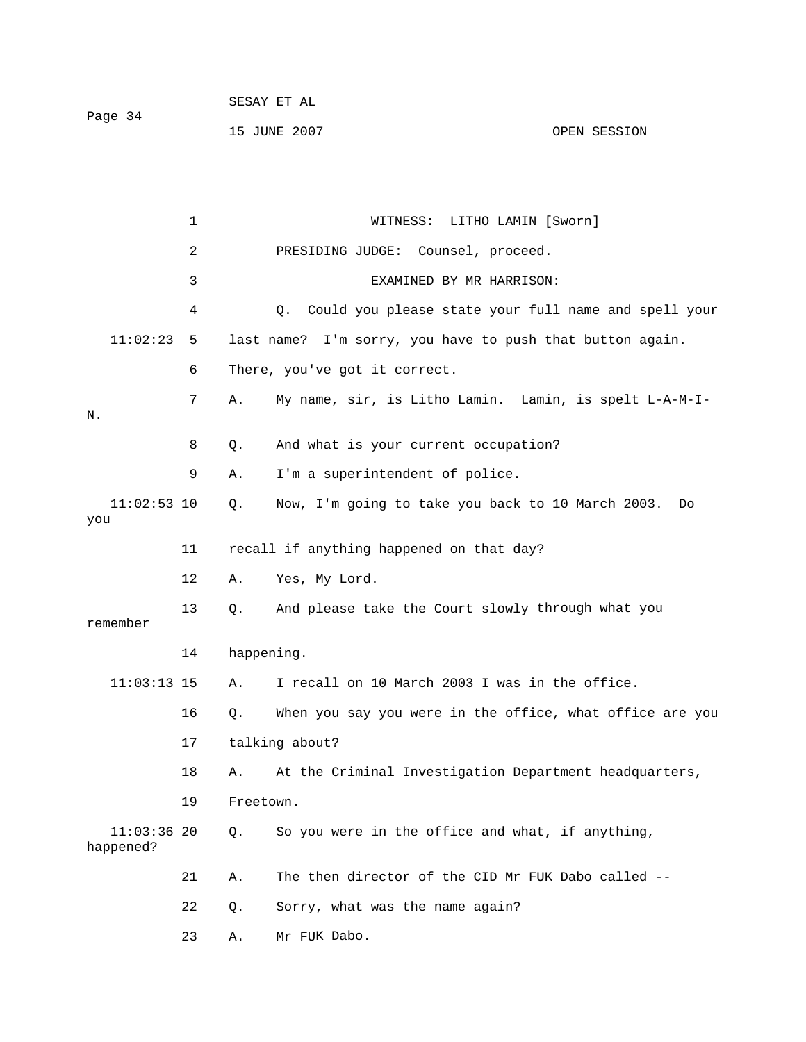WITNESS: LITHO LAMIN [Sworn]

PRESIDING JUDGE: Counsel, proceed.

EXAMINED BY MR HARRISON:

Q. Could you please state your full name and spell your last name? I'm sorry, you have to push that button again. There, you've got it correct.

A. My name, sir, is Litho Lamin. Lamin, is spelt L-A-M-I-N.

Q. And what is your current occupation?

A. I'm a superintendent of police.

Q. Now, I'm going to take you back to 10 March 2003. Do you recall if anything happened on that day?

A. Yes, My Lord.

Q. And please take the Court slowly through what you remember happening.

A. I recall on 10 March 2003 I was in the office.

Q. When you say you were in the office, what office are you talking about?

A. At the Criminal Investigation Department headquarters, Freetown.

Q. So you were in the office and what, if anything, happened?

A. The then director of the CID Mr FUK Dabo called --

Q. Sorry, what was the name again?

A. Mr FUK Dabo.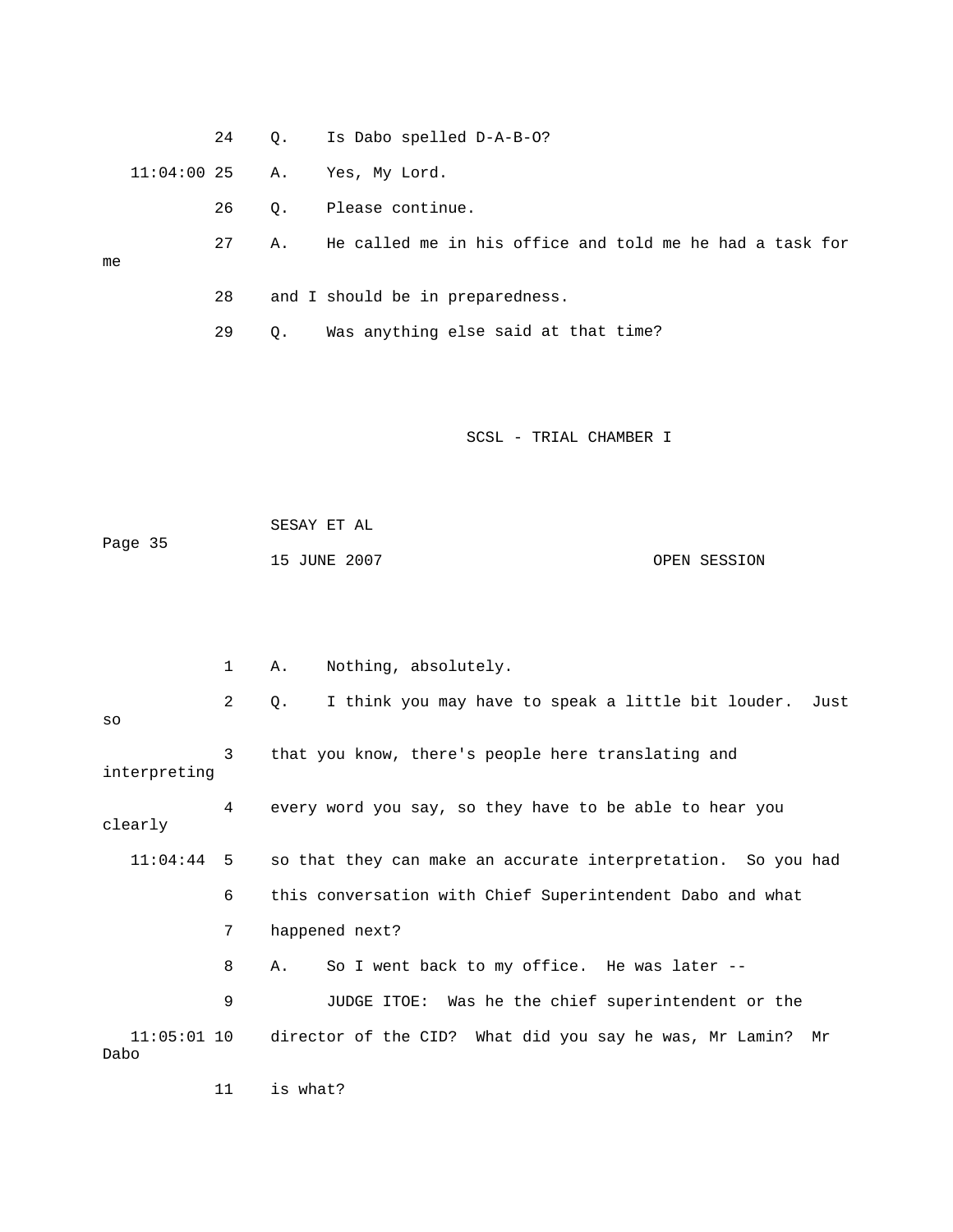24 Q. Is Dabo spelled D-A-B-O?

11:04:00 25 A. Yes, My Lord.

26 Q. Please continue.

27 A. He called me in his office and told me he had a task for me

28 and I should be in preparedness.

29 Q. Was anything else said at that time?

1 A. Nothing, absolutely.

2 Q. I think you may have to speak a little bit louder. Just so

3 that you know, there's people here translating and interpreting

4 every word you say, so they have to be able to hear you clearly

11:04:44 5 so that they can make an accurate interpretation. So you had

6 this conversation with Chief Superintendent Dabo and what

7 happened next?

8 A. So I went back to my office. He was later --

9 JUDGE ITOE: Was he the chief superintendent or the

11:05:01 10 director of the CID? What did you say he was, Mr Lamin? Mr Dabo

11 is what?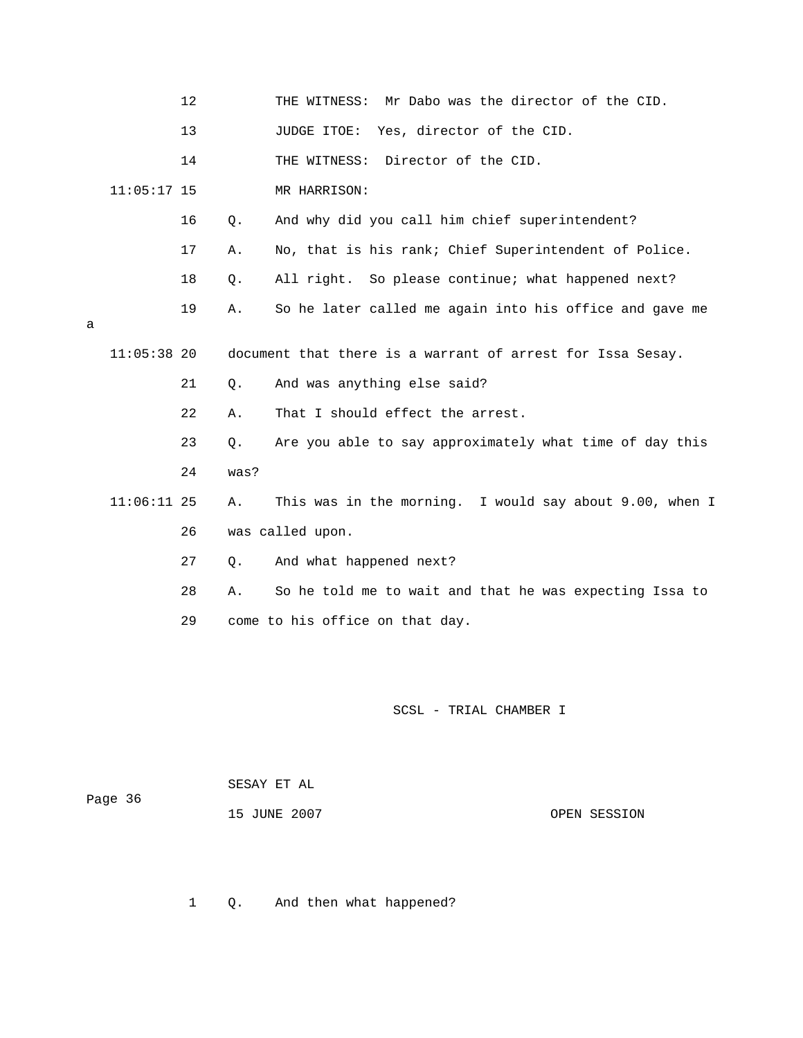12 THE WITNESS: Mr Dabo was the director of the CID.

13 JUDGE ITOE: Yes, director of the CID.

14 THE WITNESS: Director of the CID.

11:05:17 15 MR HARRISON:

16 Q. And why did you call him chief superintendent?

17 A. No, that is his rank; Chief Superintendent of Police.

18 Q. All right. So please continue; what happened next?

19 A. So he later called me again into his office and gave me a

11:05:38 20 document that there is a warrant of arrest for Issa Sesay.

21 Q. And was anything else said?

22 A. That I should effect the arrest.

23 Q. Are you able to say approximately what time of day this

24 was?

11:06:11 25 A. This was in the morning. I would say about 9.00, when I

26 was called upon.

27 Q. And what happened next?

28 A. So he told me to wait and that he was expecting Issa to

29 come to his office on that day.

1 Q. And then what happened?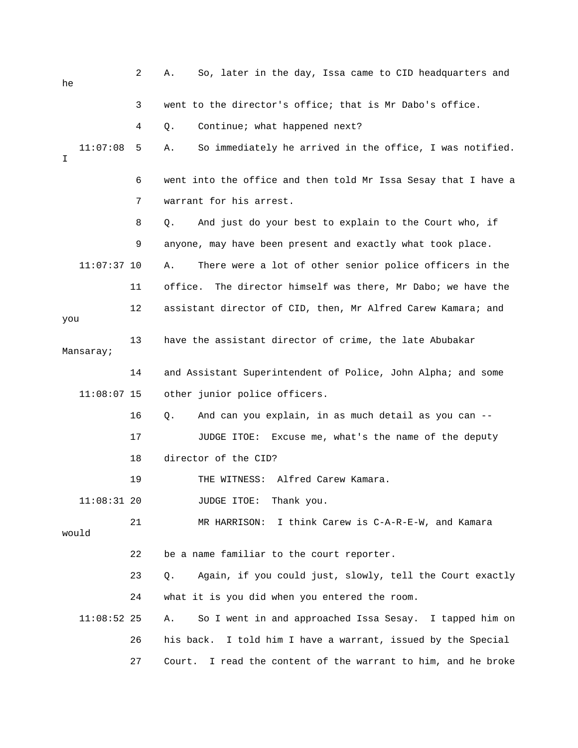2 A. So, later in the day, Issa came to CID headquarters and he

3 went to the director's office; that is Mr Dabo's office.

4 Q. Continue; what happened next?

11:07:08 5 A. So immediately he arrived in the office, I was notified. I

6 went into the office and then told Mr Issa Sesay that I have a

7 warrant for his arrest.

8 Q. And just do your best to explain to the Court who, if

9 anyone, may have been present and exactly what took place.

11:07:37 10 A. There were a lot of other senior police officers in the

11 office. The director himself was there, Mr Dabo; we have the

12 assistant director of CID, then, Mr Alfred Carew Kamara; and you

13 have the assistant director of crime, the late Abubakar Mansaray;

14 and Assistant Superintendent of Police, John Alpha; and some

11:08:07 15 other junior police officers.

16 Q. And can you explain, in as much detail as you can --

17 JUDGE ITOE: Excuse me, what's the name of the deputy

18 director of the CID?

19 THE WITNESS: Alfred Carew Kamara.

11:08:31 20 JUDGE ITOE: Thank you.

21 MR HARRISON: I think Carew is C-A-R-E-W, and Kamara would

22 be a name familiar to the court reporter.

23 Q. Again, if you could just, slowly, tell the Court exactly

24 what it is you did when you entered the room.

11:08:52 25 A. So I went in and approached Issa Sesay. I tapped him on

26 his back. I told him I have a warrant, issued by the Special

27 Court. I read the content of the warrant to him, and he broke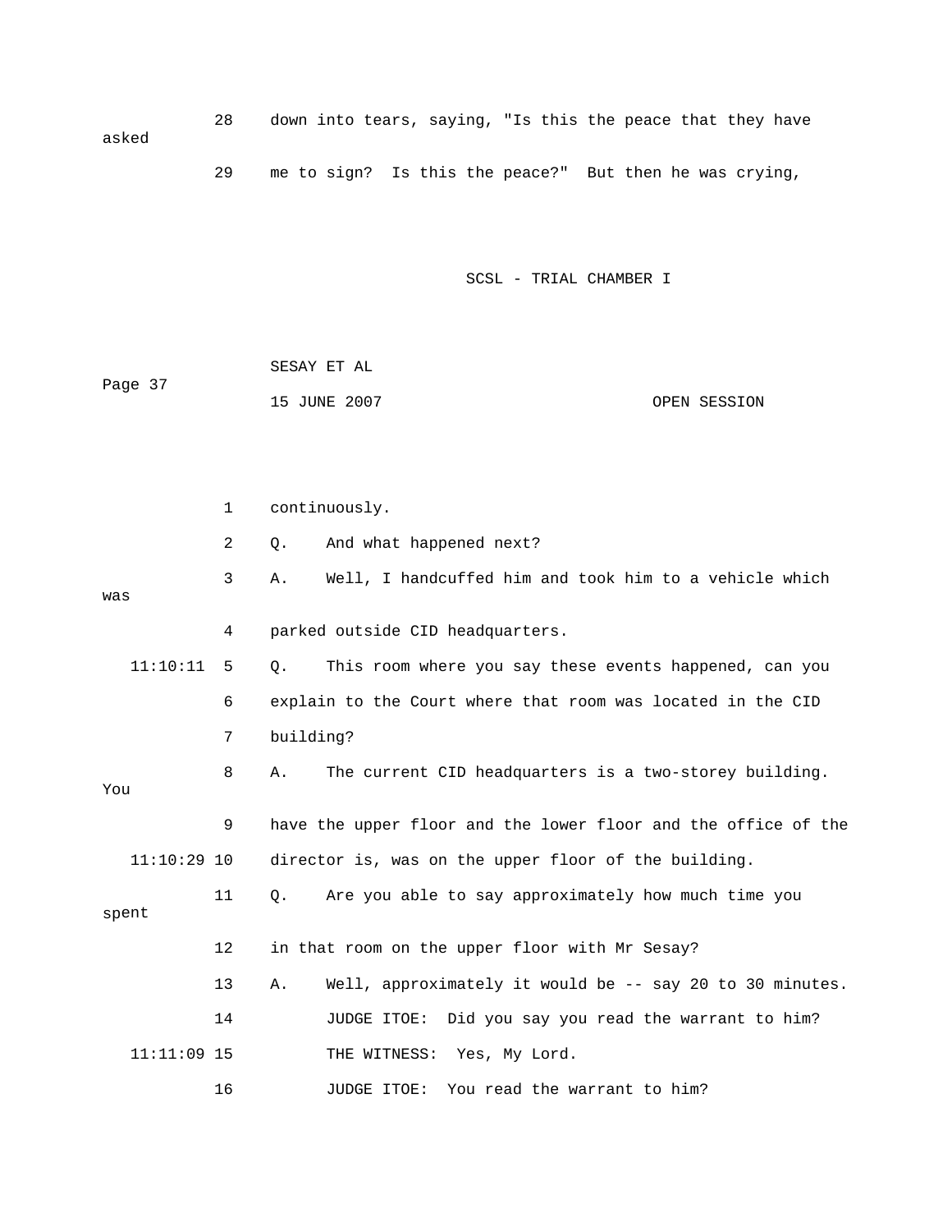28 down into tears, saying, "Is this the peace that they have asked

29 me to sign? Is this the peace?" But then he was crying,

1 continuously.

2 Q. And what happened next?

3 A. Well, I handcuffed him and took him to a vehicle which was

4 parked outside CID headquarters.

11:10:11 5 Q. This room where you say these events happened, can you

6 explain to the Court where that room was located in the CID

7 building?

8 A. The current CID headquarters is a two-storey building. You

9 have the upper floor and the lower floor and the office of the

11:10:29 10 director is, was on the upper floor of the building.

11 Q. Are you able to say approximately how much time you spent

12 in that room on the upper floor with Mr Sesay?

13 A. Well, approximately it would be -- say 20 to 30 minutes.

14 JUDGE ITOE: Did you say you read the warrant to him?

11:11:09 15 THE WITNESS: Yes, My Lord.

16 JUDGE ITOE: You read the warrant to him?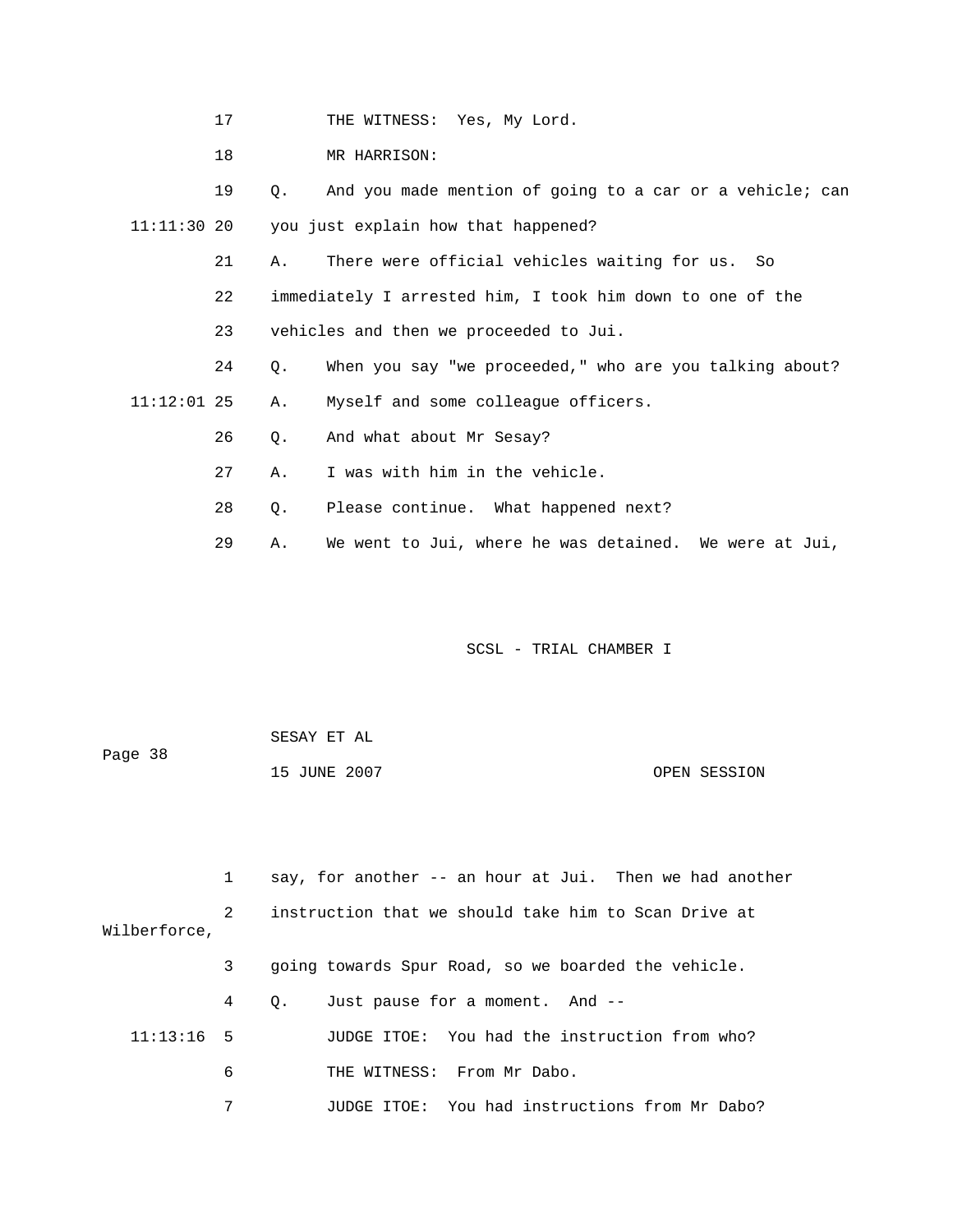17 THE WITNESS: Yes, My Lord.

18 MR HARRISON:

19 Q. And you made mention of going to a car or a vehicle; can

11:11:30 20 you just explain how that happened?

21 A. There were official vehicles waiting for us. So

22 immediately I arrested him, I took him down to one of the

23 vehicles and then we proceeded to Jui.

24 Q. When you say "we proceeded," who are you talking about?

11:12:01 25 A. Myself and some colleague officers.

26 Q. And what about Mr Sesay?

27 A. I was with him in the vehicle.

28 Q. Please continue. What happened next?

29 A. We went to Jui, where he was detained. We were at Jui,

1 say, for another -- an hour at Jui. Then we had another

2 instruction that we should take him to Scan Drive at Wilberforce,

3 going towards Spur Road, so we boarded the vehicle.

4 Q. Just pause for a moment. And --

11:13:16 5 JUDGE ITOE: You had the instruction from who?

6 THE WITNESS: From Mr Dabo.

7 JUDGE ITOE: You had instructions from Mr Dabo?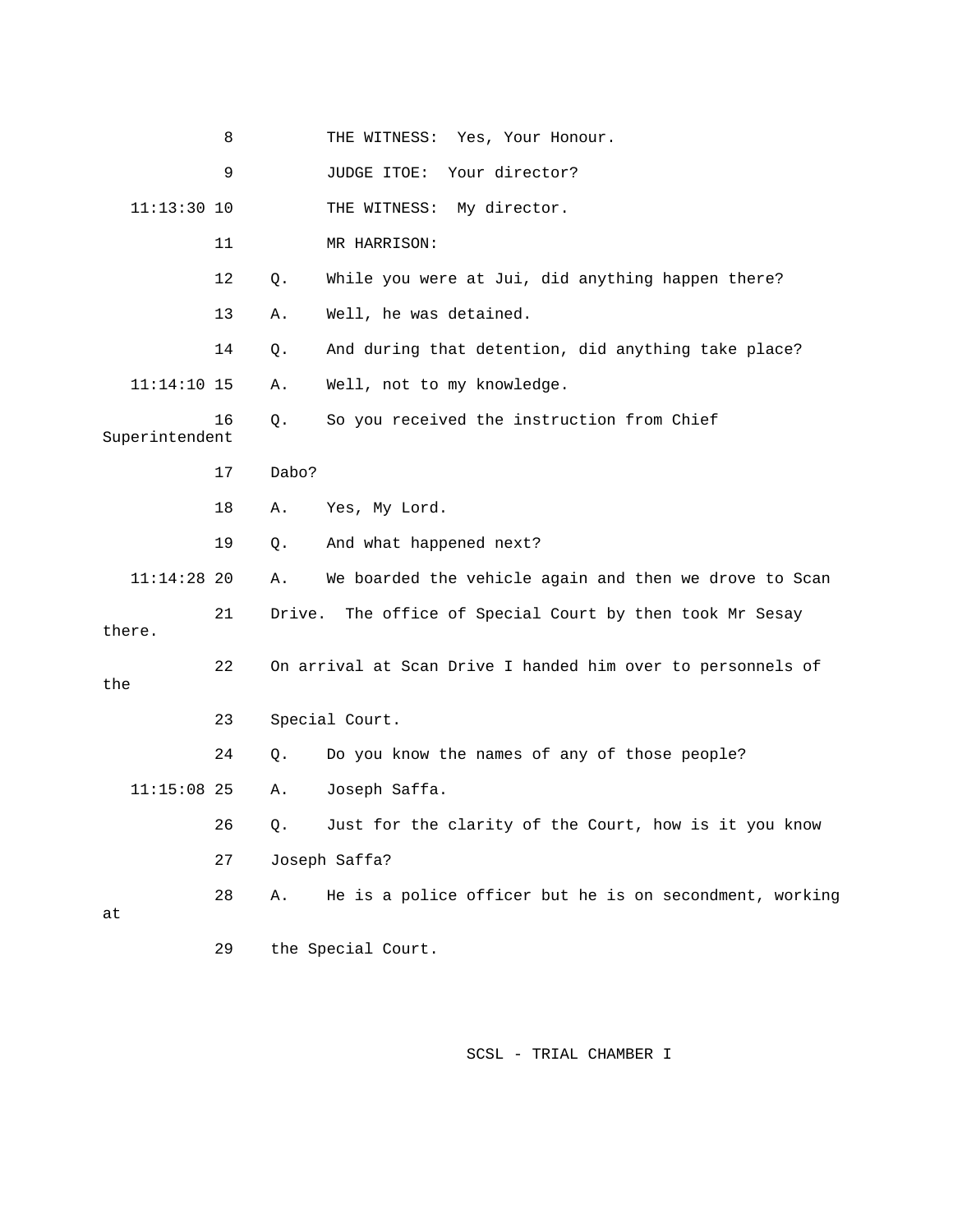8 THE WITNESS: Yes, Your Honour.

9 JUDGE ITOE: Your director?

11:13:30 10 THE WITNESS: My director.

11 MR HARRISON:

12 Q. While you were at Jui, did anything happen there?

13 A. Well, he was detained.

14 Q. And during that detention, did anything take place?

11:14:10 15 A. Well, not to my knowledge.

16 Q. So you received the instruction from Chief Superintendent

17 Dabo?

18 A. Yes, My Lord.

19 Q. And what happened next?

11:14:28 20 A. We boarded the vehicle again and then we drove to Scan

21 Drive. The office of Special Court by then took Mr Sesay there.

22 On arrival at Scan Drive I handed him over to personnels of the

23 Special Court.

24 Q. Do you know the names of any of those people?

11:15:08 25 A. Joseph Saffa.

26 Q. Just for the clarity of the Court, how is it you know

27 Joseph Saffa?

28 A. He is a police officer but he is on secondment, working at

29 the Special Court.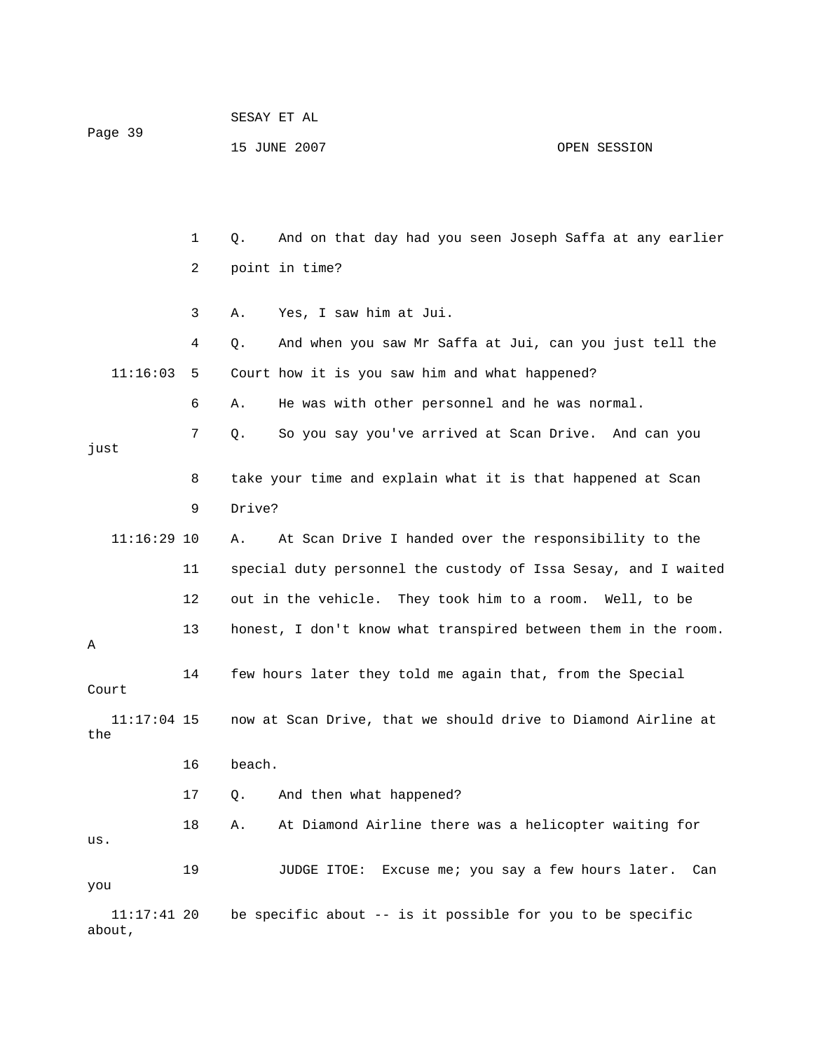1 Q. And on that day had you seen Joseph Saffa at any earlier

2 point in time?

3 A. Yes, I saw him at Jui.

4 Q. And when you saw Mr Saffa at Jui, can you just tell the

11:16:03 5 Court how it is you saw him and what happened?

6 A. He was with other personnel and he was normal.

7 Q. So you say you've arrived at Scan Drive. And can you just

8 take your time and explain what it is that happened at Scan

9 Drive?

11:16:29 10 A. At Scan Drive I handed over the responsibility to the

11 special duty personnel the custody of Issa Sesay, and I waited

12 out in the vehicle. They took him to a room. Well, to be

13 honest, I don't know what transpired between them in the room. A

14 few hours later they told me again that, from the Special Court

11:17:04 15 now at Scan Drive, that we should drive to Diamond Airline at the

16 beach.

17 Q. And then what happened?

18 A. At Diamond Airline there was a helicopter waiting for us.

19 JUDGE ITOE: Excuse me; you say a few hours later. Can you

11:17:41 20 be specific about -- is it possible for you to be specific about,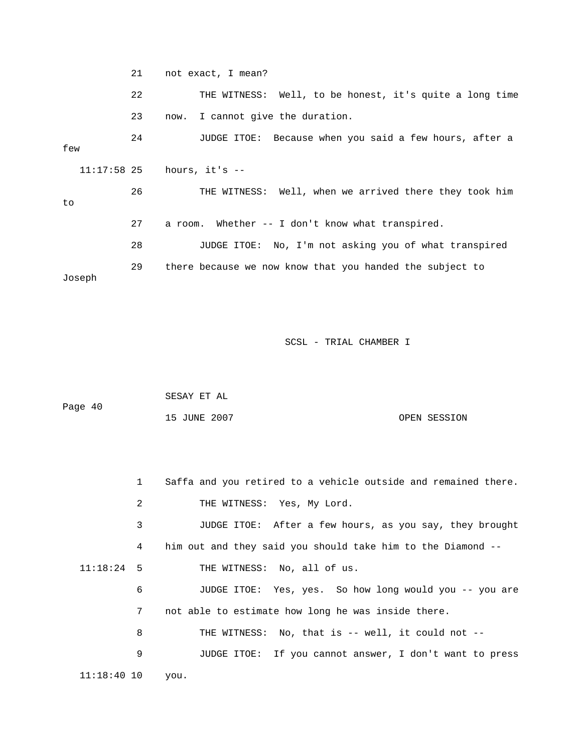21 not exact, I mean?

22 THE WITNESS: Well, to be honest, it's quite a long time

23 now. I cannot give the duration.

24 JUDGE ITOE: Because when you said a few hours, after a few

11:17:58 25 hours, it's --

26 THE WITNESS: Well, when we arrived there they took him to

27 a room. Whether -- I don't know what transpired.

28 JUDGE ITOE: No, I'm not asking you of what transpired

29 there because we now know that you handed the subject to Joseph

1 Saffa and you retired to a vehicle outside and remained there.

2 THE WITNESS: Yes, My Lord.

3 JUDGE ITOE: After a few hours, as you say, they brought

4 him out and they said you should take him to the Diamond --

11:18:24 5 THE WITNESS: No, all of us.

6 JUDGE ITOE: Yes, yes. So how long would you -- you are

7 not able to estimate how long he was inside there.

8 THE WITNESS: No, that is -- well, it could not --

9 JUDGE ITOE: If you cannot answer, I don't want to press

11:18:40 10 you.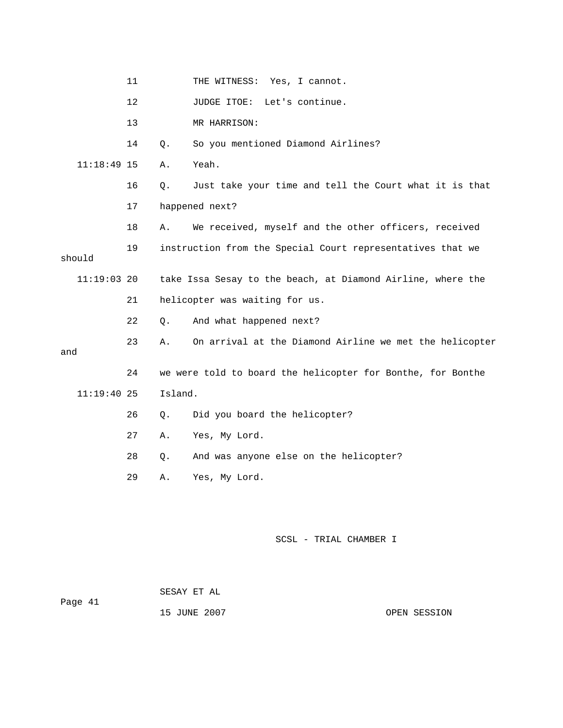11 THE WITNESS: Yes, I cannot.

12 JUDGE ITOE: Let's continue.

13 MR HARRISON:

14 Q. So you mentioned Diamond Airlines?

11:18:49 15 A. Yeah.

16 Q. Just take your time and tell the Court what it is that

17 happened next?

18 A. We received, myself and the other officers, received

19 instruction from the Special Court representatives that we should

11:19:03 20 take Issa Sesay to the beach, at Diamond Airline, where the

21 helicopter was waiting for us.

22 Q. And what happened next?

23 A. On arrival at the Diamond Airline we met the helicopter and

24 we were told to board the helicopter for Bonthe, for Bonthe

11:19:40 25 Island.

26 Q. Did you board the helicopter?

27 A. Yes, My Lord.

28 Q. And was anyone else on the helicopter?

29 A. Yes, My Lord.

SCSL - TRIAL CHAMBER I

SESAY ET AL

Page 41

15 JUNE 2007 OPEN SESSION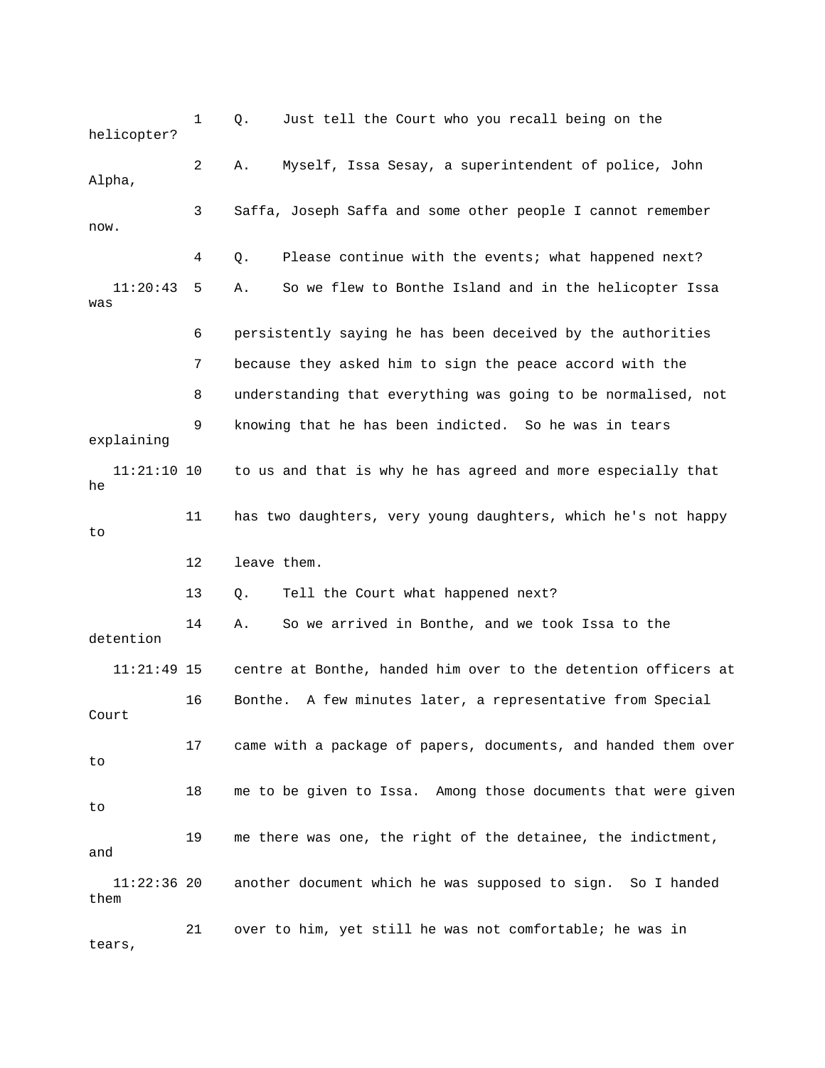1 Q. Just tell the Court who you recall being on the helicopter?

2 A. Myself, Issa Sesay, a superintendent of police, John Alpha,

3 Saffa, Joseph Saffa and some other people I cannot remember now.

4 Q. Please continue with the events; what happened next?

11:20:43 5 A. So we flew to Bonthe Island and in the helicopter Issa was

6 persistently saying he has been deceived by the authorities

7 because they asked him to sign the peace accord with the

8 understanding that everything was going to be normalised, not

9 knowing that he has been indicted. So he was in tears explaining

11:21:10 10 to us and that is why he has agreed and more especially that he

11 has two daughters, very young daughters, which he's not happy to

12 leave them.

13 Q. Tell the Court what happened next?

14 A. So we arrived in Bonthe, and we took Issa to the detention

11:21:49 15 centre at Bonthe, handed him over to the detention officers at

16 Bonthe. A few minutes later, a representative from Special Court

17 came with a package of papers, documents, and handed them over to

18 me to be given to Issa. Among those documents that were given to

19 me there was one, the right of the detainee, the indictment, and

11:22:36 20 another document which he was supposed to sign. So I handed them

21 over to him, yet still he was not comfortable; he was in tears,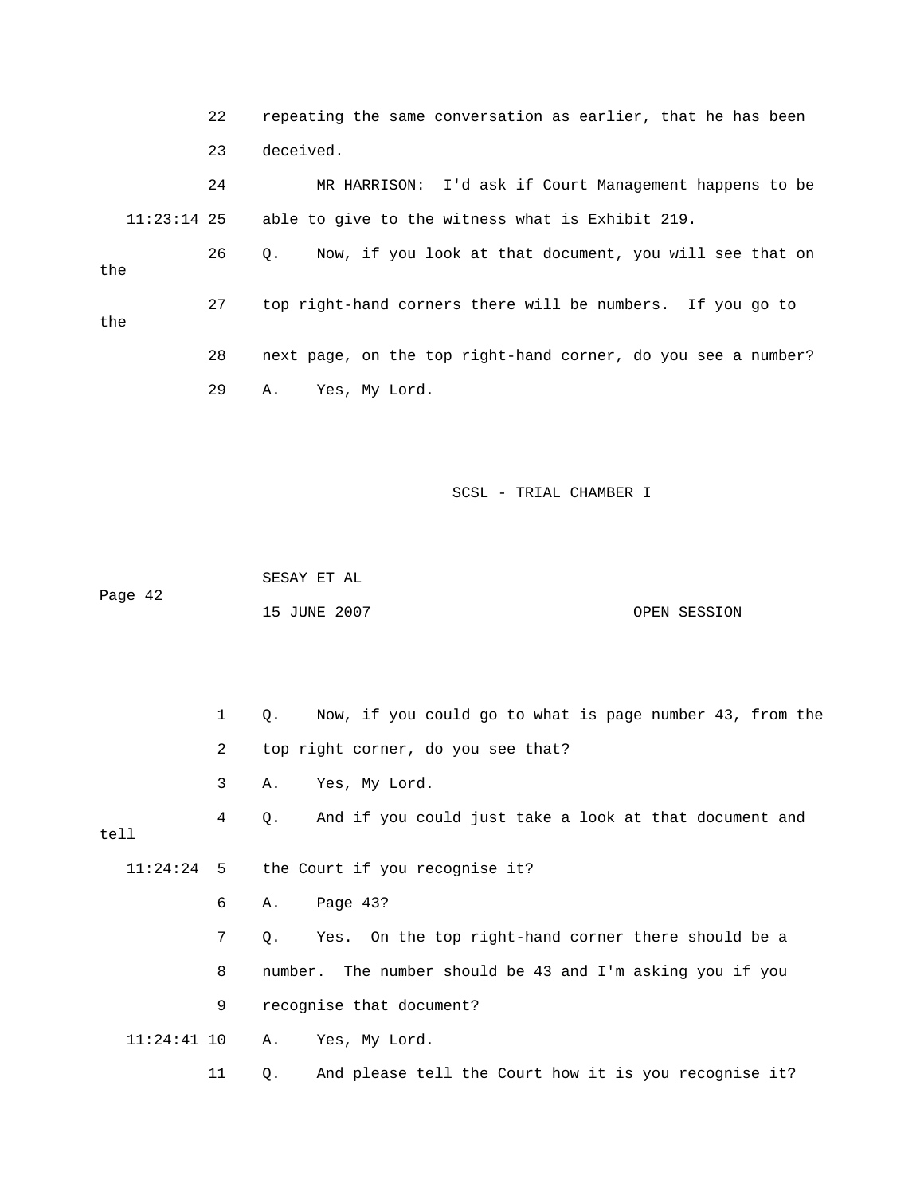22 repeating the same conversation as earlier, that he has been

23 deceived.

24 MR HARRISON: I'd ask if Court Management happens to be

11:23:14 25 able to give to the witness what is Exhibit 219.

26 Q. Now, if you look at that document, you will see that on the

27 top right-hand corners there will be numbers. If you go to the

28 next page, on the top right-hand corner, do you see a number?

29 A. Yes, My Lord.

1 Q. Now, if you could go to what is page number 43, from the

2 top right corner, do you see that?

3 A. Yes, My Lord.

4 Q. And if you could just take a look at that document and tell

11:24:24 5 the Court if you recognise it?

6 A. Page 43?

7 Q. Yes. On the top right-hand corner there should be a

8 number. The number should be 43 and I'm asking you if you

9 recognise that document?

11:24:41 10 A. Yes, My Lord.

11 Q. And please tell the Court how it is you recognise it?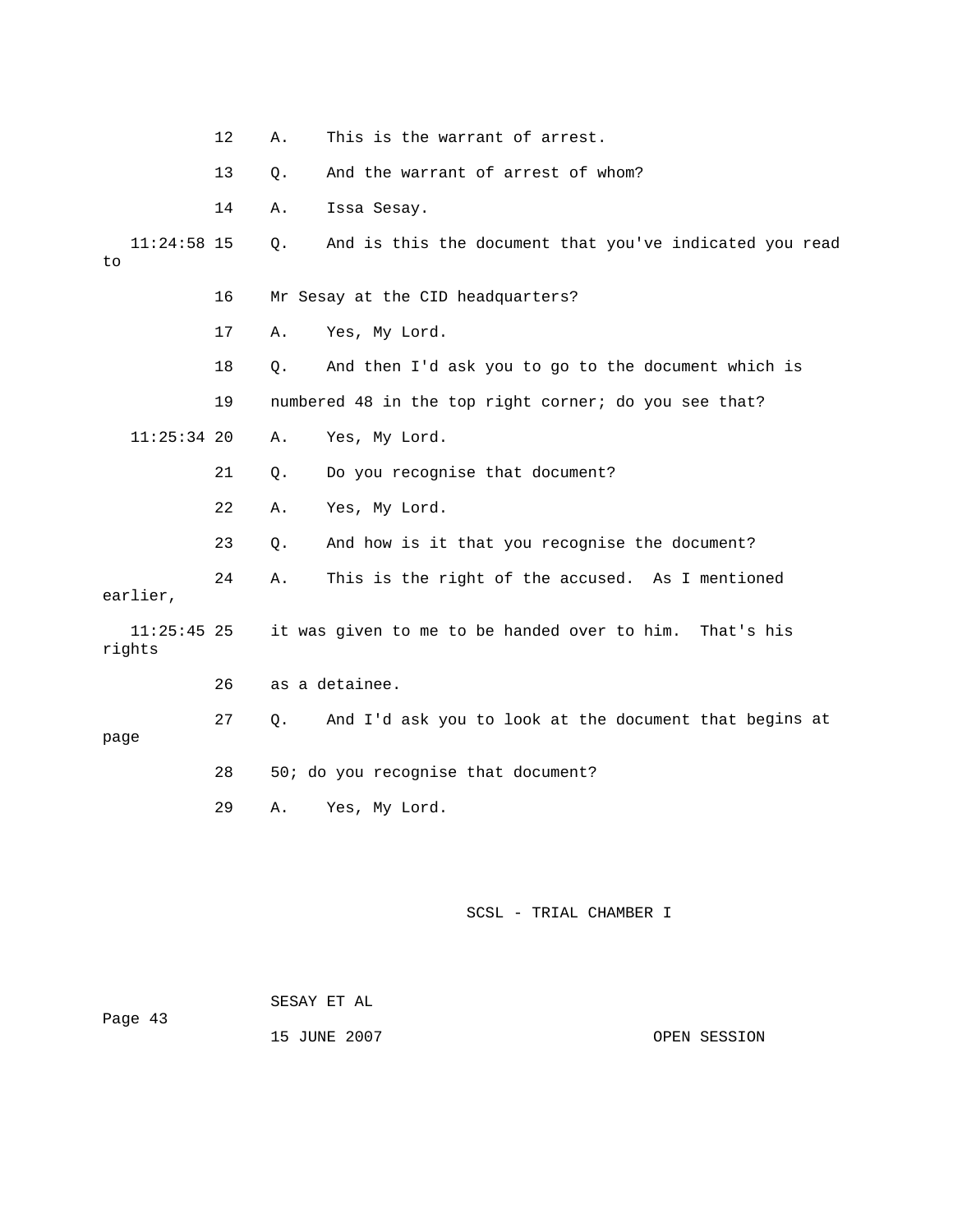12 A. This is the warrant of arrest.

13 Q. And the warrant of arrest of whom?

14 A. Issa Sesay.

11:24:58 15 Q. And is this the document that you've indicated you read to

16 Mr Sesay at the CID headquarters?

17 A. Yes, My Lord.

18 Q. And then I'd ask you to go to the document which is

19 numbered 48 in the top right corner; do you see that?

11:25:34 20 A. Yes, My Lord.

21 Q. Do you recognise that document?

22 A. Yes, My Lord.

23 Q. And how is it that you recognise the document?

24 A. This is the right of the accused. As I mentioned earlier,

11:25:45 25 it was given to me to be handed over to him. That's his rights

26 as a detainee.

27 Q. And I'd ask you to look at the document that begins at page

28 50; do you recognise that document?

29 A. Yes, My Lord.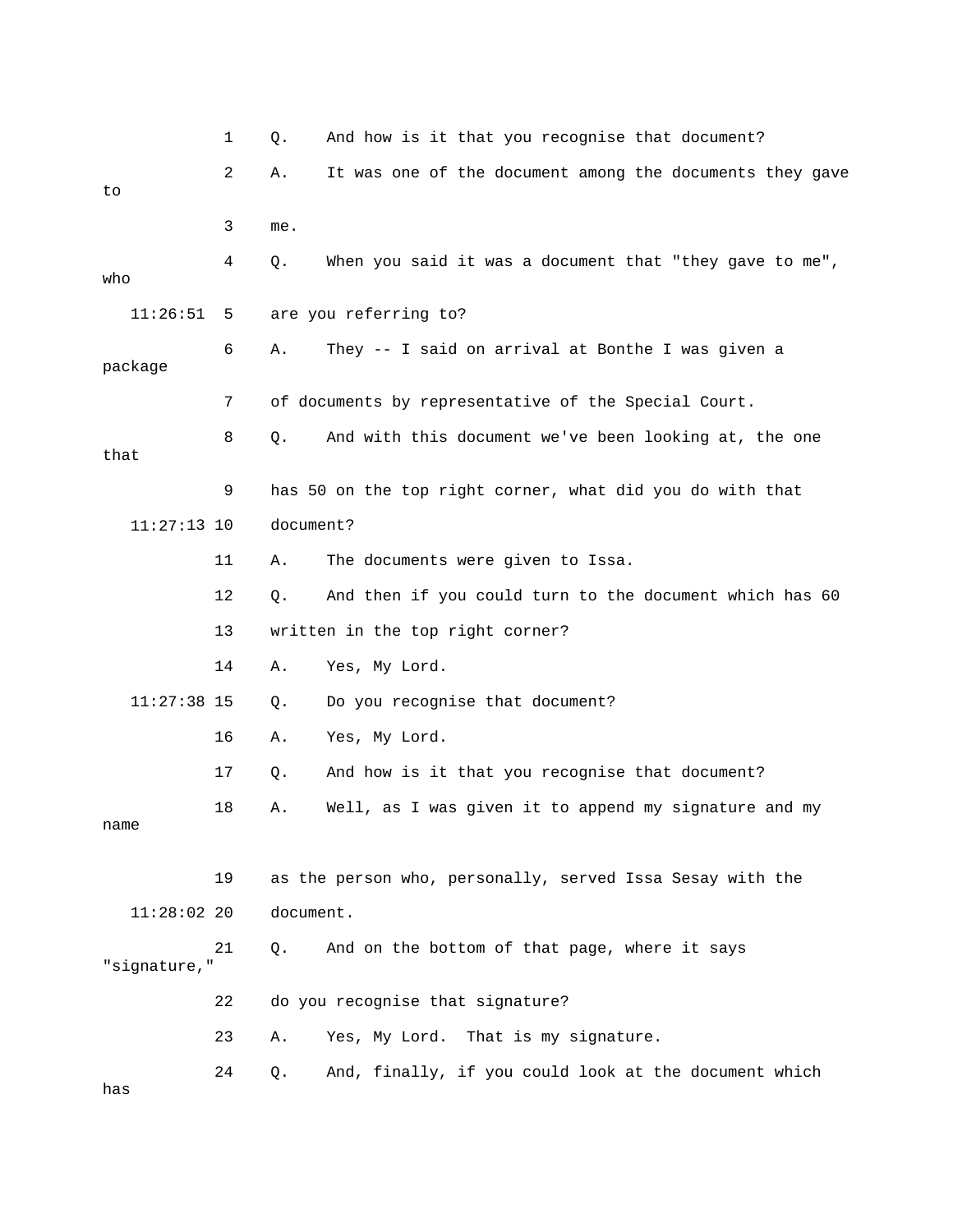1 Q. And how is it that you recognise that document?

2 A. It was one of the document among the documents they gave to

3 me.

4 Q. When you said it was a document that "they gave to me", who

11:26:51 5 are you referring to?

6 A. They -- I said on arrival at Bonthe I was given a package

7 of documents by representative of the Special Court.

8 Q. And with this document we've been looking at, the one that

9 has 50 on the top right corner, what did you do with that

11:27:13 10 document?

11 A. The documents were given to Issa.

12 Q. And then if you could turn to the document which has 60

13 written in the top right corner?

14 A. Yes, My Lord.

11:27:38 15 Q. Do you recognise that document?

16 A. Yes, My Lord.

17 Q. And how is it that you recognise that document?

18 A. Well, as I was given it to append my signature and my name

19 as the person who, personally, served Issa Sesay with the

11:28:02 20 document.

21 Q. And on the bottom of that page, where it says "signature,"

22 do you recognise that signature?

23 A. Yes, My Lord. That is my signature.

24 Q. And, finally, if you could look at the document which has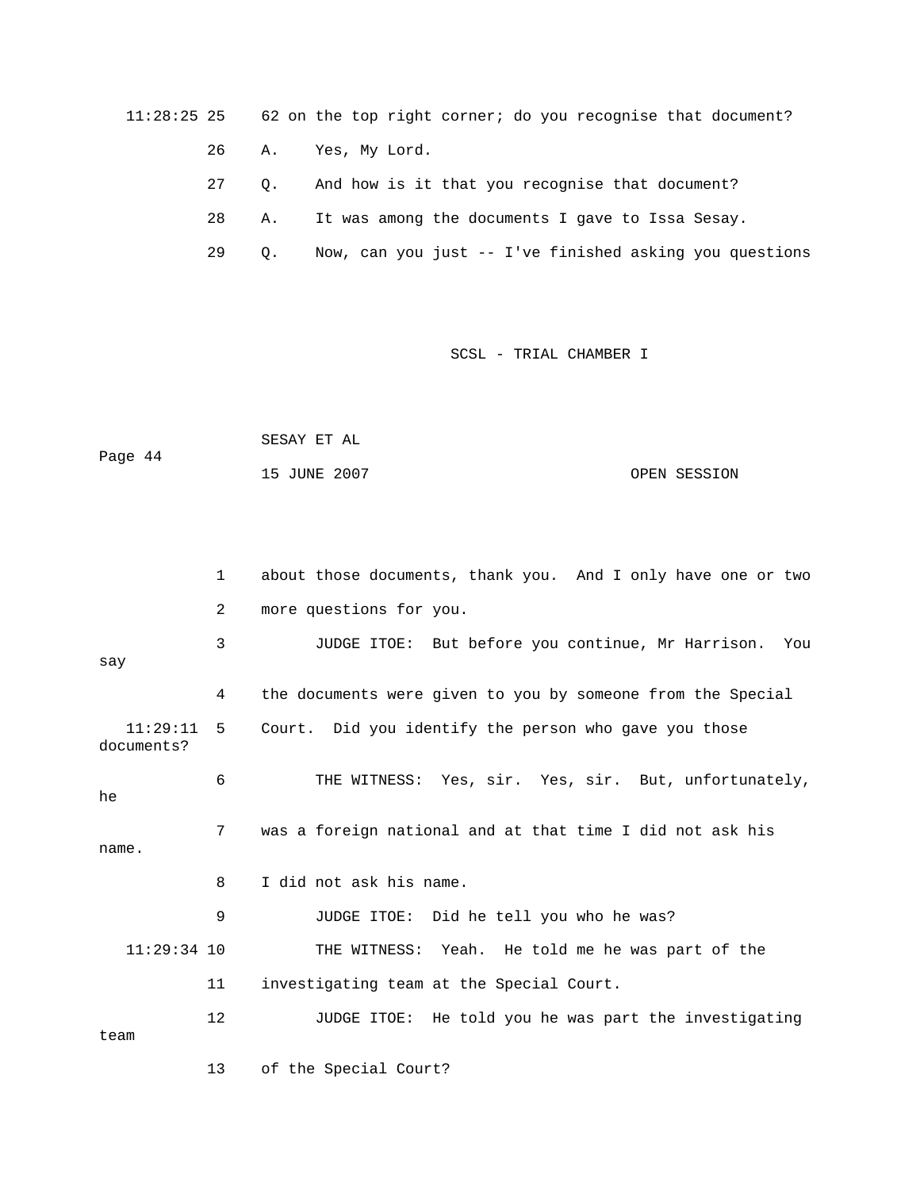11:28:25 25 62 on the top right corner; do you recognise that document?

26 A. Yes, My Lord.

27 Q. And how is it that you recognise that document?

28 A. It was among the documents I gave to Issa Sesay.

29 Q. Now, can you just -- I've finished asking you questions

1 about those documents, thank you. And I only have one or two

2 more questions for you.

3 JUDGE ITOE: But before you continue, Mr Harrison. You say

4 the documents were given to you by someone from the Special

11:29:11 5 Court. Did you identify the person who gave you those documents?

6 THE WITNESS: Yes, sir. Yes, sir. But, unfortunately, he

7 was a foreign national and at that time I did not ask his name.

8 I did not ask his name.

9 JUDGE ITOE: Did he tell you who he was?

11:29:34 10 THE WITNESS: Yeah. He told me he was part of the

11 investigating team at the Special Court.

12 JUDGE ITOE: He told you he was part the investigating team

13 of the Special Court?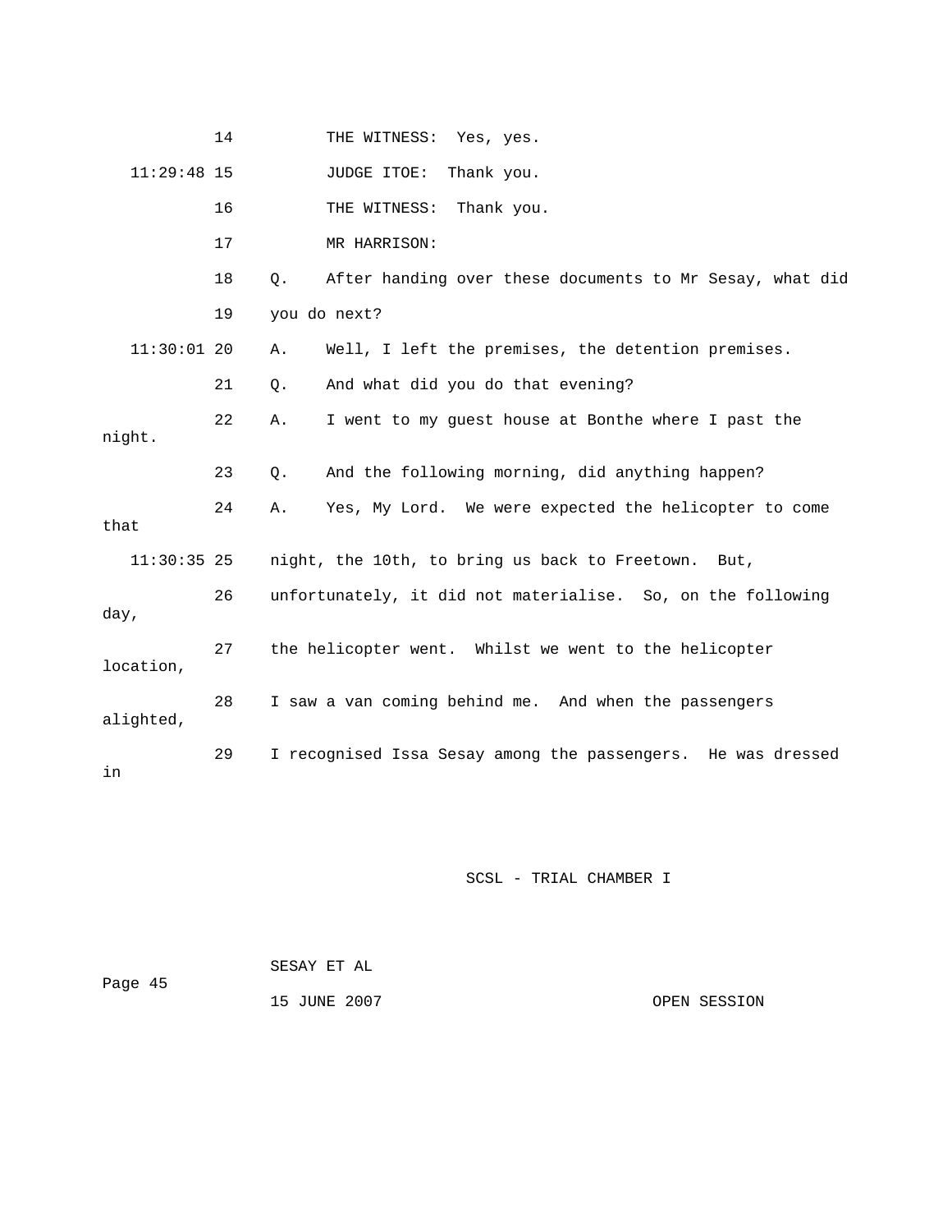14 THE WITNESS: Yes, yes.

11:29:48 15 JUDGE ITOE: Thank you.

16 THE WITNESS: Thank you.

17 MR HARRISON:

18 Q. After handing over these documents to Mr Sesay, what did

19 you do next?

11:30:01 20 A. Well, I left the premises, the detention premises.

21 Q. And what did you do that evening?

22 A. I went to my guest house at Bonthe where I past the night.

23 Q. And the following morning, did anything happen?

24 A. Yes, My Lord. We were expected the helicopter to come that

11:30:35 25 night, the 10th, to bring us back to Freetown. But,

26 unfortunately, it did not materialise. So, on the following day,

27 the helicopter went. Whilst we went to the helicopter location,

28 I saw a van coming behind me. And when the passengers alighted,

29 I recognised Issa Sesay among the passengers. He was dressed in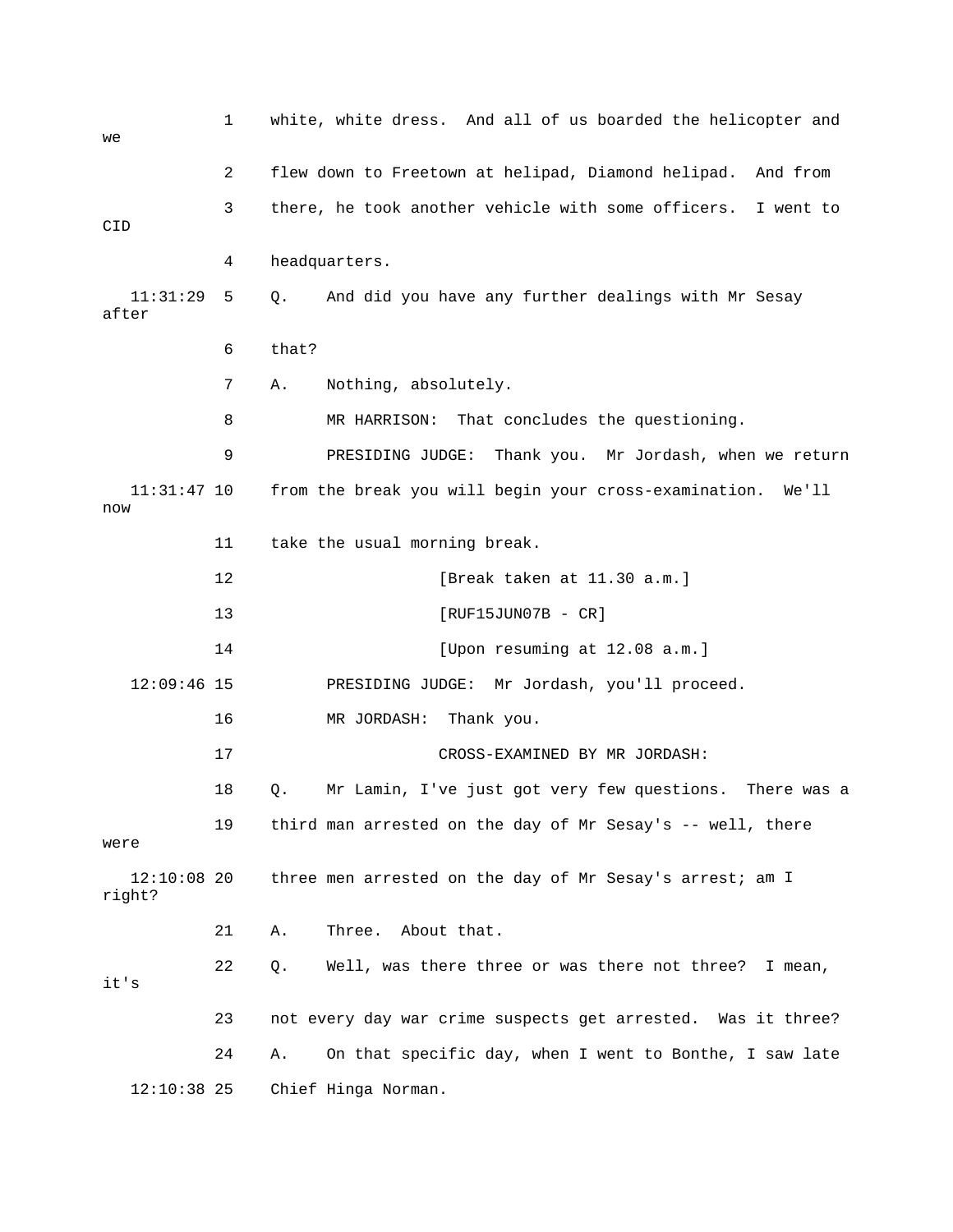1 white, white dress. And all of us boarded the helicopter and we

2 flew down to Freetown at helipad, Diamond helipad. And from

3 there, he took another vehicle with some officers. I went to CID

4 headquarters.

11:31:29 5 Q. And did you have any further dealings with Mr Sesay after

6 that?

7 A. Nothing, absolutely.

8 MR HARRISON: That concludes the questioning.

9 PRESIDING JUDGE: Thank you. Mr Jordash, when we return

11:31:47 10 from the break you will begin your cross-examination. We'll now

11 take the usual morning break.

12 [Break taken at 11.30 a.m.]

13 [RUF15JUN07B - CR]

14 [Upon resuming at 12.08 a.m.]

12:09:46 15 PRESIDING JUDGE: Mr Jordash, you'll proceed.

16 MR JORDASH: Thank you.

17 CROSS-EXAMINED BY MR JORDASH:

18 Q. Mr Lamin, I've just got very few questions. There was a

19 third man arrested on the day of Mr Sesay's -- well, there were

12:10:08 20 three men arrested on the day of Mr Sesay's arrest; am I right?

21 A. Three. About that.

22 Q. Well, was there three or was there not three? I mean, it's

23 not every day war crime suspects get arrested. Was it three?

24 A. On that specific day, when I went to Bonthe, I saw late

12:10:38 25 Chief Hinga Norman.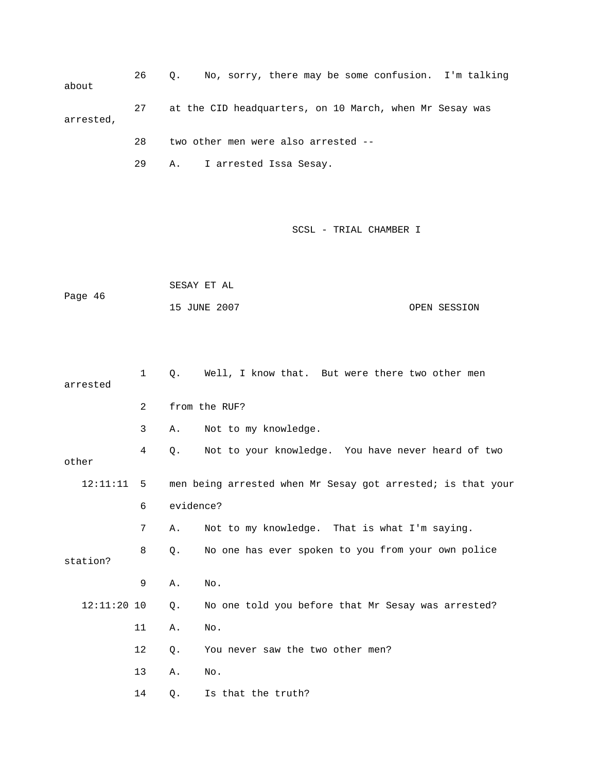26 Q. No, sorry, there may be some confusion. I'm talking about

27 at the CID headquarters, on 10 March, when Mr Sesay was arrested,

28 two other men were also arrested --

29 A. I arrested Issa Sesay.

1 Q. Well, I know that. But were there two other men arrested

2 from the RUF?

3 A. Not to my knowledge.

4 Q. Not to your knowledge. You have never heard of two other

12:11:11 5 men being arrested when Mr Sesay got arrested; is that your

6 evidence?

7 A. Not to my knowledge. That is what I'm saying.

8 Q. No one has ever spoken to you from your own police station?

9 A. No.

12:11:20 10 Q. No one told you before that Mr Sesay was arrested?

11 A. No.

12 Q. You never saw the two other men?

13 A. No.

14 Q. Is that the truth?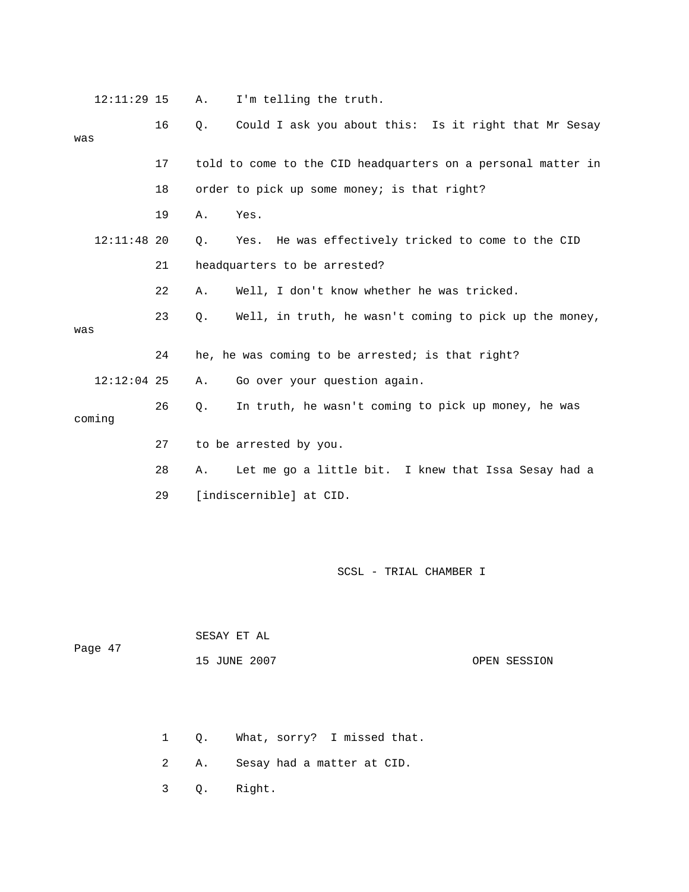12:11:29 15 A. I'm telling the truth.

16 Q. Could I ask you about this: Is it right that Mr Sesay was

17 told to come to the CID headquarters on a personal matter in

18 order to pick up some money; is that right?

19 A. Yes.

12:11:48 20 Q. Yes. He was effectively tricked to come to the CID

21 headquarters to be arrested?

22 A. Well, I don't know whether he was tricked.

23 Q. Well, in truth, he wasn't coming to pick up the money, was

24 he, he was coming to be arrested; is that right?

12:12:04 25 A. Go over your question again.

26 Q. In truth, he wasn't coming to pick up money, he was coming

27 to be arrested by you.

28 A. Let me go a little bit. I knew that Issa Sesay had a

29 [indiscernible] at CID.

1 Q. What, sorry? I missed that.

2 A. Sesay had a matter at CID.

3 Q. Right.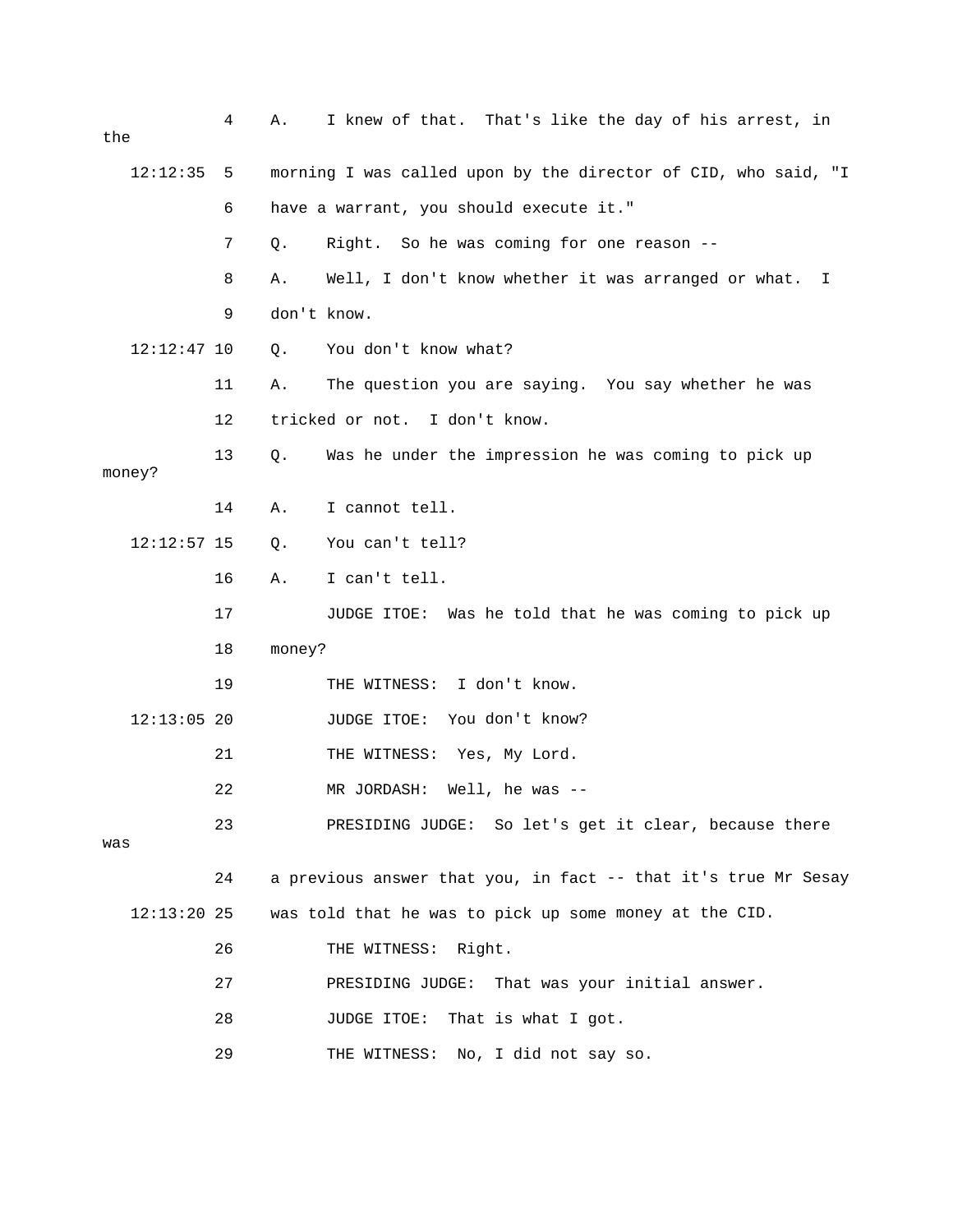4 A. I knew of that. That's like the day of his arrest, in the

12:12:35 5 morning I was called upon by the director of CID, who said, "I

6 have a warrant, you should execute it."

7 Q. Right. So he was coming for one reason --

8 A. Well, I don't know whether it was arranged or what. I

9 don't know.

12:12:47 10 Q. You don't know what?

11 A. The question you are saying. You say whether he was

12 tricked or not. I don't know.

13 Q. Was he under the impression he was coming to pick up money?

14 A. I cannot tell.

12:12:57 15 Q. You can't tell?

16 A. I can't tell.

17 JUDGE ITOE: Was he told that he was coming to pick up

18 money?

19 THE WITNESS: I don't know.

12:13:05 20 JUDGE ITOE: You don't know?

21 THE WITNESS: Yes, My Lord.

22 MR JORDASH: Well, he was --

23 PRESIDING JUDGE: So let's get it clear, because there was

24 a previous answer that you, in fact -- that it's true Mr Sesay

12:13:20 25 was told that he was to pick up some money at the CID.

26 THE WITNESS: Right.

27 PRESIDING JUDGE: That was your initial answer.

28 JUDGE ITOE: That is what I got.

29 THE WITNESS: No, I did not say so.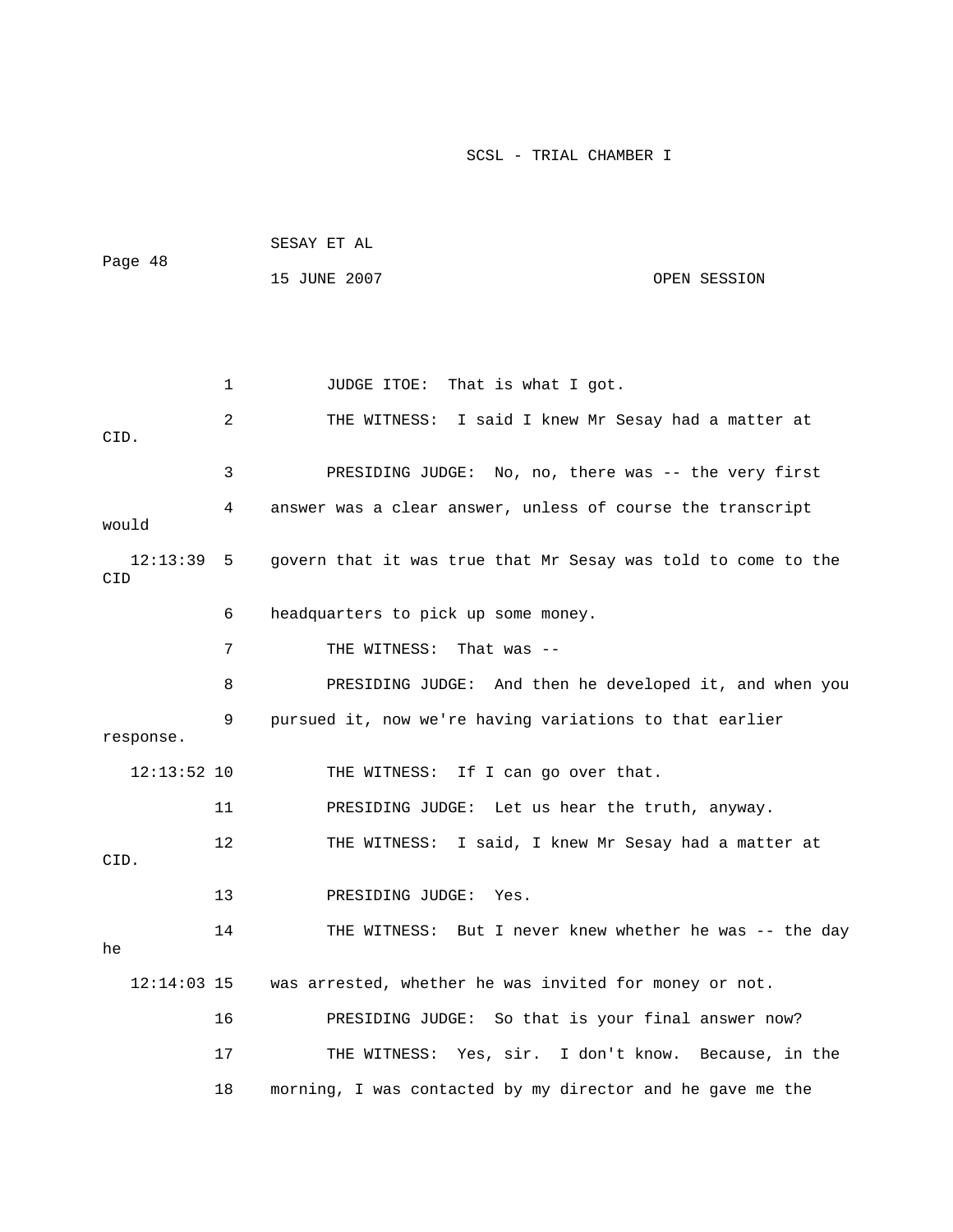1 JUDGE ITOE: That is what I got.

2 THE WITNESS: I said I knew Mr Sesay had a matter at CID.

3 PRESIDING JUDGE: No, no, there was -- the very first

4 answer was a clear answer, unless of course the transcript would

12:13:39 5 govern that it was true that Mr Sesay was told to come to the CID

6 headquarters to pick up some money.

7 THE WITNESS: That was --

8 PRESIDING JUDGE: And then he developed it, and when you

9 pursued it, now we're having variations to that earlier response.

12:13:52 10 THE WITNESS: If I can go over that.

11 PRESIDING JUDGE: Let us hear the truth, anyway.

12 THE WITNESS: I said, I knew Mr Sesay had a matter at CID.

13 PRESIDING JUDGE: Yes.

14 THE WITNESS: But I never knew whether he was -- the day he

12:14:03 15 was arrested, whether he was invited for money or not.

16 PRESIDING JUDGE: So that is your final answer now?

17 THE WITNESS: Yes, sir. I don't know. Because, in the

18 morning, I was contacted by my director and he gave me the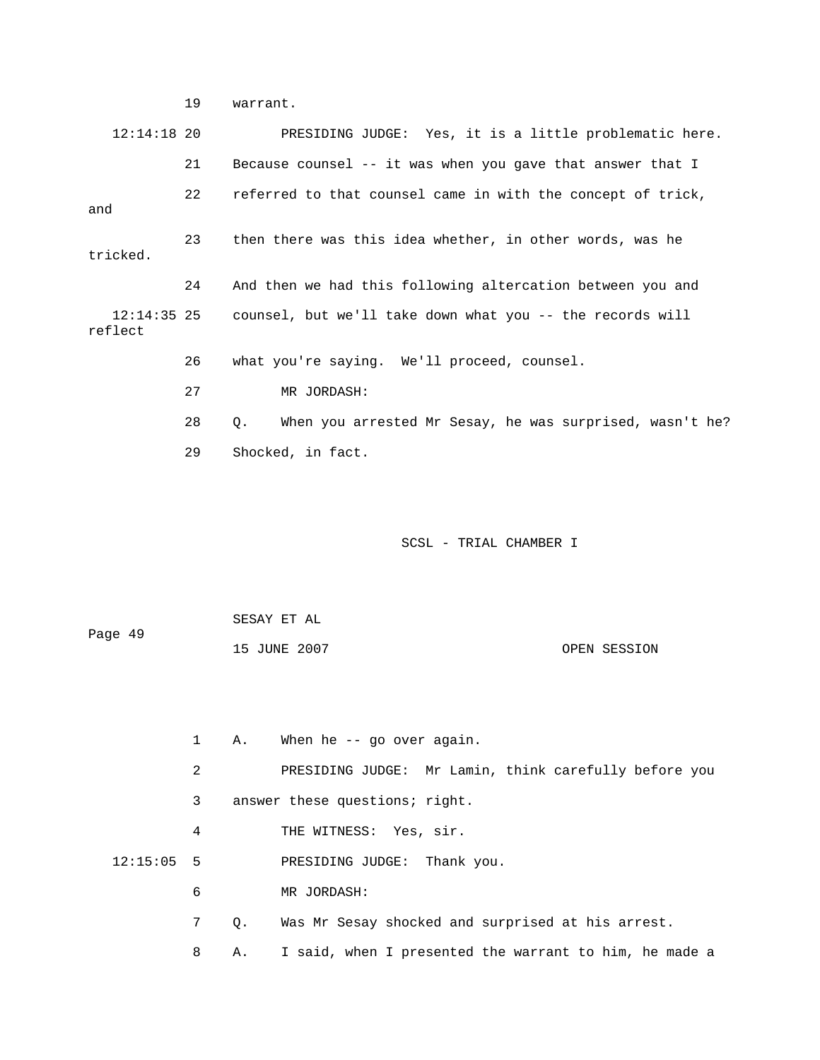19 warrant.

12:14:18 20 PRESIDING JUDGE: Yes, it is a little problematic here.

21 Because counsel -- it was when you gave that answer that I

22 referred to that counsel came in with the concept of trick, and

23 then there was this idea whether, in other words, was he tricked.

24 And then we had this following altercation between you and

12:14:35 25 counsel, but we'll take down what you -- the records will reflect

26 what you're saying. We'll proceed, counsel.

27 MR JORDASH:

28 Q. When you arrested Mr Sesay, he was surprised, wasn't he?

29 Shocked, in fact.

1 A. When he -- go over again.

2 PRESIDING JUDGE: Mr Lamin, think carefully before you

3 answer these questions; right.

4 THE WITNESS: Yes, sir.

12:15:05 5 PRESIDING JUDGE: Thank you.

6 MR JORDASH:

7 Q. Was Mr Sesay shocked and surprised at his arrest.

8 A. I said, when I presented the warrant to him, he made a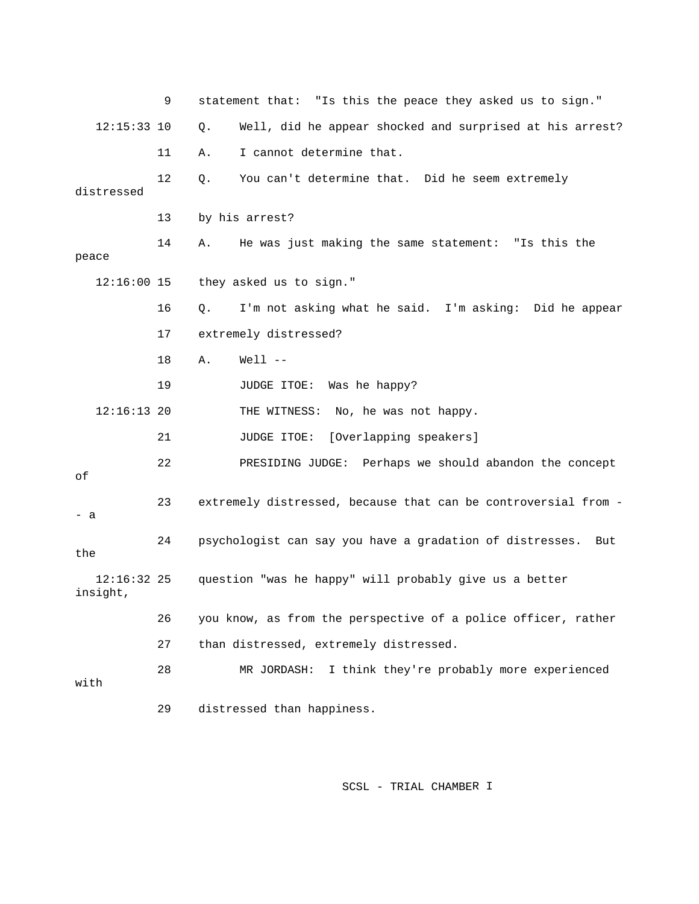9 statement that: "Is this the peace they asked us to sign."

12:15:33 10 Q. Well, did he appear shocked and surprised at his arrest?

11 A. I cannot determine that.

12 Q. You can't determine that. Did he seem extremely distressed

13 by his arrest?

14 A. He was just making the same statement: "Is this the peace

12:16:00 15 they asked us to sign."

16 Q. I'm not asking what he said. I'm asking: Did he appear

17 extremely distressed?

18 A. Well --

19 JUDGE ITOE: Was he happy?

12:16:13 20 THE WITNESS: No, he was not happy.

21 JUDGE ITOE: [Overlapping speakers]

22 PRESIDING JUDGE: Perhaps we should abandon the concept of

23 extremely distressed, because that can be controversial from -- a

24 psychologist can say you have a gradation of distresses. But the

12:16:32 25 question "was he happy" will probably give us a better insight,

26 you know, as from the perspective of a police officer, rather

27 than distressed, extremely distressed.

28 MR JORDASH: I think they're probably more experienced with

29 distressed than happiness.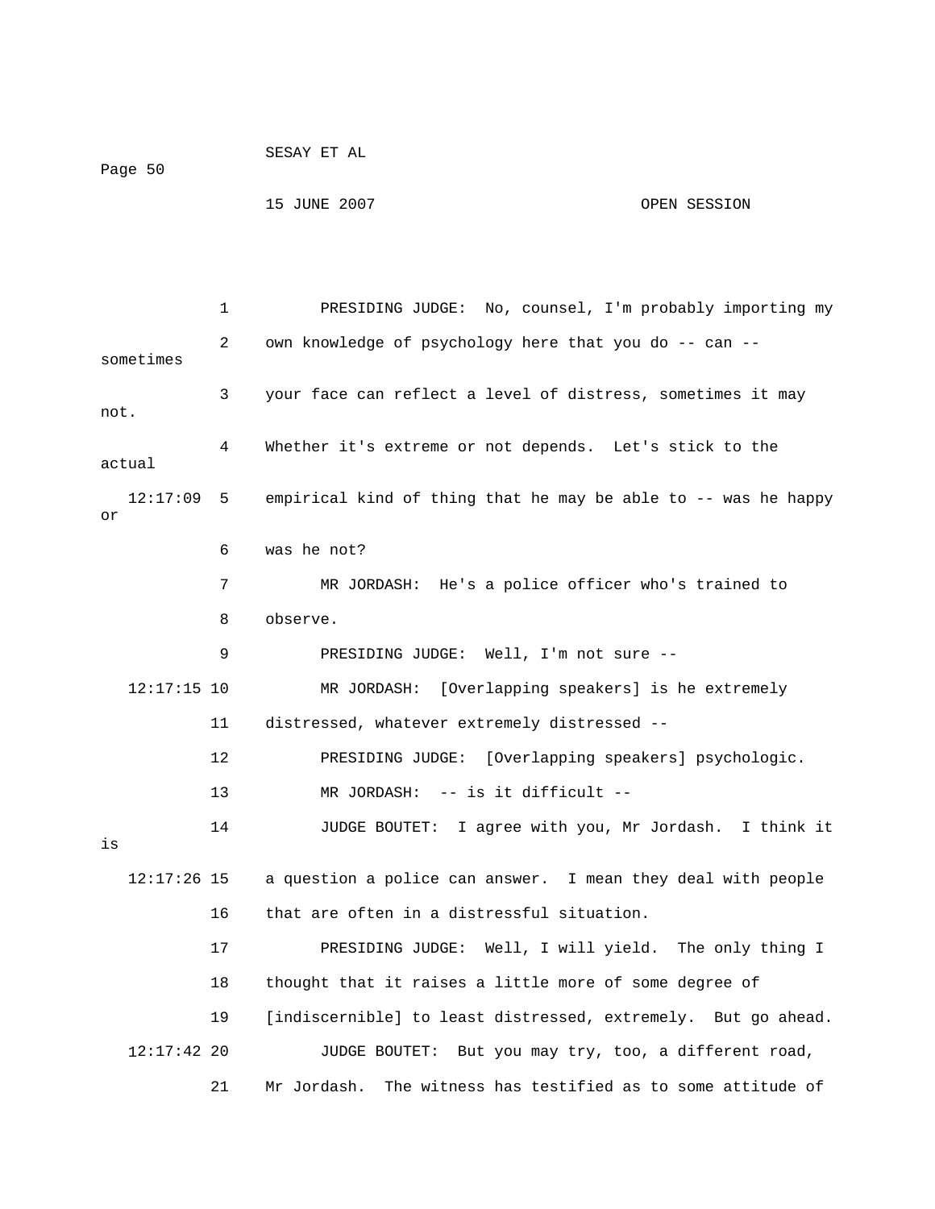PRESIDING JUDGE: No, counsel, I'm probably importing my own knowledge of psychology here that you do -- can -- sometimes your face can reflect a level of distress, sometimes it may not. Whether it's extreme or not depends. Let's stick to the actual empirical kind of thing that he may be able to -- was he happy or was he not?

MR JORDASH: He's a police officer who's trained to observe.

PRESIDING JUDGE: Well, I'm not sure --

MR JORDASH: [Overlapping speakers] is he extremely distressed, whatever extremely distressed --

PRESIDING JUDGE: [Overlapping speakers] psychologic.

MR JORDASH: -- is it difficult --

JUDGE BOUTET: I agree with you, Mr Jordash. I think it is a question a police can answer. I mean they deal with people that are often in a distressful situation.

PRESIDING JUDGE: Well, I will yield. The only thing I thought that it raises a little more of some degree of [indiscernible] to least distressed, extremely. But go ahead.

JUDGE BOUTET: But you may try, too, a different road, Mr Jordash. The witness has testified as to some attitude of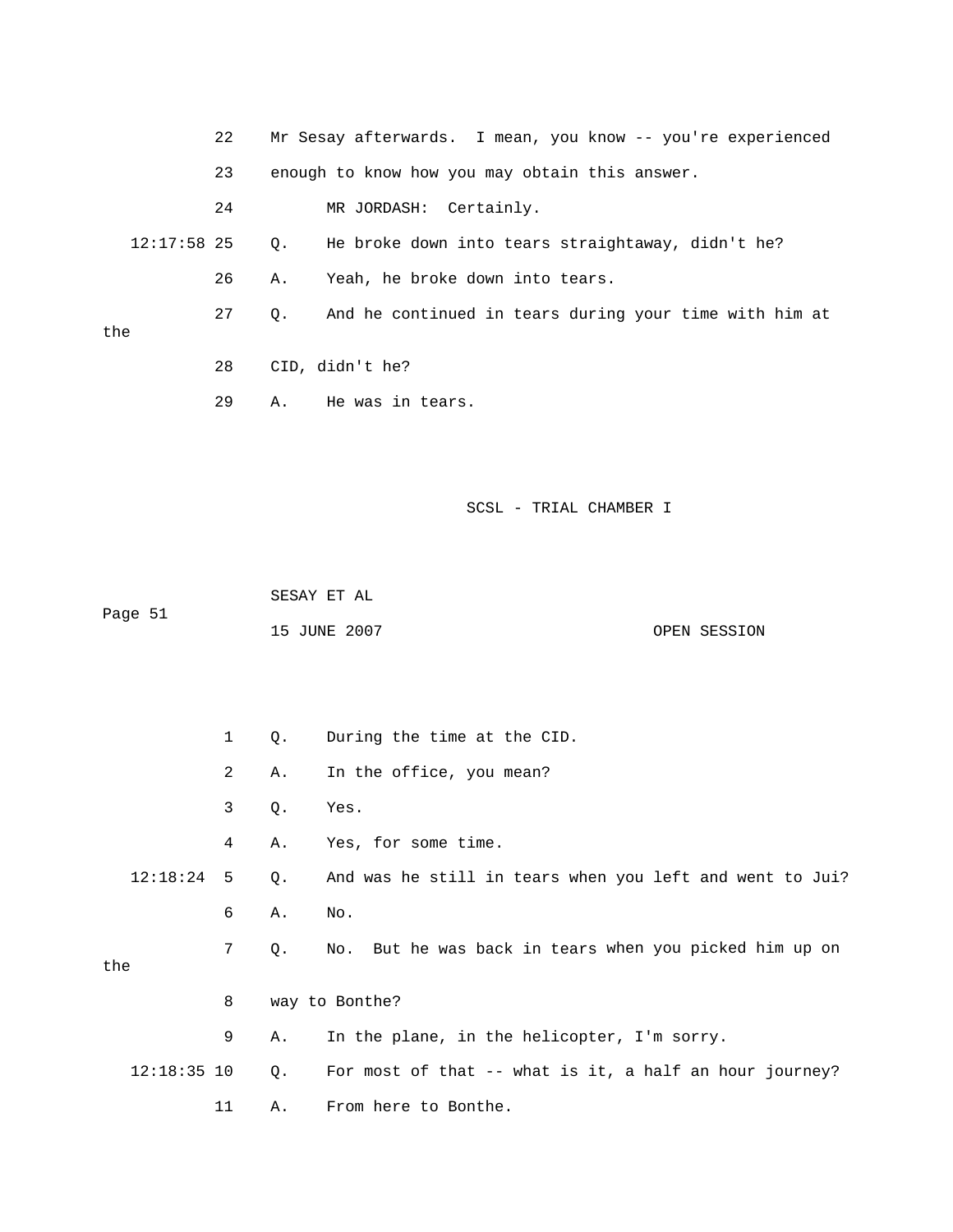22 Mr Sesay afterwards. I mean, you know -- you're experienced

23 enough to know how you may obtain this answer.

24 MR JORDASH: Certainly.

12:17:58 25 Q. He broke down into tears straightaway, didn't he?

26 A. Yeah, he broke down into tears.

27 Q. And he continued in tears during your time with him at the

28 CID, didn't he?

29 A. He was in tears.

1 Q. During the time at the CID.

2 A. In the office, you mean?

3 Q. Yes.

4 A. Yes, for some time.

12:18:24 5 Q. And was he still in tears when you left and went to Jui?

6 A. No.

7 Q. No. But he was back in tears when you picked him up on the

8 way to Bonthe?

9 A. In the plane, in the helicopter, I'm sorry.

12:18:35 10 Q. For most of that -- what is it, a half an hour journey?

11 A. From here to Bonthe.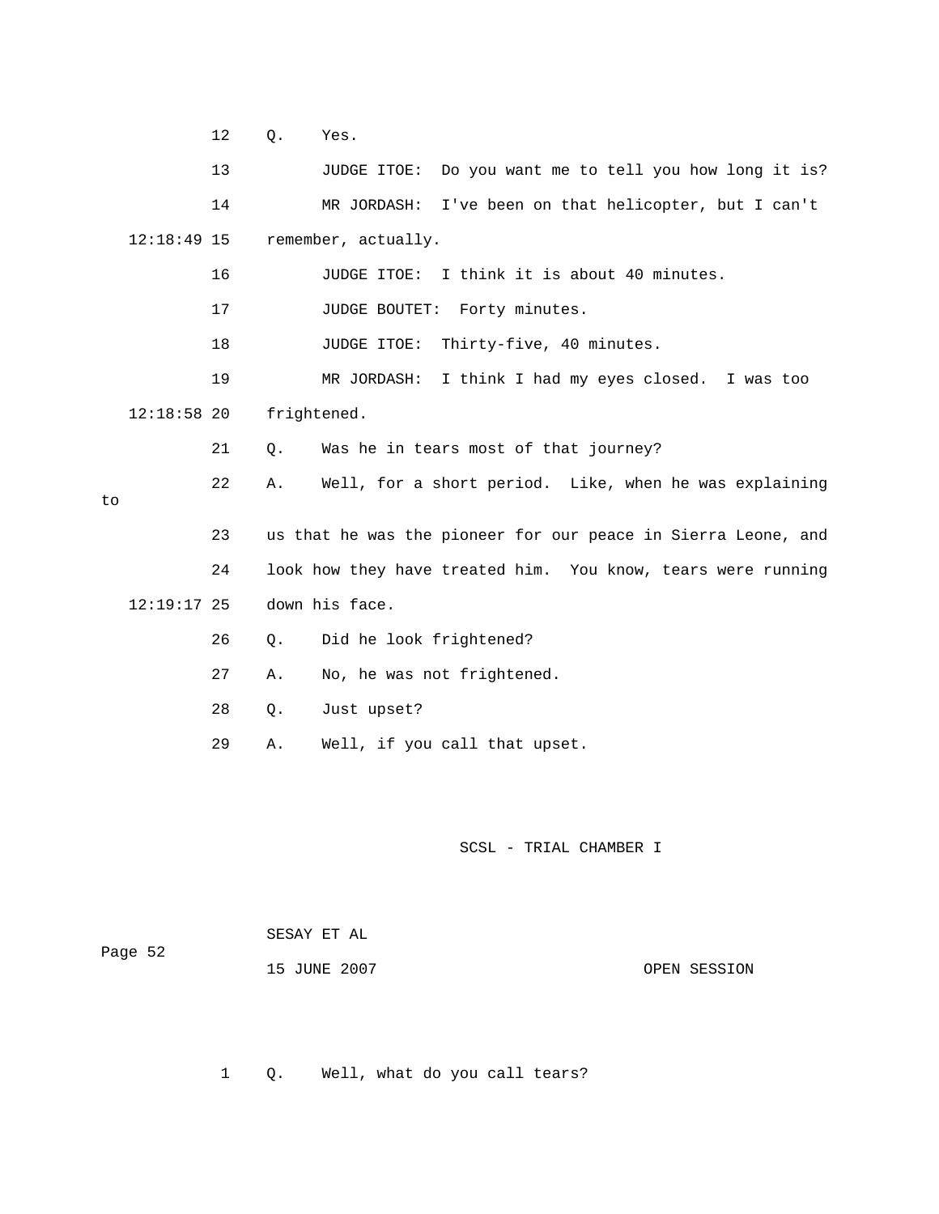12 Q. Yes.

13 JUDGE ITOE: Do you want me to tell you how long it is?

14 MR JORDASH: I've been on that helicopter, but I can't

12:18:49 15 remember, actually.

16 JUDGE ITOE: I think it is about 40 minutes.

17 JUDGE BOUTET: Forty minutes.

18 JUDGE ITOE: Thirty-five, 40 minutes.

19 MR JORDASH: I think I had my eyes closed. I was too

12:18:58 20 frightened.

21 Q. Was he in tears most of that journey?

22 A. Well, for a short period. Like, when he was explaining to

23 us that he was the pioneer for our peace in Sierra Leone, and

24 look how they have treated him. You know, tears were running

12:19:17 25 down his face.

26 Q. Did he look frightened?

27 A. No, he was not frightened.

28 Q. Just upset?

29 A. Well, if you call that upset.

1 Q. Well, what do you call tears?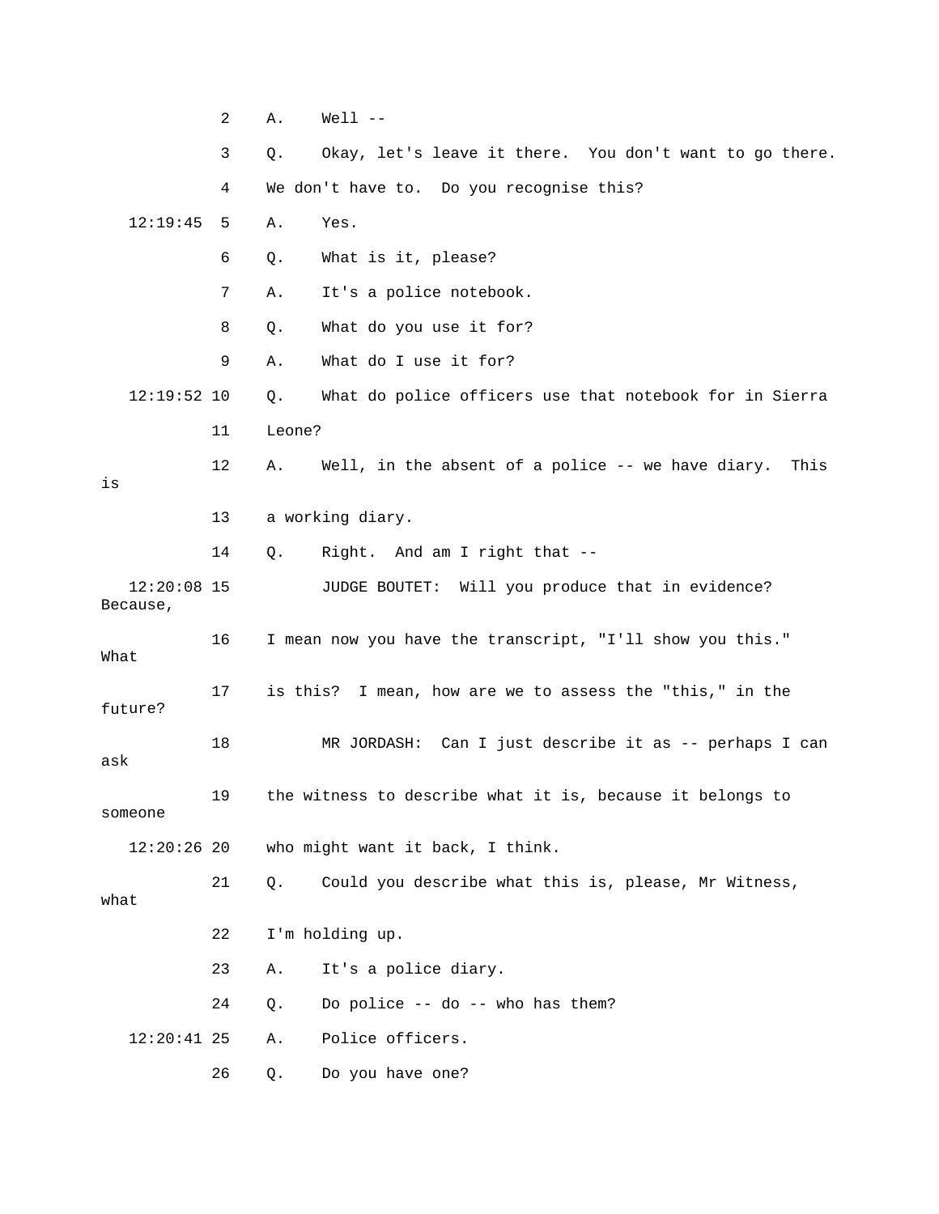2 A. Well --

3 Q. Okay, let's leave it there. You don't want to go there.

4 We don't have to. Do you recognise this?

12:19:45 5 A. Yes.

6 Q. What is it, please?

7 A. It's a police notebook.

8 Q. What do you use it for?

9 A. What do I use it for?

12:19:52 10 Q. What do police officers use that notebook for in Sierra

11 Leone?

12 A. Well, in the absent of a police -- we have diary. This is

13 a working diary.

14 Q. Right. And am I right that --

12:20:08 15 JUDGE BOUTET: Will you produce that in evidence? Because,

16 I mean now you have the transcript, "I'll show you this." What

17 is this? I mean, how are we to assess the "this," in the future?

18 MR JORDASH: Can I just describe it as -- perhaps I can ask

19 the witness to describe what it is, because it belongs to someone

12:20:26 20 who might want it back, I think.

21 Q. Could you describe what this is, please, Mr Witness, what

22 I'm holding up.

23 A. It's a police diary.

24 Q. Do police -- do -- who has them?

12:20:41 25 A. Police officers.

26 Q. Do you have one?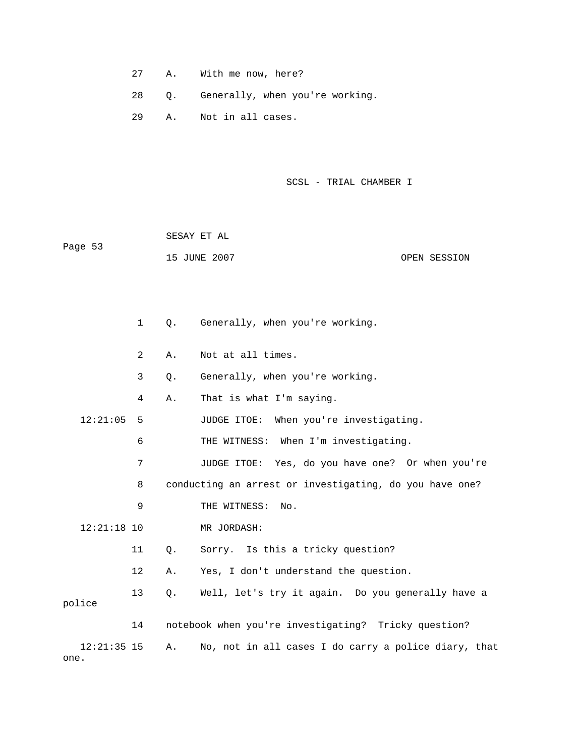27 A. With me now, here?

28 Q. Generally, when you're working.

29 A. Not in all cases.

SCSL - TRIAL CHAMBER I

SESAY ET AL

Page 53

15 JUNE 2007 OPEN SESSION

1 Q. Generally, when you're working.

2 A. Not at all times.

3 Q. Generally, when you're working.

4 A. That is what I'm saying.

12:21:05 5 JUDGE ITOE: When you're investigating.

6 THE WITNESS: When I'm investigating.

7 JUDGE ITOE: Yes, do you have one? Or when you're

8 conducting an arrest or investigating, do you have one?

9 THE WITNESS: No.

12:21:18 10 MR JORDASH:

11 Q. Sorry. Is this a tricky question?

12 A. Yes, I don't understand the question.

13 Q. Well, let's try it again. Do you generally have a police

14 notebook when you're investigating? Tricky question?

12:21:35 15 A. No, not in all cases I do carry a police diary, that one.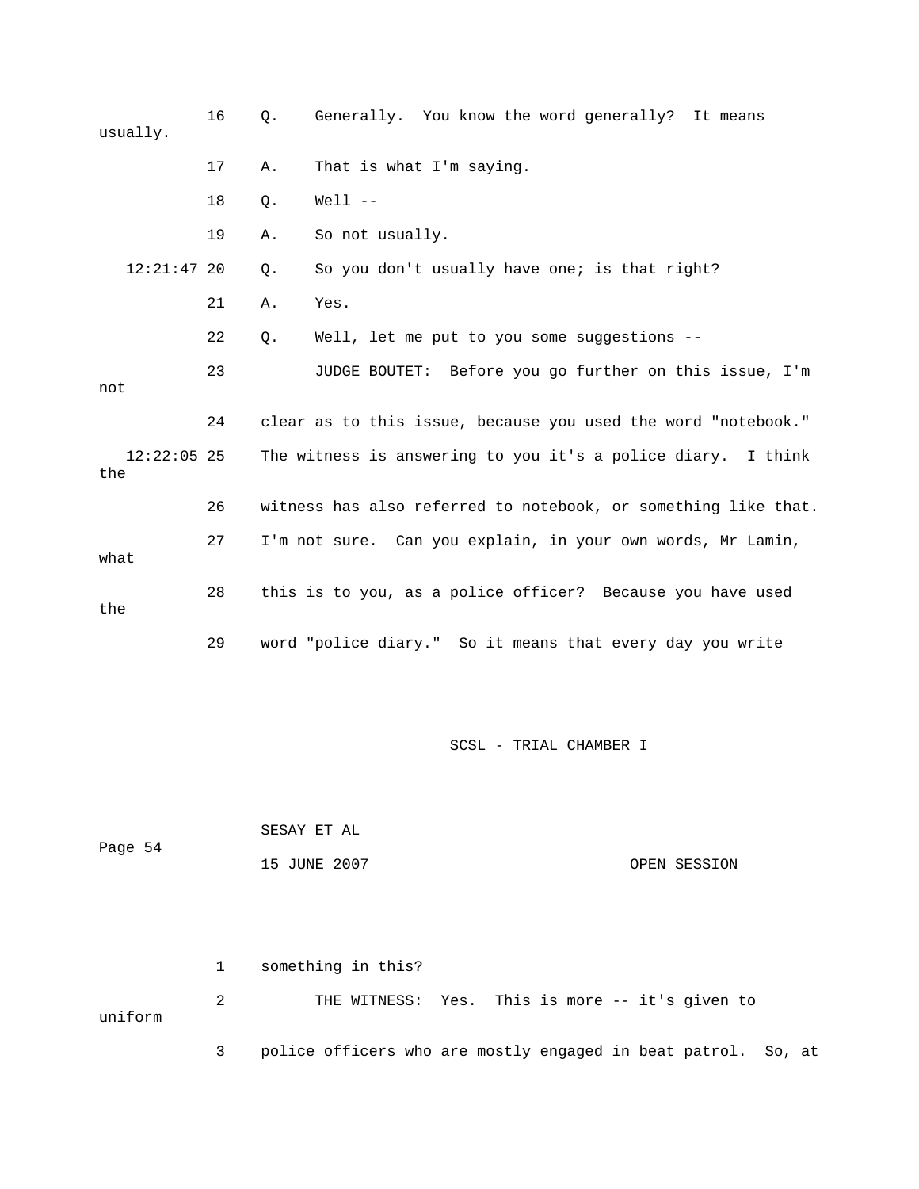16 Q. Generally. You know the word generally? It means usually.

17 A. That is what I'm saying.

18 Q. Well --

19 A. So not usually.

12:21:47 20 Q. So you don't usually have one; is that right?

21 A. Yes.

22 Q. Well, let me put to you some suggestions --

23 JUDGE BOUTET: Before you go further on this issue, I'm not

24 clear as to this issue, because you used the word "notebook."

12:22:05 25 The witness is answering to you it's a police diary. I think the

26 witness has also referred to notebook, or something like that.

27 I'm not sure. Can you explain, in your own words, Mr Lamin, what

28 this is to you, as a police officer? Because you have used the

29 word "police diary." So it means that every day you write

1 something in this?

2 THE WITNESS: Yes. This is more -- it's given to uniform

3 police officers who are mostly engaged in beat patrol. So, at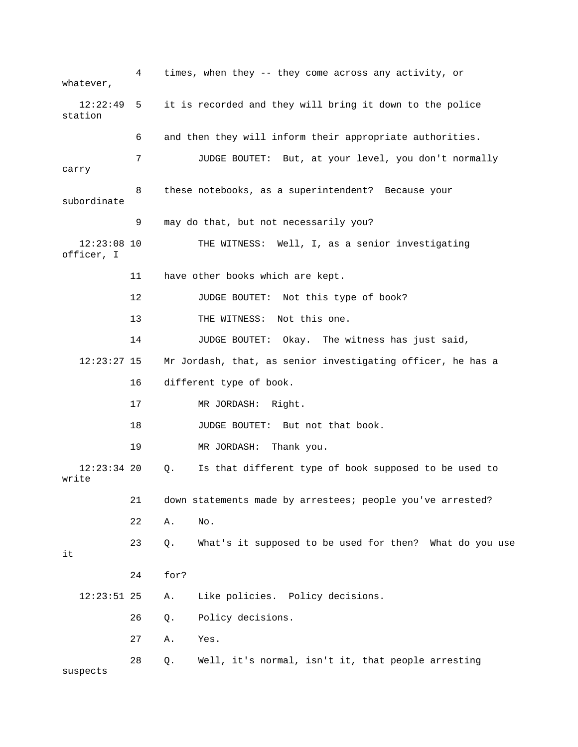4 times, when they -- they come across any activity, or whatever,

12:22:49 5 it is recorded and they will bring it down to the police station

6 and then they will inform their appropriate authorities.

7 JUDGE BOUTET: But, at your level, you don't normally carry

8 these notebooks, as a superintendent? Because your subordinate

9 may do that, but not necessarily you?

12:23:08 10 THE WITNESS: Well, I, as a senior investigating officer, I

11 have other books which are kept.

12 JUDGE BOUTET: Not this type of book?

13 THE WITNESS: Not this one.

14 JUDGE BOUTET: Okay. The witness has just said,

12:23:27 15 Mr Jordash, that, as senior investigating officer, he has a

16 different type of book.

17 MR JORDASH: Right.

18 JUDGE BOUTET: But not that book.

19 MR JORDASH: Thank you.

12:23:34 20 Q. Is that different type of book supposed to be used to write

21 down statements made by arrestees; people you've arrested?

22 A. No.

23 Q. What's it supposed to be used for then? What do you use it

24 for?

12:23:51 25 A. Like policies. Policy decisions.

26 Q. Policy decisions.

27 A. Yes.

28 Q. Well, it's normal, isn't it, that people arresting suspects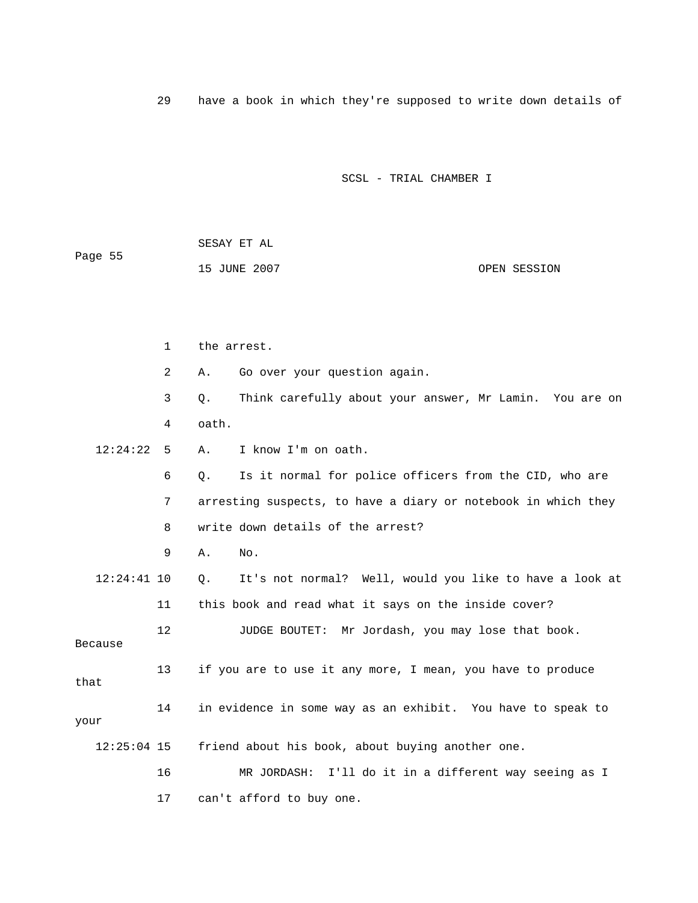29 have a book in which they're supposed to write down details of

1 the arrest.

2 A. Go over your question again.

3 Q. Think carefully about your answer, Mr Lamin. You are on

4 oath.

12:24:22 5 A. I know I'm on oath.

6 Q. Is it normal for police officers from the CID, who are

7 arresting suspects, to have a diary or notebook in which they

8 write down details of the arrest?

9 A. No.

12:24:41 10 Q. It's not normal? Well, would you like to have a look at

11 this book and read what it says on the inside cover?

12 JUDGE BOUTET: Mr Jordash, you may lose that book. Because

13 if you are to use it any more, I mean, you have to produce that

14 in evidence in some way as an exhibit. You have to speak to your

12:25:04 15 friend about his book, about buying another one.

16 MR JORDASH: I'll do it in a different way seeing as I

17 can't afford to buy one.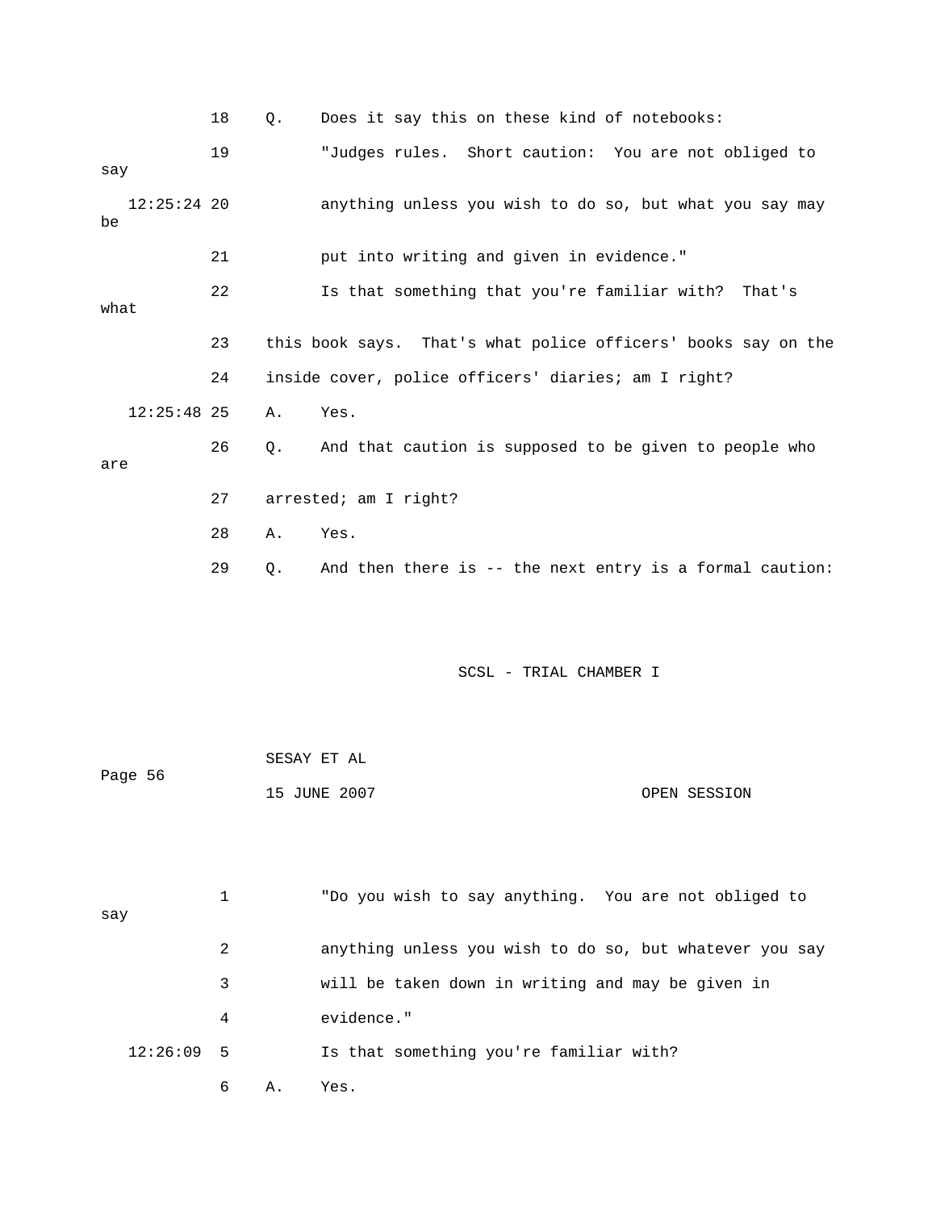18 Q. Does it say this on these kind of notebooks:

19 "Judges rules. Short caution: You are not obliged to say

12:25:24 20 anything unless you wish to do so, but what you say may be

21 put into writing and given in evidence."

22 Is that something that you're familiar with? That's what

23 this book says. That's what police officers' books say on the

24 inside cover, police officers' diaries; am I right?

12:25:48 25 A. Yes.

26 Q. And that caution is supposed to be given to people who are

27 arrested; am I right?

28 A. Yes.

29 Q. And then there is -- the next entry is a formal caution:

1 "Do you wish to say anything. You are not obliged to say

2 anything unless you wish to do so, but whatever you say

3 will be taken down in writing and may be given in

4 evidence."

12:26:09 5 Is that something you're familiar with?

6 A. Yes.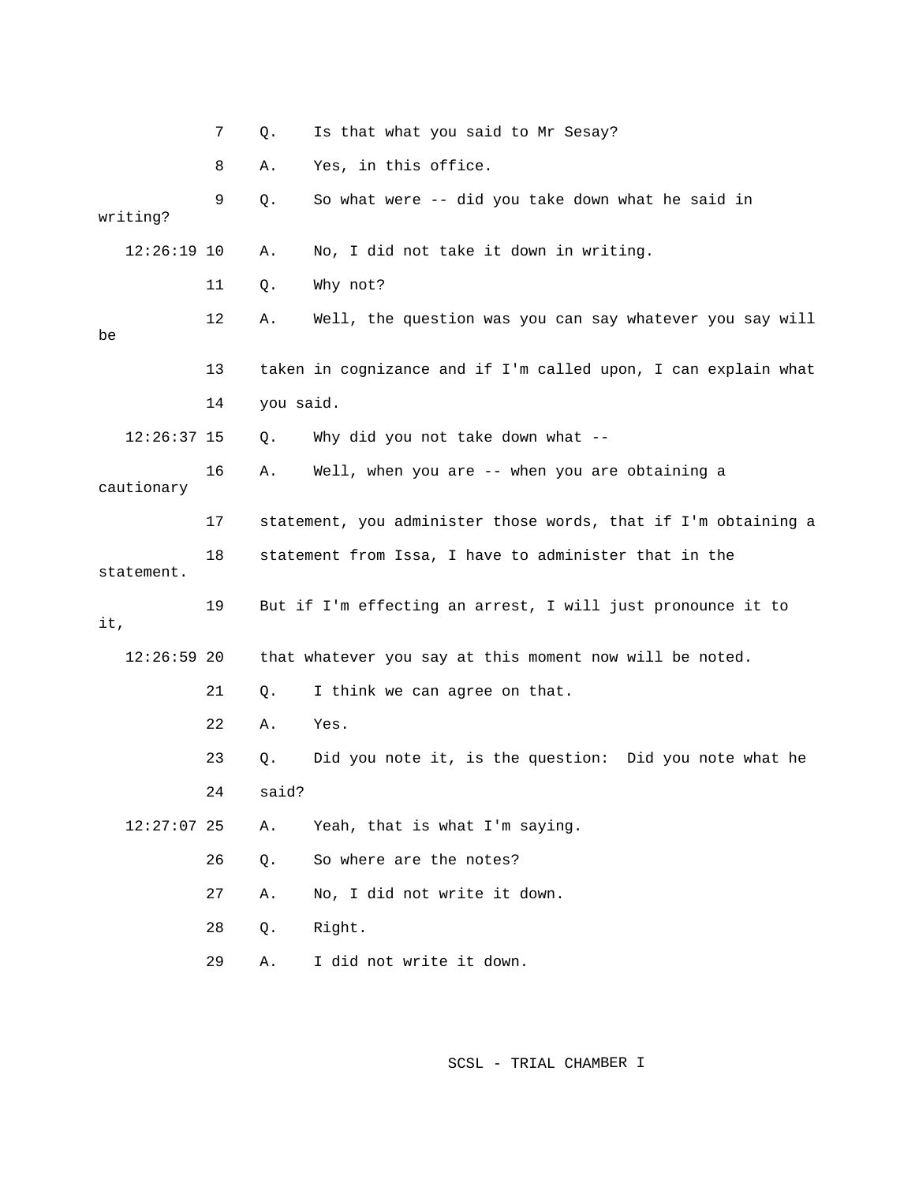7 Q. Is that what you said to Mr Sesay?

8 A. Yes, in this office.

9 Q. So what were -- did you take down what he said in writing?

12:26:19 10 A. No, I did not take it down in writing.

11 Q. Why not?

12 A. Well, the question was you can say whatever you say will be

13 taken in cognizance and if I'm called upon, I can explain what

14 you said.

12:26:37 15 Q. Why did you not take down what --

16 A. Well, when you are -- when you are obtaining a cautionary

17 statement, you administer those words, that if I'm obtaining a

18 statement from Issa, I have to administer that in the statement.

19 But if I'm effecting an arrest, I will just pronounce it to it,

12:26:59 20 that whatever you say at this moment now will be noted.

21 Q. I think we can agree on that.

22 A. Yes.

23 Q. Did you note it, is the question: Did you note what he

24 said?

12:27:07 25 A. Yeah, that is what I'm saying.

26 Q. So where are the notes?

27 A. No, I did not write it down.

28 Q. Right.

29 A. I did not write it down.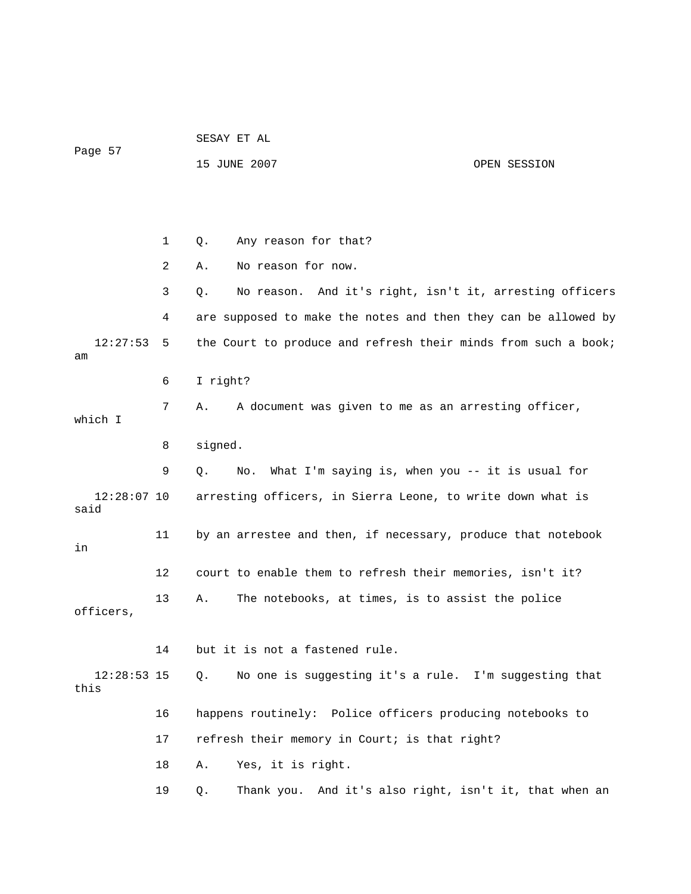1 Q. Any reason for that?

2 A. No reason for now.

3 Q. No reason. And it's right, isn't it, arresting officers

4 are supposed to make the notes and then they can be allowed by

12:27:53 5 the Court to produce and refresh their minds from such a book; am

6 I right?

7 A. A document was given to me as an arresting officer, which I

8 signed.

9 Q. No. What I'm saying is, when you -- it is usual for

12:28:07 10 arresting officers, in Sierra Leone, to write down what is said

11 by an arrestee and then, if necessary, produce that notebook in

12 court to enable them to refresh their memories, isn't it?

13 A. The notebooks, at times, is to assist the police officers,

14 but it is not a fastened rule.

12:28:53 15 Q. No one is suggesting it's a rule. I'm suggesting that this

16 happens routinely: Police officers producing notebooks to

17 refresh their memory in Court; is that right?

18 A. Yes, it is right.

19 Q. Thank you. And it's also right, isn't it, that when an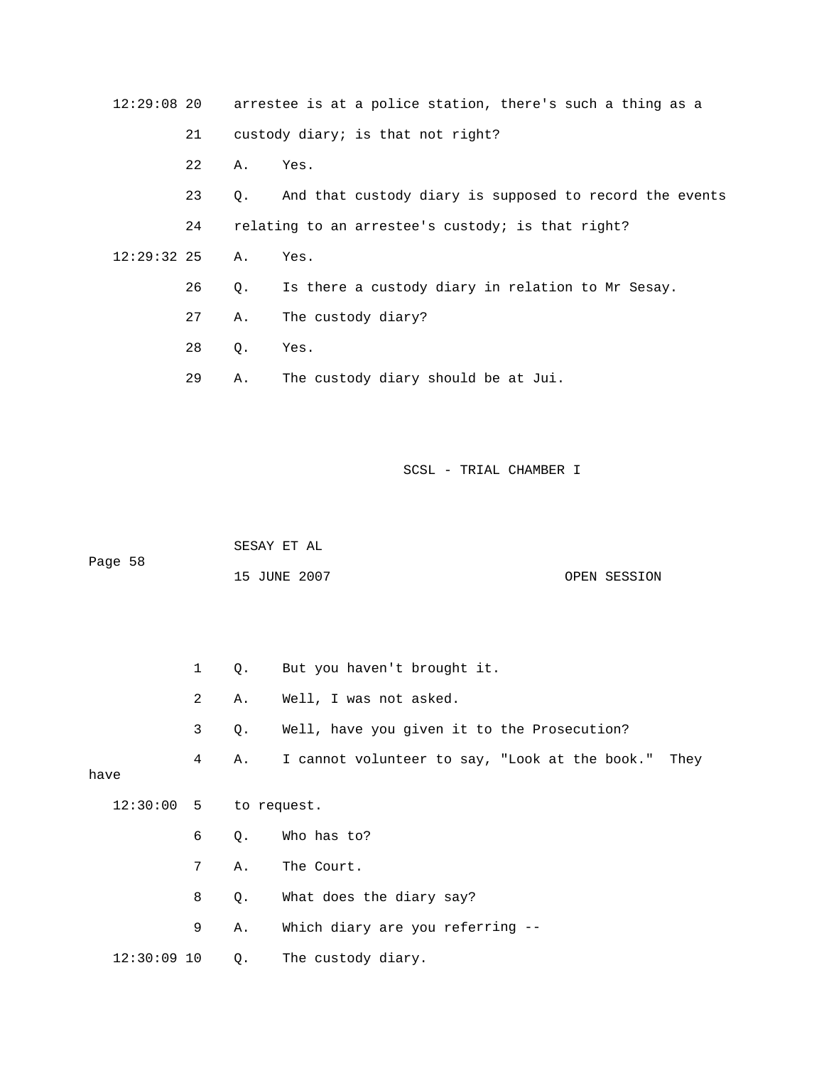12:29:08 20 arrestee is at a police station, there's such a thing as a

21 custody diary; is that not right?

22 A. Yes.

23 Q. And that custody diary is supposed to record the events

24 relating to an arrestee's custody; is that right?

12:29:32 25 A. Yes.

26 Q. Is there a custody diary in relation to Mr Sesay.

27 A. The custody diary?

28 Q. Yes.

29 A. The custody diary should be at Jui.

1 Q. But you haven't brought it.

2 A. Well, I was not asked.

3 Q. Well, have you given it to the Prosecution?

4 A. I cannot volunteer to say, "Look at the book." They have

12:30:00 5 to request.

6 Q. Who has to?

7 A. The Court.

8 Q. What does the diary say?

9 A. Which diary are you referring --

12:30:09 10 Q. The custody diary.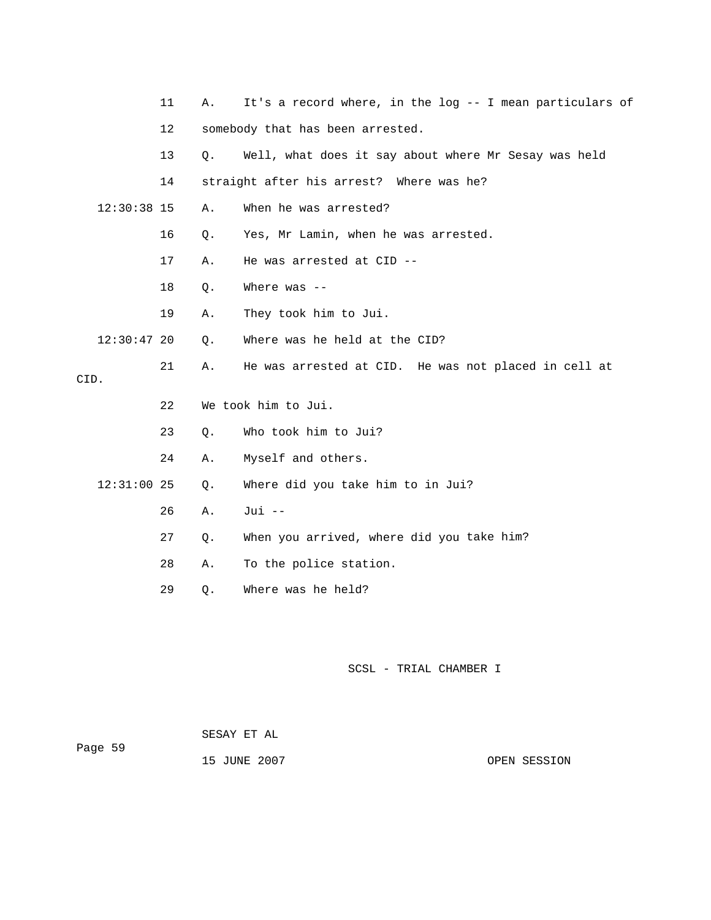11 A. It's a record where, in the log -- I mean particulars of

12 somebody that has been arrested.

13 Q. Well, what does it say about where Mr Sesay was held

14 straight after his arrest? Where was he?

12:30:38 15 A. When he was arrested?

16 Q. Yes, Mr Lamin, when he was arrested.

17 A. He was arrested at CID --

18 Q. Where was --

19 A. They took him to Jui.

12:30:47 20 Q. Where was he held at the CID?

21 A. He was arrested at CID. He was not placed in cell at CID.

22 We took him to Jui.

23 Q. Who took him to Jui?

24 A. Myself and others.

12:31:00 25 Q. Where did you take him to in Jui?

26 A. Jui --

27 Q. When you arrived, where did you take him?

28 A. To the police station.

29 Q. Where was he held?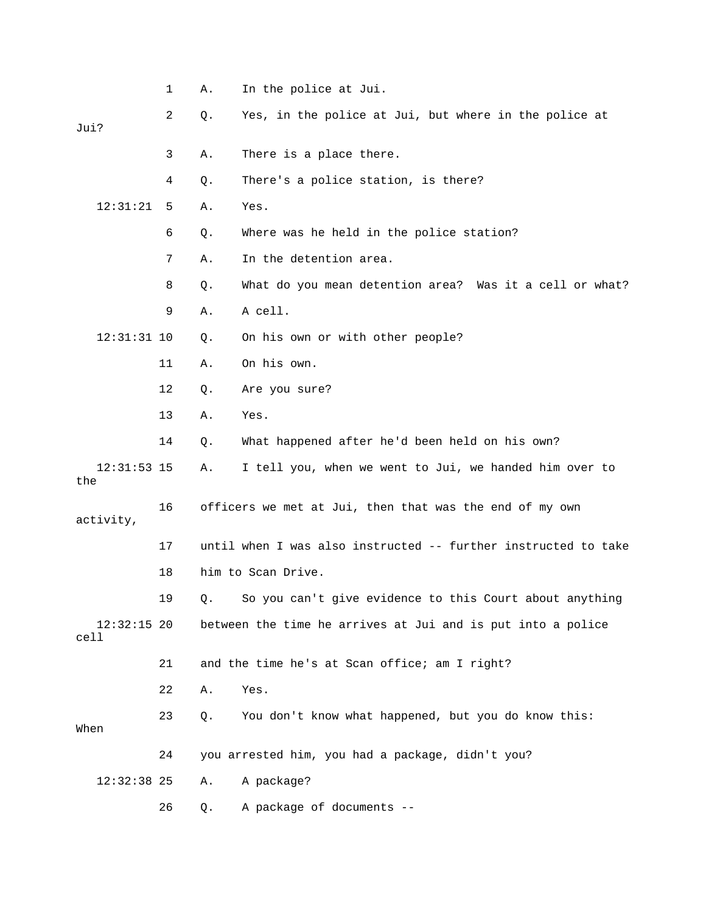1 A. In the police at Jui.

2 Q. Yes, in the police at Jui, but where in the police at Jui?

3 A. There is a place there.

4 Q. There's a police station, is there?

12:31:21 5 A. Yes.

6 Q. Where was he held in the police station?

7 A. In the detention area.

8 Q. What do you mean detention area? Was it a cell or what?

9 A. A cell.

12:31:31 10 Q. On his own or with other people?

11 A. On his own.

12 Q. Are you sure?

13 A. Yes.

14 Q. What happened after he'd been held on his own?

12:31:53 15 A. I tell you, when we went to Jui, we handed him over to the

16 officers we met at Jui, then that was the end of my own activity,

17 until when I was also instructed -- further instructed to take

18 him to Scan Drive.

19 Q. So you can't give evidence to this Court about anything

12:32:15 20 between the time he arrives at Jui and is put into a police cell

21 and the time he's at Scan office; am I right?

22 A. Yes.

23 Q. You don't know what happened, but you do know this: When

24 you arrested him, you had a package, didn't you?

12:32:38 25 A. A package?

26 Q. A package of documents --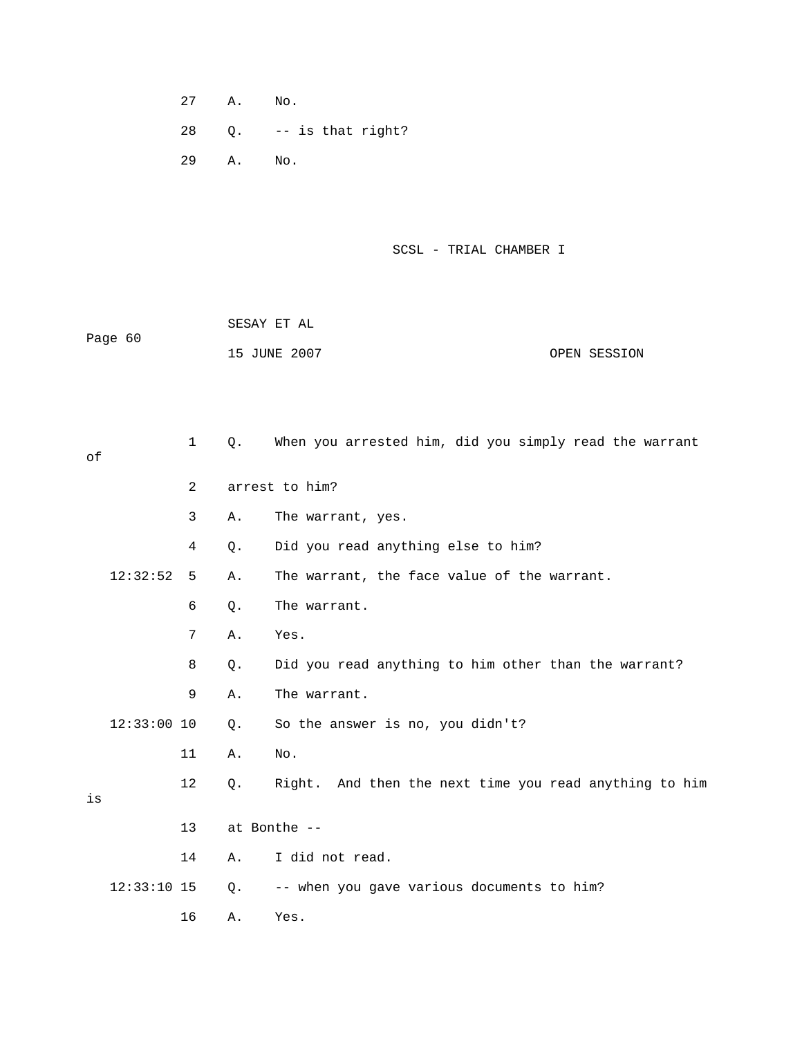27 A. No.

28 Q. -- is that right?

29 A. No.

1 Q. When you arrested him, did you simply read the warrant of

2 arrest to him?

3 A. The warrant, yes.

4 Q. Did you read anything else to him?

12:32:52 5 A. The warrant, the face value of the warrant.

6 Q. The warrant.

7 A. Yes.

8 Q. Did you read anything to him other than the warrant?

9 A. The warrant.

12:33:00 10 Q. So the answer is no, you didn't?

11 A. No.

12 Q. Right. And then the next time you read anything to him is

13 at Bonthe --

14 A. I did not read.

12:33:10 15 Q. -- when you gave various documents to him?

16 A. Yes.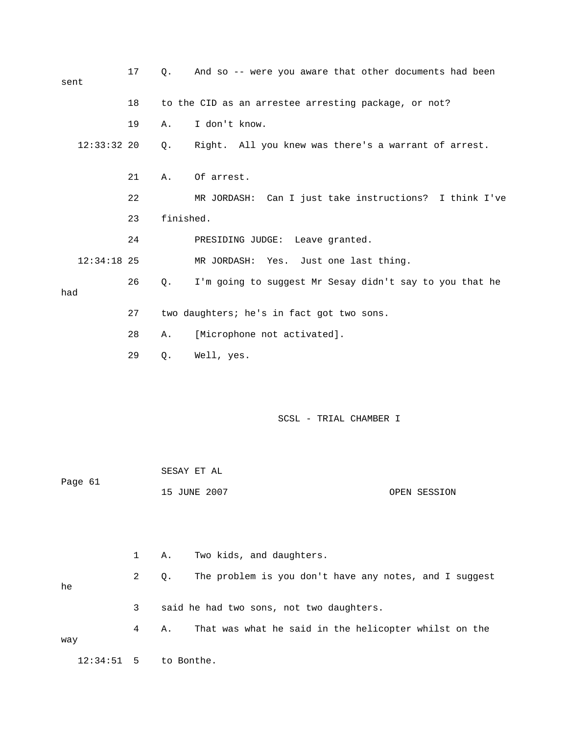17 Q. And so -- were you aware that other documents had been sent

18 to the CID as an arrestee arresting package, or not?

19 A. I don't know.

12:33:32 20 Q. Right. All you knew was there's a warrant of arrest.

21 A. Of arrest.

22 MR JORDASH: Can I just take instructions? I think I've

23 finished.

24 PRESIDING JUDGE: Leave granted.

12:34:18 25 MR JORDASH: Yes. Just one last thing.

26 Q. I'm going to suggest Mr Sesay didn't say to you that he had

27 two daughters; he's in fact got two sons.

28 A. [Microphone not activated].

29 Q. Well, yes.

1 A. Two kids, and daughters.

2 Q. The problem is you don't have any notes, and I suggest he

3 said he had two sons, not two daughters.

4 A. That was what he said in the helicopter whilst on the way

12:34:51 5 to Bonthe.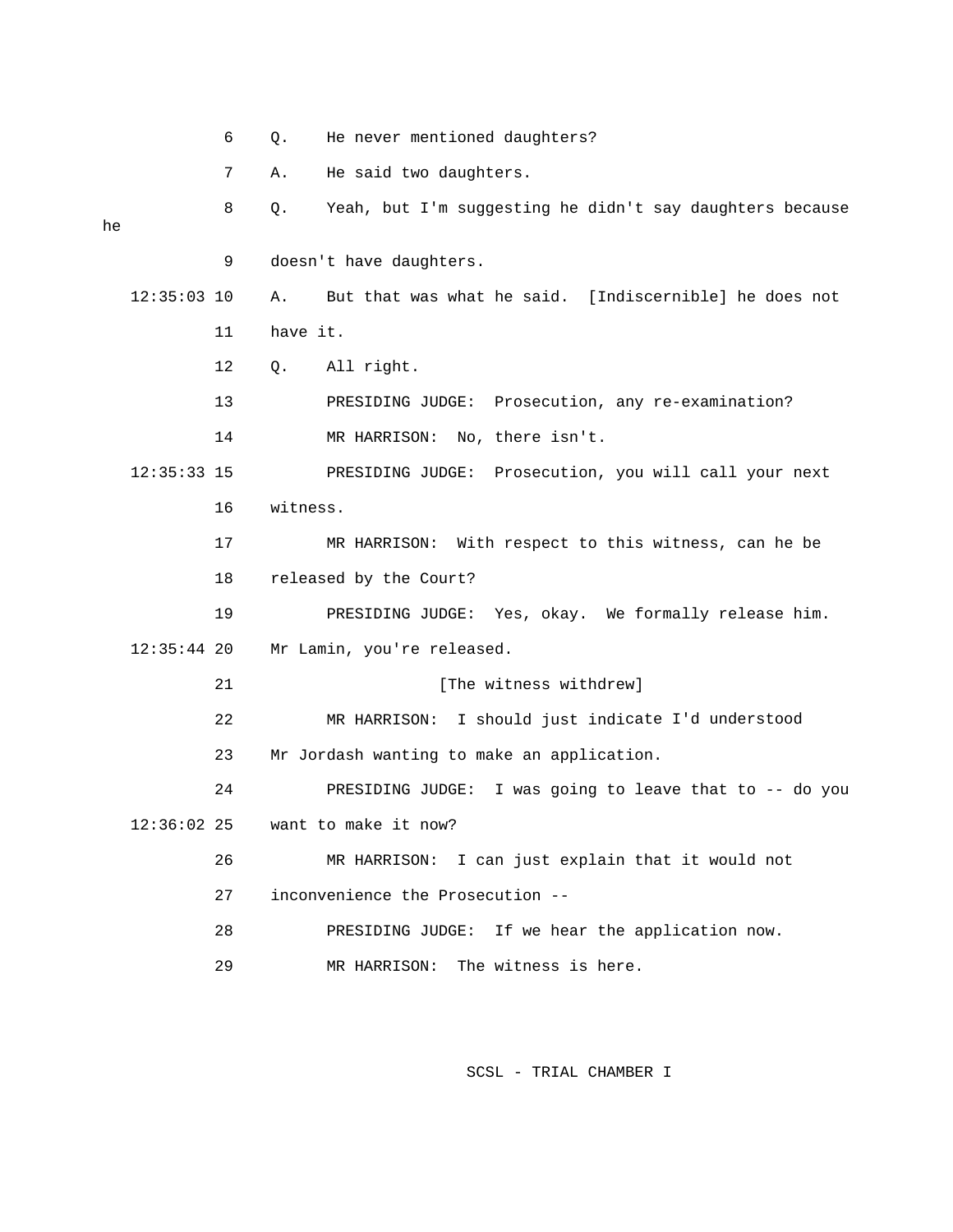6 Q. He never mentioned daughters?

7 A. He said two daughters.

8 Q. Yeah, but I'm suggesting he didn't say daughters because he

9 doesn't have daughters.

12:35:03 10 A. But that was what he said. [Indiscernible] he does not

11 have it.

12 Q. All right.

13 PRESIDING JUDGE: Prosecution, any re-examination?

14 MR HARRISON: No, there isn't.

12:35:33 15 PRESIDING JUDGE: Prosecution, you will call your next

16 witness.

17 MR HARRISON: With respect to this witness, can he be

18 released by the Court?

19 PRESIDING JUDGE: Yes, okay. We formally release him.

12:35:44 20 Mr Lamin, you're released.

21 [The witness withdrew]

22 MR HARRISON: I should just indicate I'd understood

23 Mr Jordash wanting to make an application.

24 PRESIDING JUDGE: I was going to leave that to -- do you

12:36:02 25 want to make it now?

26 MR HARRISON: I can just explain that it would not

27 inconvenience the Prosecution --

28 PRESIDING JUDGE: If we hear the application now.

29 MR HARRISON: The witness is here.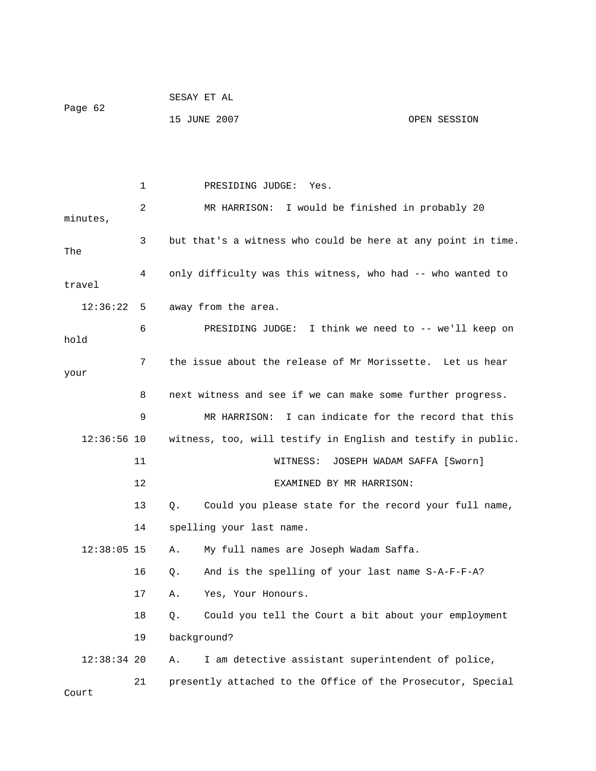1 PRESIDING JUDGE: Yes.

2 MR HARRISON: I would be finished in probably 20 minutes,

3 but that's a witness who could be here at any point in time. The

4 only difficulty was this witness, who had -- who wanted to travel

12:36:22 5 away from the area.

6 PRESIDING JUDGE: I think we need to -- we'll keep on hold

7 the issue about the release of Mr Morissette. Let us hear your

8 next witness and see if we can make some further progress.

9 MR HARRISON: I can indicate for the record that this

12:36:56 10 witness, too, will testify in English and testify in public.

11 WITNESS: JOSEPH WADAM SAFFA [Sworn]

12 EXAMINED BY MR HARRISON:

13 Q. Could you please state for the record your full name,

14 spelling your last name.

12:38:05 15 A. My full names are Joseph Wadam Saffa.

16 Q. And is the spelling of your last name S-A-F-F-A?

17 A. Yes, Your Honours.

18 Q. Could you tell the Court a bit about your employment

19 background?

12:38:34 20 A. I am detective assistant superintendent of police,

21 presently attached to the Office of the Prosecutor, Special Court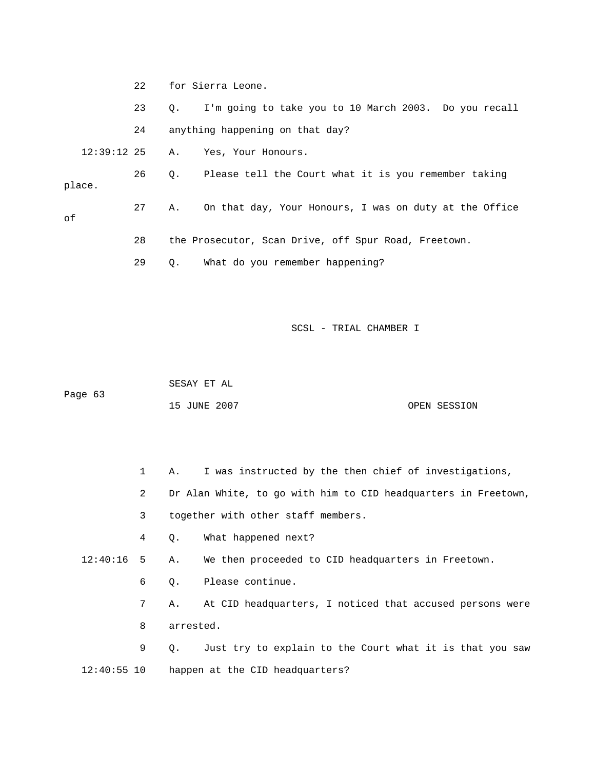22 for Sierra Leone.

23 Q. I'm going to take you to 10 March 2003. Do you recall

24 anything happening on that day?

12:39:12 25 A. Yes, Your Honours.

26 Q. Please tell the Court what it is you remember taking place.

27 A. On that day, Your Honours, I was on duty at the Office of

28 the Prosecutor, Scan Drive, off Spur Road, Freetown.

29 Q. What do you remember happening?

1 A. I was instructed by the then chief of investigations,

2 Dr Alan White, to go with him to CID headquarters in Freetown,

3 together with other staff members.

4 Q. What happened next?

12:40:16 5 A. We then proceeded to CID headquarters in Freetown.

6 Q. Please continue.

7 A. At CID headquarters, I noticed that accused persons were

8 arrested.

9 Q. Just try to explain to the Court what it is that you saw

12:40:55 10 happen at the CID headquarters?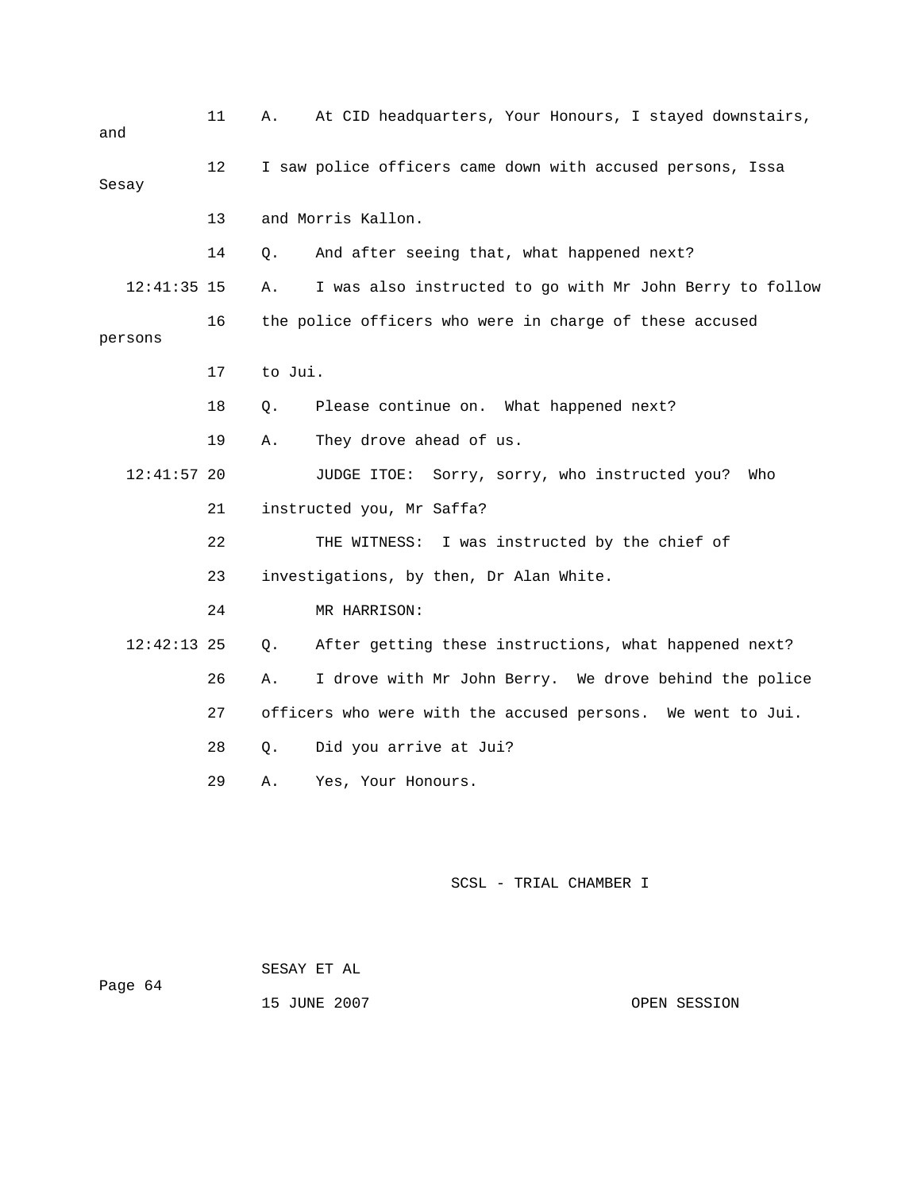11 A. At CID headquarters, Your Honours, I stayed downstairs, and

12 I saw police officers came down with accused persons, Issa Sesay

13 and Morris Kallon.

14 Q. And after seeing that, what happened next?

12:41:35 15 A. I was also instructed to go with Mr John Berry to follow

16 the police officers who were in charge of these accused persons

17 to Jui.

18 Q. Please continue on. What happened next?

19 A. They drove ahead of us.

12:41:57 20 JUDGE ITOE: Sorry, sorry, who instructed you? Who

21 instructed you, Mr Saffa?

22 THE WITNESS: I was instructed by the chief of

23 investigations, by then, Dr Alan White.

24 MR HARRISON:

12:42:13 25 Q. After getting these instructions, what happened next?

26 A. I drove with Mr John Berry. We drove behind the police

27 officers who were with the accused persons. We went to Jui.

28 Q. Did you arrive at Jui?

29 A. Yes, Your Honours.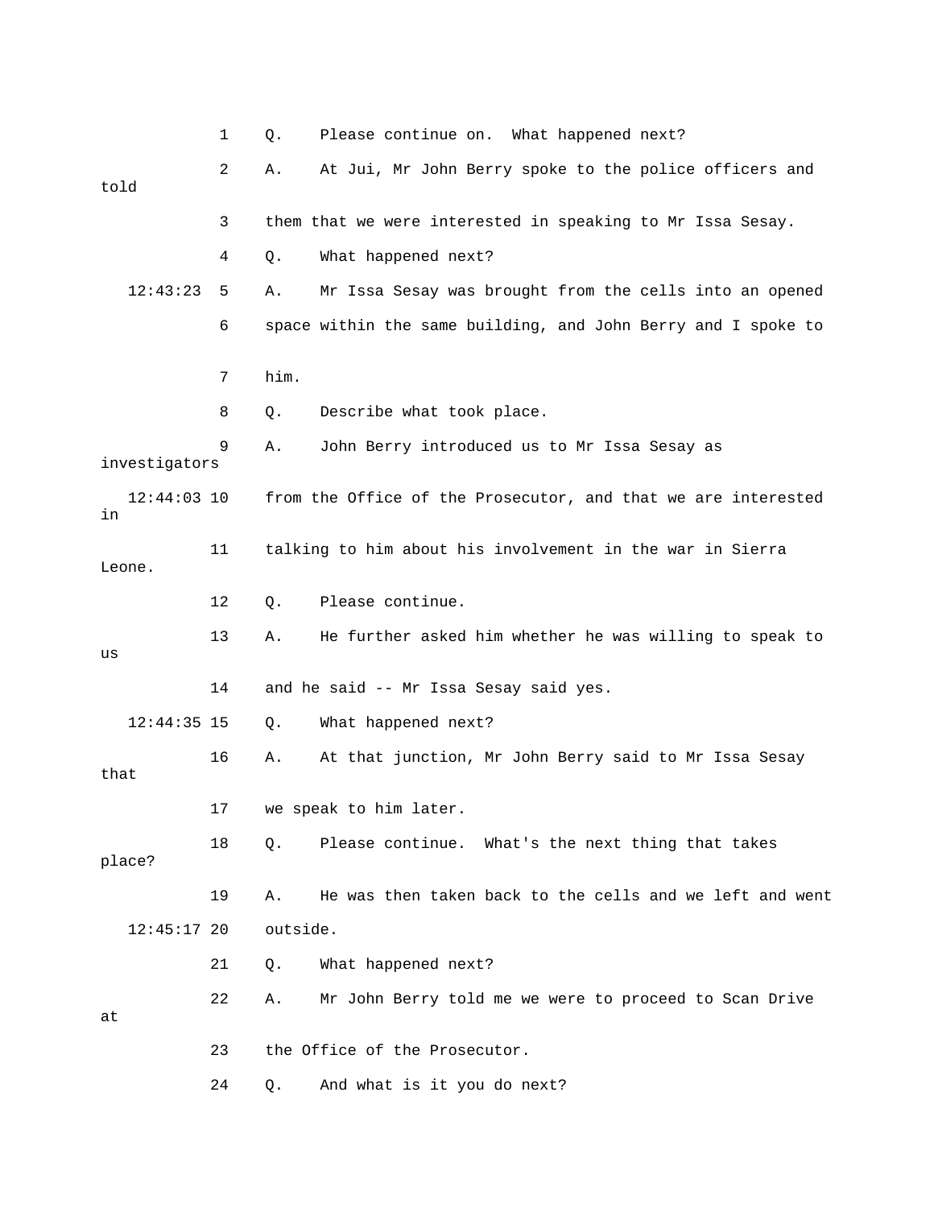1 Q. Please continue on. What happened next?

2 A. At Jui, Mr John Berry spoke to the police officers and told

3 them that we were interested in speaking to Mr Issa Sesay.

4 Q. What happened next?

12:43:23 5 A. Mr Issa Sesay was brought from the cells into an opened

6 space within the same building, and John Berry and I spoke to

7 him.

8 Q. Describe what took place.

9 A. John Berry introduced us to Mr Issa Sesay as investigators

12:44:03 10 from the Office of the Prosecutor, and that we are interested in

11 talking to him about his involvement in the war in Sierra Leone.

12 Q. Please continue.

13 A. He further asked him whether he was willing to speak to us

14 and he said -- Mr Issa Sesay said yes.

12:44:35 15 Q. What happened next?

16 A. At that junction, Mr John Berry said to Mr Issa Sesay that

17 we speak to him later.

18 Q. Please continue. What's the next thing that takes place?

19 A. He was then taken back to the cells and we left and went

12:45:17 20 outside.

21 Q. What happened next?

22 A. Mr John Berry told me we were to proceed to Scan Drive at

23 the Office of the Prosecutor.

24 Q. And what is it you do next?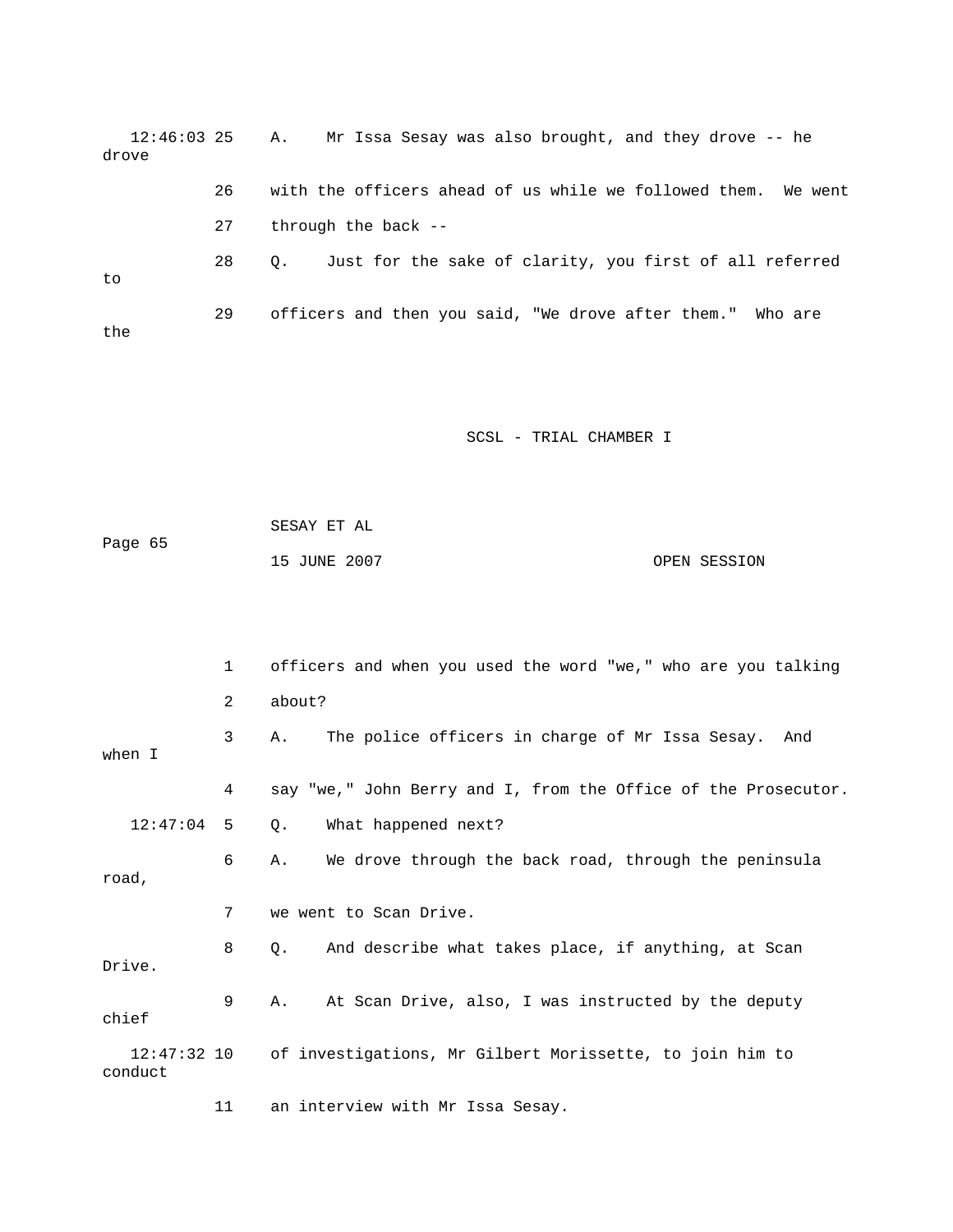12:46:03 25 A. Mr Issa Sesay was also brought, and they drove -- he drove

26 with the officers ahead of us while we followed them. We went

27 through the back --

28 Q. Just for the sake of clarity, you first of all referred to

29 officers and then you said, "We drove after them." Who are the

1 officers and when you used the word "we," who are you talking

2 about?

3 A. The police officers in charge of Mr Issa Sesay. And when I

4 say "we," John Berry and I, from the Office of the Prosecutor.

12:47:04 5 Q. What happened next?

6 A. We drove through the back road, through the peninsula road,

7 we went to Scan Drive.

8 Q. And describe what takes place, if anything, at Scan Drive.

9 A. At Scan Drive, also, I was instructed by the deputy chief

12:47:32 10 of investigations, Mr Gilbert Morissette, to join him to conduct

11 an interview with Mr Issa Sesay.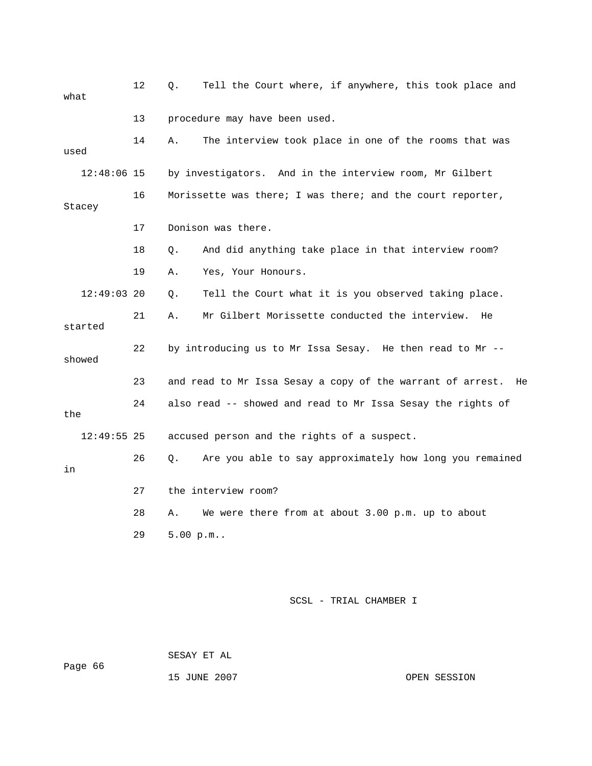12 Q. Tell the Court where, if anywhere, this took place and what

13 procedure may have been used.

14 A. The interview took place in one of the rooms that was used

12:48:06 15 by investigators. And in the interview room, Mr Gilbert

16 Morissette was there; I was there; and the court reporter, Stacey

17 Donison was there.

18 Q. And did anything take place in that interview room?

19 A. Yes, Your Honours.

12:49:03 20 Q. Tell the Court what it is you observed taking place.

21 A. Mr Gilbert Morissette conducted the interview. He started

22 by introducing us to Mr Issa Sesay. He then read to Mr -- showed

23 and read to Mr Issa Sesay a copy of the warrant of arrest. He

24 also read -- showed and read to Mr Issa Sesay the rights of the

12:49:55 25 accused person and the rights of a suspect.

26 Q. Are you able to say approximately how long you remained in

27 the interview room?

28 A. We were there from at about 3.00 p.m. up to about

29 5.00 p.m..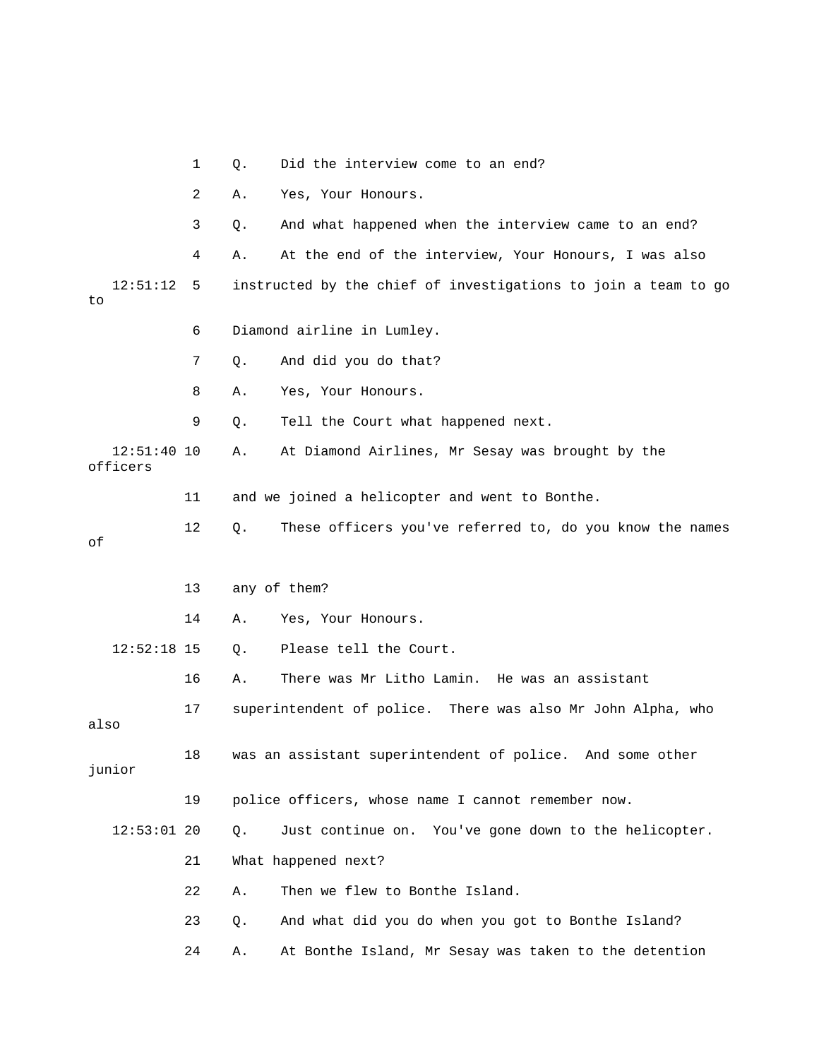1 Q. Did the interview come to an end?

2 A. Yes, Your Honours.

3 Q. And what happened when the interview came to an end?

4 A. At the end of the interview, Your Honours, I was also

12:51:12 5 instructed by the chief of investigations to join a team to go to

6 Diamond airline in Lumley.

7 Q. And did you do that?

8 A. Yes, Your Honours.

9 Q. Tell the Court what happened next.

12:51:40 10 A. At Diamond Airlines, Mr Sesay was brought by the officers

11 and we joined a helicopter and went to Bonthe.

12 Q. These officers you've referred to, do you know the names of

13 any of them?

14 A. Yes, Your Honours.

12:52:18 15 Q. Please tell the Court.

16 A. There was Mr Litho Lamin. He was an assistant

17 superintendent of police. There was also Mr John Alpha, who also

18 was an assistant superintendent of police. And some other junior

19 police officers, whose name I cannot remember now.

12:53:01 20 Q. Just continue on. You've gone down to the helicopter.

21 What happened next?

22 A. Then we flew to Bonthe Island.

23 Q. And what did you do when you got to Bonthe Island?

24 A. At Bonthe Island, Mr Sesay was taken to the detention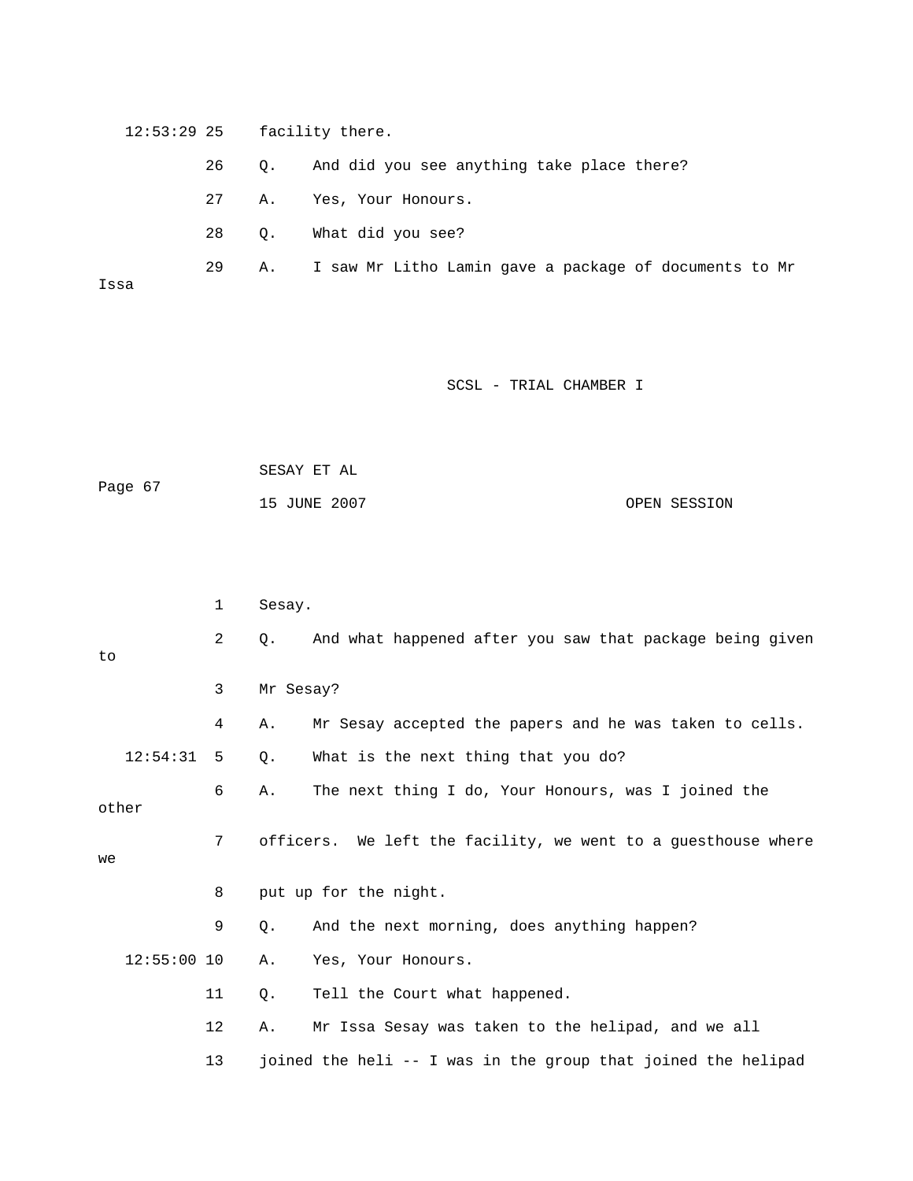12:53:29 25 facility there.

26 Q. And did you see anything take place there?

27 A. Yes, Your Honours.

28 Q. What did you see?

29 A. I saw Mr Litho Lamin gave a package of documents to Mr Issa

1 Sesay.

2 Q. And what happened after you saw that package being given to

3 Mr Sesay?

4 A. Mr Sesay accepted the papers and he was taken to cells.

12:54:31 5 Q. What is the next thing that you do?

6 A. The next thing I do, Your Honours, was I joined the other

7 officers. We left the facility, we went to a guesthouse where we

8 put up for the night.

9 Q. And the next morning, does anything happen?

12:55:00 10 A. Yes, Your Honours.

11 Q. Tell the Court what happened.

12 A. Mr Issa Sesay was taken to the helipad, and we all

13 joined the heli -- I was in the group that joined the helipad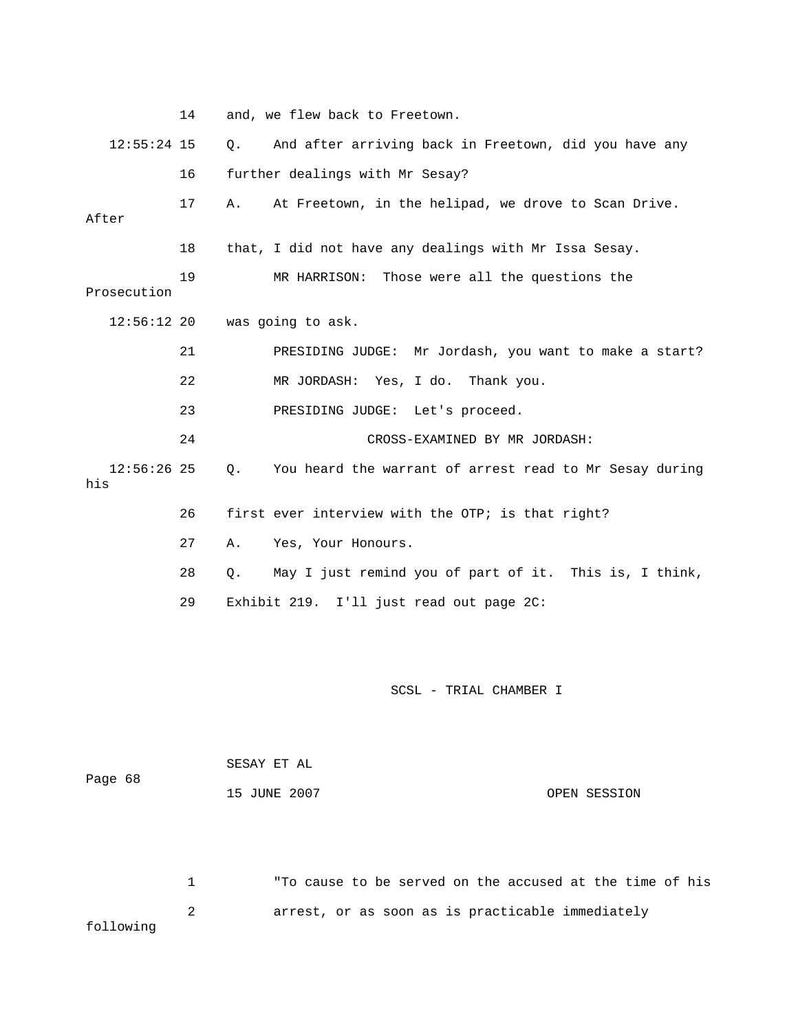14 and, we flew back to Freetown.

12:55:24 15 Q. And after arriving back in Freetown, did you have any

16 further dealings with Mr Sesay?

17 A. At Freetown, in the helipad, we drove to Scan Drive. After

18 that, I did not have any dealings with Mr Issa Sesay.

19 MR HARRISON: Those were all the questions the Prosecution

12:56:12 20 was going to ask.

21 PRESIDING JUDGE: Mr Jordash, you want to make a start?

22 MR JORDASH: Yes, I do. Thank you.

23 PRESIDING JUDGE: Let's proceed.

24 CROSS-EXAMINED BY MR JORDASH:

12:56:26 25 Q. You heard the warrant of arrest read to Mr Sesay during his

26 first ever interview with the OTP; is that right?

27 A. Yes, Your Honours.

28 Q. May I just remind you of part of it. This is, I think,

29 Exhibit 219. I'll just read out page 2C:

1 "To cause to be served on the accused at the time of his

2 arrest, or as soon as is practicable immediately following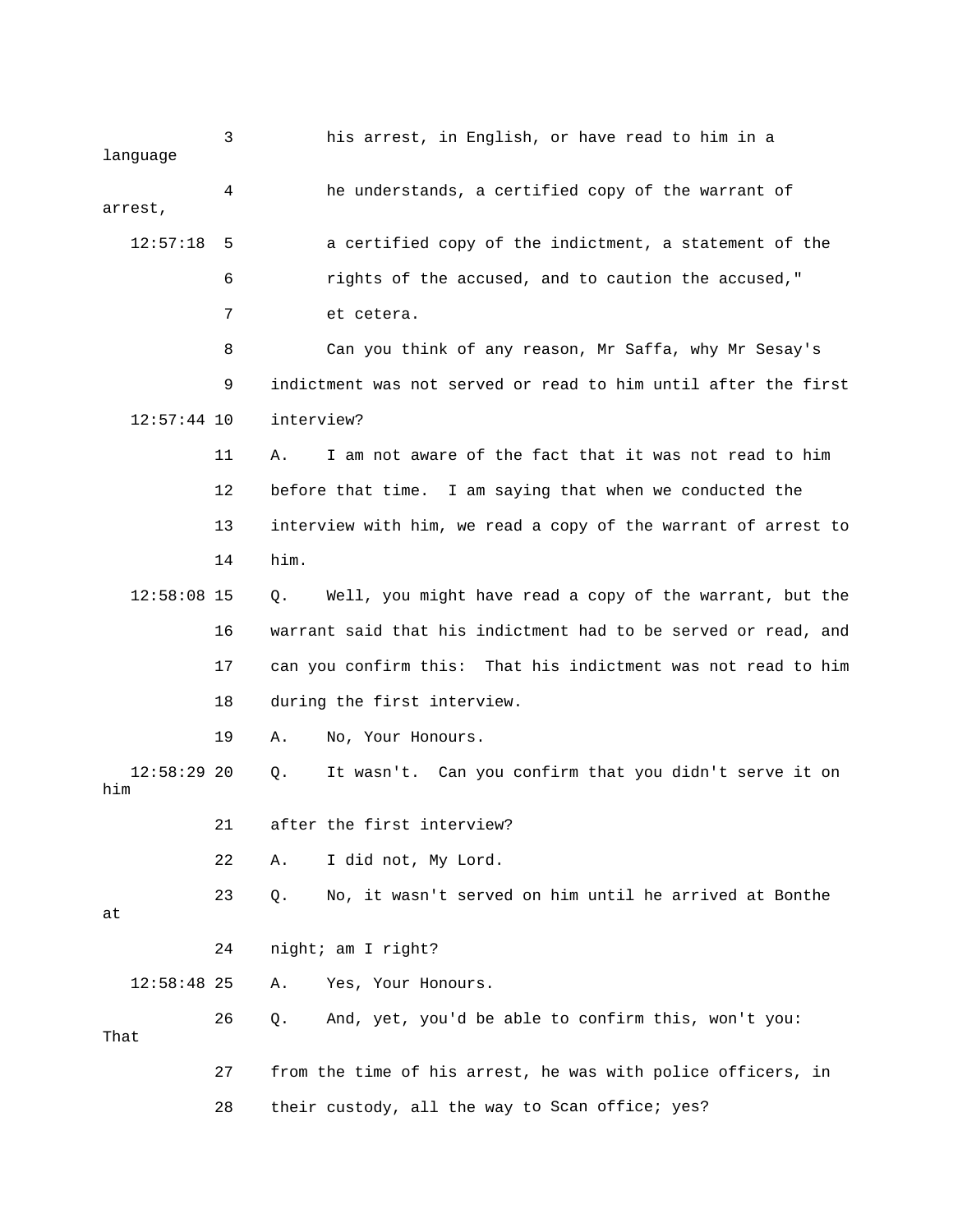his arrest, in English, or have read to him in a language he understands, a certified copy of the warrant of arrest, a certified copy of the indictment, a statement of the rights of the accused, and to caution the accused," et cetera.

Can you think of any reason, Mr Saffa, why Mr Sesay's indictment was not served or read to him until after the first interview?

A. I am not aware of the fact that it was not read to him before that time. I am saying that when we conducted the interview with him, we read a copy of the warrant of arrest to him.

Q. Well, you might have read a copy of the warrant, but the warrant said that his indictment had to be served or read, and can you confirm this: That his indictment was not read to him during the first interview.

A. No, Your Honours.

Q. It wasn't. Can you confirm that you didn't serve it on him after the first interview?

A. I did not, My Lord.

Q. No, it wasn't served on him until he arrived at Bonthe at night; am I right?

A. Yes, Your Honours.

Q. And, yet, you'd be able to confirm this, won't you: That from the time of his arrest, he was with police officers, in their custody, all the way to Scan office; yes?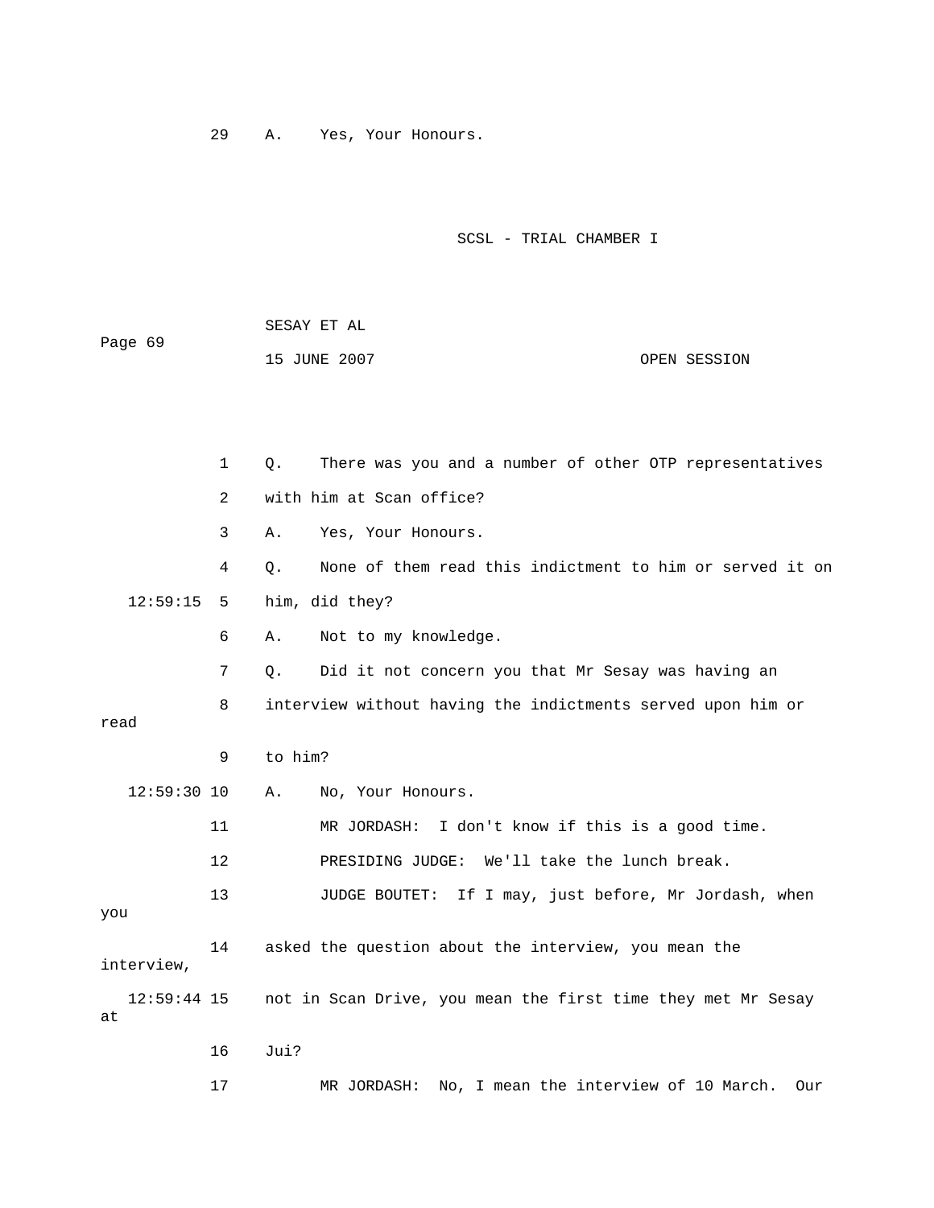29 A. Yes, Your Honours.

1 Q. There was you and a number of other OTP representatives
2 with him at Scan office?
3 A. Yes, Your Honours.
4 Q. None of them read this indictment to him or served it on
12:59:15 5 him, did they?
6 A. Not to my knowledge.
7 Q. Did it not concern you that Mr Sesay was having an
8 interview without having the indictments served upon him or read
9 to him?
12:59:30 10 A. No, Your Honours.
11 MR JORDASH: I don't know if this is a good time.
12 PRESIDING JUDGE: We'll take the lunch break.
13 JUDGE BOUTET: If I may, just before, Mr Jordash, when you
14 asked the question about the interview, you mean the interview,
12:59:44 15 not in Scan Drive, you mean the first time they met Mr Sesay at
16 Jui?
17 MR JORDASH: No, I mean the interview of 10 March. Our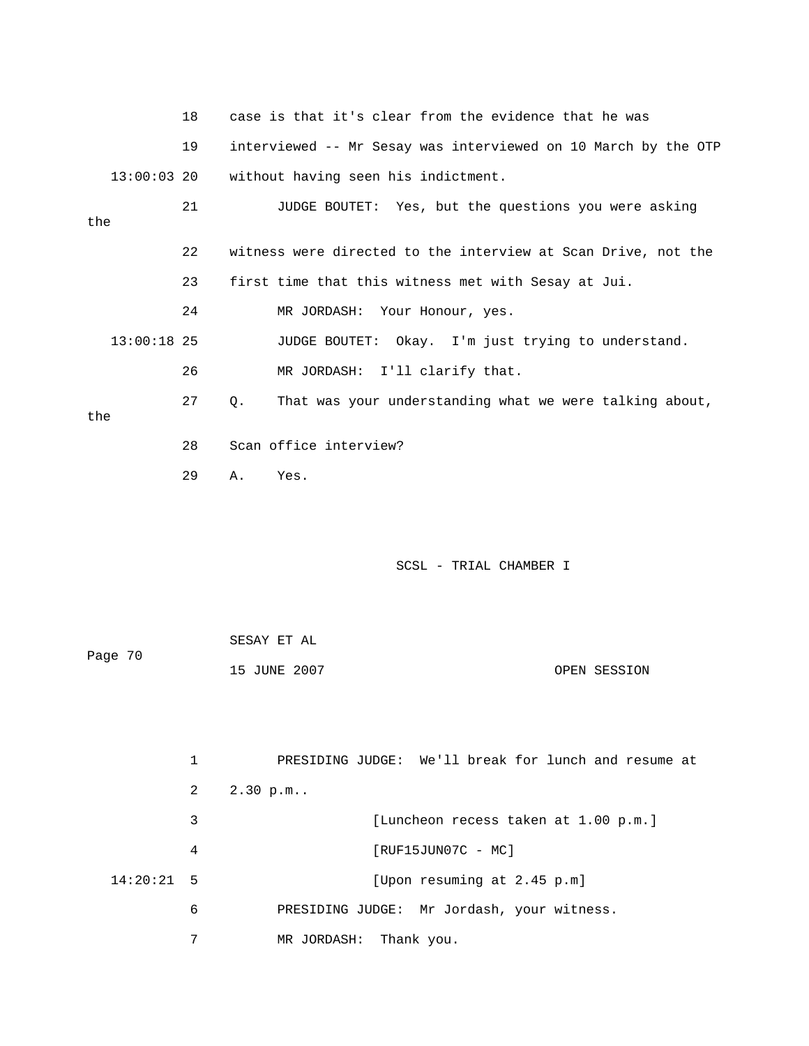18 case is that it's clear from the evidence that he was

19 interviewed -- Mr Sesay was interviewed on 10 March by the OTP

13:00:03 20 without having seen his indictment.

21 JUDGE BOUTET: Yes, but the questions you were asking the

22 witness were directed to the interview at Scan Drive, not the

23 first time that this witness met with Sesay at Jui.

24 MR JORDASH: Your Honour, yes.

13:00:18 25 JUDGE BOUTET: Okay. I'm just trying to understand.

26 MR JORDASH: I'll clarify that.

27 Q. That was your understanding what we were talking about, the

28 Scan office interview?

29 A. Yes.

1 PRESIDING JUDGE: We'll break for lunch and resume at

2 2.30 p.m..

3 [Luncheon recess taken at 1.00 p.m.]

4 [RUF15JUN07C - MC]

14:20:21 5 [Upon resuming at 2.45 p.m]

6 PRESIDING JUDGE: Mr Jordash, your witness.

7 MR JORDASH: Thank you.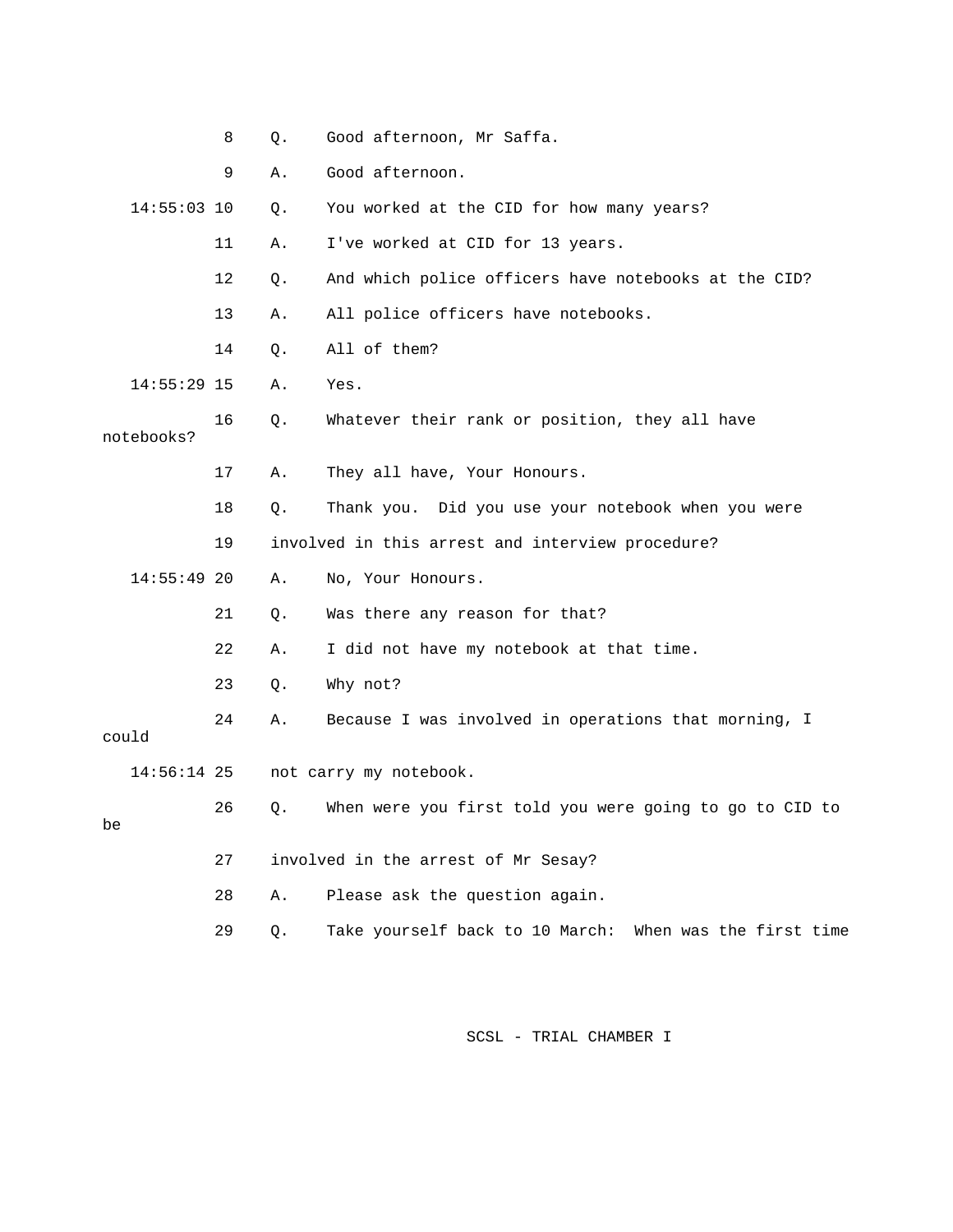8 Q. Good afternoon, Mr Saffa.

9 A. Good afternoon.

14:55:03 10 Q. You worked at the CID for how many years?

11 A. I've worked at CID for 13 years.

12 Q. And which police officers have notebooks at the CID?

13 A. All police officers have notebooks.

14 Q. All of them?

14:55:29 15 A. Yes.

16 Q. Whatever their rank or position, they all have notebooks?

17 A. They all have, Your Honours.

18 Q. Thank you. Did you use your notebook when you were

19 involved in this arrest and interview procedure?

14:55:49 20 A. No, Your Honours.

21 Q. Was there any reason for that?

22 A. I did not have my notebook at that time.

23 Q. Why not?

24 A. Because I was involved in operations that morning, I could

14:56:14 25 not carry my notebook.

26 Q. When were you first told you were going to go to CID to be

27 involved in the arrest of Mr Sesay?

28 A. Please ask the question again.

29 Q. Take yourself back to 10 March: When was the first time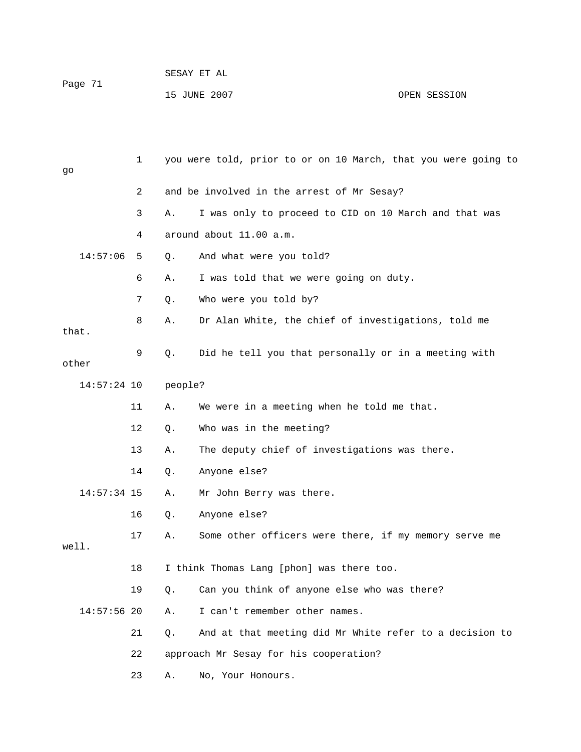you were told, prior to or on 10 March, that you were going to go

and be involved in the arrest of Mr Sesay?

A. I was only to proceed to CID on 10 March and that was

around about 11.00 a.m.

Q. And what were you told?

A. I was told that we were going on duty.

Q. Who were you told by?

A. Dr Alan White, the chief of investigations, told me that.

Q. Did he tell you that personally or in a meeting with other

people?

A. We were in a meeting when he told me that.

Q. Who was in the meeting?

A. The deputy chief of investigations was there.

Q. Anyone else?

A. Mr John Berry was there.

Q. Anyone else?

A. Some other officers were there, if my memory serve me well.

I think Thomas Lang [phon] was there too.

Q. Can you think of anyone else who was there?

A. I can't remember other names.

Q. And at that meeting did Mr White refer to a decision to

approach Mr Sesay for his cooperation?

A. No, Your Honours.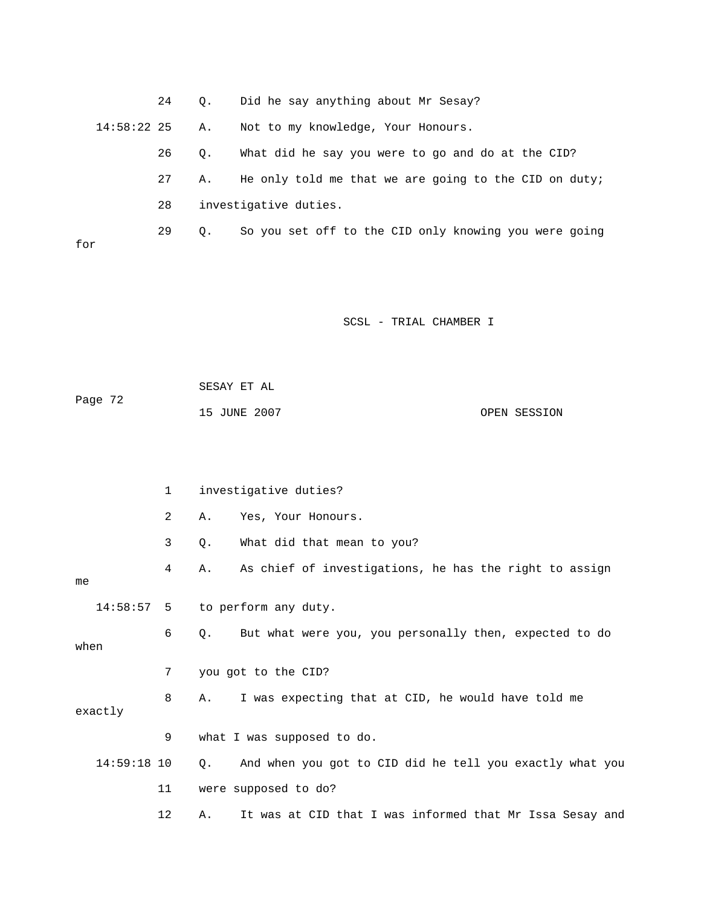24 Q. Did he say anything about Mr Sesay?

14:58:22 25 A. Not to my knowledge, Your Honours.

26 Q. What did he say you were to go and do at the CID?

27 A. He only told me that we are going to the CID on duty;

28 investigative duties.

29 Q. So you set off to the CID only knowing you were going for

1 investigative duties?

2 A. Yes, Your Honours.

3 Q. What did that mean to you?

4 A. As chief of investigations, he has the right to assign me

14:58:57 5 to perform any duty.

6 Q. But what were you, you personally then, expected to do when

7 you got to the CID?

8 A. I was expecting that at CID, he would have told me exactly

9 what I was supposed to do.

14:59:18 10 Q. And when you got to CID did he tell you exactly what you

11 were supposed to do?

12 A. It was at CID that I was informed that Mr Issa Sesay and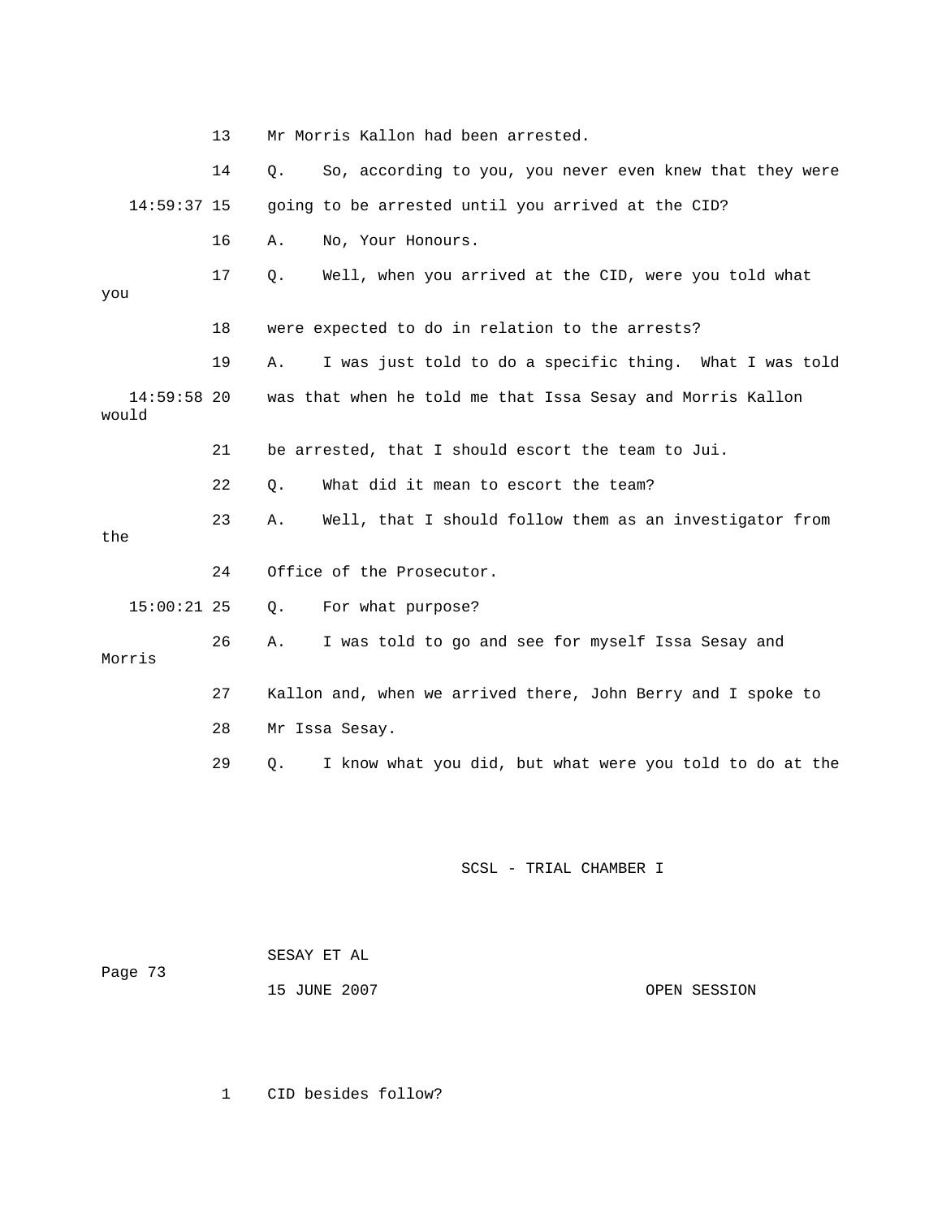13 Mr Morris Kallon had been arrested.

14 Q. So, according to you, you never even knew that they were

14:59:37 15 going to be arrested until you arrived at the CID?

16 A. No, Your Honours.

17 Q. Well, when you arrived at the CID, were you told what you

18 were expected to do in relation to the arrests?

19 A. I was just told to do a specific thing. What I was told

14:59:58 20 was that when he told me that Issa Sesay and Morris Kallon would

21 be arrested, that I should escort the team to Jui.

22 Q. What did it mean to escort the team?

23 A. Well, that I should follow them as an investigator from the

24 Office of the Prosecutor.

15:00:21 25 Q. For what purpose?

26 A. I was told to go and see for myself Issa Sesay and Morris

27 Kallon and, when we arrived there, John Berry and I spoke to

28 Mr Issa Sesay.

29 Q. I know what you did, but what were you told to do at the

1 CID besides follow?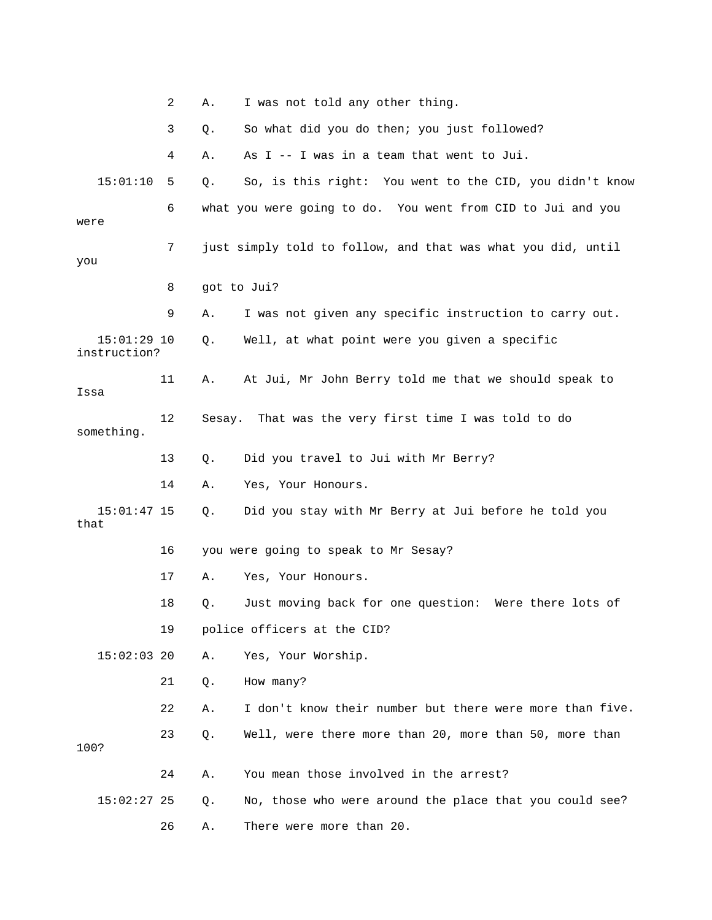2 A. I was not told any other thing.

3 Q. So what did you do then; you just followed?

4 A. As I -- I was in a team that went to Jui.

15:01:10 5 Q. So, is this right: You went to the CID, you didn't know

6 what you were going to do. You went from CID to Jui and you were

7 just simply told to follow, and that was what you did, until you

8 got to Jui?

9 A. I was not given any specific instruction to carry out.

15:01:29 10 Q. Well, at what point were you given a specific instruction?

11 A. At Jui, Mr John Berry told me that we should speak to Issa

12 Sesay. That was the very first time I was told to do something.

13 Q. Did you travel to Jui with Mr Berry?

14 A. Yes, Your Honours.

15:01:47 15 Q. Did you stay with Mr Berry at Jui before he told you that

16 you were going to speak to Mr Sesay?

17 A. Yes, Your Honours.

18 Q. Just moving back for one question: Were there lots of

19 police officers at the CID?

15:02:03 20 A. Yes, Your Worship.

21 Q. How many?

22 A. I don't know their number but there were more than five.

23 Q. Well, were there more than 20, more than 50, more than 100?

24 A. You mean those involved in the arrest?

15:02:27 25 Q. No, those who were around the place that you could see?

26 A. There were more than 20.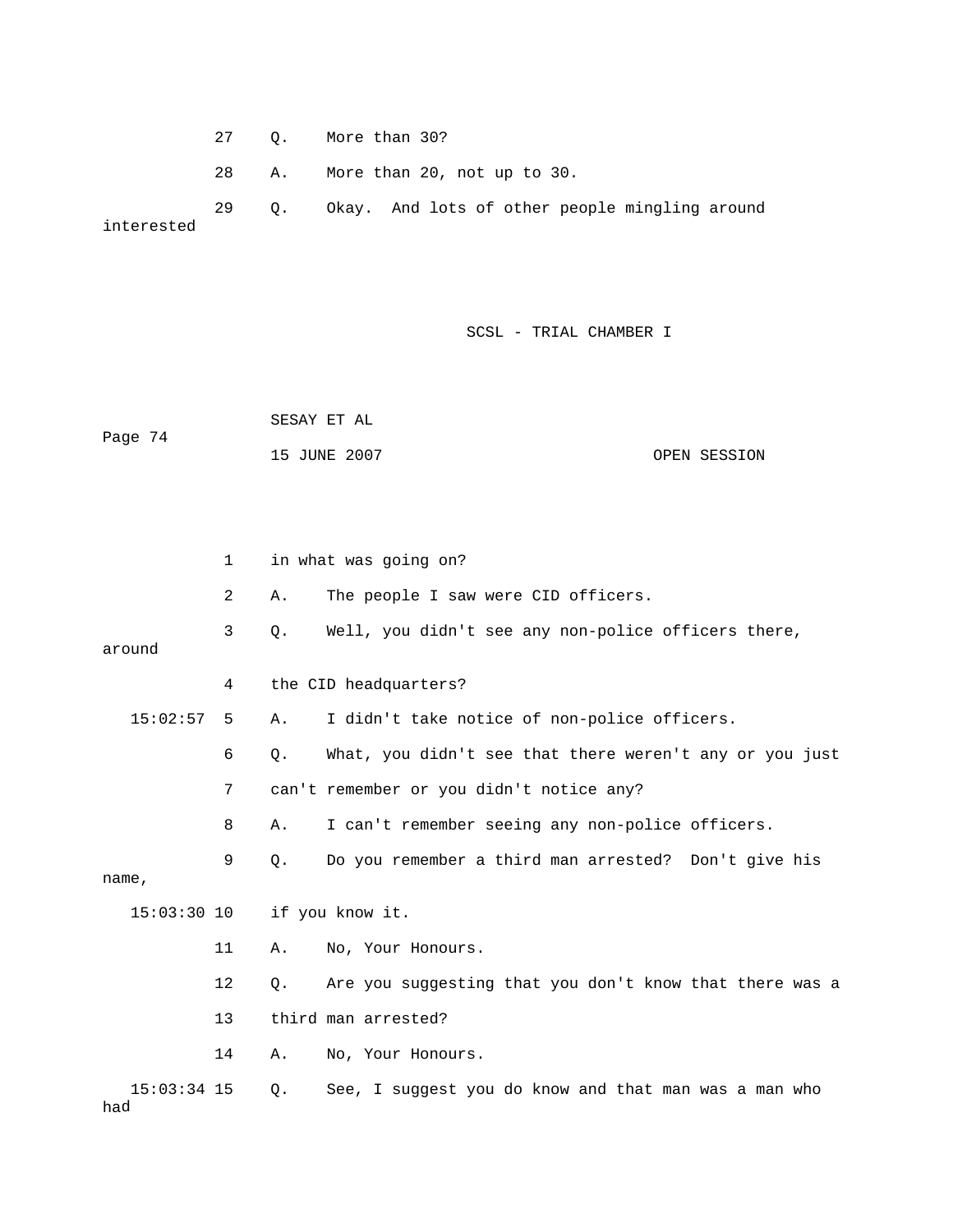27 Q. More than 30?

28 A. More than 20, not up to 30.

29 Q. Okay. And lots of other people mingling around interested

1 in what was going on?

2 A. The people I saw were CID officers.

3 Q. Well, you didn't see any non-police officers there, around

4 the CID headquarters?

15:02:57 5 A. I didn't take notice of non-police officers.

6 Q. What, you didn't see that there weren't any or you just

7 can't remember or you didn't notice any?

8 A. I can't remember seeing any non-police officers.

9 Q. Do you remember a third man arrested? Don't give his name,

15:03:30 10 if you know it.

11 A. No, Your Honours.

12 Q. Are you suggesting that you don't know that there was a

13 third man arrested?

14 A. No, Your Honours.

15:03:34 15 Q. See, I suggest you do know and that man was a man who had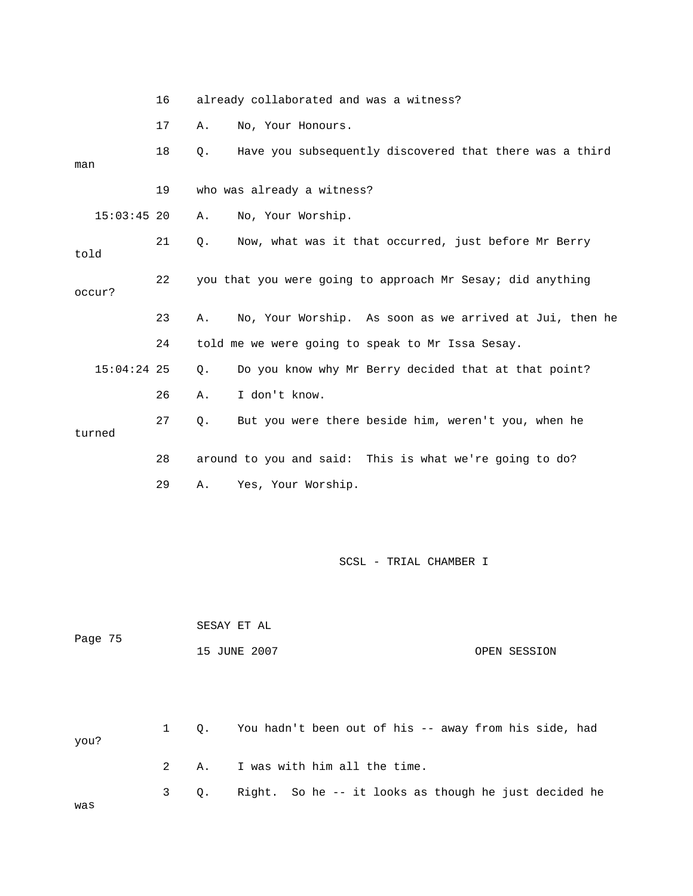16 already collaborated and was a witness?

17 A. No, Your Honours.

18 Q. Have you subsequently discovered that there was a third man

19 who was already a witness?

15:03:45 20 A. No, Your Worship.

21 Q. Now, what was it that occurred, just before Mr Berry told

22 you that you were going to approach Mr Sesay; did anything occur?

23 A. No, Your Worship. As soon as we arrived at Jui, then he

24 told me we were going to speak to Mr Issa Sesay.

15:04:24 25 Q. Do you know why Mr Berry decided that at that point?

26 A. I don't know.

27 Q. But you were there beside him, weren't you, when he turned

28 around to you and said: This is what we're going to do?

29 A. Yes, Your Worship.

1 Q. You hadn't been out of his -- away from his side, had you?

2 A. I was with him all the time.

3 Q. Right. So he -- it looks as though he just decided he was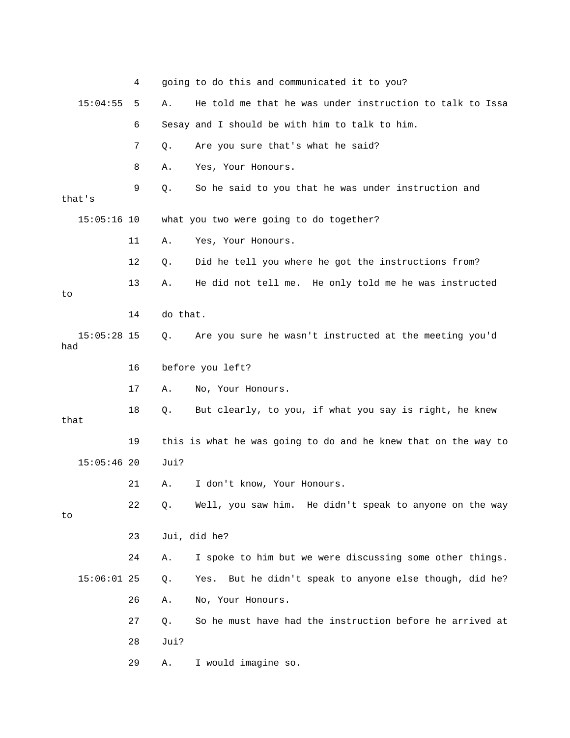4 going to do this and communicated it to you?

15:04:55 5 A. He told me that he was under instruction to talk to Issa

6 Sesay and I should be with him to talk to him.

7 Q. Are you sure that's what he said?

8 A. Yes, Your Honours.

9 Q. So he said to you that he was under instruction and that's

15:05:16 10 what you two were going to do together?

11 A. Yes, Your Honours.

12 Q. Did he tell you where he got the instructions from?

13 A. He did not tell me. He only told me he was instructed to

14 do that.

15:05:28 15 Q. Are you sure he wasn't instructed at the meeting you'd had

16 before you left?

17 A. No, Your Honours.

18 Q. But clearly, to you, if what you say is right, he knew that

19 this is what he was going to do and he knew that on the way to

15:05:46 20 Jui?

21 A. I don't know, Your Honours.

22 Q. Well, you saw him. He didn't speak to anyone on the way to

23 Jui, did he?

24 A. I spoke to him but we were discussing some other things.

15:06:01 25 Q. Yes. But he didn't speak to anyone else though, did he?

26 A. No, Your Honours.

27 Q. So he must have had the instruction before he arrived at

28 Jui?

29 A. I would imagine so.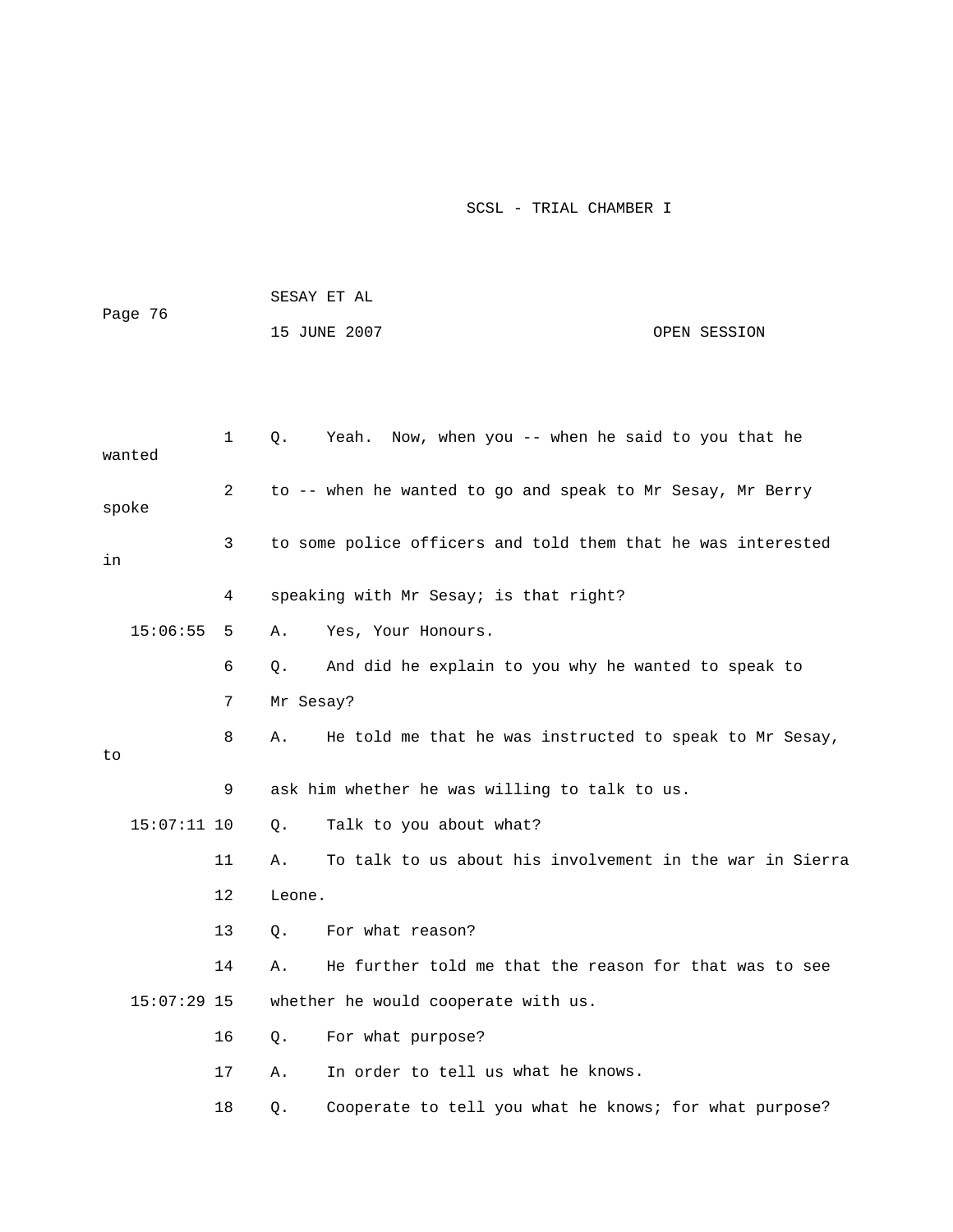1 Q. Yeah. Now, when you -- when he said to you that he wanted

2 to -- when he wanted to go and speak to Mr Sesay, Mr Berry spoke

3 to some police officers and told them that he was interested in

4 speaking with Mr Sesay; is that right?

15:06:55 5 A. Yes, Your Honours.

6 Q. And did he explain to you why he wanted to speak to

7 Mr Sesay?

8 A. He told me that he was instructed to speak to Mr Sesay, to

9 ask him whether he was willing to talk to us.

15:07:11 10 Q. Talk to you about what?

11 A. To talk to us about his involvement in the war in Sierra

12 Leone.

13 Q. For what reason?

14 A. He further told me that the reason for that was to see

15:07:29 15 whether he would cooperate with us.

16 Q. For what purpose?

17 A. In order to tell us what he knows.

18 Q. Cooperate to tell you what he knows; for what purpose?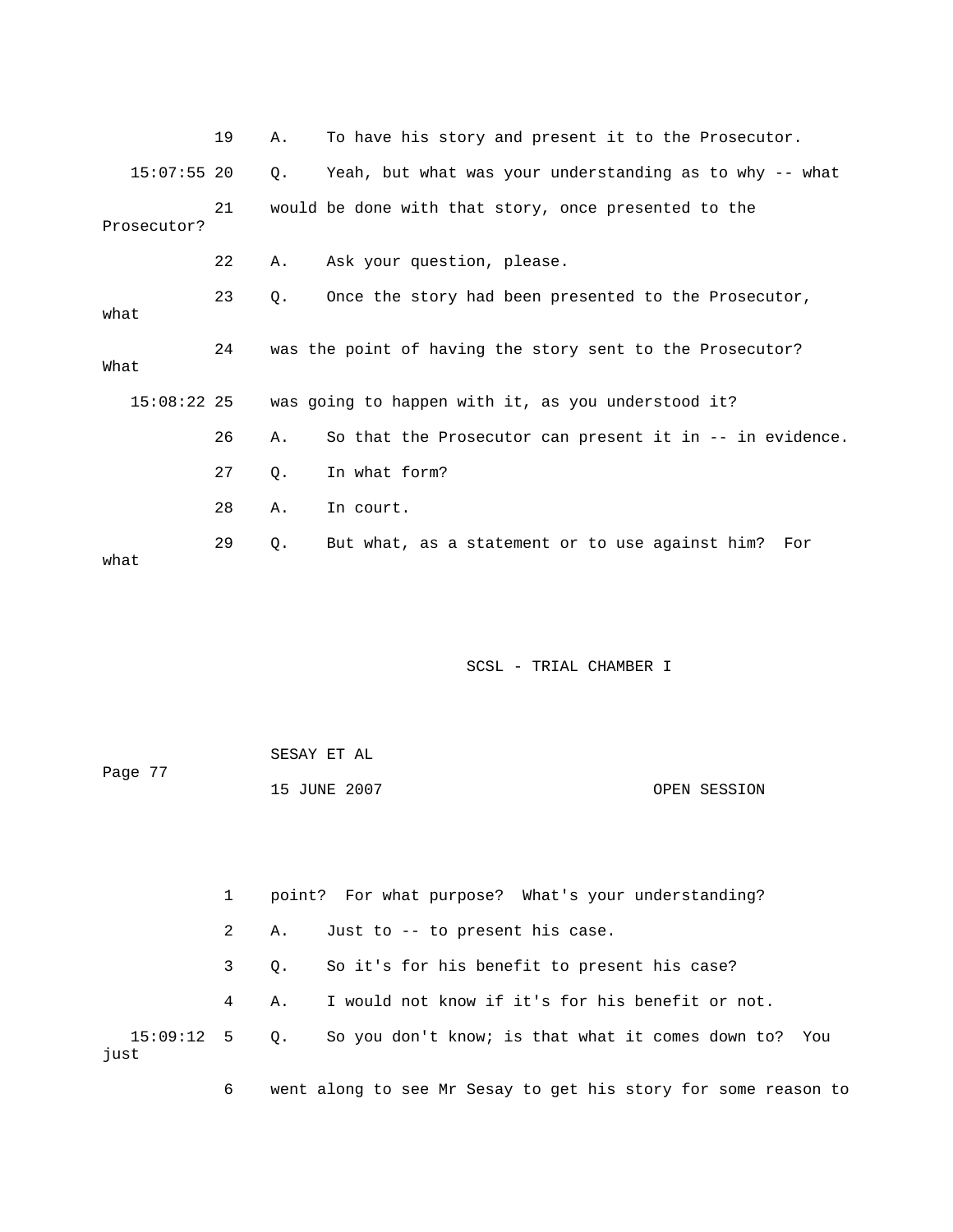19 A. To have his story and present it to the Prosecutor.

15:07:55 20 Q. Yeah, but what was your understanding as to why -- what

21 would be done with that story, once presented to the Prosecutor?

22 A. Ask your question, please.

23 Q. Once the story had been presented to the Prosecutor, what

24 was the point of having the story sent to the Prosecutor? What

15:08:22 25 was going to happen with it, as you understood it?

26 A. So that the Prosecutor can present it in -- in evidence.

27 Q. In what form?

28 A. In court.

29 Q. But what, as a statement or to use against him? For what

1 point? For what purpose? What's your understanding?

2 A. Just to -- to present his case.

3 Q. So it's for his benefit to present his case?

4 A. I would not know if it's for his benefit or not.

15:09:12 5 Q. So you don't know; is that what it comes down to? You just

6 went along to see Mr Sesay to get his story for some reason to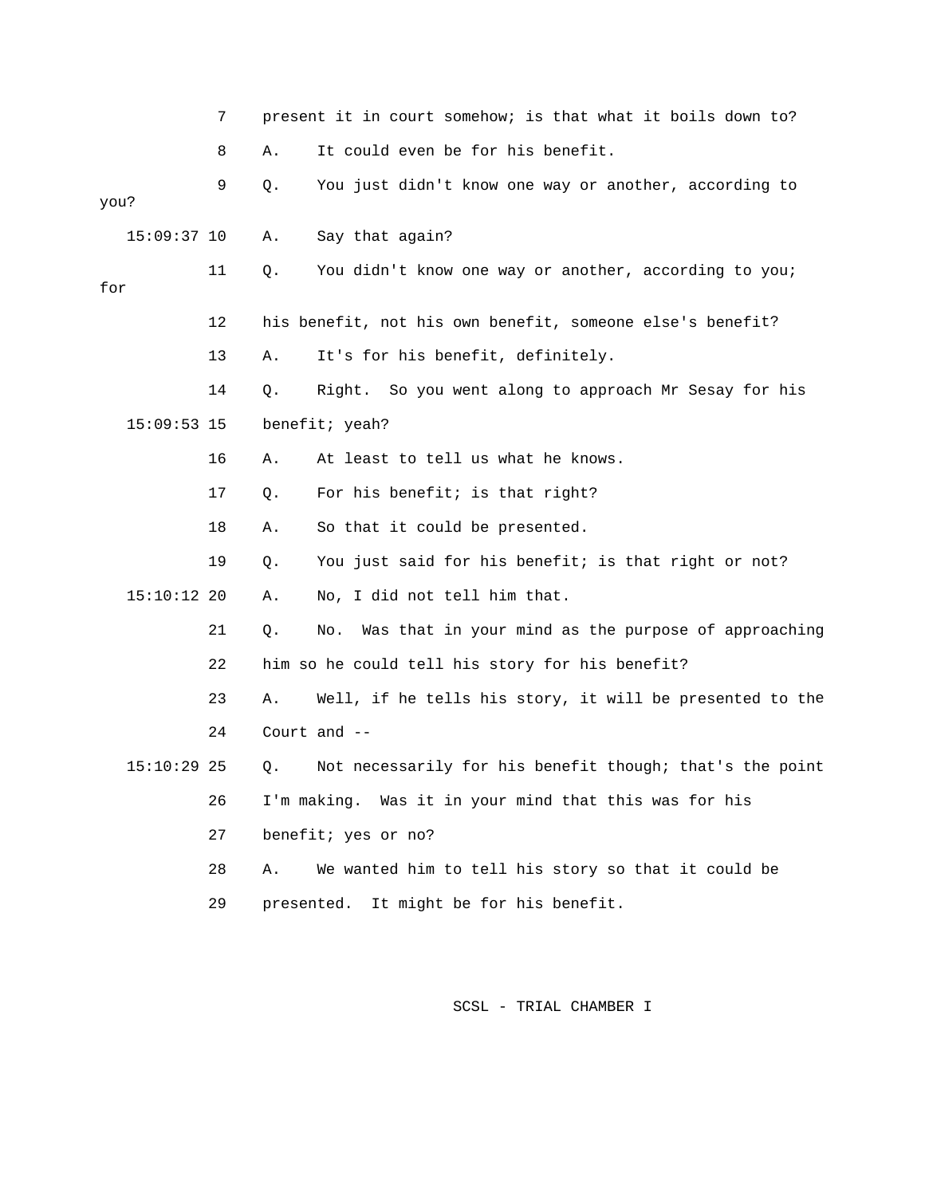7 present it in court somehow; is that what it boils down to?

8 A. It could even be for his benefit.

9 Q. You just didn't know one way or another, according to you?

15:09:37 10 A. Say that again?

11 Q. You didn't know one way or another, according to you; for

12 his benefit, not his own benefit, someone else's benefit?

13 A. It's for his benefit, definitely.

14 Q. Right. So you went along to approach Mr Sesay for his

15:09:53 15 benefit; yeah?

16 A. At least to tell us what he knows.

17 Q. For his benefit; is that right?

18 A. So that it could be presented.

19 Q. You just said for his benefit; is that right or not?

15:10:12 20 A. No, I did not tell him that.

21 Q. No. Was that in your mind as the purpose of approaching

22 him so he could tell his story for his benefit?

23 A. Well, if he tells his story, it will be presented to the

24 Court and --

15:10:29 25 Q. Not necessarily for his benefit though; that's the point

26 I'm making. Was it in your mind that this was for his

27 benefit; yes or no?

28 A. We wanted him to tell his story so that it could be

29 presented. It might be for his benefit.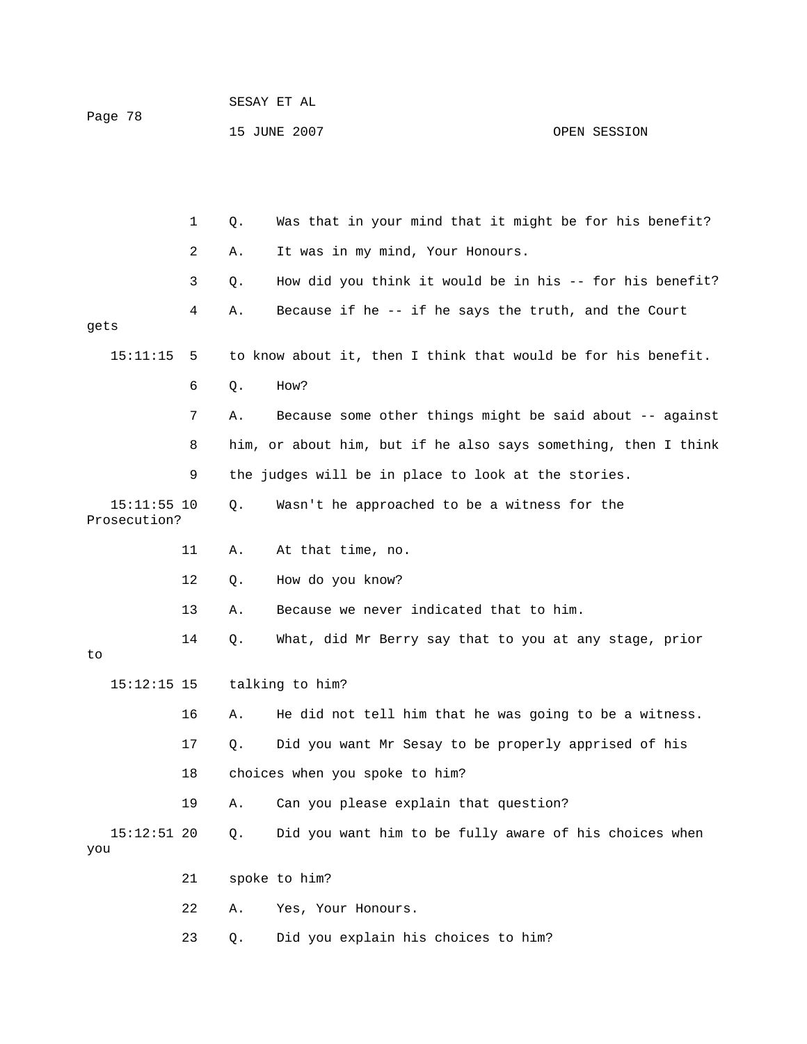1 Q. Was that in your mind that it might be for his benefit?

2 A. It was in my mind, Your Honours.

3 Q. How did you think it would be in his -- for his benefit?

4 A. Because if he -- if he says the truth, and the Court gets

15:11:15 5 to know about it, then I think that would be for his benefit.

6 Q. How?

7 A. Because some other things might be said about -- against

8 him, or about him, but if he also says something, then I think

9 the judges will be in place to look at the stories.

15:11:55 10 Q. Wasn't he approached to be a witness for the Prosecution?

11 A. At that time, no.

12 Q. How do you know?

13 A. Because we never indicated that to him.

14 Q. What, did Mr Berry say that to you at any stage, prior to

15:12:15 15 talking to him?

16 A. He did not tell him that he was going to be a witness.

17 Q. Did you want Mr Sesay to be properly apprised of his

18 choices when you spoke to him?

19 A. Can you please explain that question?

15:12:51 20 Q. Did you want him to be fully aware of his choices when you

21 spoke to him?

22 A. Yes, Your Honours.

23 Q. Did you explain his choices to him?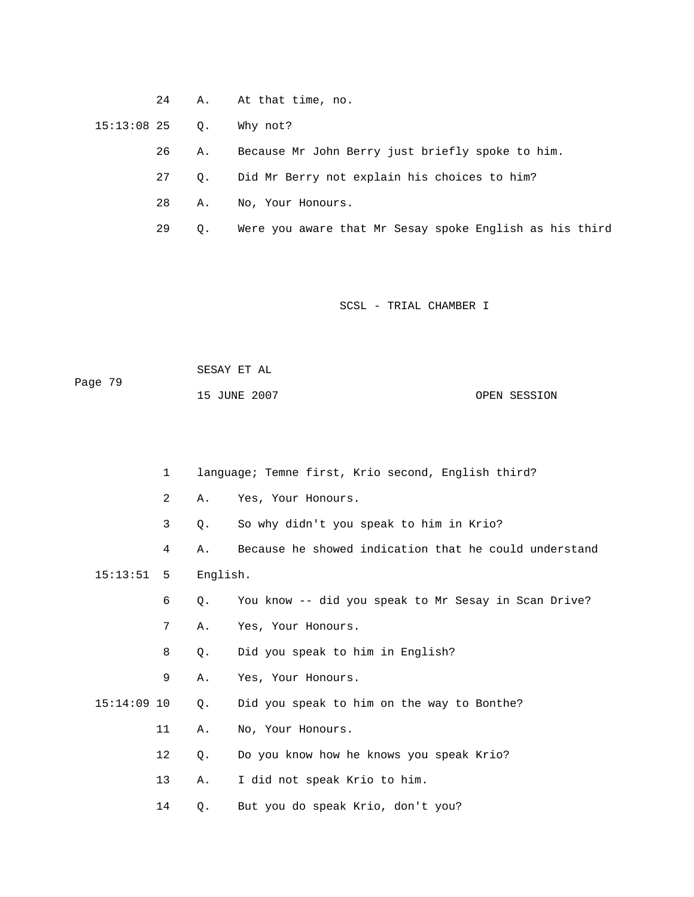24 A. At that time, no.

15:13:08 25 Q. Why not?

26 A. Because Mr John Berry just briefly spoke to him.

27 Q. Did Mr Berry not explain his choices to him?

28 A. No, Your Honours.

29 Q. Were you aware that Mr Sesay spoke English as his third

1 language; Temne first, Krio second, English third?

2 A. Yes, Your Honours.

3 Q. So why didn't you speak to him in Krio?

4 A. Because he showed indication that he could understand

15:13:51 5 English.

6 Q. You know -- did you speak to Mr Sesay in Scan Drive?

7 A. Yes, Your Honours.

8 Q. Did you speak to him in English?

9 A. Yes, Your Honours.

15:14:09 10 Q. Did you speak to him on the way to Bonthe?

11 A. No, Your Honours.

12 Q. Do you know how he knows you speak Krio?

13 A. I did not speak Krio to him.

14 Q. But you do speak Krio, don't you?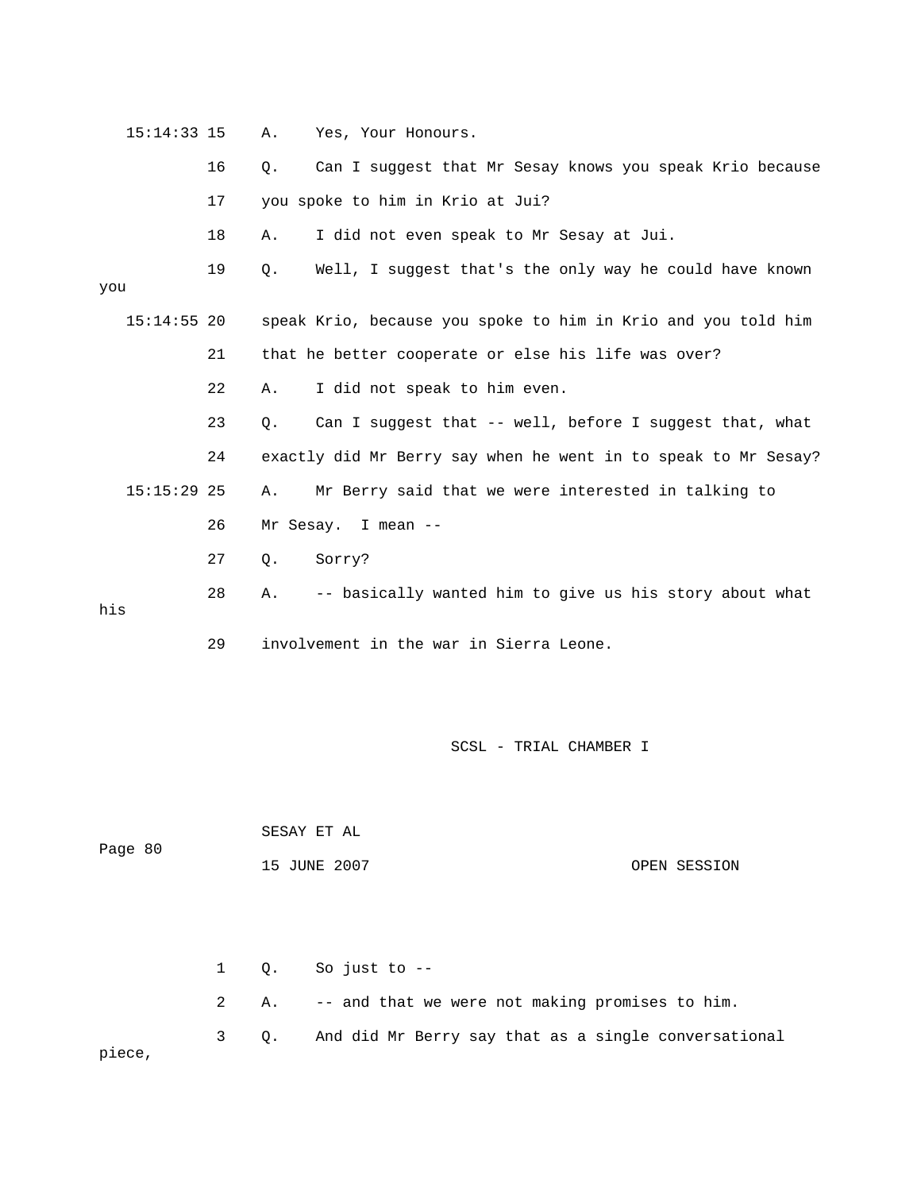15:14:33 15 A. Yes, Your Honours.

16 Q. Can I suggest that Mr Sesay knows you speak Krio because

17 you spoke to him in Krio at Jui?

18 A. I did not even speak to Mr Sesay at Jui.

19 Q. Well, I suggest that's the only way he could have known you

15:14:55 20 speak Krio, because you spoke to him in Krio and you told him

21 that he better cooperate or else his life was over?

22 A. I did not speak to him even.

23 Q. Can I suggest that -- well, before I suggest that, what

24 exactly did Mr Berry say when he went in to speak to Mr Sesay?

15:15:29 25 A. Mr Berry said that we were interested in talking to

26 Mr Sesay. I mean --

27 Q. Sorry?

28 A. -- basically wanted him to give us his story about what his

29 involvement in the war in Sierra Leone.

1 Q. So just to --

2 A. -- and that we were not making promises to him.

3 Q. And did Mr Berry say that as a single conversational piece,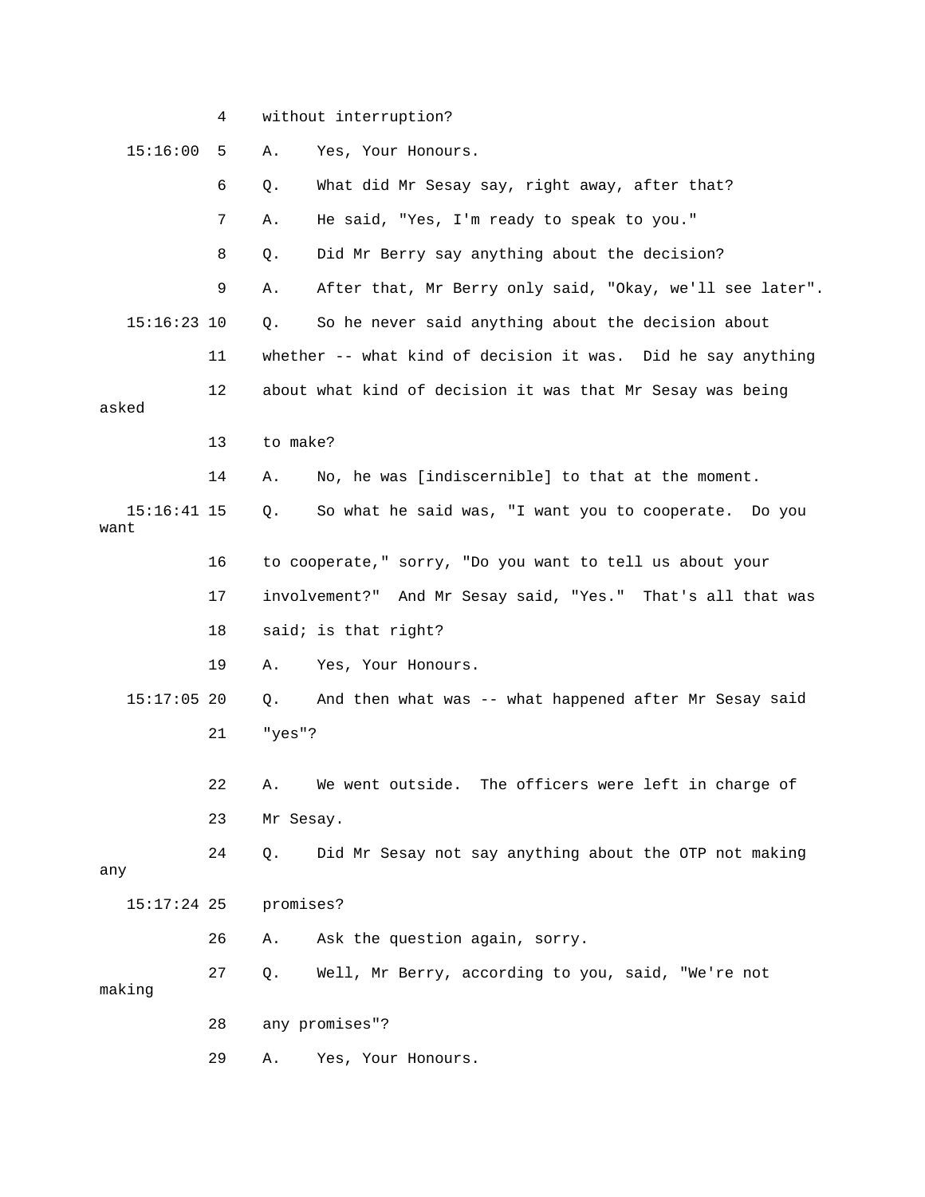4 without interruption?

15:16:00 5 A. Yes, Your Honours.

6 Q. What did Mr Sesay say, right away, after that?

7 A. He said, "Yes, I'm ready to speak to you."

8 Q. Did Mr Berry say anything about the decision?

9 A. After that, Mr Berry only said, "Okay, we'll see later".

15:16:23 10 Q. So he never said anything about the decision about

11 whether -- what kind of decision it was. Did he say anything

12 about what kind of decision it was that Mr Sesay was being asked

13 to make?

14 A. No, he was [indiscernible] to that at the moment.

15:16:41 15 Q. So what he said was, "I want you to cooperate. Do you want

16 to cooperate," sorry, "Do you want to tell us about your

17 involvement?" And Mr Sesay said, "Yes." That's all that was

18 said; is that right?

19 A. Yes, Your Honours.

15:17:05 20 Q. And then what was -- what happened after Mr Sesay said

21 "yes"?

22 A. We went outside. The officers were left in charge of

23 Mr Sesay.

24 Q. Did Mr Sesay not say anything about the OTP not making any

15:17:24 25 promises?

26 A. Ask the question again, sorry.

27 Q. Well, Mr Berry, according to you, said, "We're not making

28 any promises"?

29 A. Yes, Your Honours.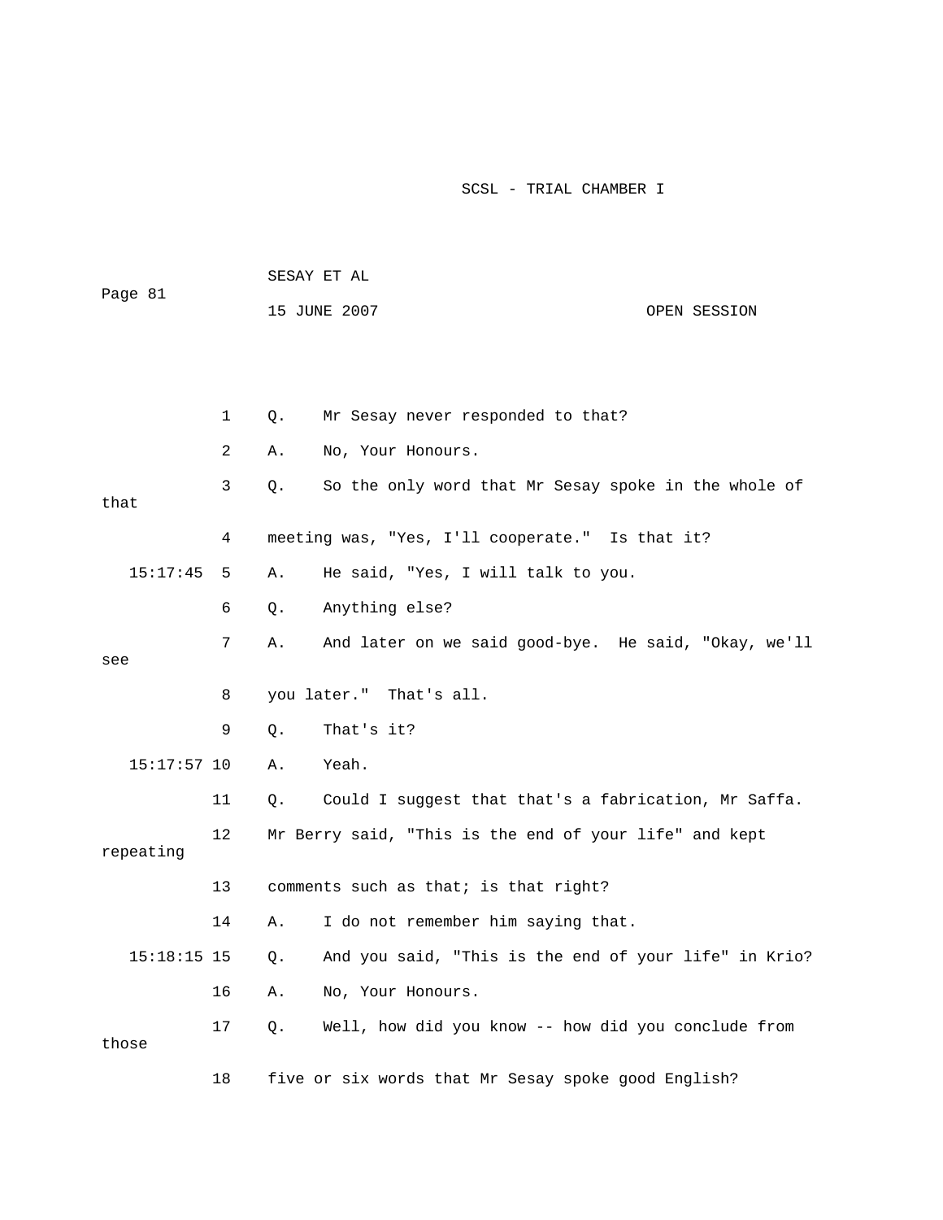1 Q. Mr Sesay never responded to that?

2 A. No, Your Honours.

3 Q. So the only word that Mr Sesay spoke in the whole of that

4 meeting was, "Yes, I'll cooperate." Is that it?

15:17:45 5 A. He said, "Yes, I will talk to you.

6 Q. Anything else?

7 A. And later on we said good-bye. He said, "Okay, we'll see

8 you later." That's all.

9 Q. That's it?

15:17:57 10 A. Yeah.

11 Q. Could I suggest that that's a fabrication, Mr Saffa.

12 Mr Berry said, "This is the end of your life" and kept repeating

13 comments such as that; is that right?

14 A. I do not remember him saying that.

15:18:15 15 Q. And you said, "This is the end of your life" in Krio?

16 A. No, Your Honours.

17 Q. Well, how did you know -- how did you conclude from those

18 five or six words that Mr Sesay spoke good English?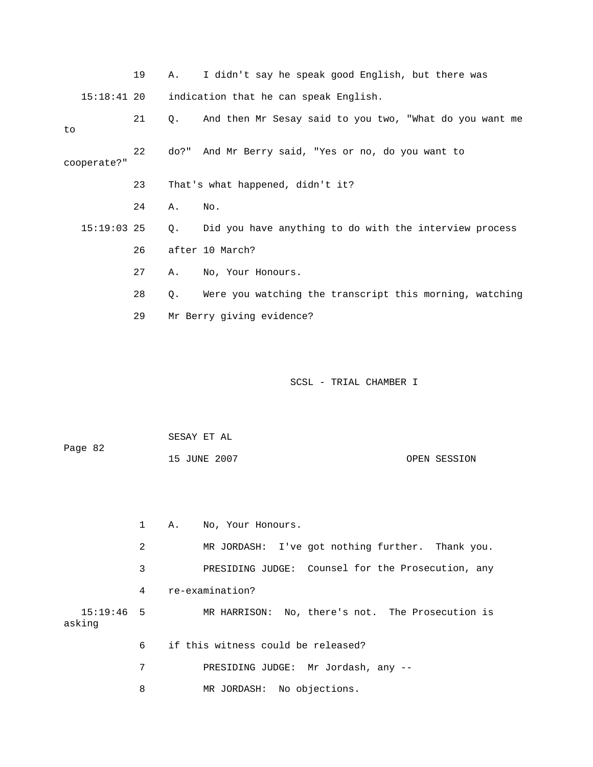19 A. I didn't say he speak good English, but there was

15:18:41 20 indication that he can speak English.

21 Q. And then Mr Sesay said to you two, "What do you want me to

22 do?" And Mr Berry said, "Yes or no, do you want to cooperate?"

23 That's what happened, didn't it?

24 A. No.

15:19:03 25 Q. Did you have anything to do with the interview process

26 after 10 March?

27 A. No, Your Honours.

28 Q. Were you watching the transcript this morning, watching

29 Mr Berry giving evidence?

1 A. No, Your Honours.

2 MR JORDASH: I've got nothing further. Thank you.

3 PRESIDING JUDGE: Counsel for the Prosecution, any

4 re-examination?

15:19:46 5 MR HARRISON: No, there's not. The Prosecution is asking

6 if this witness could be released?

7 PRESIDING JUDGE: Mr Jordash, any --

8 MR JORDASH: No objections.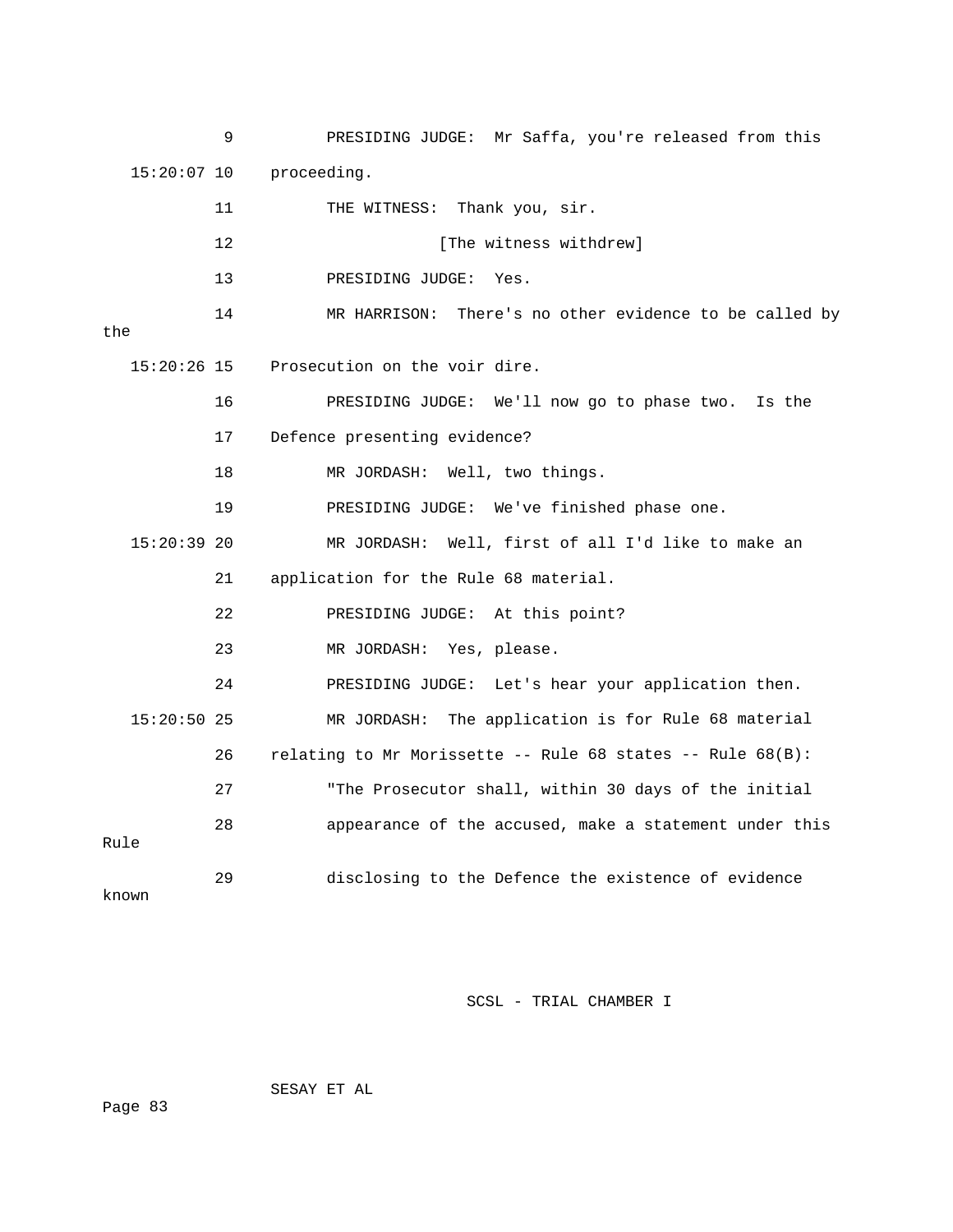9 PRESIDING JUDGE: Mr Saffa, you're released from this

15:20:07 10 proceeding.

11 THE WITNESS: Thank you, sir.

12 [The witness withdrew]

13 PRESIDING JUDGE: Yes.

14 MR HARRISON: There's no other evidence to be called by the

15:20:26 15 Prosecution on the voir dire.

16 PRESIDING JUDGE: We'll now go to phase two. Is the

17 Defence presenting evidence?

18 MR JORDASH: Well, two things.

19 PRESIDING JUDGE: We've finished phase one.

15:20:39 20 MR JORDASH: Well, first of all I'd like to make an

21 application for the Rule 68 material.

22 PRESIDING JUDGE: At this point?

23 MR JORDASH: Yes, please.

24 PRESIDING JUDGE: Let's hear your application then.

15:20:50 25 MR JORDASH: The application is for Rule 68 material

26 relating to Mr Morissette -- Rule 68 states -- Rule 68(B):

27 "The Prosecutor shall, within 30 days of the initial

28 appearance of the accused, make a statement under this Rule

29 disclosing to the Defence the existence of evidence known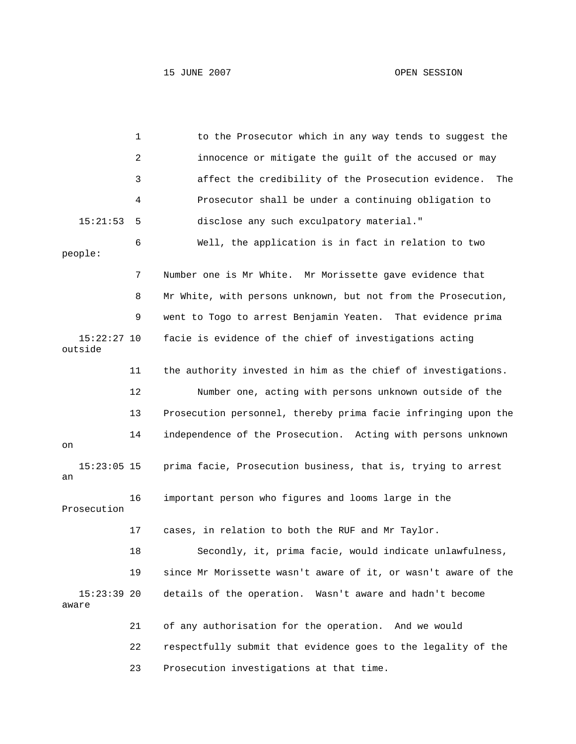to the Prosecutor which in any way tends to suggest the innocence or mitigate the guilt of the accused or may affect the credibility of the Prosecution evidence. The Prosecutor shall be under a continuing obligation to disclose any such exculpatory material."

Well, the application is in fact in relation to two people:

Number one is Mr White. Mr Morissette gave evidence that Mr White, with persons unknown, but not from the Prosecution, went to Togo to arrest Benjamin Yeaten. That evidence prima facie is evidence of the chief of investigations acting outside the authority invested in him as the chief of investigations.

Number one, acting with persons unknown outside of the Prosecution personnel, thereby prima facie infringing upon the independence of the Prosecution. Acting with persons unknown on prima facie, Prosecution business, that is, trying to arrest an important person who figures and looms large in the Prosecution cases, in relation to both the RUF and Mr Taylor.

Secondly, it, prima facie, would indicate unlawfulness, since Mr Morissette wasn't aware of it, or wasn't aware of the details of the operation. Wasn't aware and hadn't become aware of any authorisation for the operation. And we would respectfully submit that evidence goes to the legality of the Prosecution investigations at that time.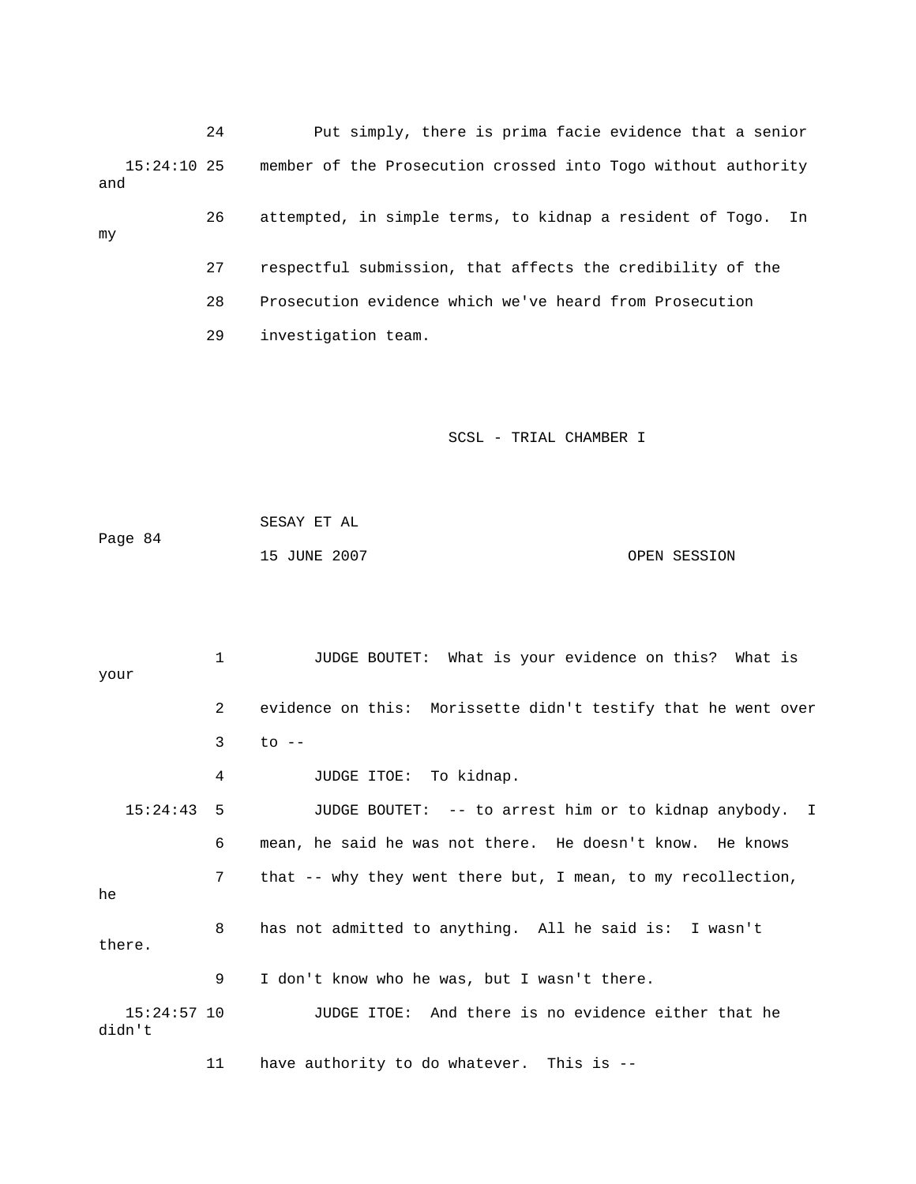24 Put simply, there is prima facie evidence that a senior

15:24:10 25 member of the Prosecution crossed into Togo without authority and

26 attempted, in simple terms, to kidnap a resident of Togo. In my

27 respectful submission, that affects the credibility of the

28 Prosecution evidence which we've heard from Prosecution

29 investigation team.

1 JUDGE BOUTET: What is your evidence on this? What is your

2 evidence on this: Morissette didn't testify that he went over

3 to --

4 JUDGE ITOE: To kidnap.

15:24:43 5 JUDGE BOUTET: -- to arrest him or to kidnap anybody. I

6 mean, he said he was not there. He doesn't know. He knows

7 that -- why they went there but, I mean, to my recollection, he

8 has not admitted to anything. All he said is: I wasn't there.

9 I don't know who he was, but I wasn't there.

15:24:57 10 JUDGE ITOE: And there is no evidence either that he didn't

11 have authority to do whatever. This is --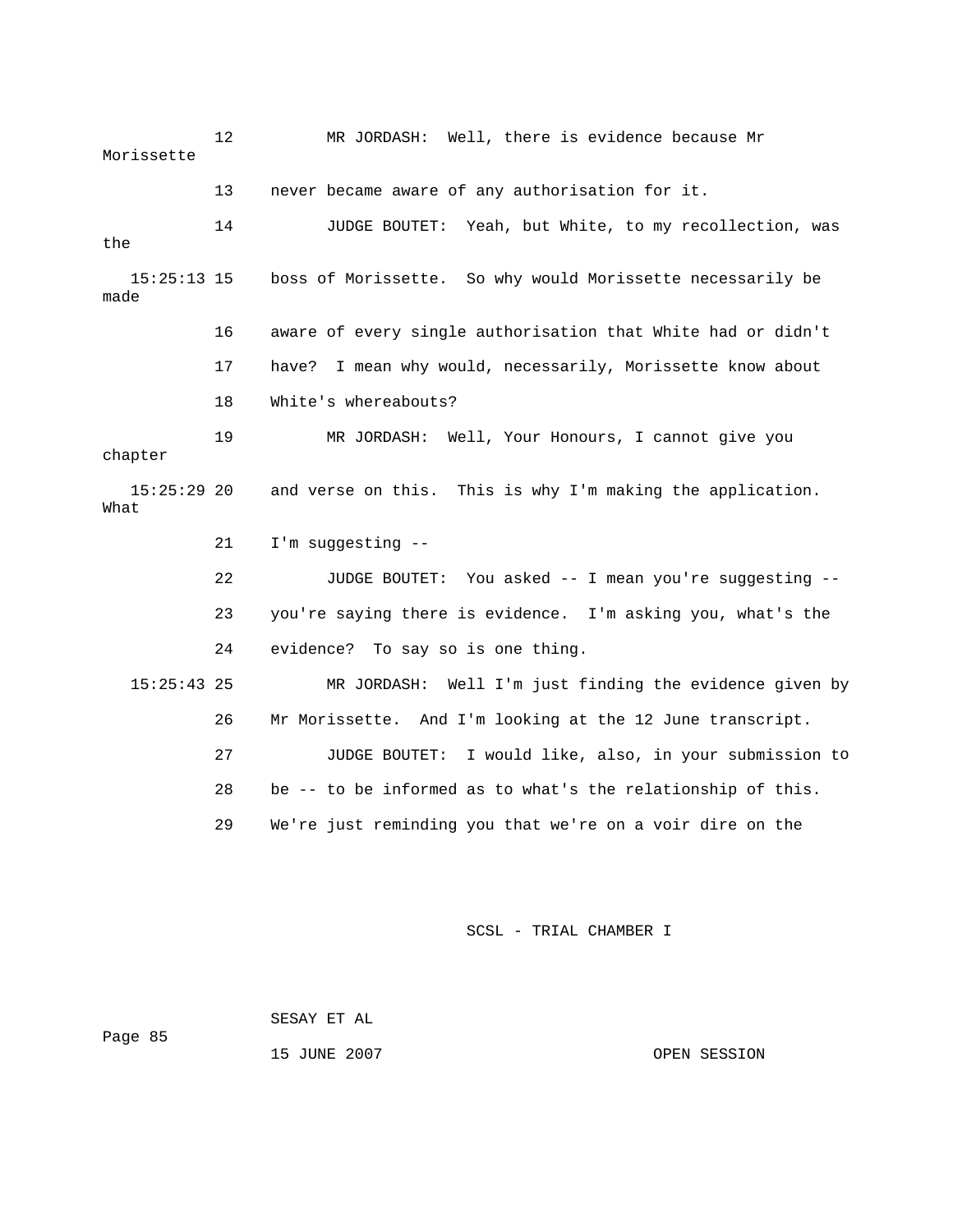12 MR JORDASH: Well, there is evidence because Mr Morissette

13 never became aware of any authorisation for it.

14 JUDGE BOUTET: Yeah, but White, to my recollection, was the

15:25:13 15 boss of Morissette. So why would Morissette necessarily be made

16 aware of every single authorisation that White had or didn't

17 have? I mean why would, necessarily, Morissette know about

18 White's whereabouts?

19 MR JORDASH: Well, Your Honours, I cannot give you chapter

15:25:29 20 and verse on this. This is why I'm making the application. What

21 I'm suggesting --

22 JUDGE BOUTET: You asked -- I mean you're suggesting --

23 you're saying there is evidence. I'm asking you, what's the

24 evidence? To say so is one thing.

15:25:43 25 MR JORDASH: Well I'm just finding the evidence given by

26 Mr Morissette. And I'm looking at the 12 June transcript.

27 JUDGE BOUTET: I would like, also, in your submission to

28 be -- to be informed as to what's the relationship of this.

29 We're just reminding you that we're on a voir dire on the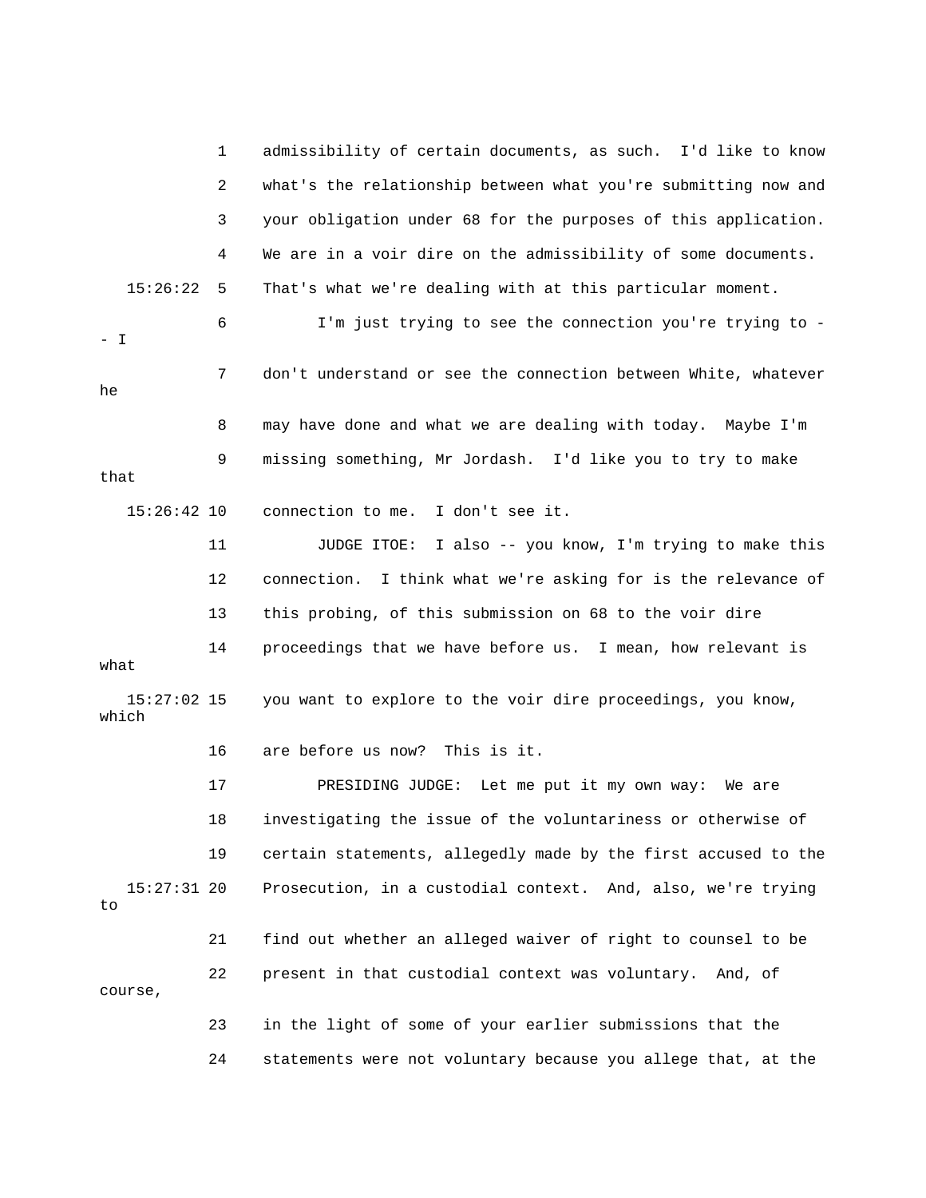1 admissibility of certain documents, as such. I'd like to know
2 what's the relationship between what you're submitting now and
3 your obligation under 68 for the purposes of this application.
4 We are in a voir dire on the admissibility of some documents.
15:26:22 5 That's what we're dealing with at this particular moment.
6 I'm just trying to see the connection you're trying to -- I
7 don't understand or see the connection between White, whatever he
8 may have done and what we are dealing with today. Maybe I'm
9 missing something, Mr Jordash. I'd like you to try to make that
15:26:42 10 connection to me. I don't see it.
11 JUDGE ITOE: I also -- you know, I'm trying to make this
12 connection. I think what we're asking for is the relevance of
13 this probing, of this submission on 68 to the voir dire
14 proceedings that we have before us. I mean, how relevant is what
15:27:02 15 you want to explore to the voir dire proceedings, you know, which
16 are before us now? This is it.
17 PRESIDING JUDGE: Let me put it my own way: We are
18 investigating the issue of the voluntariness or otherwise of
19 certain statements, allegedly made by the first accused to the
15:27:31 20 Prosecution, in a custodial context. And, also, we're trying to
21 find out whether an alleged waiver of right to counsel to be
22 present in that custodial context was voluntary. And, of course,
23 in the light of some of your earlier submissions that the
24 statements were not voluntary because you allege that, at the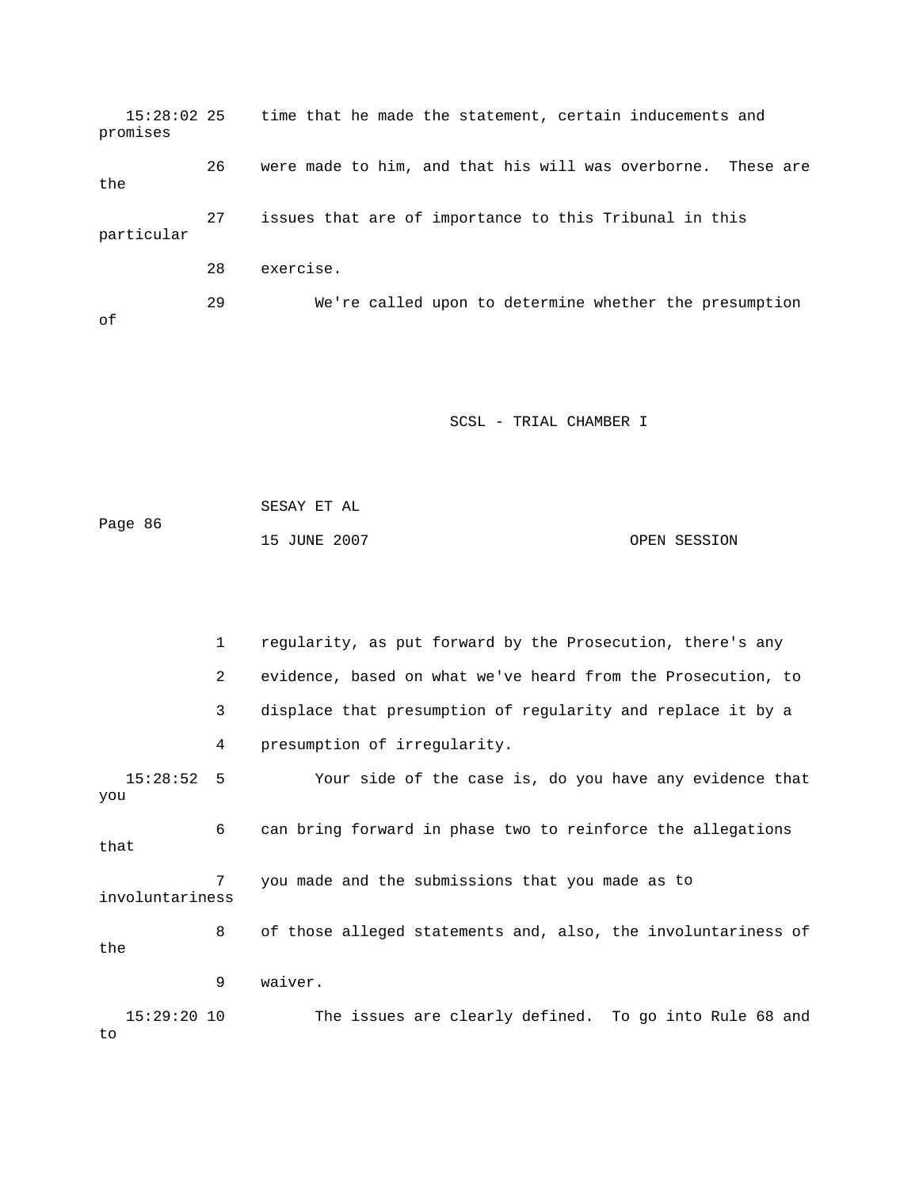time that he made the statement, certain inducements and promises were made to him, and that his will was overborne. These are the issues that are of importance to this Tribunal in this particular exercise.

We're called upon to determine whether the presumption of regularity, as put forward by the Prosecution, there's any evidence, based on what we've heard from the Prosecution, to displace that presumption of regularity and replace it by a presumption of irregularity.

Your side of the case is, do you have any evidence that you can bring forward in phase two to reinforce the allegations that you made and the submissions that you made as to involuntariness of those alleged statements and, also, the involuntariness of the waiver.

The issues are clearly defined. To go into Rule 68 and to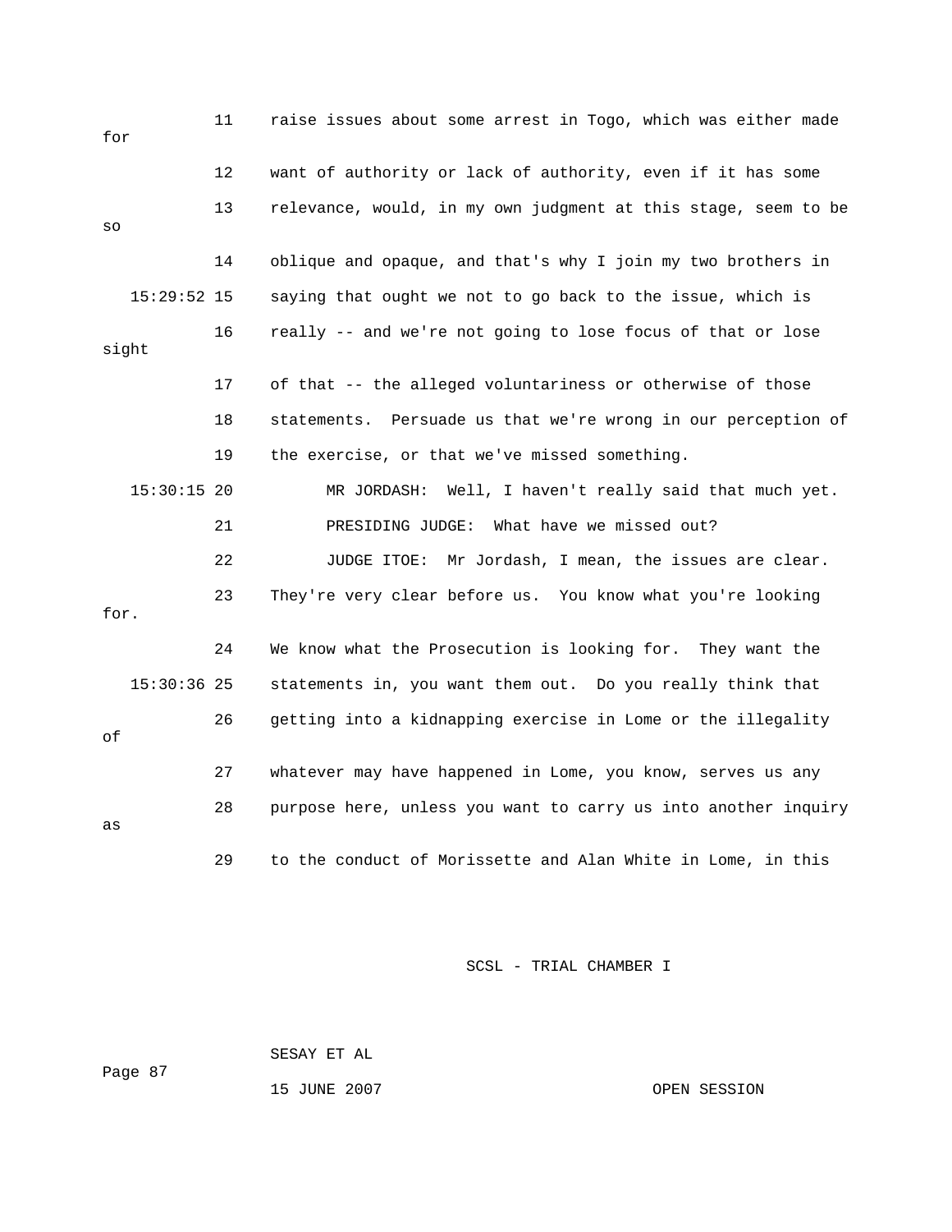11 raise issues about some arrest in Togo, which was either made for

12 want of authority or lack of authority, even if it has some

13 relevance, would, in my own judgment at this stage, seem to be so

14 oblique and opaque, and that's why I join my two brothers in

15:29:52 15 saying that ought we not to go back to the issue, which is

16 really -- and we're not going to lose focus of that or lose sight

17 of that -- the alleged voluntariness or otherwise of those

18 statements. Persuade us that we're wrong in our perception of

19 the exercise, or that we've missed something.

15:30:15 20 MR JORDASH: Well, I haven't really said that much yet.

21 PRESIDING JUDGE: What have we missed out?

22 JUDGE ITOE: Mr Jordash, I mean, the issues are clear.

23 They're very clear before us. You know what you're looking for.

24 We know what the Prosecution is looking for. They want the

15:30:36 25 statements in, you want them out. Do you really think that

26 getting into a kidnapping exercise in Lome or the illegality of

27 whatever may have happened in Lome, you know, serves us any

28 purpose here, unless you want to carry us into another inquiry as

29 to the conduct of Morissette and Alan White in Lome, in this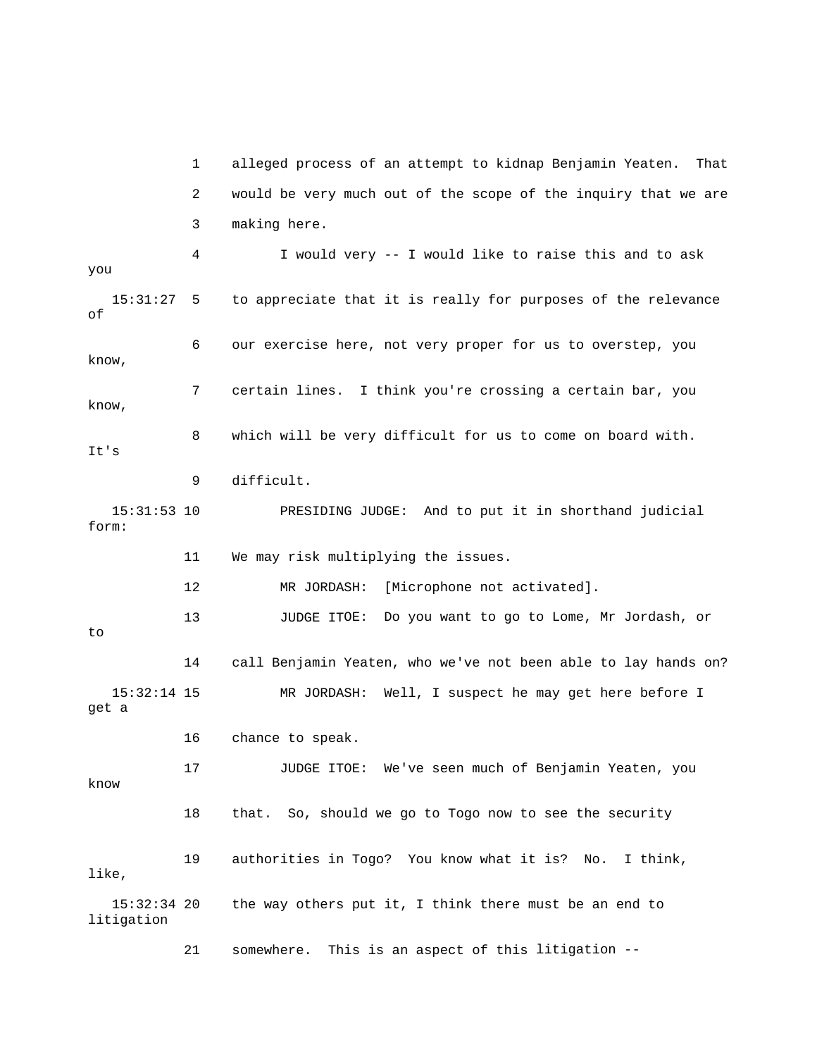1 alleged process of an attempt to kidnap Benjamin Yeaten. That

2 would be very much out of the scope of the inquiry that we are

3 making here.

4 I would very -- I would like to raise this and to ask you

15:31:27 5 to appreciate that it is really for purposes of the relevance of

6 our exercise here, not very proper for us to overstep, you know,

7 certain lines. I think you're crossing a certain bar, you know,

8 which will be very difficult for us to come on board with. It's

9 difficult.

15:31:53 10 PRESIDING JUDGE: And to put it in shorthand judicial form:

11 We may risk multiplying the issues.

12 MR JORDASH: [Microphone not activated].

13 JUDGE ITOE: Do you want to go to Lome, Mr Jordash, or to

14 call Benjamin Yeaten, who we've not been able to lay hands on?

15:32:14 15 MR JORDASH: Well, I suspect he may get here before I get a

16 chance to speak.

17 JUDGE ITOE: We've seen much of Benjamin Yeaten, you know

18 that. So, should we go to Togo now to see the security

19 authorities in Togo? You know what it is? No. I think, like,

15:32:34 20 the way others put it, I think there must be an end to litigation

21 somewhere. This is an aspect of this litigation --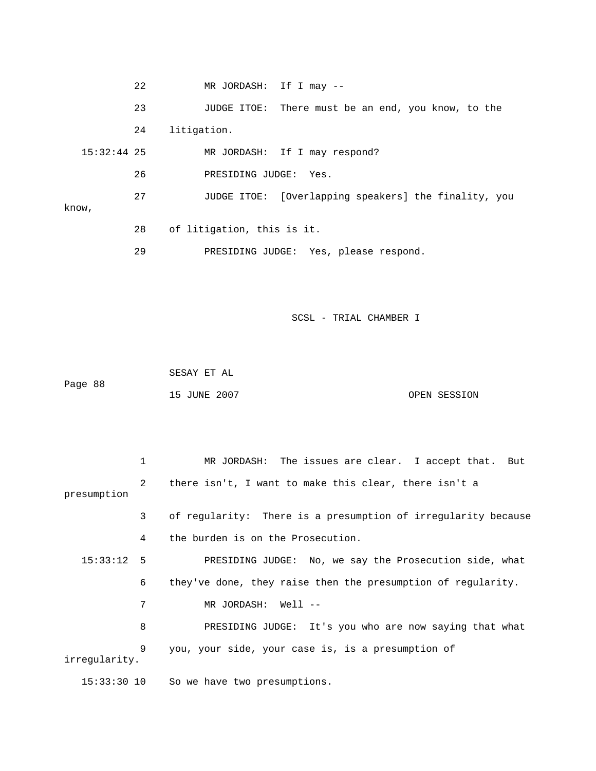22 MR JORDASH: If I may --

23 JUDGE ITOE: There must be an end, you know, to the

24 litigation.

15:32:44 25 MR JORDASH: If I may respond?

26 PRESIDING JUDGE: Yes.

27 JUDGE ITOE: [Overlapping speakers] the finality, you know,

28 of litigation, this is it.

29 PRESIDING JUDGE: Yes, please respond.

1 MR JORDASH: The issues are clear. I accept that. But

2 there isn't, I want to make this clear, there isn't a presumption

3 of regularity: There is a presumption of irregularity because

4 the burden is on the Prosecution.

15:33:12 5 PRESIDING JUDGE: No, we say the Prosecution side, what

6 they've done, they raise then the presumption of regularity.

7 MR JORDASH: Well --

8 PRESIDING JUDGE: It's you who are now saying that what

9 you, your side, your case is, is a presumption of irregularity.

15:33:30 10 So we have two presumptions.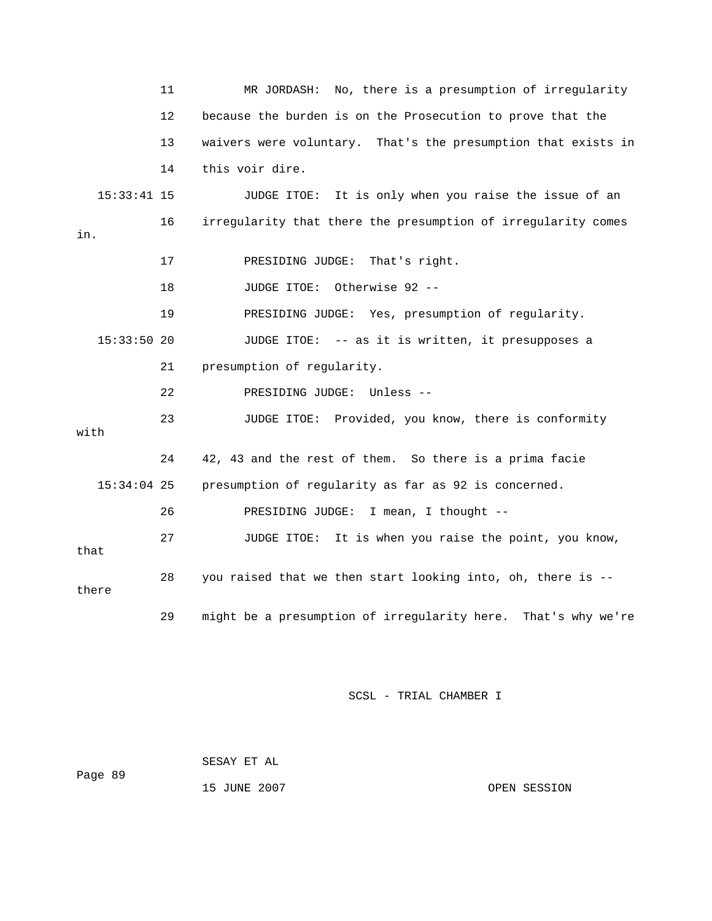11 MR JORDASH: No, there is a presumption of irregularity
12 because the burden is on the Prosecution to prove that the
13 waivers were voluntary. That's the presumption that exists in
14 this voir dire.

15:33:41 15 JUDGE ITOE: It is only when you raise the issue of an
16 irregularity that there the presumption of irregularity comes in.

17 PRESIDING JUDGE: That's right.

18 JUDGE ITOE: Otherwise 92 --

19 PRESIDING JUDGE: Yes, presumption of regularity.

15:33:50 20 JUDGE ITOE: -- as it is written, it presupposes a
21 presumption of regularity.

22 PRESIDING JUDGE: Unless --

23 JUDGE ITOE: Provided, you know, there is conformity with
24 42, 43 and the rest of them. So there is a prima facie
15:34:04 25 presumption of regularity as far as 92 is concerned.

26 PRESIDING JUDGE: I mean, I thought --

27 JUDGE ITOE: It is when you raise the point, you know, that
28 you raised that we then start looking into, oh, there is -- there
29 might be a presumption of irregularity here. That's why we're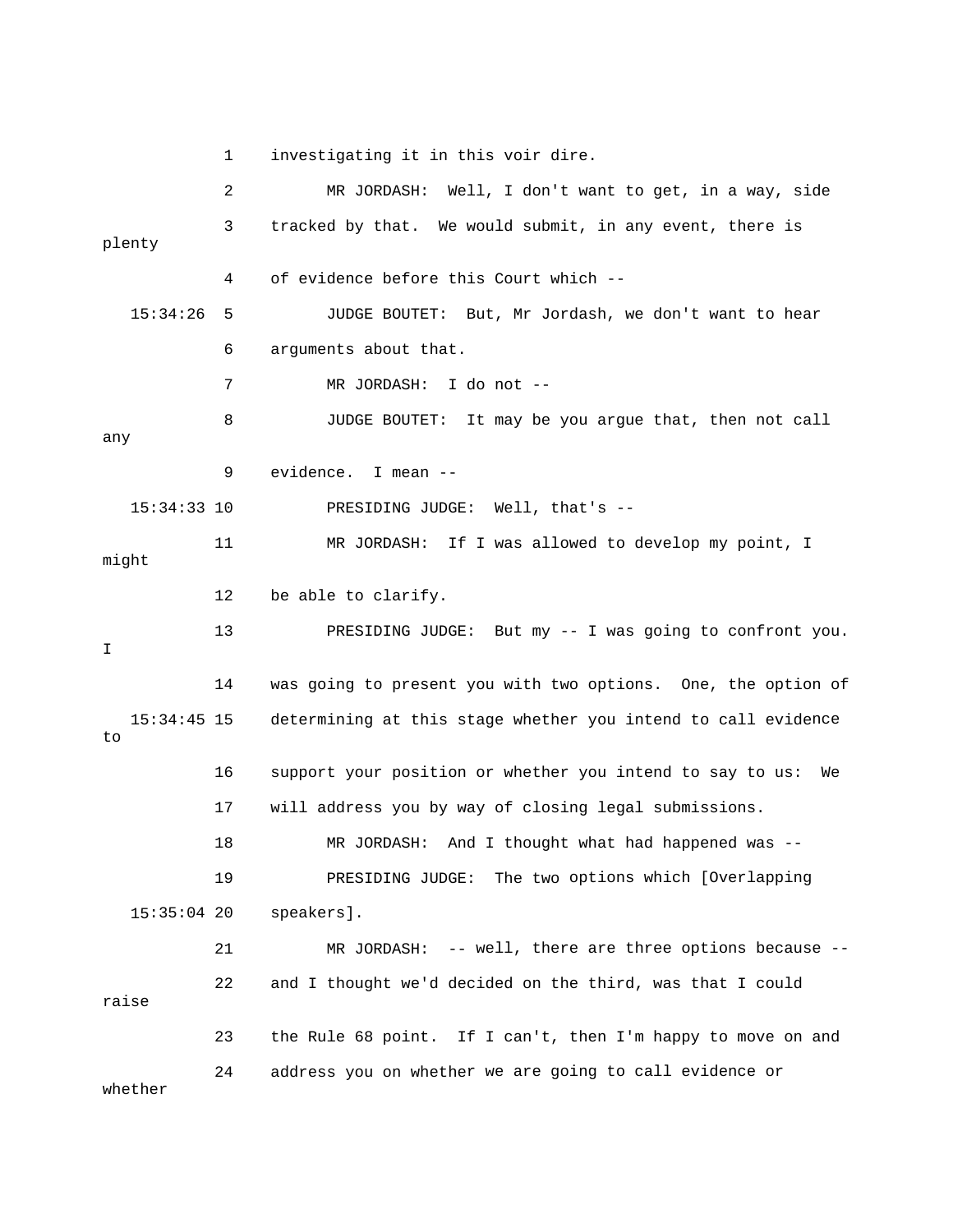1 investigating it in this voir dire.

2 MR JORDASH: Well, I don't want to get, in a way, side

3 tracked by that. We would submit, in any event, there is plenty

4 of evidence before this Court which --

15:34:26 5 JUDGE BOUTET: But, Mr Jordash, we don't want to hear

6 arguments about that.

7 MR JORDASH: I do not --

8 JUDGE BOUTET: It may be you argue that, then not call any

9 evidence. I mean --

15:34:33 10 PRESIDING JUDGE: Well, that's --

11 MR JORDASH: If I was allowed to develop my point, I might

12 be able to clarify.

13 PRESIDING JUDGE: But my -- I was going to confront you. I

14 was going to present you with two options. One, the option of

15:34:45 15 determining at this stage whether you intend to call evidence to

16 support your position or whether you intend to say to us: We

17 will address you by way of closing legal submissions.

18 MR JORDASH: And I thought what had happened was --

19 PRESIDING JUDGE: The two options which [Overlapping

15:35:04 20 speakers].

21 MR JORDASH: -- well, there are three options because --

22 and I thought we'd decided on the third, was that I could raise

23 the Rule 68 point. If I can't, then I'm happy to move on and

24 address you on whether we are going to call evidence or whether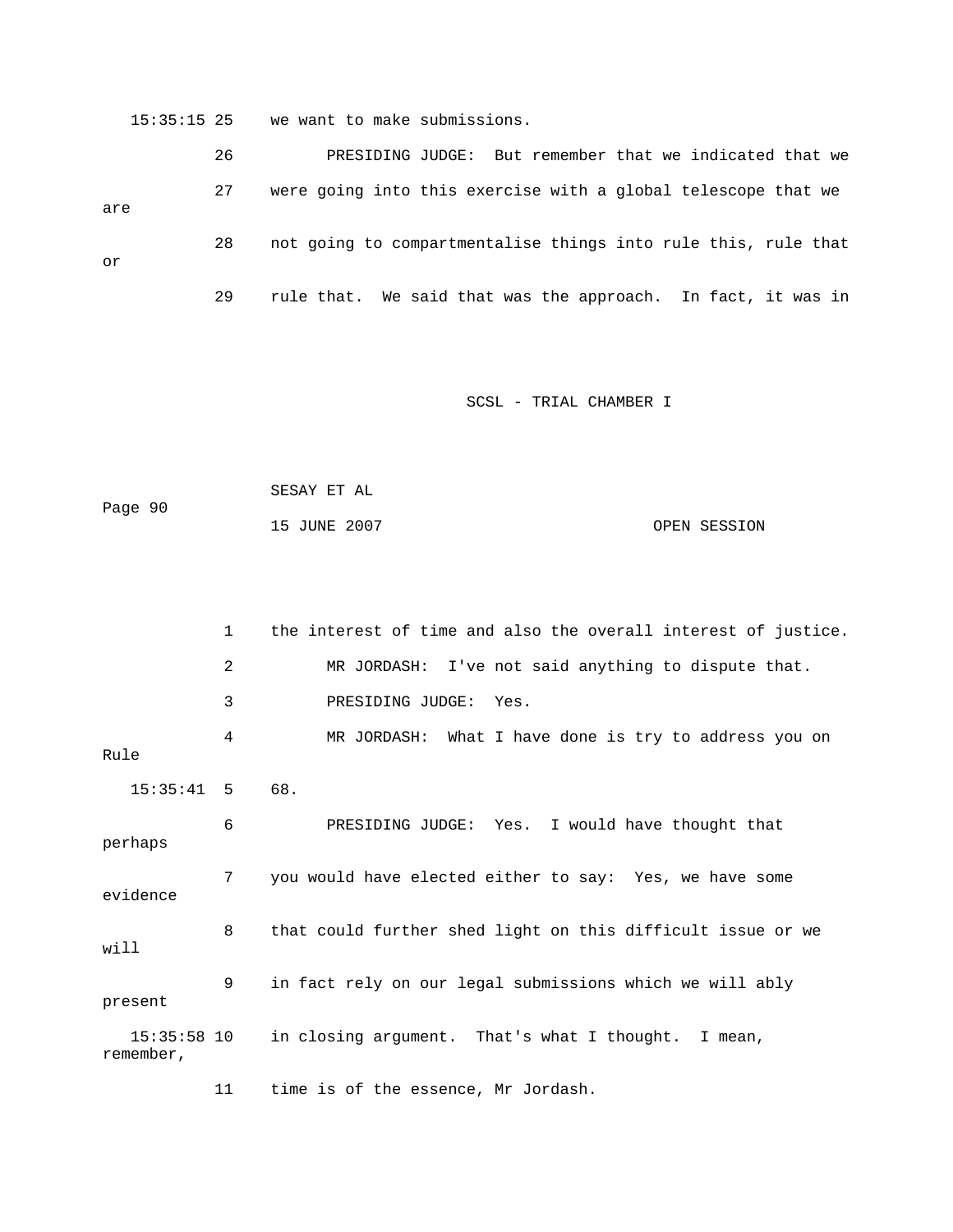15:35:15 25 we want to make submissions.

26 PRESIDING JUDGE: But remember that we indicated that we

27 were going into this exercise with a global telescope that we are

28 not going to compartmentalise things into rule this, rule that or

29 rule that. We said that was the approach. In fact, it was in

1 the interest of time and also the overall interest of justice.

2 MR JORDASH: I've not said anything to dispute that.

3 PRESIDING JUDGE: Yes.

4 MR JORDASH: What I have done is try to address you on Rule

15:35:41 5 68.

6 PRESIDING JUDGE: Yes. I would have thought that perhaps

7 you would have elected either to say: Yes, we have some evidence

8 that could further shed light on this difficult issue or we will

9 in fact rely on our legal submissions which we will ably present

15:35:58 10 in closing argument. That's what I thought. I mean, remember,

11 time is of the essence, Mr Jordash.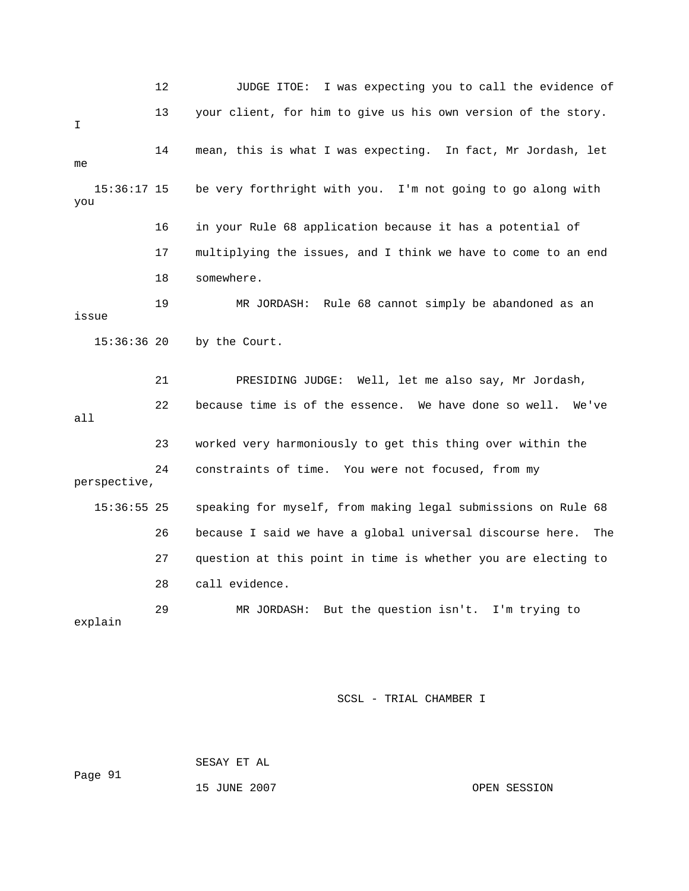12 JUDGE ITOE: I was expecting you to call the evidence of
13 your client, for him to give us his own version of the story. I
14 mean, this is what I was expecting. In fact, Mr Jordash, let me
15:36:17 15 be very forthright with you. I'm not going to go along with you
16 in your Rule 68 application because it has a potential of
17 multiplying the issues, and I think we have to come to an end
18 somewhere.
19 MR JORDASH: Rule 68 cannot simply be abandoned as an issue
15:36:36 20 by the Court.
21 PRESIDING JUDGE: Well, let me also say, Mr Jordash,
22 because time is of the essence. We have done so well. We've all
23 worked very harmoniously to get this thing over within the
24 constraints of time. You were not focused, from my perspective,
15:36:55 25 speaking for myself, from making legal submissions on Rule 68
26 because I said we have a global universal discourse here. The
27 question at this point in time is whether you are electing to
28 call evidence.
29 MR JORDASH: But the question isn't. I'm trying to explain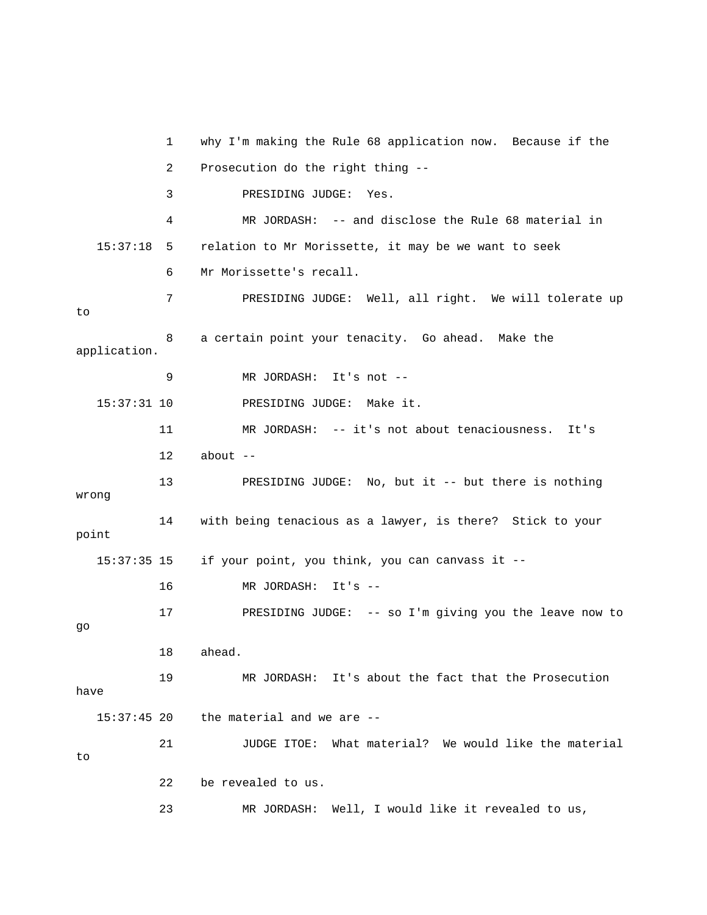why I'm making the Rule 68 application now. Because if the Prosecution do the right thing --

PRESIDING JUDGE: Yes.

MR JORDASH: -- and disclose the Rule 68 material in relation to Mr Morissette, it may be we want to seek Mr Morissette's recall.

PRESIDING JUDGE: Well, all right. We will tolerate up to a certain point your tenacity. Go ahead. Make the application.

MR JORDASH: It's not --

PRESIDING JUDGE: Make it.

MR JORDASH: -- it's not about tenaciousness. It's about --

PRESIDING JUDGE: No, but it -- but there is nothing wrong with being tenacious as a lawyer, is there? Stick to your point if your point, you think, you can canvass it --

MR JORDASH: It's --

PRESIDING JUDGE: -- so I'm giving you the leave now to go ahead.

MR JORDASH: It's about the fact that the Prosecution have the material and we are --

JUDGE ITOE: What material? We would like the material to be revealed to us.

MR JORDASH: Well, I would like it revealed to us,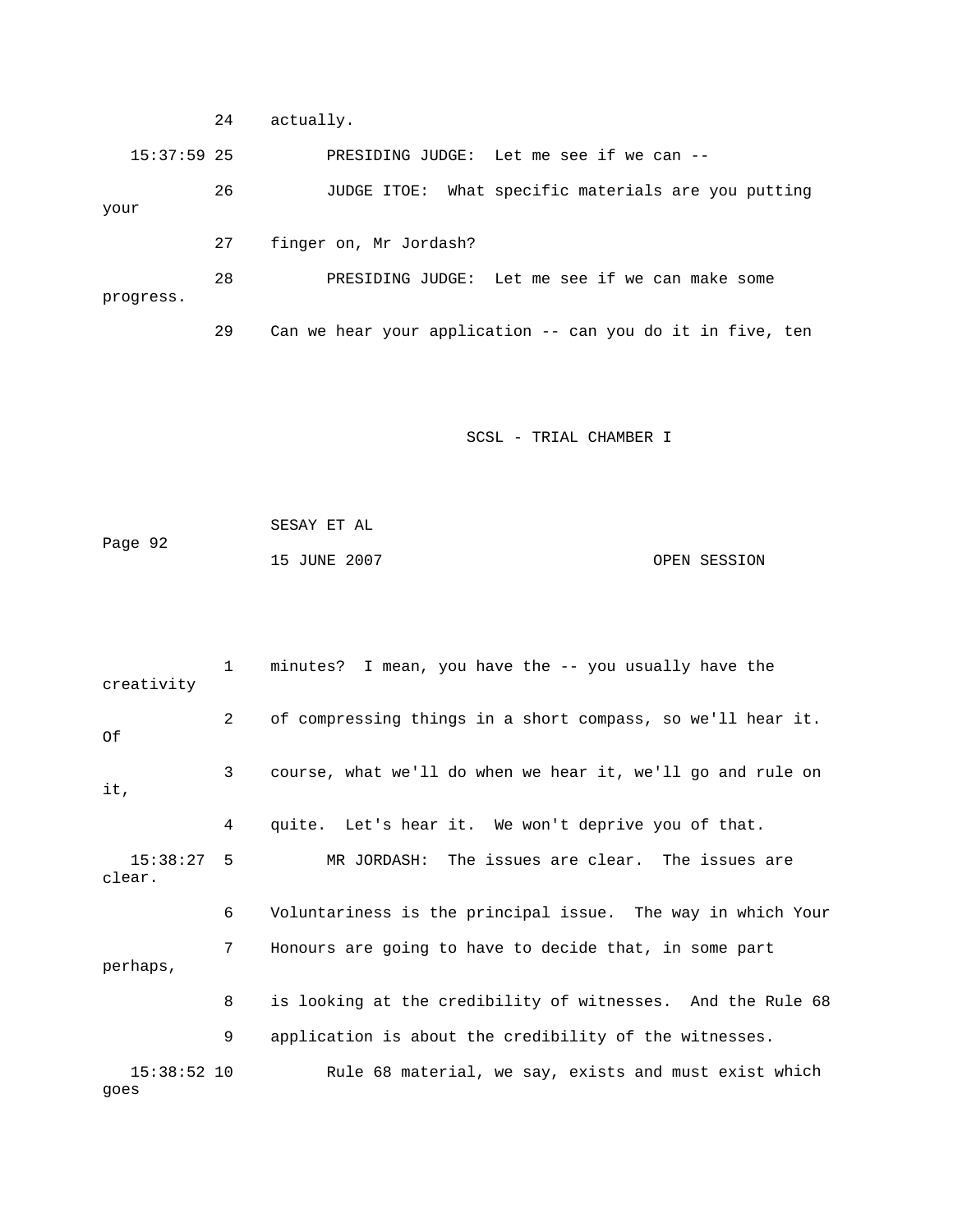24 actually.

15:37:59 25 PRESIDING JUDGE: Let me see if we can --

26 JUDGE ITOE: What specific materials are you putting your

27 finger on, Mr Jordash?

28 PRESIDING JUDGE: Let me see if we can make some progress.

29 Can we hear your application -- can you do it in five, ten

1 minutes? I mean, you have the -- you usually have the creativity

2 of compressing things in a short compass, so we'll hear it. Of

3 course, what we'll do when we hear it, we'll go and rule on it,

4 quite. Let's hear it. We won't deprive you of that.

15:38:27 5 MR JORDASH: The issues are clear. The issues are clear.

6 Voluntariness is the principal issue. The way in which Your

7 Honours are going to have to decide that, in some part perhaps,

8 is looking at the credibility of witnesses. And the Rule 68

9 application is about the credibility of the witnesses.

15:38:52 10 Rule 68 material, we say, exists and must exist which goes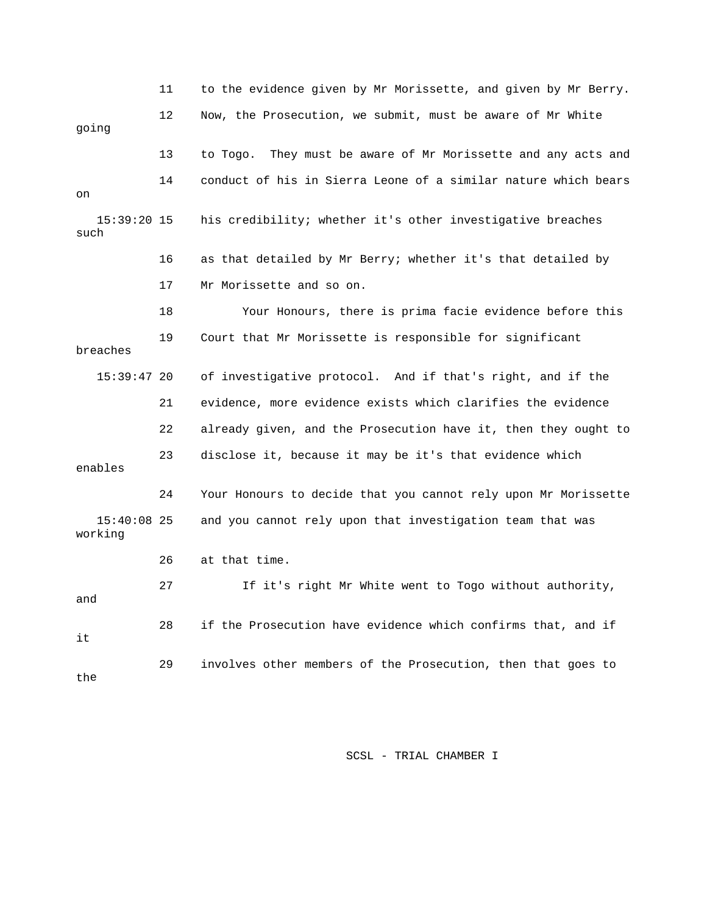11 to the evidence given by Mr Morissette, and given by Mr Berry.

12 Now, the Prosecution, we submit, must be aware of Mr White going

13 to Togo. They must be aware of Mr Morissette and any acts and

14 conduct of his in Sierra Leone of a similar nature which bears on

15:39:20 15 his credibility; whether it's other investigative breaches such

16 as that detailed by Mr Berry; whether it's that detailed by

17 Mr Morissette and so on.

18 Your Honours, there is prima facie evidence before this

19 Court that Mr Morissette is responsible for significant breaches

15:39:47 20 of investigative protocol. And if that's right, and if the

21 evidence, more evidence exists which clarifies the evidence

22 already given, and the Prosecution have it, then they ought to

23 disclose it, because it may be it's that evidence which enables

24 Your Honours to decide that you cannot rely upon Mr Morissette

15:40:08 25 and you cannot rely upon that investigation team that was working

26 at that time.

27 If it's right Mr White went to Togo without authority, and

28 if the Prosecution have evidence which confirms that, and if it

29 involves other members of the Prosecution, then that goes to the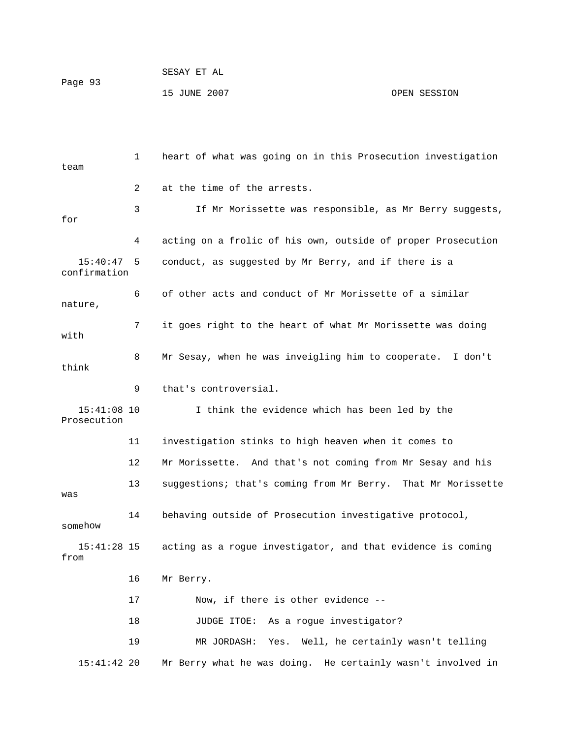heart of what was going on in this Prosecution investigation team at the time of the arrests.

If Mr Morissette was responsible, as Mr Berry suggests, for acting on a frolic of his own, outside of proper Prosecution conduct, as suggested by Mr Berry, and if there is a confirmation of other acts and conduct of Mr Morissette of a similar nature, it goes right to the heart of what Mr Morissette was doing with Mr Sesay, when he was inveigling him to cooperate. I don't think that's controversial.

I think the evidence which has been led by the Prosecution investigation stinks to high heaven when it comes to Mr Morissette. And that's not coming from Mr Sesay and his suggestions; that's coming from Mr Berry. That Mr Morissette was behaving outside of Prosecution investigative protocol, somehow acting as a rogue investigator, and that evidence is coming from Mr Berry.

Now, if there is other evidence --

JUDGE ITOE: As a rogue investigator?

MR JORDASH: Yes. Well, he certainly wasn't telling Mr Berry what he was doing. He certainly wasn't involved in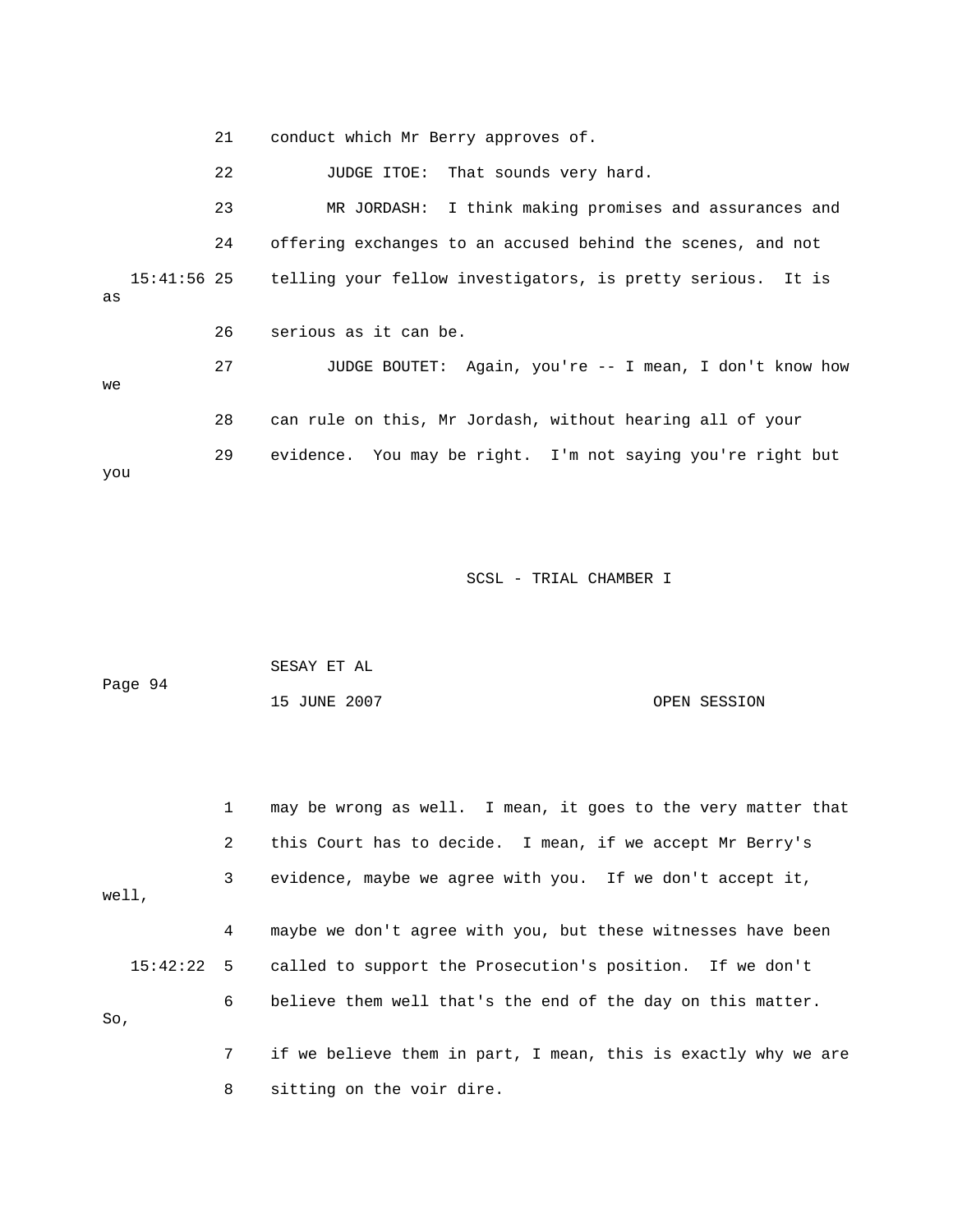21 conduct which Mr Berry approves of.

22 JUDGE ITOE: That sounds very hard.

23 MR JORDASH: I think making promises and assurances and

24 offering exchanges to an accused behind the scenes, and not

15:41:56 25 telling your fellow investigators, is pretty serious. It is as

26 serious as it can be.

27 JUDGE BOUTET: Again, you're -- I mean, I don't know how we

28 can rule on this, Mr Jordash, without hearing all of your

29 evidence. You may be right. I'm not saying you're right but you

1 may be wrong as well. I mean, it goes to the very matter that

2 this Court has to decide. I mean, if we accept Mr Berry's

3 evidence, maybe we agree with you. If we don't accept it, well,

4 maybe we don't agree with you, but these witnesses have been

15:42:22 5 called to support the Prosecution's position. If we don't

6 believe them well that's the end of the day on this matter. So,

7 if we believe them in part, I mean, this is exactly why we are

8 sitting on the voir dire.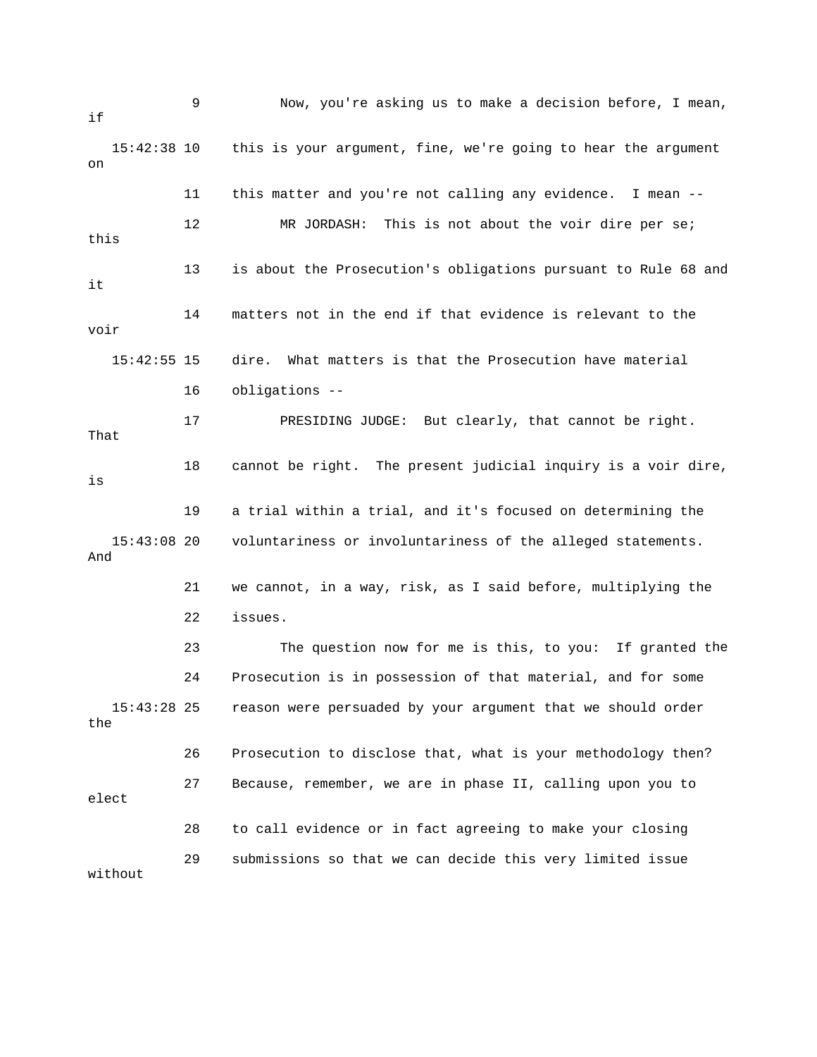9 Now, you're asking us to make a decision before, I mean, if

15:42:38 10 this is your argument, fine, we're going to hear the argument on

11 this matter and you're not calling any evidence. I mean --

12 MR JORDASH: This is not about the voir dire per se; this

13 is about the Prosecution's obligations pursuant to Rule 68 and it

14 matters not in the end if that evidence is relevant to the voir

15:42:55 15 dire. What matters is that the Prosecution have material

16 obligations --

17 PRESIDING JUDGE: But clearly, that cannot be right. That

18 cannot be right. The present judicial inquiry is a voir dire, is

19 a trial within a trial, and it's focused on determining the

15:43:08 20 voluntariness or involuntariness of the alleged statements. And

21 we cannot, in a way, risk, as I said before, multiplying the

22 issues.

23 The question now for me is this, to you: If granted the

24 Prosecution is in possession of that material, and for some

15:43:28 25 reason were persuaded by your argument that we should order the

26 Prosecution to disclose that, what is your methodology then?

27 Because, remember, we are in phase II, calling upon you to elect

28 to call evidence or in fact agreeing to make your closing

29 submissions so that we can decide this very limited issue without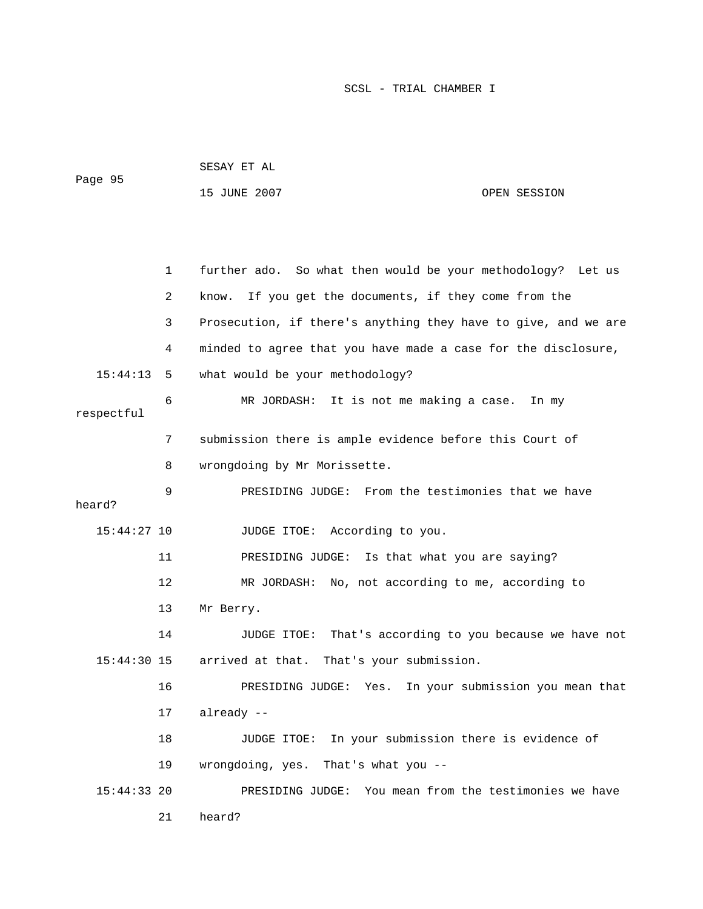further ado. So what then would be your methodology? Let us know. If you get the documents, if they come from the Prosecution, if there's anything they have to give, and we are minded to agree that you have made a case for the disclosure, what would be your methodology?

MR JORDASH: It is not me making a case. In my respectful submission there is ample evidence before this Court of wrongdoing by Mr Morissette.

PRESIDING JUDGE: From the testimonies that we have heard?

JUDGE ITOE: According to you.

PRESIDING JUDGE: Is that what you are saying?

MR JORDASH: No, not according to me, according to Mr Berry.

JUDGE ITOE: That's according to you because we have not arrived at that. That's your submission.

PRESIDING JUDGE: Yes. In your submission you mean that already --

JUDGE ITOE: In your submission there is evidence of wrongdoing, yes. That's what you --

PRESIDING JUDGE: You mean from the testimonies we have heard?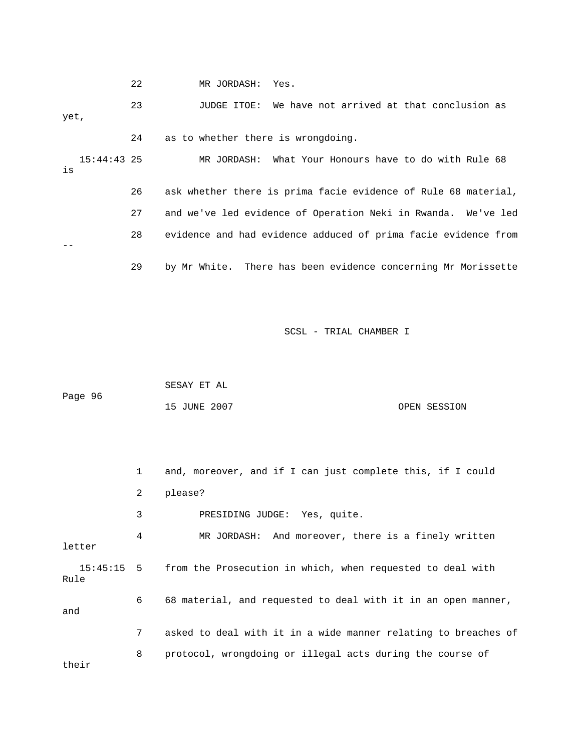22 MR JORDASH: Yes.

23 JUDGE ITOE: We have not arrived at that conclusion as yet,

24 as to whether there is wrongdoing.

15:44:43 25 MR JORDASH: What Your Honours have to do with Rule 68 is

26 ask whether there is prima facie evidence of Rule 68 material,

27 and we've led evidence of Operation Neki in Rwanda. We've led

28 evidence and had evidence adduced of prima facie evidence from --

29 by Mr White. There has been evidence concerning Mr Morissette

1 and, moreover, and if I can just complete this, if I could

2 please?

3 PRESIDING JUDGE: Yes, quite.

4 MR JORDASH: And moreover, there is a finely written letter

15:45:15 5 from the Prosecution in which, when requested to deal with Rule

6 68 material, and requested to deal with it in an open manner, and

7 asked to deal with it in a wide manner relating to breaches of

8 protocol, wrongdoing or illegal acts during the course of their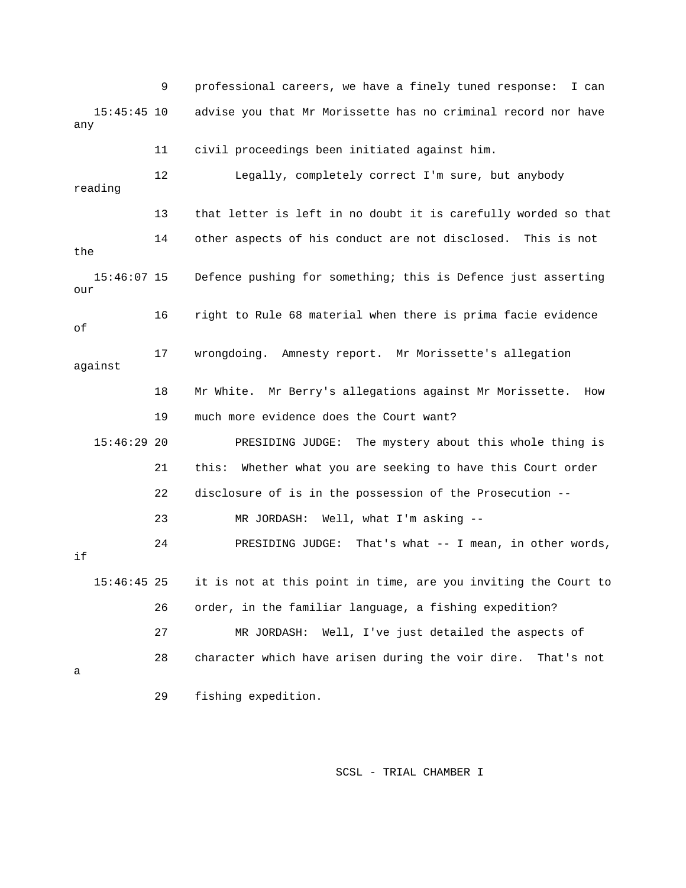9 professional careers, we have a finely tuned response: I can

15:45:45 10 advise you that Mr Morissette has no criminal record nor have any

11 civil proceedings been initiated against him.

12 Legally, completely correct I'm sure, but anybody reading

13 that letter is left in no doubt it is carefully worded so that

14 other aspects of his conduct are not disclosed. This is not the

15:46:07 15 Defence pushing for something; this is Defence just asserting our

16 right to Rule 68 material when there is prima facie evidence of

17 wrongdoing. Amnesty report. Mr Morissette's allegation against

18 Mr White. Mr Berry's allegations against Mr Morissette. How

19 much more evidence does the Court want?

15:46:29 20 PRESIDING JUDGE: The mystery about this whole thing is

21 this: Whether what you are seeking to have this Court order

22 disclosure of is in the possession of the Prosecution --

23 MR JORDASH: Well, what I'm asking --

24 PRESIDING JUDGE: That's what -- I mean, in other words, if

15:46:45 25 it is not at this point in time, are you inviting the Court to

26 order, in the familiar language, a fishing expedition?

27 MR JORDASH: Well, I've just detailed the aspects of

28 character which have arisen during the voir dire. That's not a

29 fishing expedition.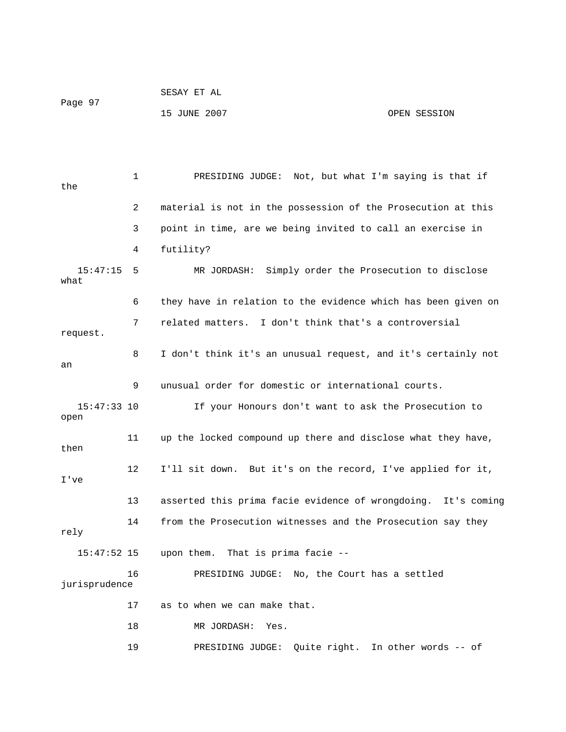PRESIDING JUDGE: Not, but what I'm saying is that if the material is not in the possession of the Prosecution at this point in time, are we being invited to call an exercise in futility?

MR JORDASH: Simply order the Prosecution to disclose what they have in relation to the evidence which has been given on related matters. I don't think that's a controversial request. I don't think it's an unusual request, and it's certainly not an unusual order for domestic or international courts.

If your Honours don't want to ask the Prosecution to open up the locked compound up there and disclose what they have, then I'll sit down. But it's on the record, I've applied for it, I've asserted this prima facie evidence of wrongdoing. It's coming from the Prosecution witnesses and the Prosecution say they rely upon them. That is prima facie --

PRESIDING JUDGE: No, the Court has a settled jurisprudence as to when we can make that.

MR JORDASH: Yes.

PRESIDING JUDGE: Quite right. In other words -- of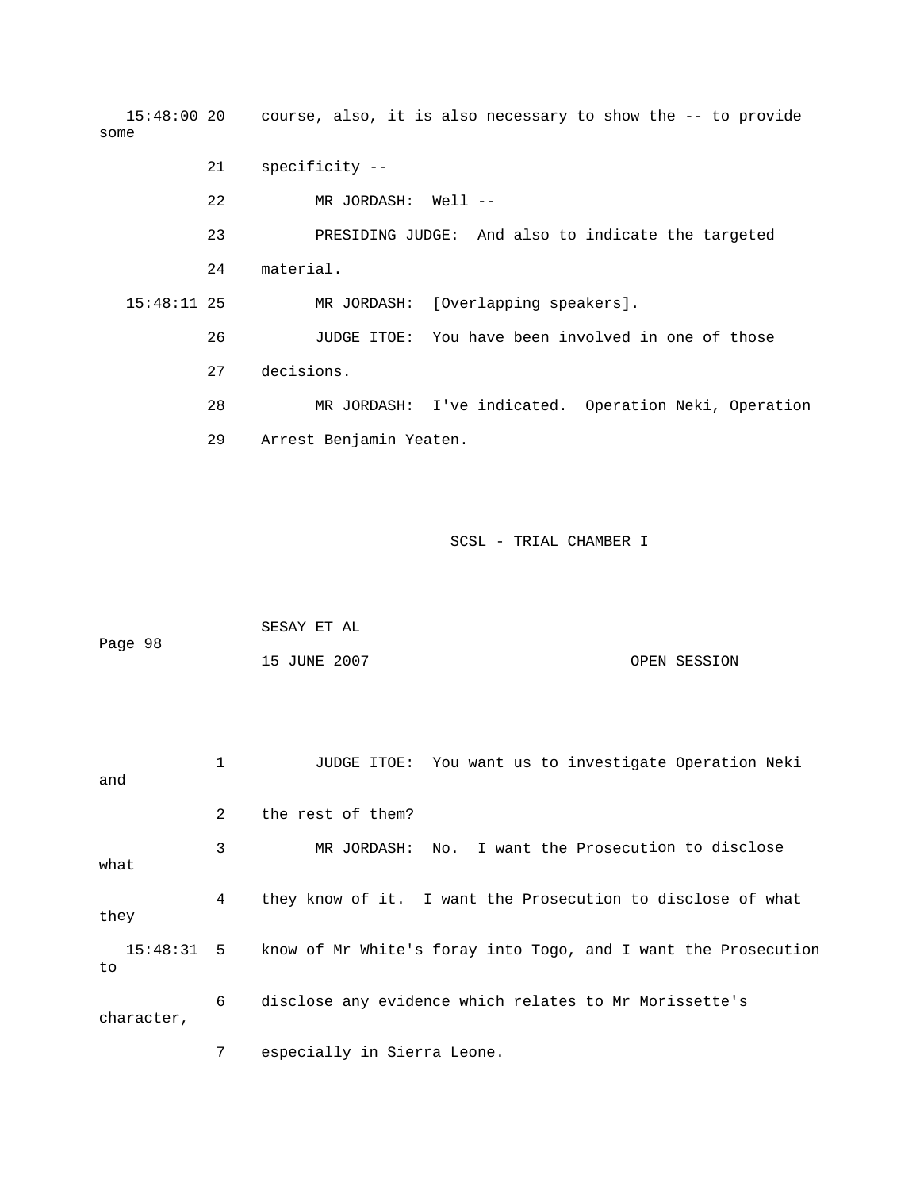15:48:00 20 course, also, it is also necessary to show the -- to provide some

21 specificity --

22 MR JORDASH: Well --

23 PRESIDING JUDGE: And also to indicate the targeted

24 material.

15:48:11 25 MR JORDASH: [Overlapping speakers].

26 JUDGE ITOE: You have been involved in one of those

27 decisions.

28 MR JORDASH: I've indicated. Operation Neki, Operation

29 Arrest Benjamin Yeaten.

1 JUDGE ITOE: You want us to investigate Operation Neki and

2 the rest of them?

3 MR JORDASH: No. I want the Prosecution to disclose what

4 they know of it. I want the Prosecution to disclose of what they

15:48:31 5 know of Mr White's foray into Togo, and I want the Prosecution to

6 disclose any evidence which relates to Mr Morissette's character,

7 especially in Sierra Leone.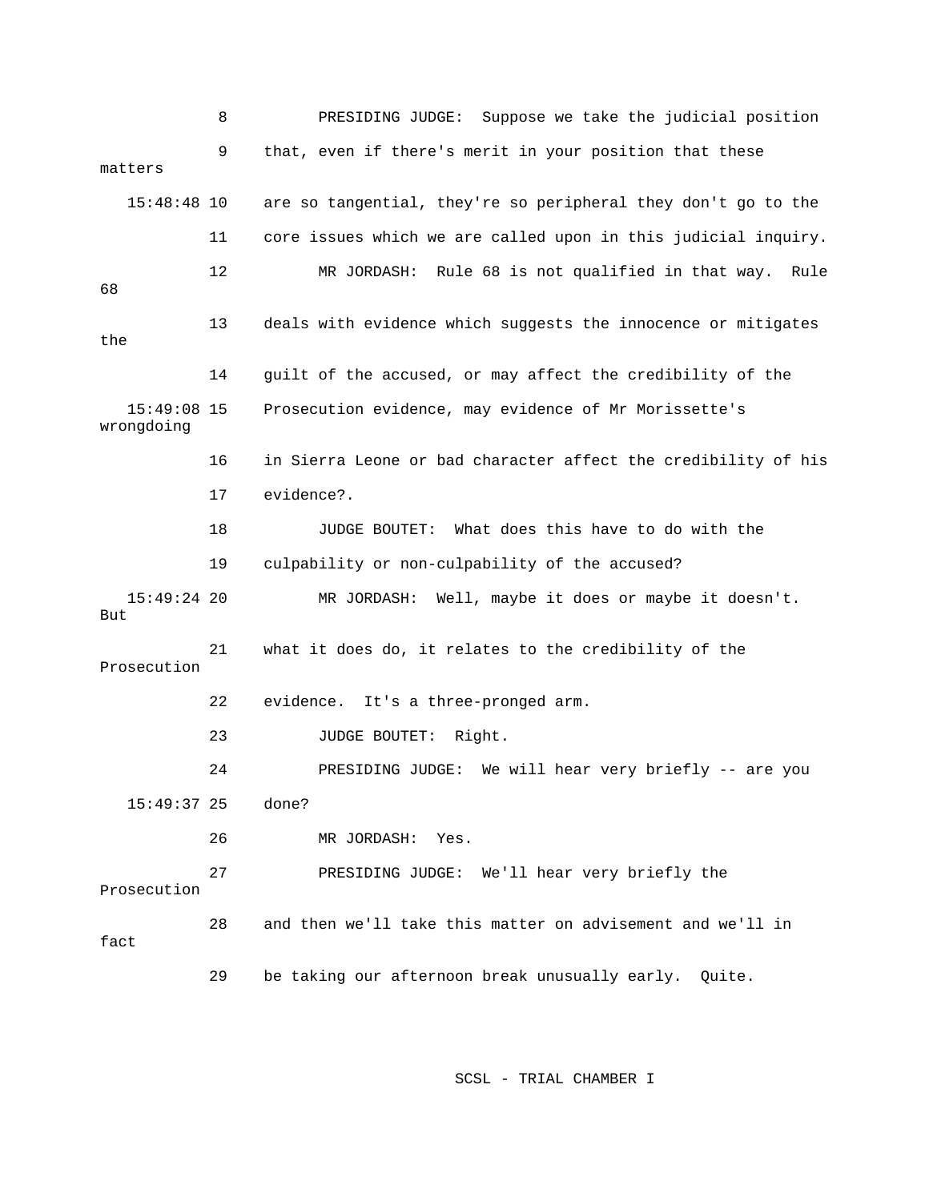8 PRESIDING JUDGE: Suppose we take the judicial position

9 that, even if there's merit in your position that these matters

15:48:48 10 are so tangential, they're so peripheral they don't go to the

11 core issues which we are called upon in this judicial inquiry.

12 MR JORDASH: Rule 68 is not qualified in that way. Rule 68

13 deals with evidence which suggests the innocence or mitigates the

14 guilt of the accused, or may affect the credibility of the

15:49:08 15 Prosecution evidence, may evidence of Mr Morissette's wrongdoing

16 in Sierra Leone or bad character affect the credibility of his

17 evidence?.

18 JUDGE BOUTET: What does this have to do with the

19 culpability or non-culpability of the accused?

15:49:24 20 MR JORDASH: Well, maybe it does or maybe it doesn't. But

21 what it does do, it relates to the credibility of the Prosecution

22 evidence. It's a three-pronged arm.

23 JUDGE BOUTET: Right.

24 PRESIDING JUDGE: We will hear very briefly -- are you

15:49:37 25 done?

26 MR JORDASH: Yes.

27 PRESIDING JUDGE: We'll hear very briefly the Prosecution

28 and then we'll take this matter on advisement and we'll in fact

29 be taking our afternoon break unusually early. Quite.

SCSL - TRIAL CHAMBER I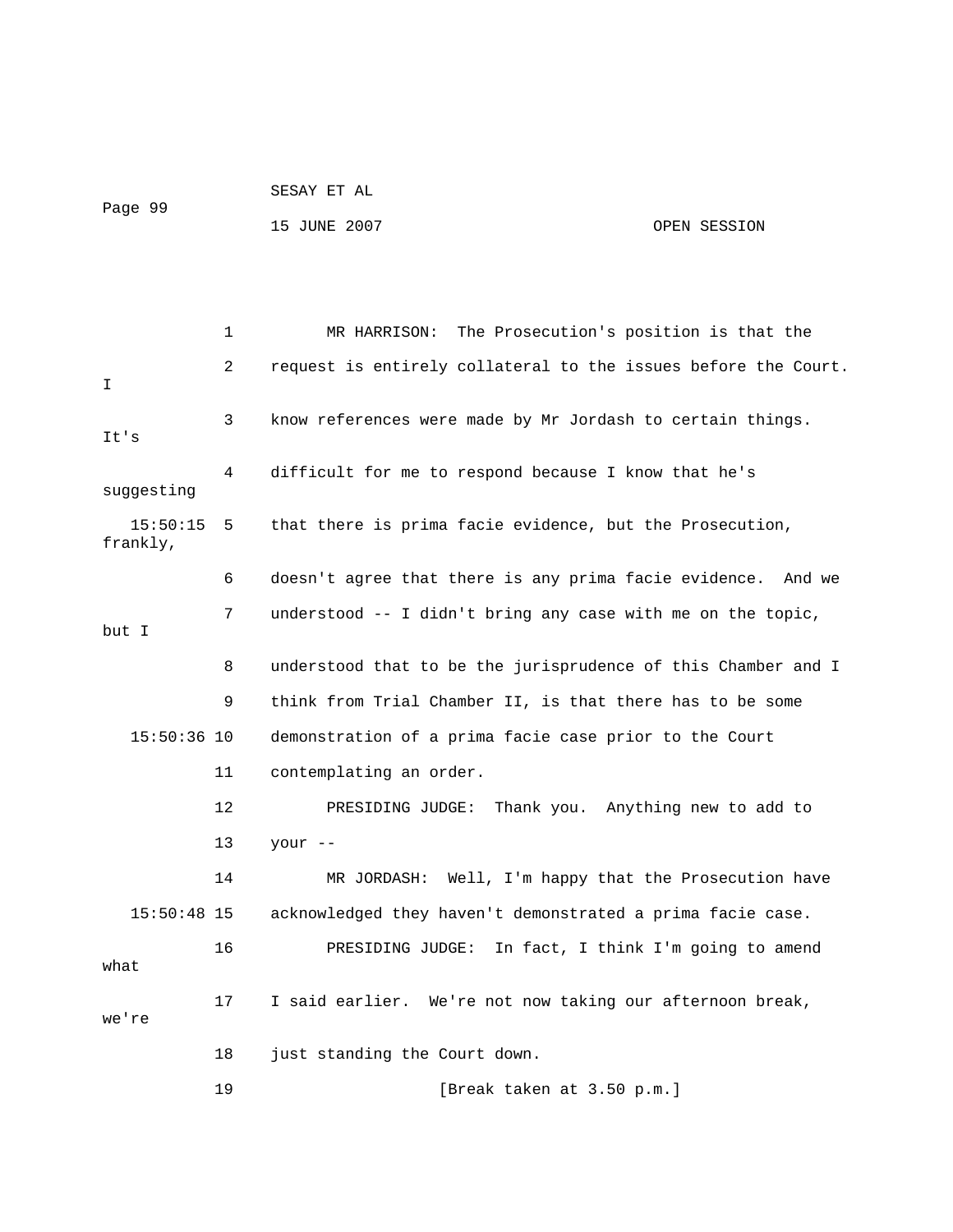MR HARRISON: The Prosecution's position is that the request is entirely collateral to the issues before the Court. I know references were made by Mr Jordash to certain things. It's difficult for me to respond because I know that he's suggesting that there is prima facie evidence, but the Prosecution, frankly, doesn't agree that there is any prima facie evidence. And we understood -- I didn't bring any case with me on the topic, but I understood that to be the jurisprudence of this Chamber and I think from Trial Chamber II, is that there has to be some demonstration of a prima facie case prior to the Court contemplating an order.

PRESIDING JUDGE: Thank you. Anything new to add to your --

MR JORDASH: Well, I'm happy that the Prosecution have acknowledged they haven't demonstrated a prima facie case.

PRESIDING JUDGE: In fact, I think I'm going to amend what I said earlier. We're not now taking our afternoon break, we're just standing the Court down.

[Break taken at 3.50 p.m.]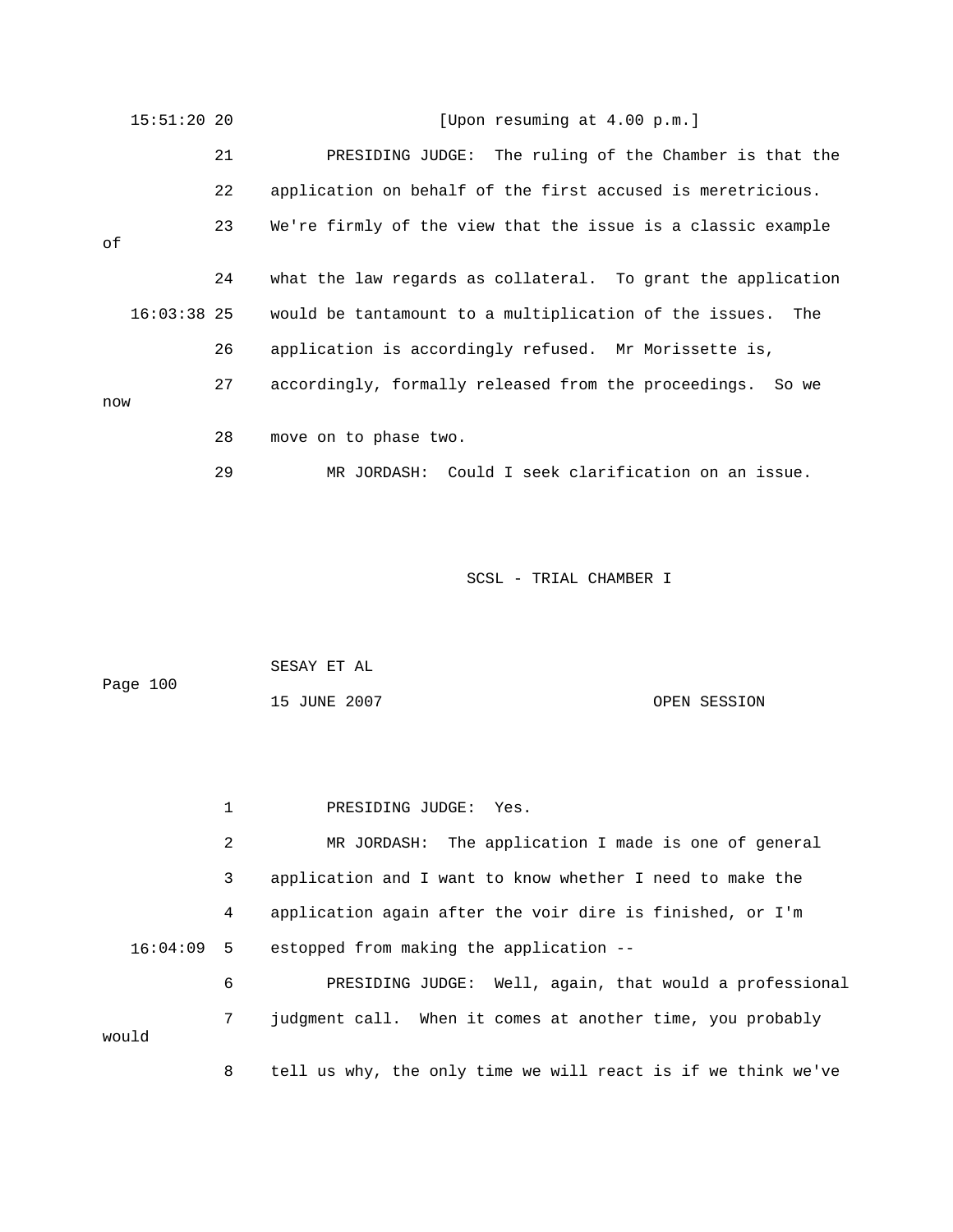15:51:20 20 [Upon resuming at 4.00 p.m.]

21 PRESIDING JUDGE: The ruling of the Chamber is that the

22 application on behalf of the first accused is meretricious.

23 We're firmly of the view that the issue is a classic example of

24 what the law regards as collateral. To grant the application

16:03:38 25 would be tantamount to a multiplication of the issues. The

26 application is accordingly refused. Mr Morissette is,

27 accordingly, formally released from the proceedings. So we now

28 move on to phase two.

29 MR JORDASH: Could I seek clarification on an issue.

1 PRESIDING JUDGE: Yes.

2 MR JORDASH: The application I made is one of general

3 application and I want to know whether I need to make the

4 application again after the voir dire is finished, or I'm

16:04:09 5 estopped from making the application --

6 PRESIDING JUDGE: Well, again, that would a professional

7 judgment call. When it comes at another time, you probably would

8 tell us why, the only time we will react is if we think we've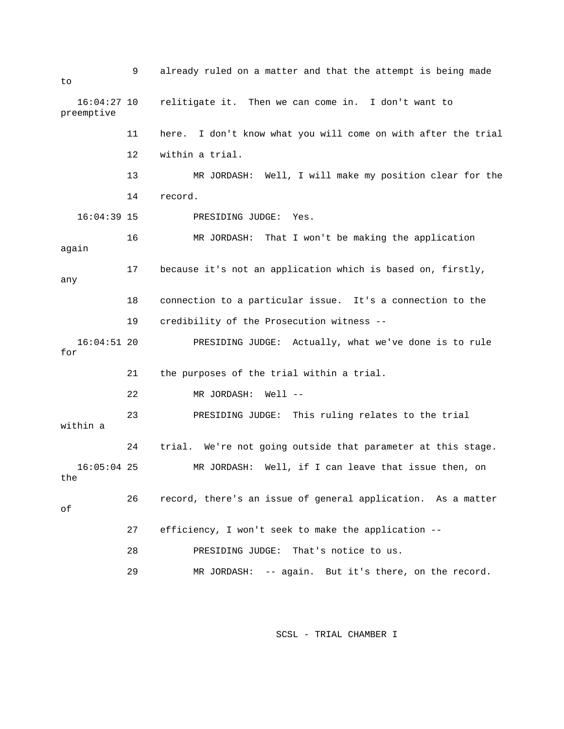9 already ruled on a matter and that the attempt is being made to

16:04:27 10 relitigate it. Then we can come in. I don't want to preemptive

11 here. I don't know what you will come on with after the trial

12 within a trial.

13 MR JORDASH: Well, I will make my position clear for the

14 record.

16:04:39 15 PRESIDING JUDGE: Yes.

16 MR JORDASH: That I won't be making the application again

17 because it's not an application which is based on, firstly, any

18 connection to a particular issue. It's a connection to the

19 credibility of the Prosecution witness --

16:04:51 20 PRESIDING JUDGE: Actually, what we've done is to rule for

21 the purposes of the trial within a trial.

22 MR JORDASH: Well --

23 PRESIDING JUDGE: This ruling relates to the trial within a

24 trial. We're not going outside that parameter at this stage.

16:05:04 25 MR JORDASH: Well, if I can leave that issue then, on the

26 record, there's an issue of general application. As a matter of

27 efficiency, I won't seek to make the application --

28 PRESIDING JUDGE: That's notice to us.

29 MR JORDASH: -- again. But it's there, on the record.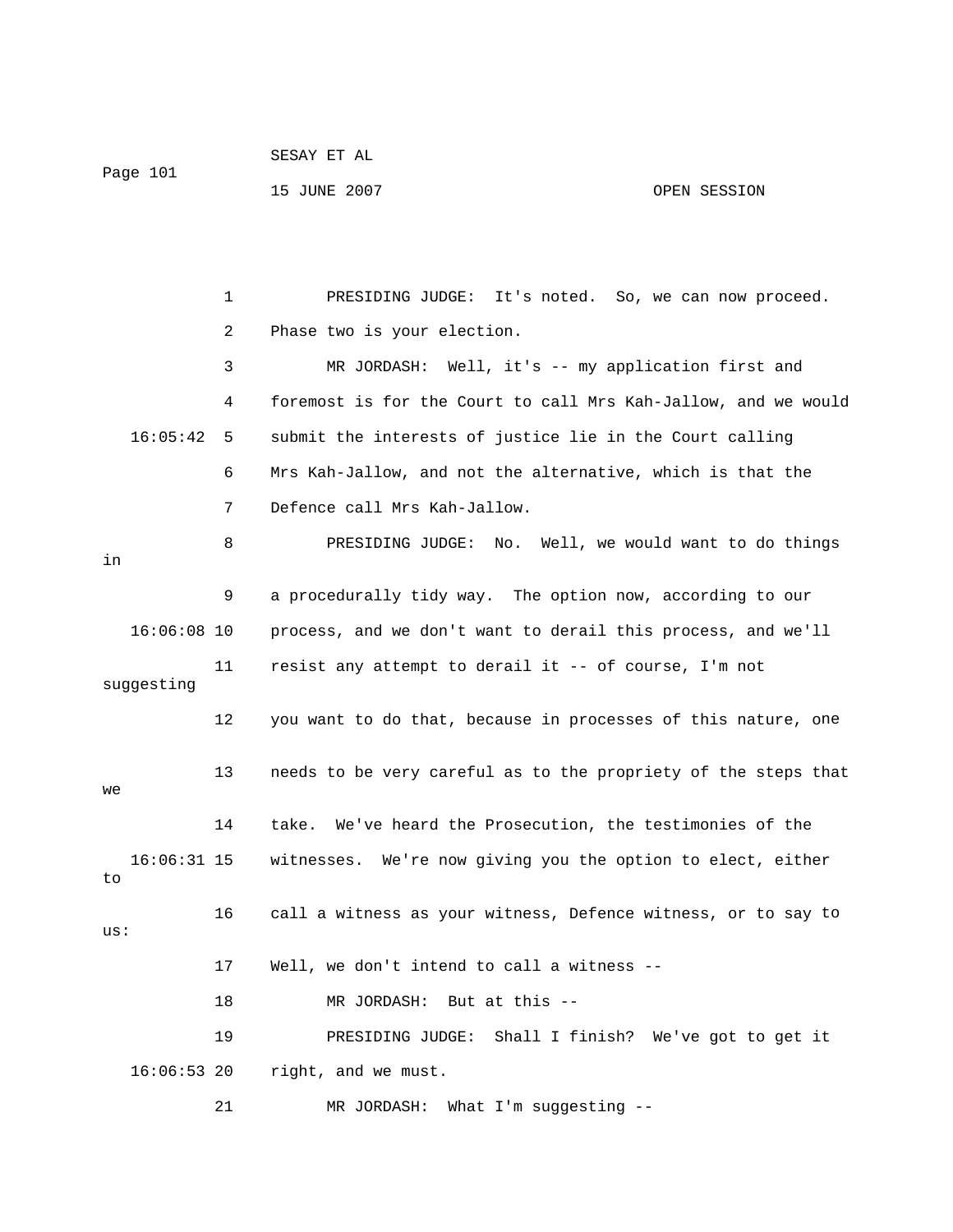PRESIDING JUDGE: It's noted. So, we can now proceed. Phase two is your election.

MR JORDASH: Well, it's -- my application first and foremost is for the Court to call Mrs Kah-Jallow, and we would submit the interests of justice lie in the Court calling Mrs Kah-Jallow, and not the alternative, which is that the Defence call Mrs Kah-Jallow.

PRESIDING JUDGE: No. Well, we would want to do things in a procedurally tidy way. The option now, according to our process, and we don't want to derail this process, and we'll resist any attempt to derail it -- of course, I'm not suggesting you want to do that, because in processes of this nature, one needs to be very careful as to the propriety of the steps that we take. We've heard the Prosecution, the testimonies of the witnesses. We're now giving you the option to elect, either to call a witness as your witness, Defence witness, or to say to us: Well, we don't intend to call a witness --

MR JORDASH: But at this --

PRESIDING JUDGE: Shall I finish? We've got to get it right, and we must.

MR JORDASH: What I'm suggesting --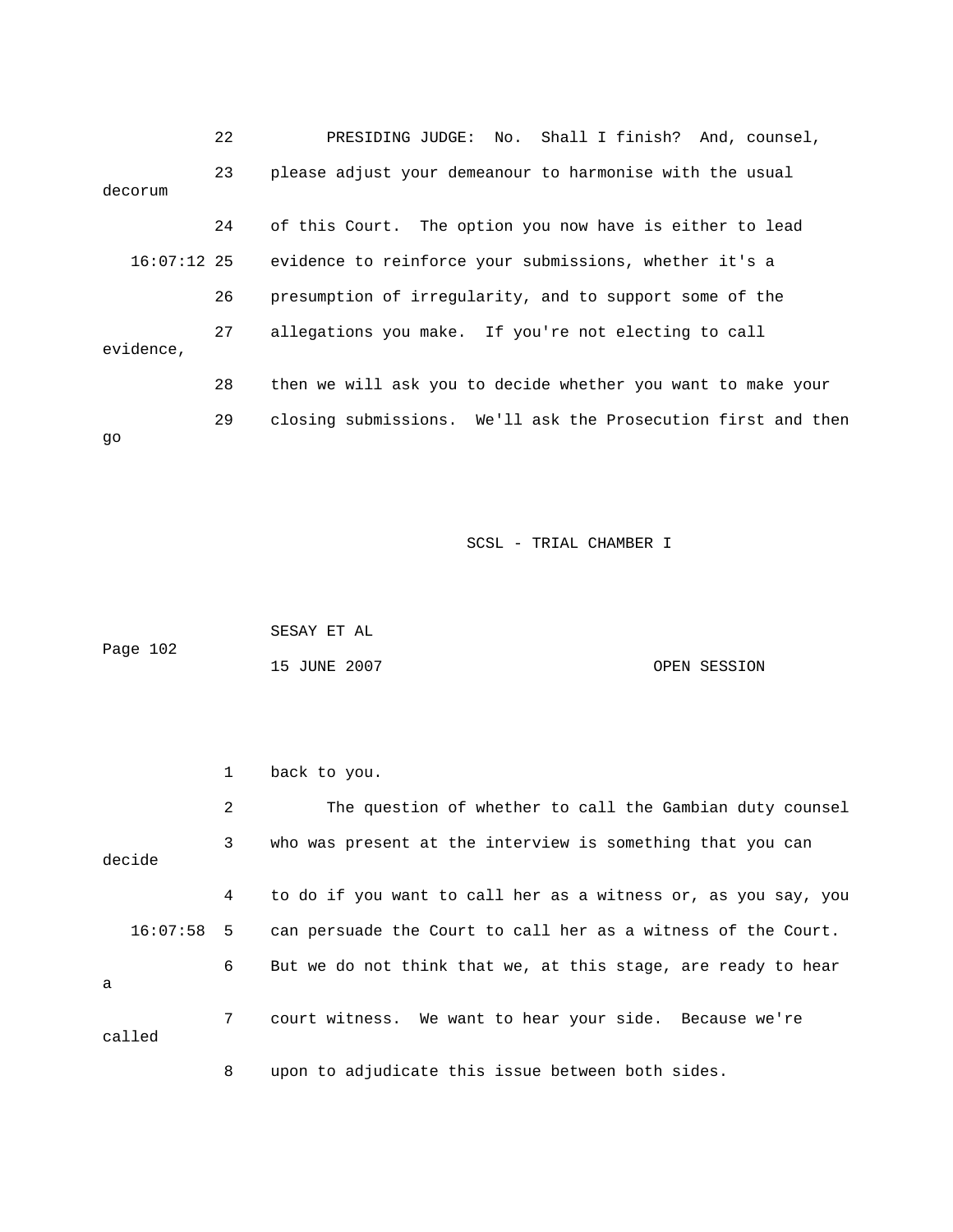22 PRESIDING JUDGE: No. Shall I finish? And, counsel,
23 please adjust your demeanour to harmonise with the usual decorum
24 of this Court. The option you now have is either to lead
16:07:12 25 evidence to reinforce your submissions, whether it's a
26 presumption of irregularity, and to support some of the
27 allegations you make. If you're not electing to call evidence,
28 then we will ask you to decide whether you want to make your
29 closing submissions. We'll ask the Prosecution first and then go

1 back to you.
2 The question of whether to call the Gambian duty counsel
3 who was present at the interview is something that you can decide
4 to do if you want to call her as a witness or, as you say, you
16:07:58 5 can persuade the Court to call her as a witness of the Court.
6 But we do not think that we, at this stage, are ready to hear a
7 court witness. We want to hear your side. Because we're called
8 upon to adjudicate this issue between both sides.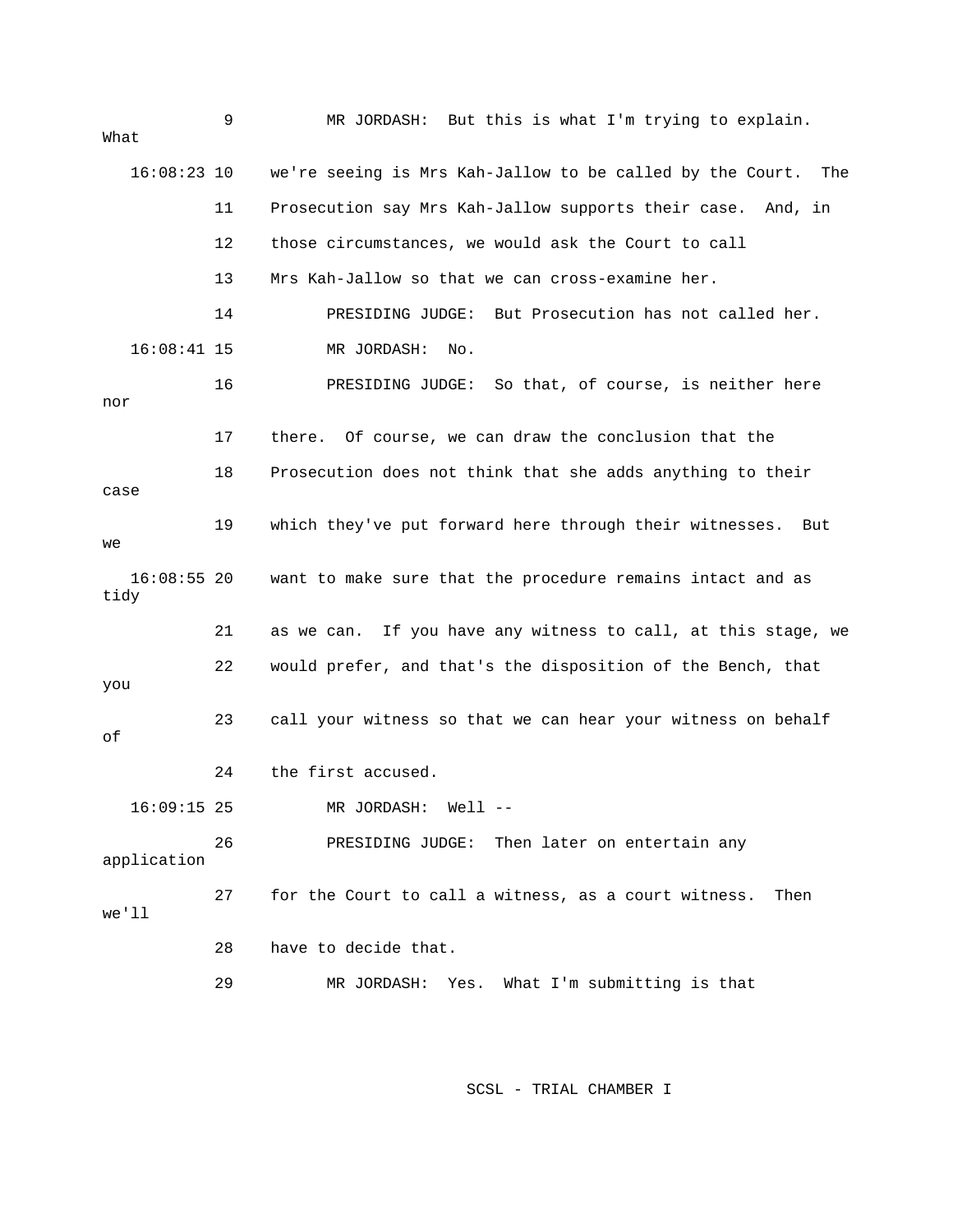9 MR JORDASH: But this is what I'm trying to explain. What

16:08:23 10 we're seeing is Mrs Kah-Jallow to be called by the Court. The

11 Prosecution say Mrs Kah-Jallow supports their case. And, in

12 those circumstances, we would ask the Court to call

13 Mrs Kah-Jallow so that we can cross-examine her.

14 PRESIDING JUDGE: But Prosecution has not called her.

16:08:41 15 MR JORDASH: No.

16 PRESIDING JUDGE: So that, of course, is neither here nor

17 there. Of course, we can draw the conclusion that the

18 Prosecution does not think that she adds anything to their case

19 which they've put forward here through their witnesses. But we

16:08:55 20 want to make sure that the procedure remains intact and as tidy

21 as we can. If you have any witness to call, at this stage, we

22 would prefer, and that's the disposition of the Bench, that you

23 call your witness so that we can hear your witness on behalf of

24 the first accused.

16:09:15 25 MR JORDASH: Well --

26 PRESIDING JUDGE: Then later on entertain any application

27 for the Court to call a witness, as a court witness. Then we'll

28 have to decide that.

29 MR JORDASH: Yes. What I'm submitting is that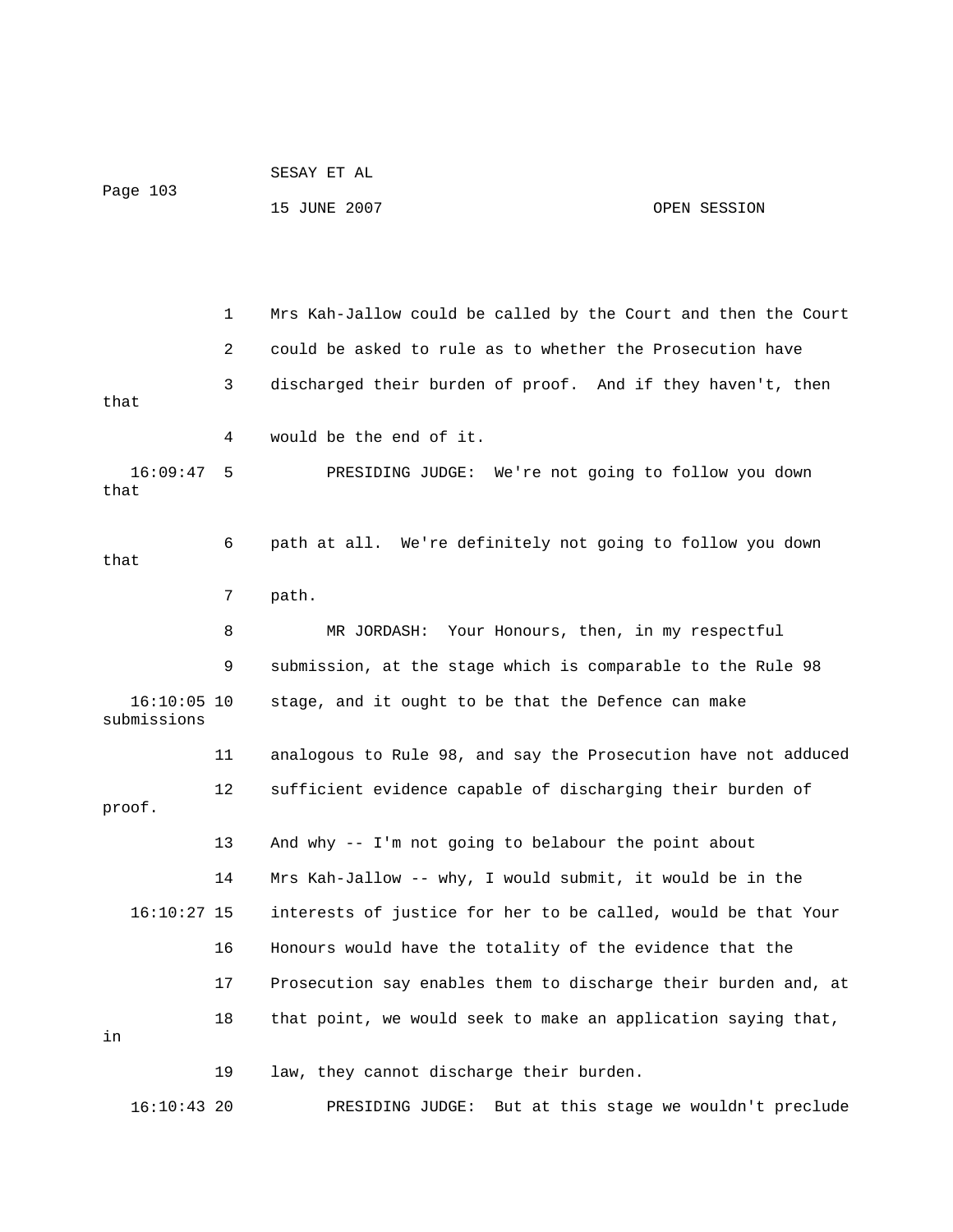1 Mrs Kah-Jallow could be called by the Court and then the Court

2 could be asked to rule as to whether the Prosecution have

3 discharged their burden of proof. And if they haven't, then that

4 would be the end of it.

16:09:47 5 PRESIDING JUDGE: We're not going to follow you down that

6 path at all. We're definitely not going to follow you down that

7 path.

8 MR JORDASH: Your Honours, then, in my respectful

9 submission, at the stage which is comparable to the Rule 98

16:10:05 10 stage, and it ought to be that the Defence can make submissions

11 analogous to Rule 98, and say the Prosecution have not adduced

12 sufficient evidence capable of discharging their burden of proof.

13 And why -- I'm not going to belabour the point about

14 Mrs Kah-Jallow -- why, I would submit, it would be in the

16:10:27 15 interests of justice for her to be called, would be that Your

16 Honours would have the totality of the evidence that the

17 Prosecution say enables them to discharge their burden and, at

18 that point, we would seek to make an application saying that, in

19 law, they cannot discharge their burden.

16:10:43 20 PRESIDING JUDGE: But at this stage we wouldn't preclude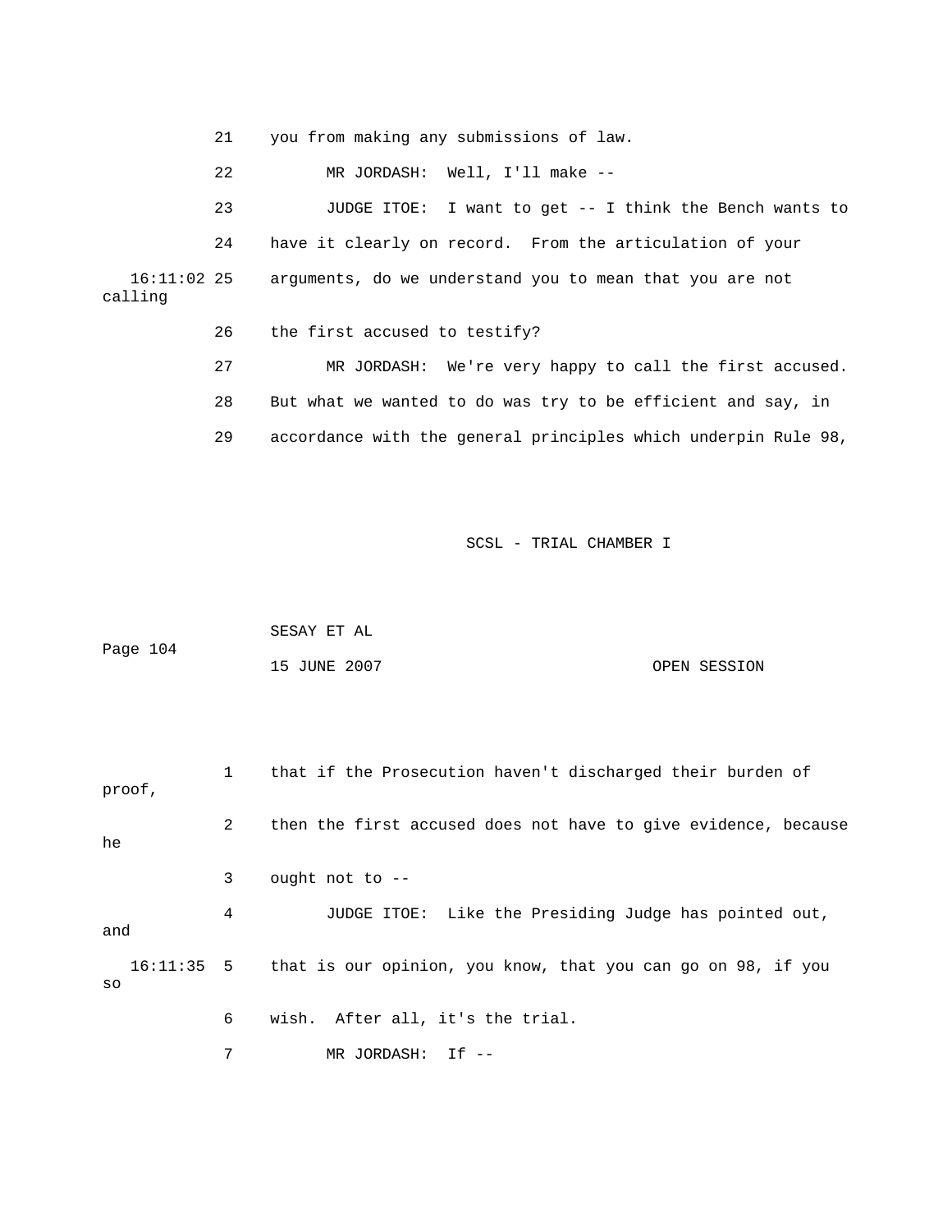21 you from making any submissions of law.

22 MR JORDASH: Well, I'll make --

23 JUDGE ITOE: I want to get -- I think the Bench wants to

24 have it clearly on record. From the articulation of your

16:11:02 25 arguments, do we understand you to mean that you are not calling

26 the first accused to testify?

27 MR JORDASH: We're very happy to call the first accused.

28 But what we wanted to do was try to be efficient and say, in

29 accordance with the general principles which underpin Rule 98,

1 that if the Prosecution haven't discharged their burden of proof,

2 then the first accused does not have to give evidence, because he

3 ought not to --

4 JUDGE ITOE: Like the Presiding Judge has pointed out, and

16:11:35 5 that is our opinion, you know, that you can go on 98, if you so

6 wish. After all, it's the trial.

7 MR JORDASH: If --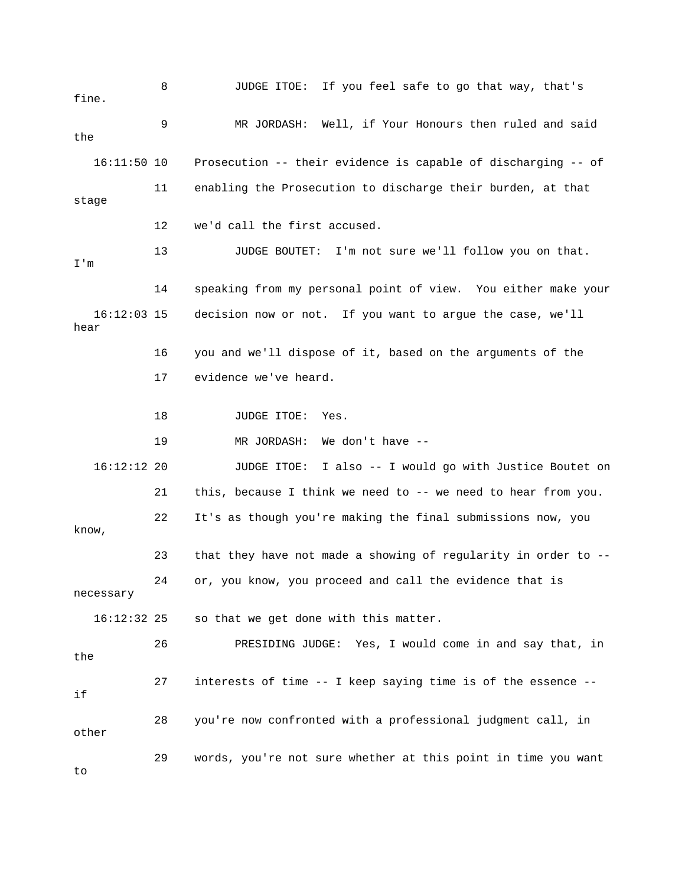8 JUDGE ITOE: If you feel safe to go that way, that's fine.

9 MR JORDASH: Well, if Your Honours then ruled and said the

16:11:50 10 Prosecution -- their evidence is capable of discharging -- of

11 enabling the Prosecution to discharge their burden, at that stage

12 we'd call the first accused.

13 JUDGE BOUTET: I'm not sure we'll follow you on that. I'm

14 speaking from my personal point of view. You either make your

16:12:03 15 decision now or not. If you want to argue the case, we'll hear

16 you and we'll dispose of it, based on the arguments of the

17 evidence we've heard.

18 JUDGE ITOE: Yes.

19 MR JORDASH: We don't have --

16:12:12 20 JUDGE ITOE: I also -- I would go with Justice Boutet on

21 this, because I think we need to -- we need to hear from you.

22 It's as though you're making the final submissions now, you know,

23 that they have not made a showing of regularity in order to --

24 or, you know, you proceed and call the evidence that is necessary

16:12:32 25 so that we get done with this matter.

26 PRESIDING JUDGE: Yes, I would come in and say that, in the

27 interests of time -- I keep saying time is of the essence -- if

28 you're now confronted with a professional judgment call, in other

29 words, you're not sure whether at this point in time you want to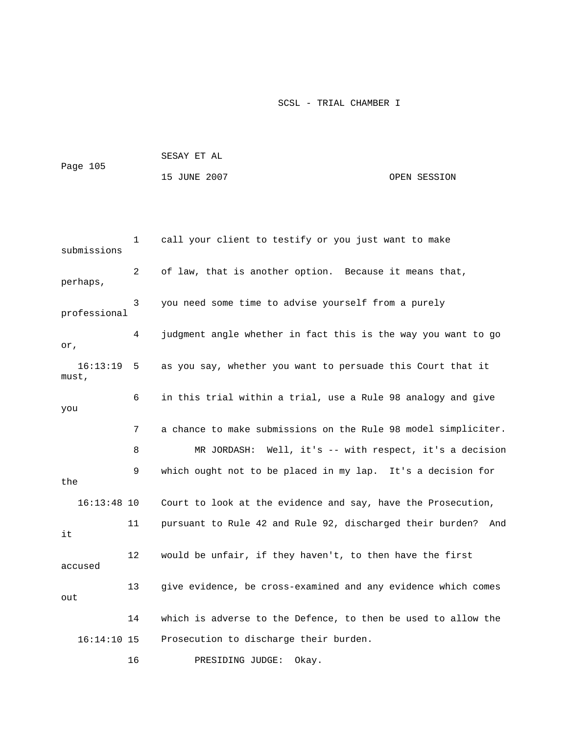call your client to testify or you just want to make submissions of law, that is another option. Because it means that, perhaps, you need some time to advise yourself from a purely professional judgment angle whether in fact this is the way you want to go or, as you say, whether you want to persuade this Court that it must, in this trial within a trial, use a Rule 98 analogy and give you a chance to make submissions on the Rule 98 model simpliciter.

MR JORDASH: Well, it's -- with respect, it's a decision which ought not to be placed in my lap. It's a decision for the Court to look at the evidence and say, have the Prosecution, pursuant to Rule 42 and Rule 92, discharged their burden? And it would be unfair, if they haven't, to then have the first accused give evidence, be cross-examined and any evidence which comes out which is adverse to the Defence, to then be used to allow the Prosecution to discharge their burden.

PRESIDING JUDGE: Okay.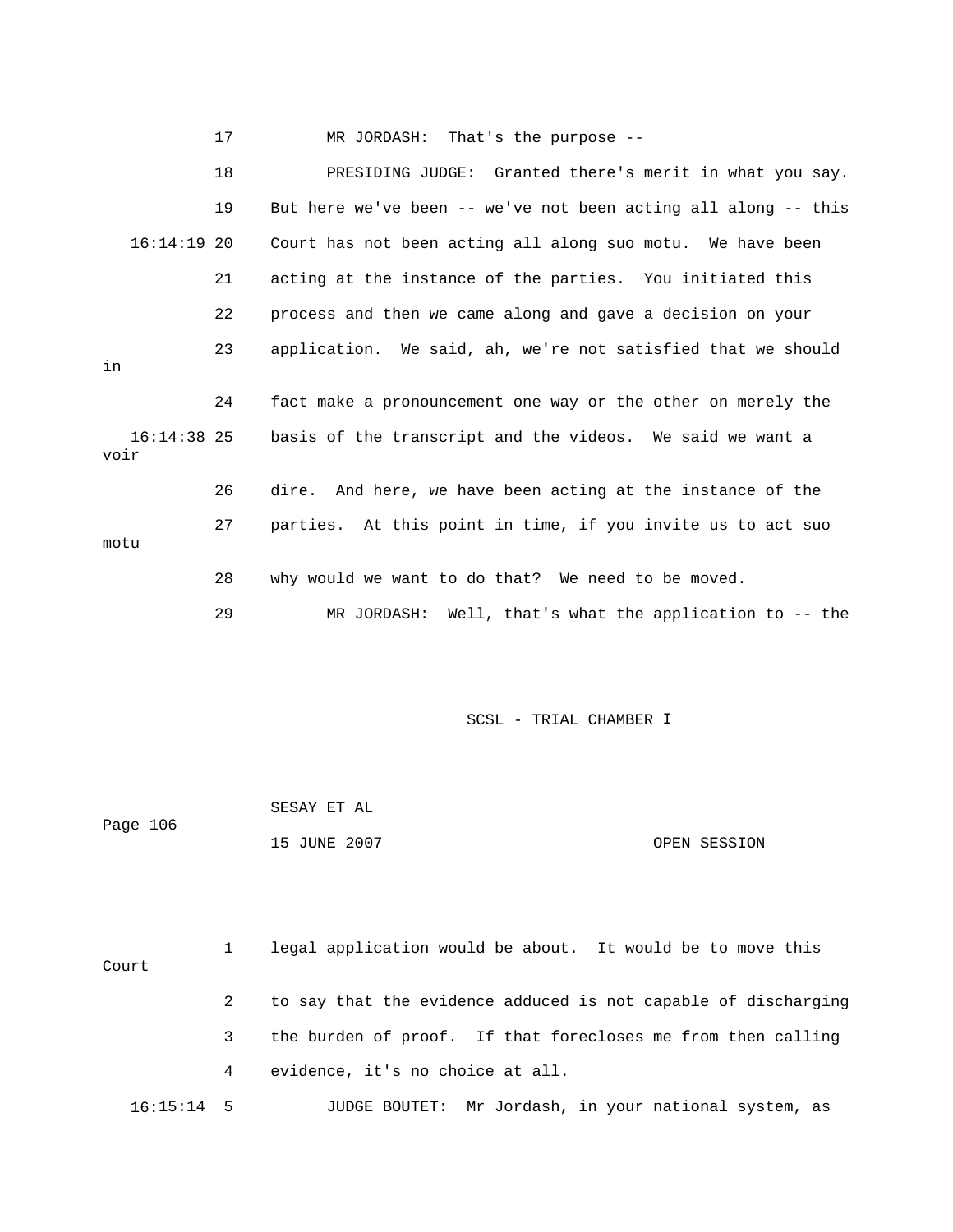17 MR JORDASH: That's the purpose --

18 PRESIDING JUDGE: Granted there's merit in what you say.

19 But here we've been -- we've not been acting all along -- this

16:14:19 20 Court has not been acting all along suo motu. We have been

21 acting at the instance of the parties. You initiated this

22 process and then we came along and gave a decision on your

23 application. We said, ah, we're not satisfied that we should in

24 fact make a pronouncement one way or the other on merely the

16:14:38 25 basis of the transcript and the videos. We said we want a voir

26 dire. And here, we have been acting at the instance of the

27 parties. At this point in time, if you invite us to act suo motu

28 why would we want to do that? We need to be moved.

29 MR JORDASH: Well, that's what the application to -- the

1 legal application would be about. It would be to move this Court

2 to say that the evidence adduced is not capable of discharging

3 the burden of proof. If that forecloses me from then calling

4 evidence, it's no choice at all.

16:15:14 5 JUDGE BOUTET: Mr Jordash, in your national system, as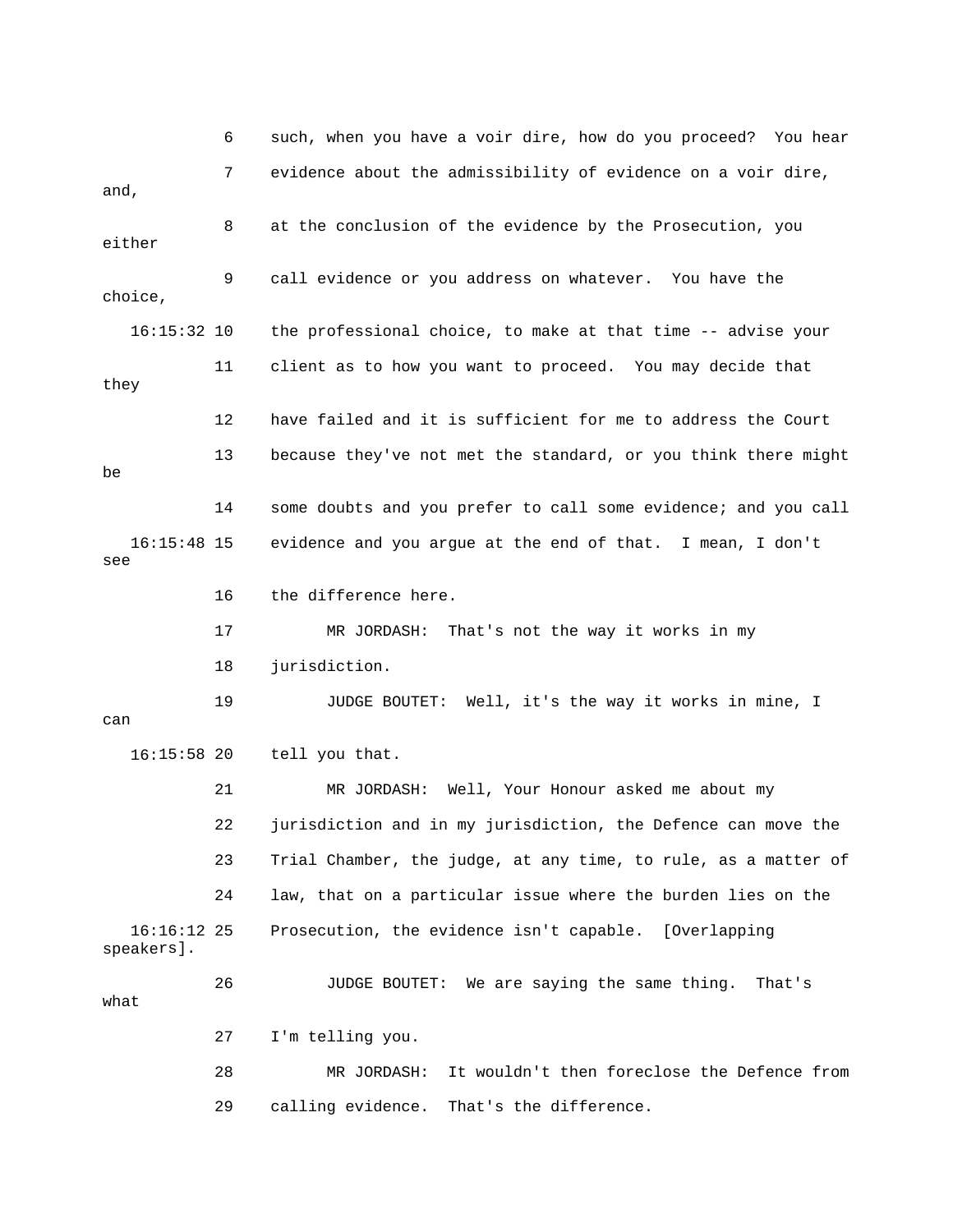6 such, when you have a voir dire, how do you proceed? You hear

7 evidence about the admissibility of evidence on a voir dire, and,

8 at the conclusion of the evidence by the Prosecution, you either

9 call evidence or you address on whatever. You have the choice,

16:15:32 10 the professional choice, to make at that time -- advise your

11 client as to how you want to proceed. You may decide that they

12 have failed and it is sufficient for me to address the Court

13 because they've not met the standard, or you think there might be

14 some doubts and you prefer to call some evidence; and you call

16:15:48 15 evidence and you argue at the end of that. I mean, I don't see

16 the difference here.

17 MR JORDASH: That's not the way it works in my

18 jurisdiction.

19 JUDGE BOUTET: Well, it's the way it works in mine, I can

16:15:58 20 tell you that.

21 MR JORDASH: Well, Your Honour asked me about my

22 jurisdiction and in my jurisdiction, the Defence can move the

23 Trial Chamber, the judge, at any time, to rule, as a matter of

24 law, that on a particular issue where the burden lies on the

16:16:12 25 Prosecution, the evidence isn't capable. [Overlapping speakers].

26 JUDGE BOUTET: We are saying the same thing. That's what

27 I'm telling you.

28 MR JORDASH: It wouldn't then foreclose the Defence from

29 calling evidence. That's the difference.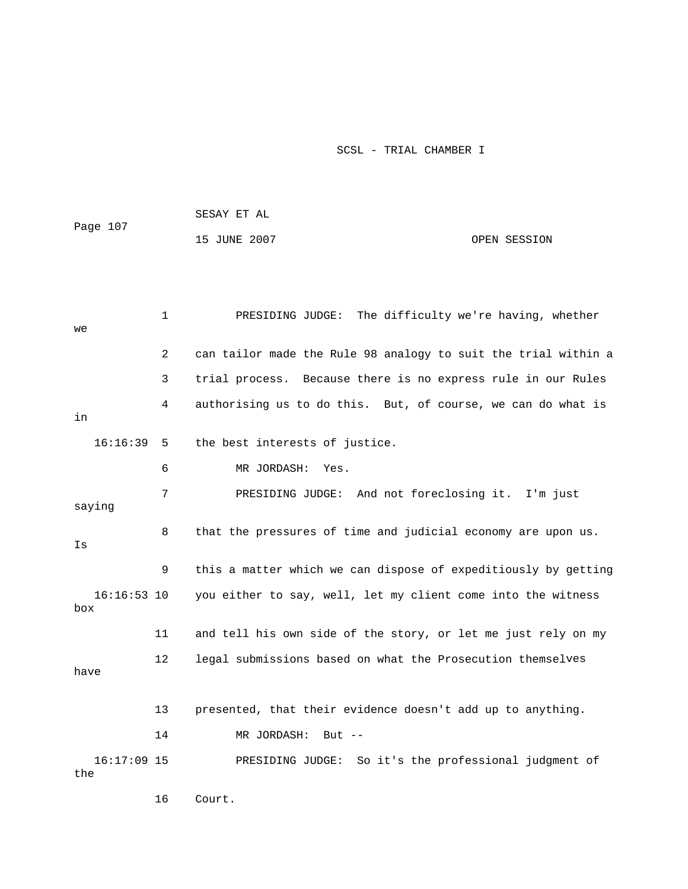PRESIDING JUDGE: The difficulty we're having, whether we can tailor made the Rule 98 analogy to suit the trial within a trial process. Because there is no express rule in our Rules authorising us to do this. But, of course, we can do what is in the best interests of justice.

MR JORDASH: Yes.

PRESIDING JUDGE: And not foreclosing it. I'm just saying that the pressures of time and judicial economy are upon us. Is this a matter which we can dispose of expeditiously by getting you either to say, well, let my client come into the witness box and tell his own side of the story, or let me just rely on my legal submissions based on what the Prosecution themselves have presented, that their evidence doesn't add up to anything.

MR JORDASH: But --

PRESIDING JUDGE: So it's the professional judgment of the Court.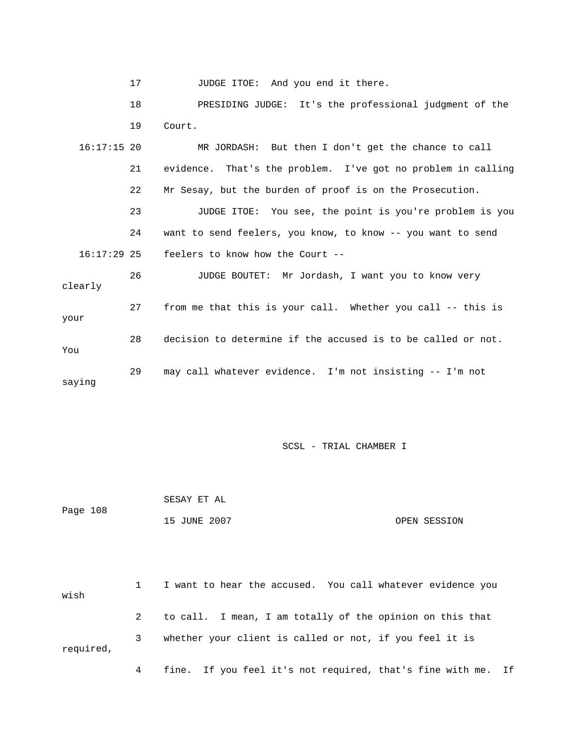17 JUDGE ITOE: And you end it there.

18 PRESIDING JUDGE: It's the professional judgment of the

19 Court.

16:17:15 20 MR JORDASH: But then I don't get the chance to call

21 evidence. That's the problem. I've got no problem in calling

22 Mr Sesay, but the burden of proof is on the Prosecution.

23 JUDGE ITOE: You see, the point is you're problem is you

24 want to send feelers, you know, to know -- you want to send

16:17:29 25 feelers to know how the Court --

26 JUDGE BOUTET: Mr Jordash, I want you to know very clearly

27 from me that this is your call. Whether you call -- this is your

28 decision to determine if the accused is to be called or not. You

29 may call whatever evidence. I'm not insisting -- I'm not saying

SCSL - TRIAL CHAMBER I

SESAY ET AL

Page 108

15 JUNE 2007 OPEN SESSION

1 I want to hear the accused. You call whatever evidence you wish

2 to call. I mean, I am totally of the opinion on this that

3 whether your client is called or not, if you feel it is required,

4 fine. If you feel it's not required, that's fine with me. If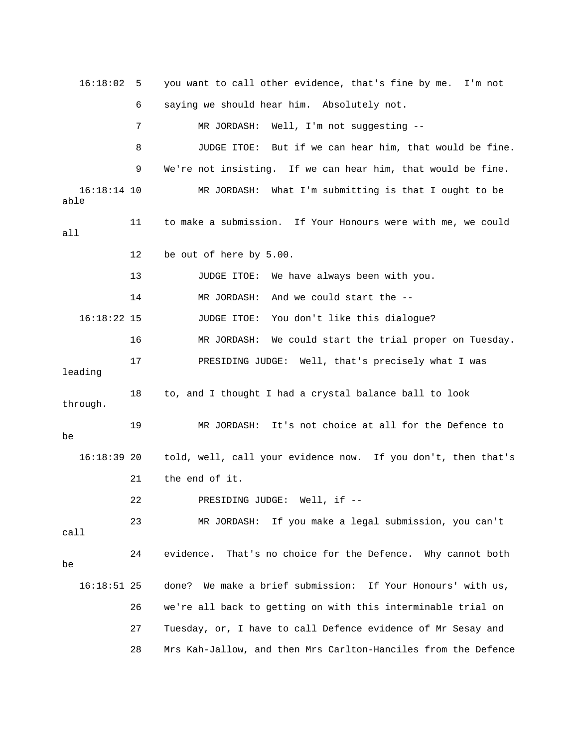16:18:02 5 you want to call other evidence, that's fine by me. I'm not

6 saying we should hear him. Absolutely not.

7 MR JORDASH: Well, I'm not suggesting --

8 JUDGE ITOE: But if we can hear him, that would be fine.

9 We're not insisting. If we can hear him, that would be fine.

16:18:14 10 MR JORDASH: What I'm submitting is that I ought to be able

11 to make a submission. If Your Honours were with me, we could all

12 be out of here by 5.00.

13 JUDGE ITOE: We have always been with you.

14 MR JORDASH: And we could start the --

16:18:22 15 JUDGE ITOE: You don't like this dialogue?

16 MR JORDASH: We could start the trial proper on Tuesday.

17 PRESIDING JUDGE: Well, that's precisely what I was leading

18 to, and I thought I had a crystal balance ball to look through.

19 MR JORDASH: It's not choice at all for the Defence to be

16:18:39 20 told, well, call your evidence now. If you don't, then that's

21 the end of it.

22 PRESIDING JUDGE: Well, if --

23 MR JORDASH: If you make a legal submission, you can't call

24 evidence. That's no choice for the Defence. Why cannot both be

16:18:51 25 done? We make a brief submission: If Your Honours' with us,

26 we're all back to getting on with this interminable trial on

27 Tuesday, or, I have to call Defence evidence of Mr Sesay and

28 Mrs Kah-Jallow, and then Mrs Carlton-Hanciles from the Defence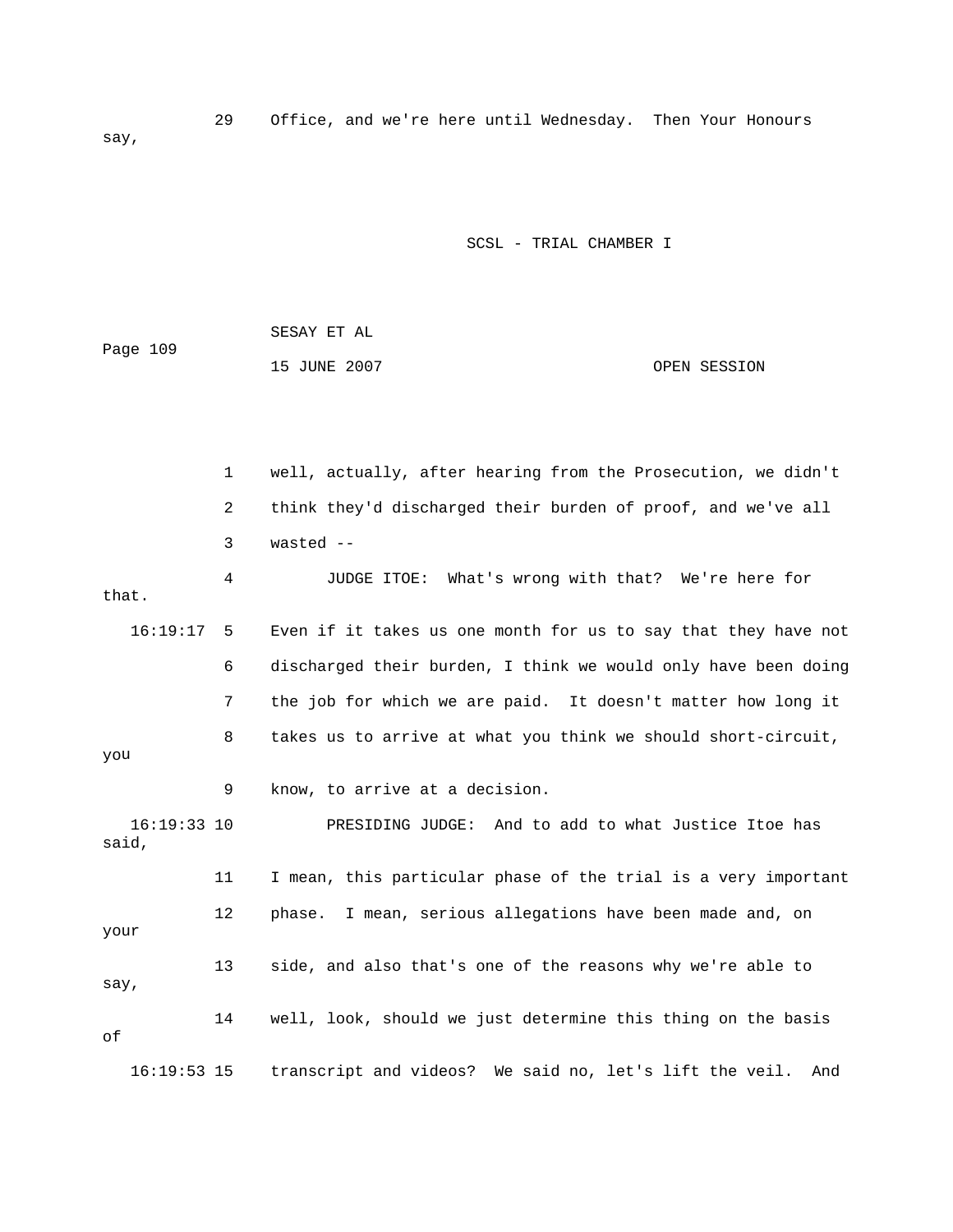29 Office, and we're here until Wednesday. Then Your Honours say,

1 well, actually, after hearing from the Prosecution, we didn't
2 think they'd discharged their burden of proof, and we've all
3 wasted --
4 JUDGE ITOE: What's wrong with that? We're here for that.
16:19:17 5 Even if it takes us one month for us to say that they have not
6 discharged their burden, I think we would only have been doing
7 the job for which we are paid. It doesn't matter how long it
8 takes us to arrive at what you think we should short-circuit, you
9 know, to arrive at a decision.
16:19:33 10 PRESIDING JUDGE: And to add to what Justice Itoe has said,
11 I mean, this particular phase of the trial is a very important
12 phase. I mean, serious allegations have been made and, on your
13 side, and also that's one of the reasons why we're able to say,
14 well, look, should we just determine this thing on the basis of
16:19:53 15 transcript and videos? We said no, let's lift the veil. And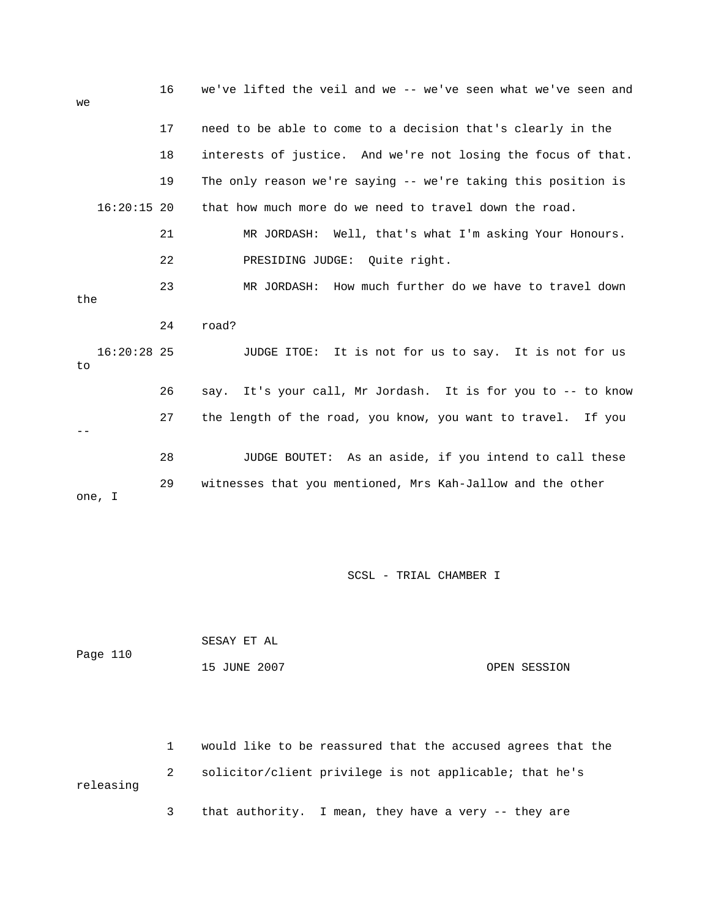16 we've lifted the veil and we -- we've seen what we've seen and we

17 need to be able to come to a decision that's clearly in the

18 interests of justice. And we're not losing the focus of that.

19 The only reason we're saying -- we're taking this position is

16:20:15 20 that how much more do we need to travel down the road.

21 MR JORDASH: Well, that's what I'm asking Your Honours.

22 PRESIDING JUDGE: Quite right.

23 MR JORDASH: How much further do we have to travel down the

24 road?

16:20:28 25 JUDGE ITOE: It is not for us to say. It is not for us to

26 say. It's your call, Mr Jordash. It is for you to -- to know

27 the length of the road, you know, you want to travel. If you --

28 JUDGE BOUTET: As an aside, if you intend to call these

29 witnesses that you mentioned, Mrs Kah-Jallow and the other one, I

1 would like to be reassured that the accused agrees that the

2 solicitor/client privilege is not applicable; that he's releasing

3 that authority. I mean, they have a very -- they are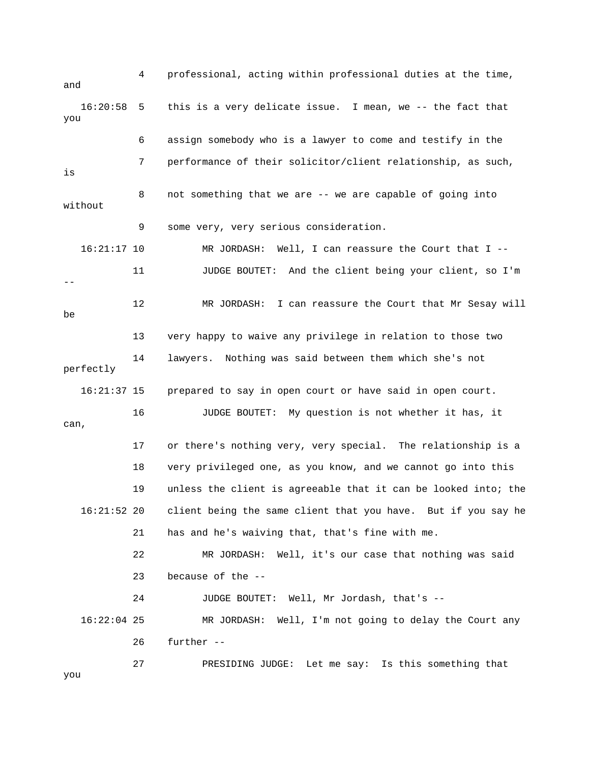4 professional, acting within professional duties at the time, and

16:20:58 5 this is a very delicate issue. I mean, we -- the fact that you

6 assign somebody who is a lawyer to come and testify in the

7 performance of their solicitor/client relationship, as such, is

8 not something that we are -- we are capable of going into without

9 some very, very serious consideration.

16:21:17 10 MR JORDASH: Well, I can reassure the Court that I --

11 JUDGE BOUTET: And the client being your client, so I'm --

12 MR JORDASH: I can reassure the Court that Mr Sesay will be

13 very happy to waive any privilege in relation to those two

14 lawyers. Nothing was said between them which she's not perfectly

16:21:37 15 prepared to say in open court or have said in open court.

16 JUDGE BOUTET: My question is not whether it has, it can,

17 or there's nothing very, very special. The relationship is a

18 very privileged one, as you know, and we cannot go into this

19 unless the client is agreeable that it can be looked into; the

16:21:52 20 client being the same client that you have. But if you say he

21 has and he's waiving that, that's fine with me.

22 MR JORDASH: Well, it's our case that nothing was said

23 because of the --

24 JUDGE BOUTET: Well, Mr Jordash, that's --

16:22:04 25 MR JORDASH: Well, I'm not going to delay the Court any

26 further --

27 PRESIDING JUDGE: Let me say: Is this something that you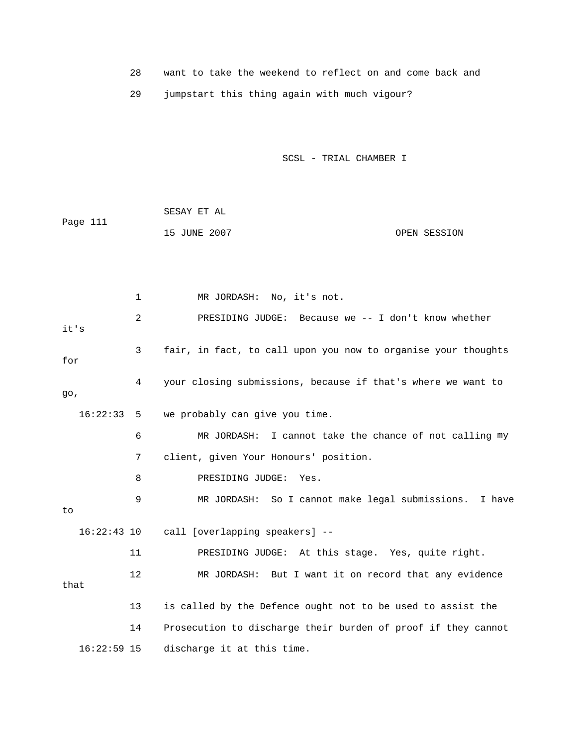28 want to take the weekend to reflect on and come back and

29 jumpstart this thing again with much vigour?

1 MR JORDASH: No, it's not.

2 PRESIDING JUDGE: Because we -- I don't know whether it's

3 fair, in fact, to call upon you now to organise your thoughts for

4 your closing submissions, because if that's where we want to go,

16:22:33 5 we probably can give you time.

6 MR JORDASH: I cannot take the chance of not calling my

7 client, given Your Honours' position.

8 PRESIDING JUDGE: Yes.

9 MR JORDASH: So I cannot make legal submissions. I have to

16:22:43 10 call [overlapping speakers] --

11 PRESIDING JUDGE: At this stage. Yes, quite right.

12 MR JORDASH: But I want it on record that any evidence that

13 is called by the Defence ought not to be used to assist the

14 Prosecution to discharge their burden of proof if they cannot

16:22:59 15 discharge it at this time.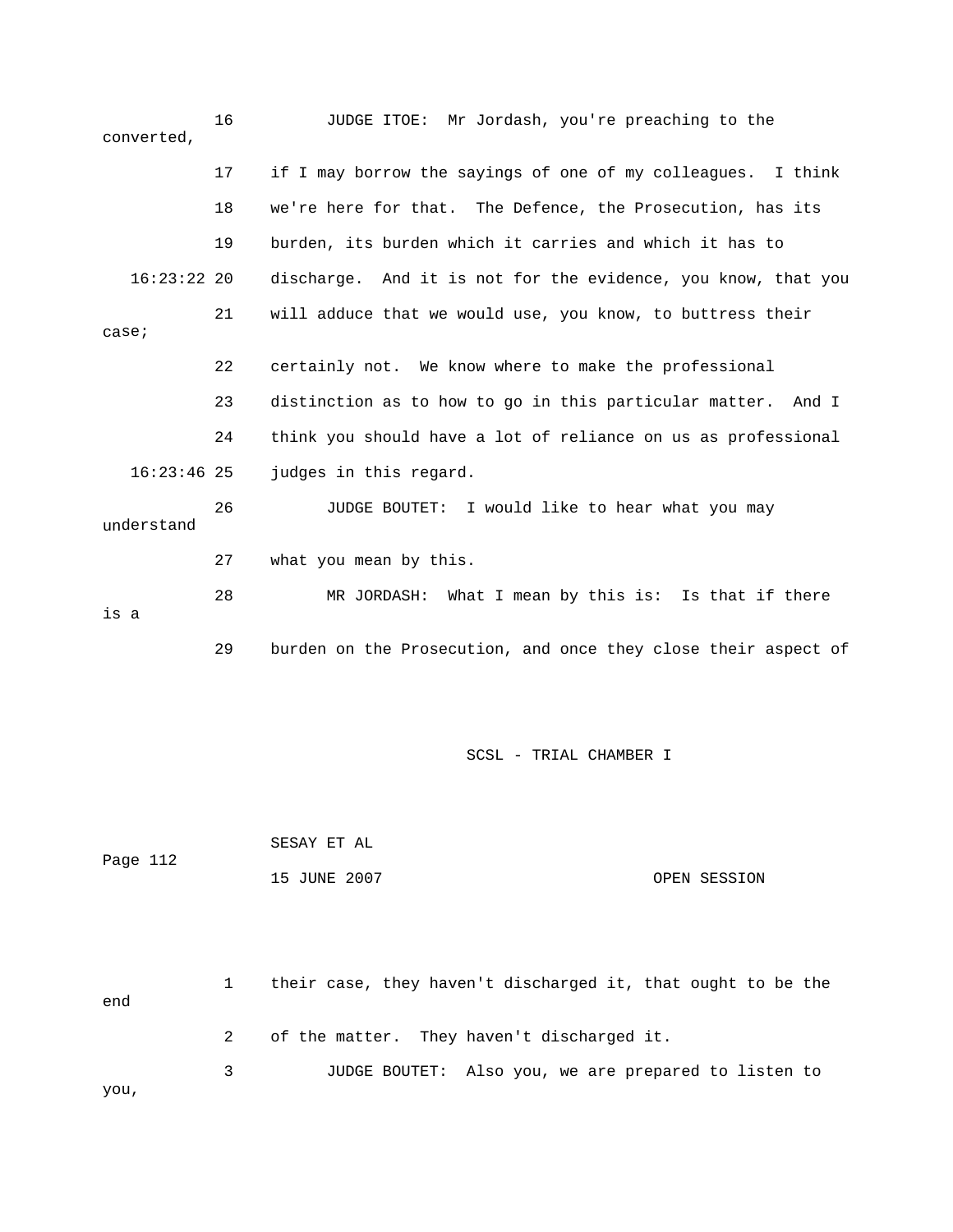16 JUDGE ITOE: Mr Jordash, you're preaching to the converted,

17 if I may borrow the sayings of one of my colleagues. I think

18 we're here for that. The Defence, the Prosecution, has its

19 burden, its burden which it carries and which it has to

16:23:22 20 discharge. And it is not for the evidence, you know, that you

21 will adduce that we would use, you know, to buttress their case;

22 certainly not. We know where to make the professional

23 distinction as to how to go in this particular matter. And I

24 think you should have a lot of reliance on us as professional

16:23:46 25 judges in this regard.

26 JUDGE BOUTET: I would like to hear what you may understand

27 what you mean by this.

28 MR JORDASH: What I mean by this is: Is that if there is a

29 burden on the Prosecution, and once they close their aspect of

SCSL - TRIAL CHAMBER I

SESAY ET AL

Page 112

15 JUNE 2007 OPEN SESSION

1 their case, they haven't discharged it, that ought to be the end

2 of the matter. They haven't discharged it.

3 JUDGE BOUTET: Also you, we are prepared to listen to you,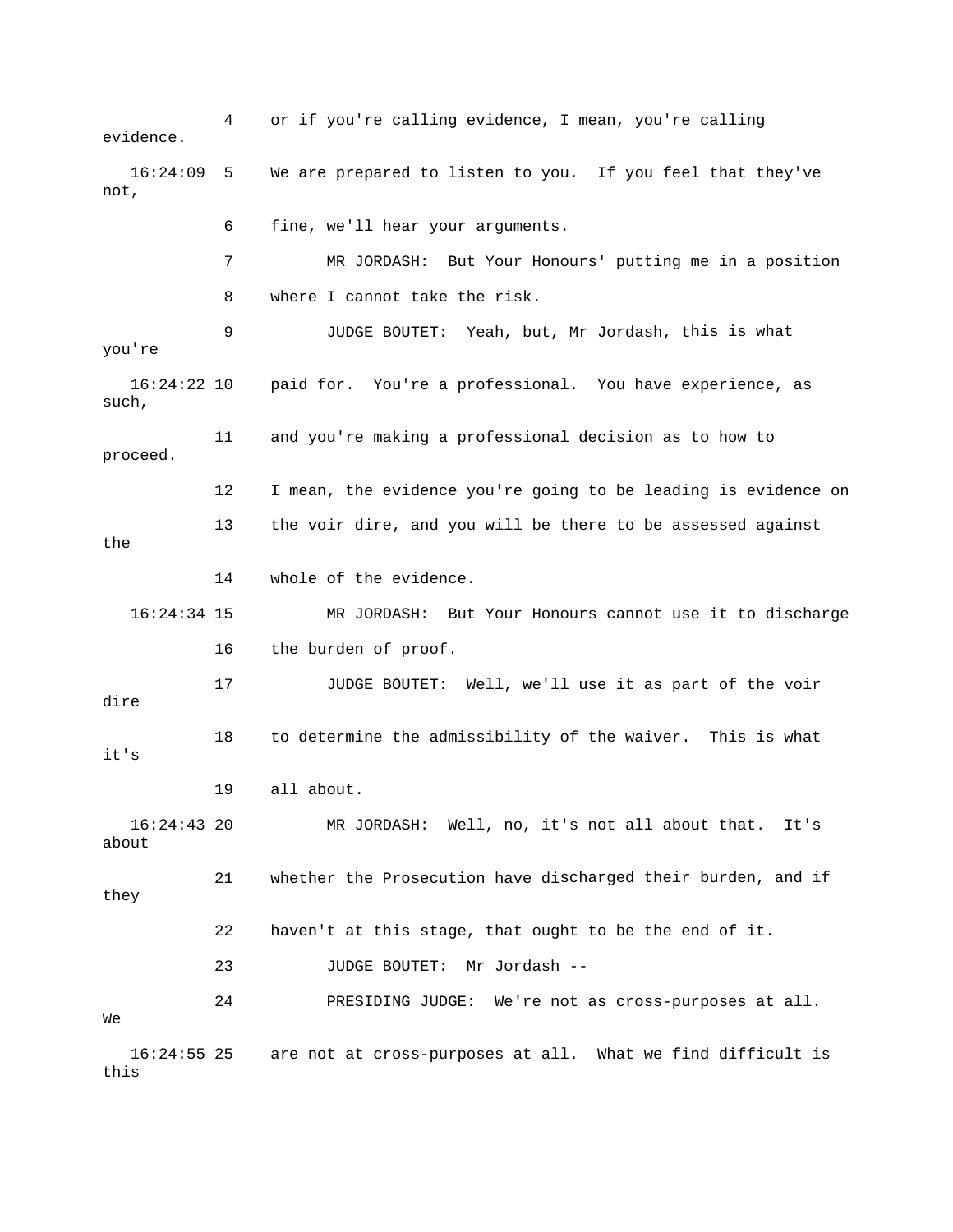```
             4    or if you're calling evidence, I mean, you're calling evidence.
   16:24:09  5    We are prepared to listen to you.  If you feel that they've not,
             6    fine, we'll hear your arguments.
             7          MR JORDASH:  But Your Honours' putting me in a position
             8    where I cannot take the risk.
             9          JUDGE BOUTET:  Yeah, but, Mr Jordash, this is what you're
   16:24:22 10    paid for.  You're a professional.  You have experience, as such,
            11    and you're making a professional decision as to how to proceed.
            12    I mean, the evidence you're going to be leading is evidence on
            13    the voir dire, and you will be there to be assessed against the
            14    whole of the evidence.
   16:24:34 15          MR JORDASH:  But Your Honours cannot use it to discharge
            16    the burden of proof.
            17          JUDGE BOUTET:  Well, we'll use it as part of the voir dire
            18    to determine the admissibility of the waiver.  This is what it's
            19    all about.
   16:24:43 20          MR JORDASH:  Well, no, it's not all about that.  It's about
            21    whether the Prosecution have discharged their burden, and if they
            22    haven't at this stage, that ought to be the end of it.
            23          JUDGE BOUTET:  Mr Jordash --
            24          PRESIDING JUDGE:  We're not as cross-purposes at all.  We
   16:24:55 25    are not at cross-purposes at all.  What we find difficult is this
```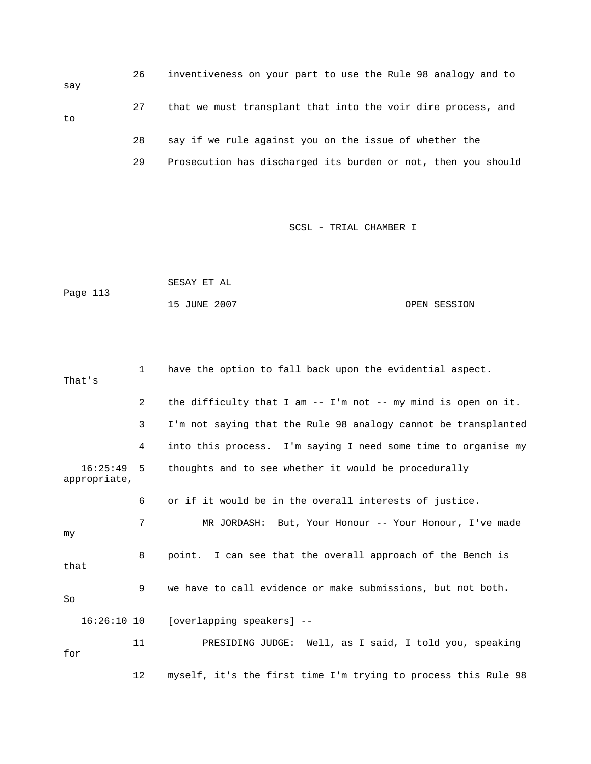26 inventiveness on your part to use the Rule 98 analogy and to say

27 that we must transplant that into the voir dire process, and to

28 say if we rule against you on the issue of whether the

29 Prosecution has discharged its burden or not, then you should

1 have the option to fall back upon the evidential aspect. That's

2 the difficulty that I am -- I'm not -- my mind is open on it.

3 I'm not saying that the Rule 98 analogy cannot be transplanted

4 into this process. I'm saying I need some time to organise my

16:25:49 5 thoughts and to see whether it would be procedurally appropriate,

6 or if it would be in the overall interests of justice.

7 MR JORDASH: But, Your Honour -- Your Honour, I've made my

8 point. I can see that the overall approach of the Bench is that

9 we have to call evidence or make submissions, but not both. So

16:26:10 10 [overlapping speakers] --

11 PRESIDING JUDGE: Well, as I said, I told you, speaking for

12 myself, it's the first time I'm trying to process this Rule 98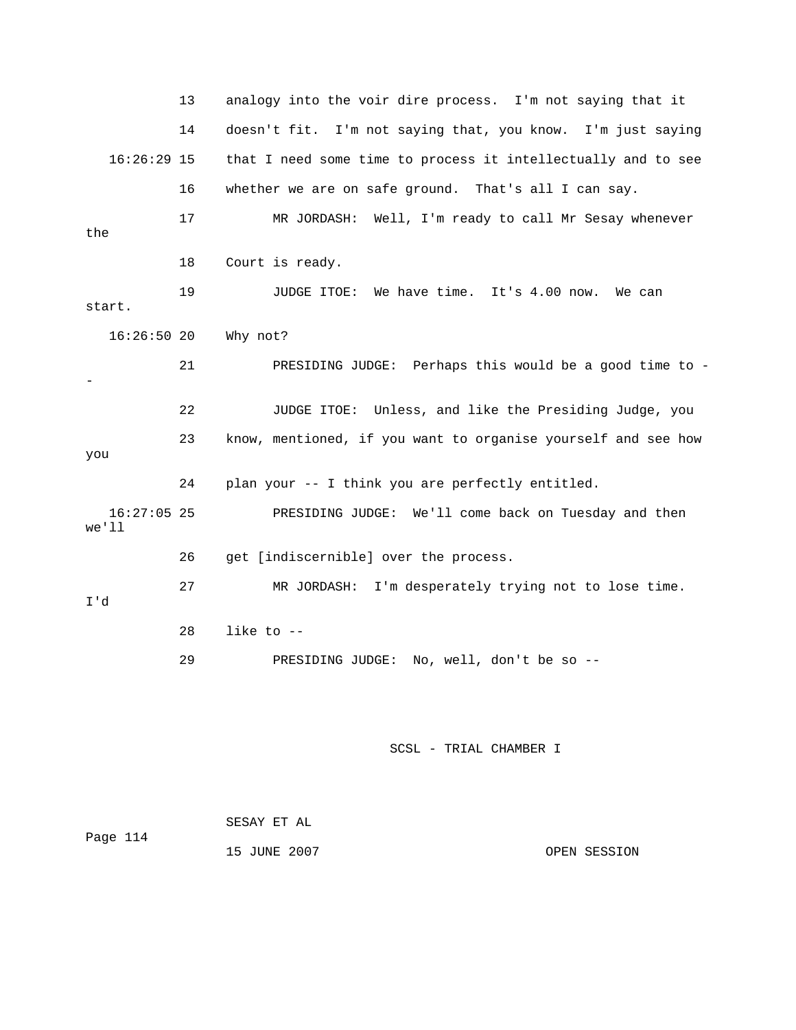13 analogy into the voir dire process. I'm not saying that it

14 doesn't fit. I'm not saying that, you know. I'm just saying

16:26:29 15 that I need some time to process it intellectually and to see

16 whether we are on safe ground. That's all I can say.

17 MR JORDASH: Well, I'm ready to call Mr Sesay whenever the

18 Court is ready.

19 JUDGE ITOE: We have time. It's 4.00 now. We can start.

16:26:50 20 Why not?

21 PRESIDING JUDGE: Perhaps this would be a good time to --

22 JUDGE ITOE: Unless, and like the Presiding Judge, you

23 know, mentioned, if you want to organise yourself and see how you

24 plan your -- I think you are perfectly entitled.

16:27:05 25 PRESIDING JUDGE: We'll come back on Tuesday and then we'll

26 get [indiscernible] over the process.

27 MR JORDASH: I'm desperately trying not to lose time. I'd

28 like to --

29 PRESIDING JUDGE: No, well, don't be so --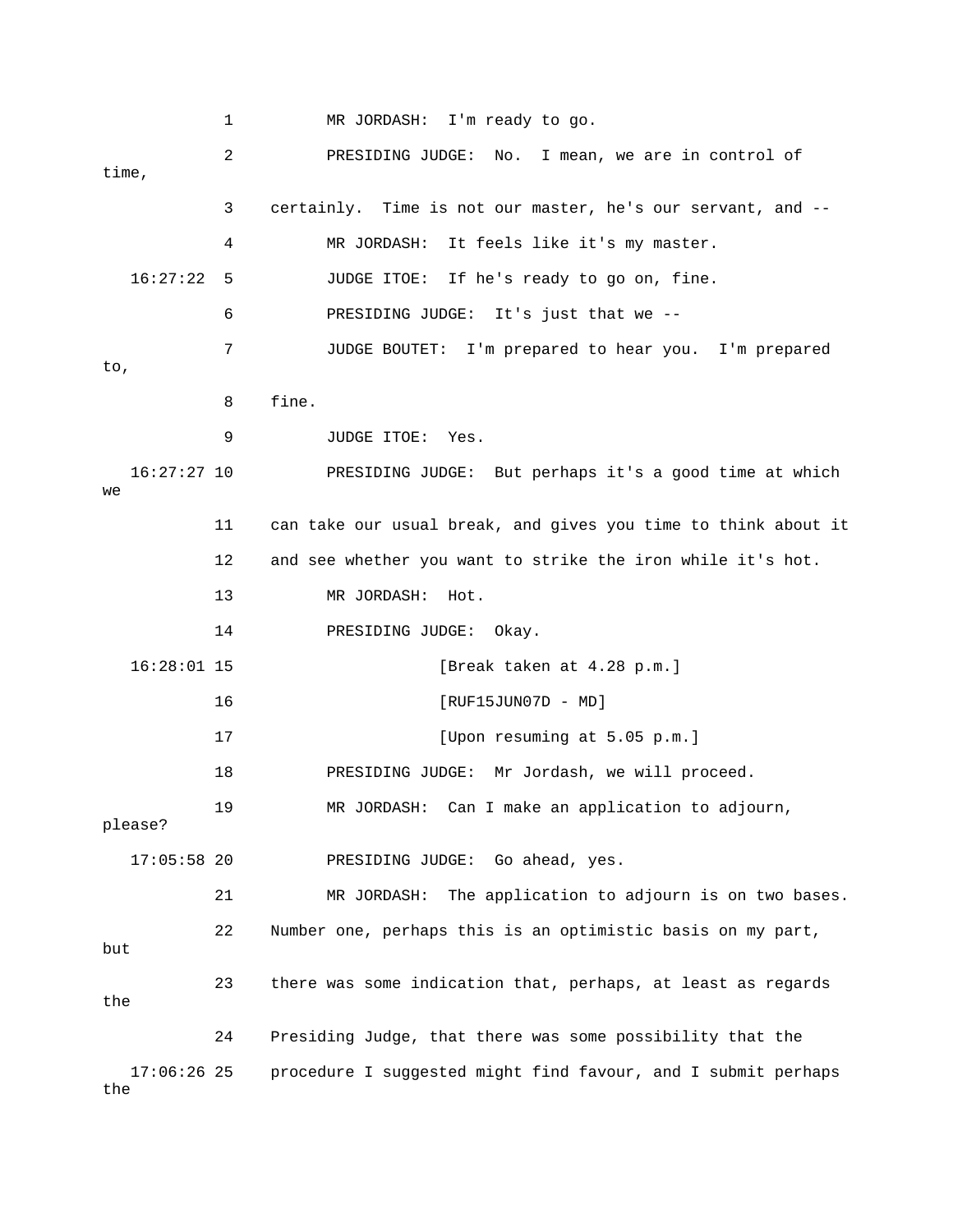1 MR JORDASH: I'm ready to go.

2 PRESIDING JUDGE: No. I mean, we are in control of time,

3 certainly. Time is not our master, he's our servant, and --

4 MR JORDASH: It feels like it's my master.

16:27:22 5 JUDGE ITOE: If he's ready to go on, fine.

6 PRESIDING JUDGE: It's just that we --

7 JUDGE BOUTET: I'm prepared to hear you. I'm prepared to,

8 fine.

9 JUDGE ITOE: Yes.

16:27:27 10 PRESIDING JUDGE: But perhaps it's a good time at which we

11 can take our usual break, and gives you time to think about it

12 and see whether you want to strike the iron while it's hot.

13 MR JORDASH: Hot.

14 PRESIDING JUDGE: Okay.

16:28:01 15 [Break taken at 4.28 p.m.]

16 [RUF15JUN07D - MD]

17 [Upon resuming at 5.05 p.m.]

18 PRESIDING JUDGE: Mr Jordash, we will proceed.

19 MR JORDASH: Can I make an application to adjourn, please?

17:05:58 20 PRESIDING JUDGE: Go ahead, yes.

21 MR JORDASH: The application to adjourn is on two bases.

22 Number one, perhaps this is an optimistic basis on my part, but

23 there was some indication that, perhaps, at least as regards the

24 Presiding Judge, that there was some possibility that the

17:06:26 25 procedure I suggested might find favour, and I submit perhaps the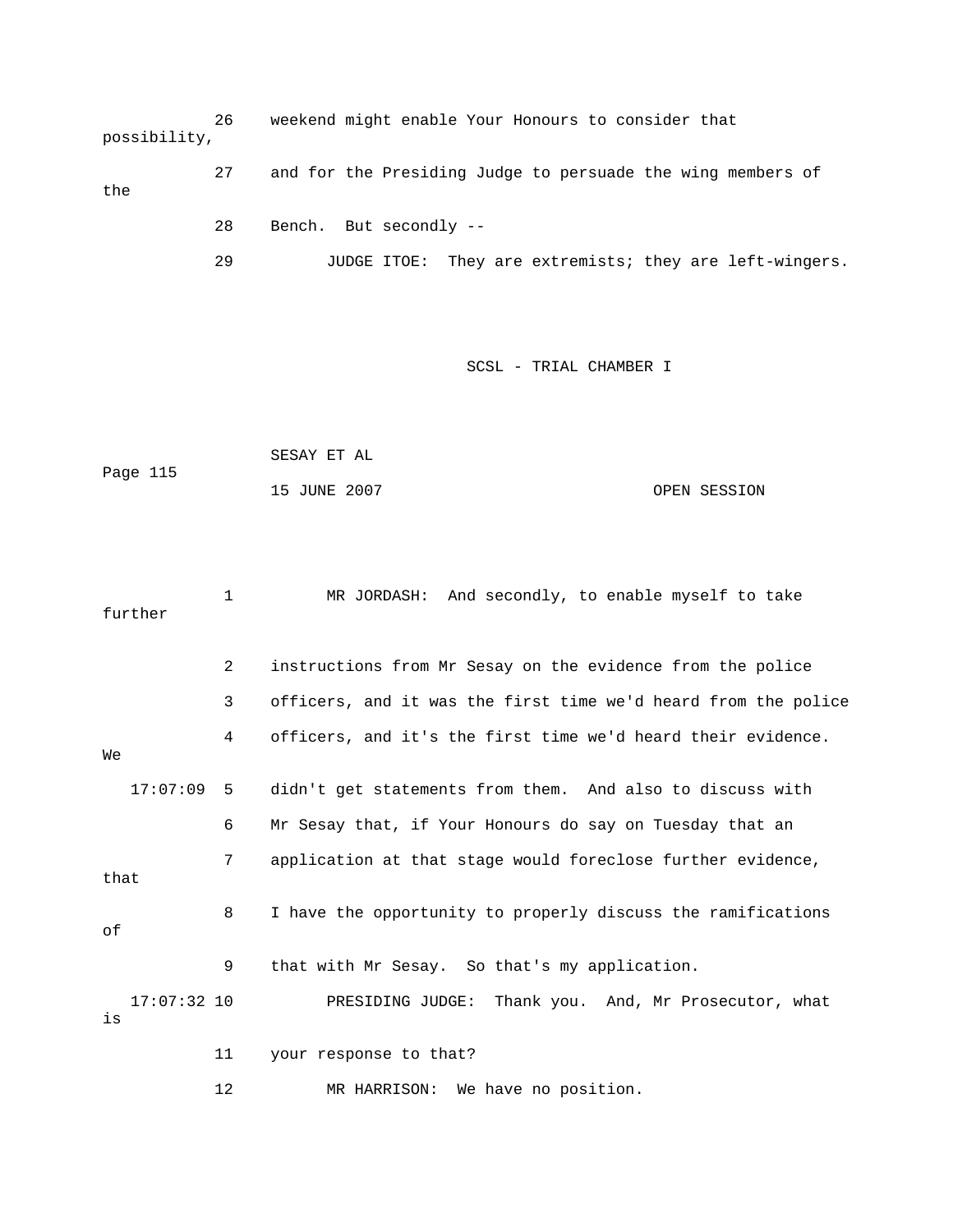26 weekend might enable Your Honours to consider that possibility,

27 and for the Presiding Judge to persuade the wing members of the

28 Bench. But secondly --

29 JUDGE ITOE: They are extremists; they are left-wingers.

SCSL - TRIAL CHAMBER I

SESAY ET AL

Page 115

15 JUNE 2007 OPEN SESSION

1 MR JORDASH: And secondly, to enable myself to take further

2 instructions from Mr Sesay on the evidence from the police

3 officers, and it was the first time we'd heard from the police

4 officers, and it's the first time we'd heard their evidence. We

17:07:09 5 didn't get statements from them. And also to discuss with

6 Mr Sesay that, if Your Honours do say on Tuesday that an

7 application at that stage would foreclose further evidence, that

8 I have the opportunity to properly discuss the ramifications of

9 that with Mr Sesay. So that's my application.

17:07:32 10 PRESIDING JUDGE: Thank you. And, Mr Prosecutor, what is

11 your response to that?

12 MR HARRISON: We have no position.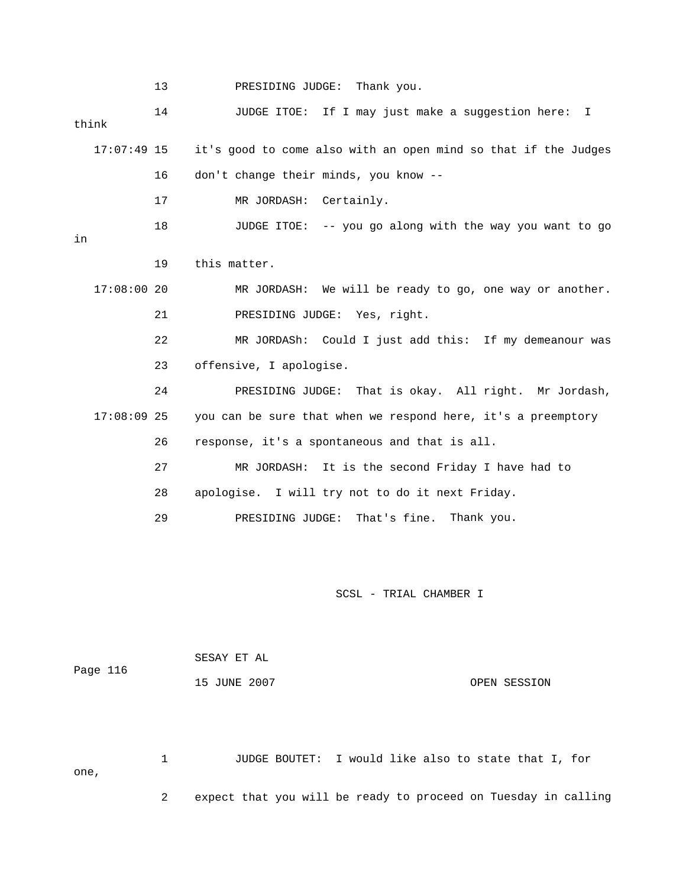13 PRESIDING JUDGE: Thank you.

14 JUDGE ITOE: If I may just make a suggestion here: I think

17:07:49 15 it's good to come also with an open mind so that if the Judges

16 don't change their minds, you know --

17 MR JORDASH: Certainly.

18 JUDGE ITOE: -- you go along with the way you want to go in

19 this matter.

17:08:00 20 MR JORDASH: We will be ready to go, one way or another.

21 PRESIDING JUDGE: Yes, right.

22 MR JORDASh: Could I just add this: If my demeanour was

23 offensive, I apologise.

24 PRESIDING JUDGE: That is okay. All right. Mr Jordash,

17:08:09 25 you can be sure that when we respond here, it's a preemptory

26 response, it's a spontaneous and that is all.

27 MR JORDASH: It is the second Friday I have had to

28 apologise. I will try not to do it next Friday.

29 PRESIDING JUDGE: That's fine. Thank you.

1 JUDGE BOUTET: I would like also to state that I, for one,

2 expect that you will be ready to proceed on Tuesday in calling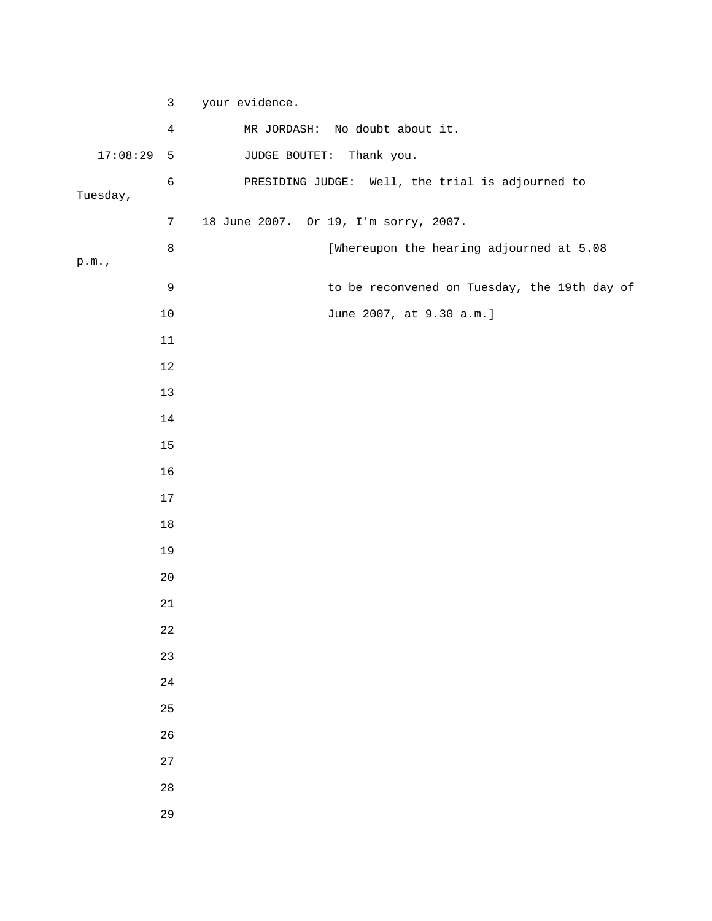your evidence.

MR JORDASH: No doubt about it.

JUDGE BOUTET: Thank you.

PRESIDING JUDGE: Well, the trial is adjourned to Tuesday, 18 June 2007. Or 19, I'm sorry, 2007.

[Whereupon the hearing adjourned at 5.08 p.m., to be reconvened on Tuesday, the 19th day of June 2007, at 9.30 a.m.]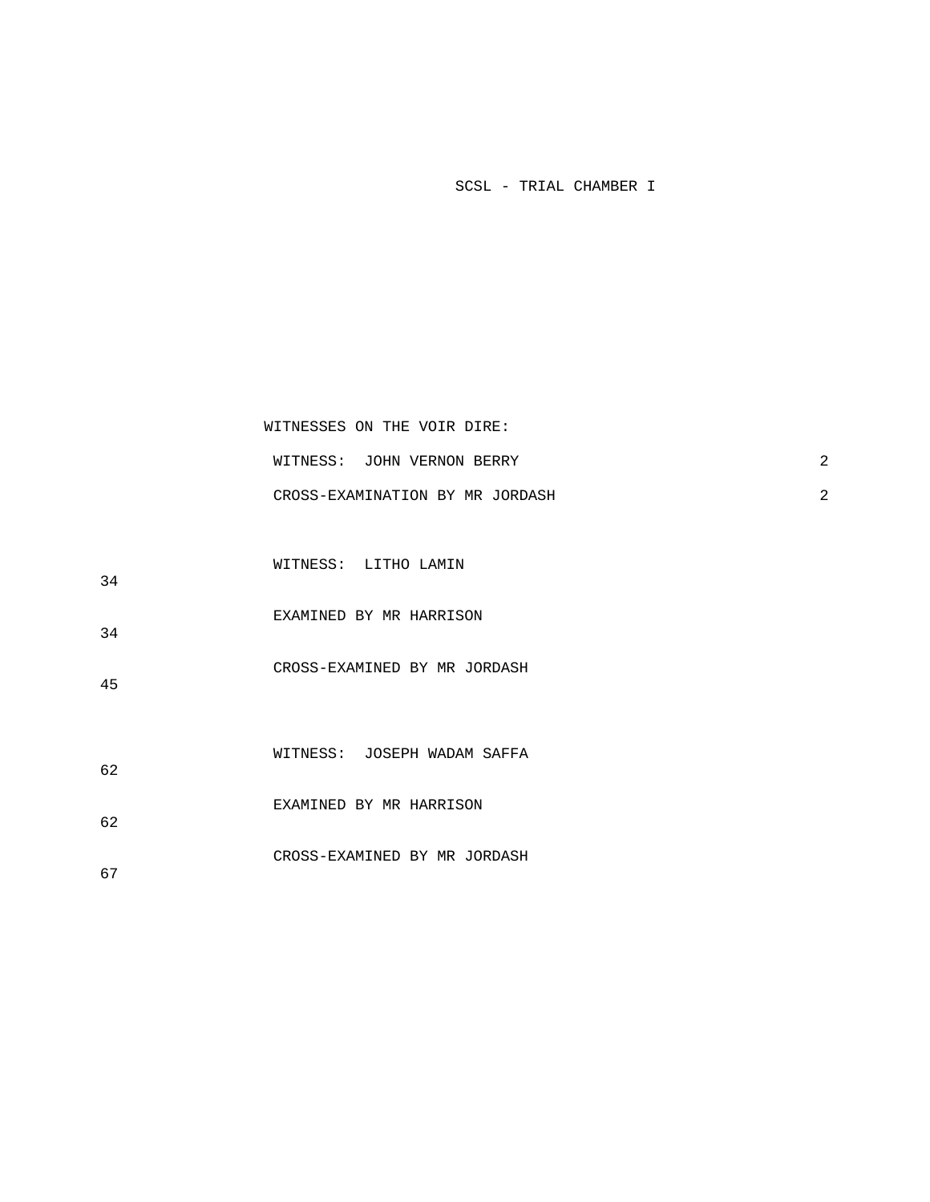SCSL - TRIAL CHAMBER I

WITNESSES ON THE VOIR DIRE:

| | |
|---|---|
| WITNESS: JOHN VERNON BERRY | 2 |
| CROSS-EXAMINATION BY MR JORDASH | 2 |
| WITNESS: LITHO LAMIN | 34 |
| EXAMINED BY MR HARRISON | 34 |
| CROSS-EXAMINED BY MR JORDASH | 45 |
| WITNESS: JOSEPH WADAM SAFFA | 62 |
| EXAMINED BY MR HARRISON | 62 |
| CROSS-EXAMINED BY MR JORDASH | 67 |